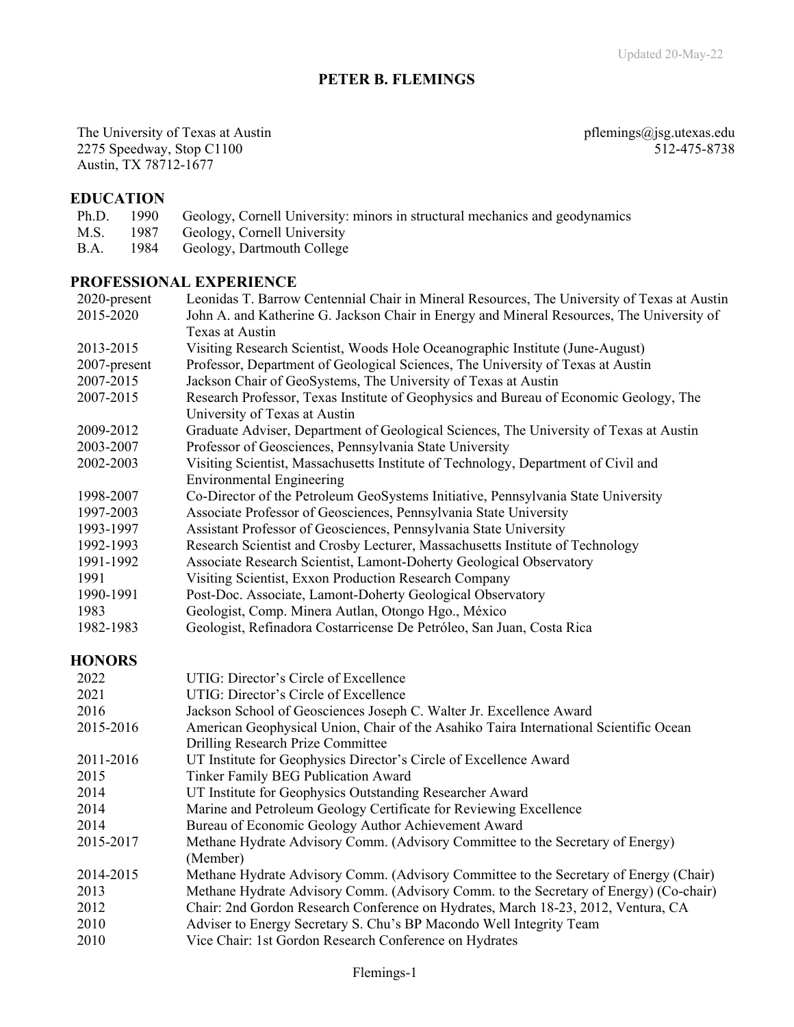Updated 20-May-22

# PETER B. FLEMINGS

The University of Texas at Austin
2275 Speedway, Stop C1100
Austin, TX 78712-1677

pflemings@jsg.utexas.edu
512-475-8738

## EDUCATION

| | | |
|---|---|---|
| Ph.D. | 1990 | Geology, Cornell University: minors in structural mechanics and geodynamics |
| M.S. | 1987 | Geology, Cornell University |
| B.A. | 1984 | Geology, Dartmouth College |

## PROFESSIONAL EXPERIENCE

| | |
|---|---|
| 2020-present | Leonidas T. Barrow Centennial Chair in Mineral Resources, The University of Texas at Austin |
| 2015-2020 | John A. and Katherine G. Jackson Chair in Energy and Mineral Resources, The University of Texas at Austin |
| 2013-2015 | Visiting Research Scientist, Woods Hole Oceanographic Institute (June-August) |
| 2007-present | Professor, Department of Geological Sciences, The University of Texas at Austin |
| 2007-2015 | Jackson Chair of GeoSystems, The University of Texas at Austin |
| 2007-2015 | Research Professor, Texas Institute of Geophysics and Bureau of Economic Geology, The University of Texas at Austin |
| 2009-2012 | Graduate Adviser, Department of Geological Sciences, The University of Texas at Austin |
| 2003-2007 | Professor of Geosciences, Pennsylvania State University |
| 2002-2003 | Visiting Scientist, Massachusetts Institute of Technology, Department of Civil and Environmental Engineering |
| 1998-2007 | Co-Director of the Petroleum GeoSystems Initiative, Pennsylvania State University |
| 1997-2003 | Associate Professor of Geosciences, Pennsylvania State University |
| 1993-1997 | Assistant Professor of Geosciences, Pennsylvania State University |
| 1992-1993 | Research Scientist and Crosby Lecturer, Massachusetts Institute of Technology |
| 1991-1992 | Associate Research Scientist, Lamont-Doherty Geological Observatory |
| 1991 | Visiting Scientist, Exxon Production Research Company |
| 1990-1991 | Post-Doc. Associate, Lamont-Doherty Geological Observatory |
| 1983 | Geologist, Comp. Minera Autlan, Otongo Hgo., México |
| 1982-1983 | Geologist, Refinadora Costarricense De Petróleo, San Juan, Costa Rica |

## HONORS

| | |
|---|---|
| 2022 | UTIG: Director's Circle of Excellence |
| 2021 | UTIG: Director's Circle of Excellence |
| 2016 | Jackson School of Geosciences Joseph C. Walter Jr. Excellence Award |
| 2015-2016 | American Geophysical Union, Chair of the Asahiko Taira International Scientific Ocean Drilling Research Prize Committee |
| 2011-2016 | UT Institute for Geophysics Director's Circle of Excellence Award |
| 2015 | Tinker Family BEG Publication Award |
| 2014 | UT Institute for Geophysics Outstanding Researcher Award |
| 2014 | Marine and Petroleum Geology Certificate for Reviewing Excellence |
| 2014 | Bureau of Economic Geology Author Achievement Award |
| 2015-2017 | Methane Hydrate Advisory Comm. (Advisory Committee to the Secretary of Energy) (Member) |
| 2014-2015 | Methane Hydrate Advisory Comm. (Advisory Committee to the Secretary of Energy (Chair) |
| 2013 | Methane Hydrate Advisory Comm. (Advisory Comm. to the Secretary of Energy) (Co-chair) |
| 2012 | Chair: 2nd Gordon Research Conference on Hydrates, March 18-23, 2012, Ventura, CA |
| 2010 | Adviser to Energy Secretary S. Chu's BP Macondo Well Integrity Team |
| 2010 | Vice Chair: 1st Gordon Research Conference on Hydrates |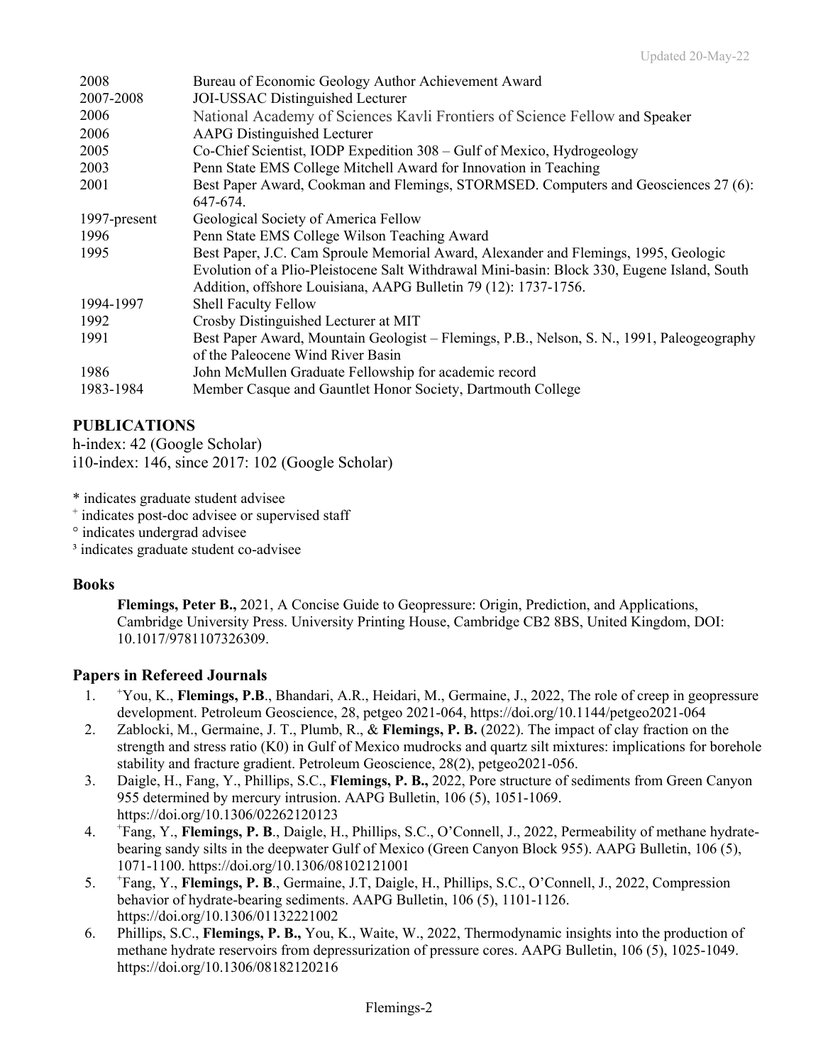| | |
|---|---|
| 2008 | Bureau of Economic Geology Author Achievement Award |
| 2007-2008 | JOI-USSAC Distinguished Lecturer |
| 2006 | National Academy of Sciences Kavli Frontiers of Science Fellow and Speaker |
| 2006 | AAPG Distinguished Lecturer |
| 2005 | Co-Chief Scientist, IODP Expedition 308 – Gulf of Mexico, Hydrogeology |
| 2003 | Penn State EMS College Mitchell Award for Innovation in Teaching |
| 2001 | Best Paper Award, Cookman and Flemings, STORMSED. Computers and Geosciences 27 (6): 647-674. |
| 1997-present | Geological Society of America Fellow |
| 1996 | Penn State EMS College Wilson Teaching Award |
| 1995 | Best Paper, J.C. Cam Sproule Memorial Award, Alexander and Flemings, 1995, Geologic Evolution of a Plio-Pleistocene Salt Withdrawal Mini-basin: Block 330, Eugene Island, South Addition, offshore Louisiana, AAPG Bulletin 79 (12): 1737-1756. |
| 1994-1997 | Shell Faculty Fellow |
| 1992 | Crosby Distinguished Lecturer at MIT |
| 1991 | Best Paper Award, Mountain Geologist – Flemings, P.B., Nelson, S. N., 1991, Paleogeography of the Paleocene Wind River Basin |
| 1986 | John McMullen Graduate Fellowship for academic record |
| 1983-1984 | Member Casque and Gauntlet Honor Society, Dartmouth College |

## PUBLICATIONS

h-index: 42 (Google Scholar)
i10-index: 146, since 2017: 102 (Google Scholar)

* indicates graduate student advisee
+ indicates post-doc advisee or supervised staff
° indicates undergrad advisee
³ indicates graduate student co-advisee

### Books

**Flemings, Peter B.,** 2021, A Concise Guide to Geopressure: Origin, Prediction, and Applications, Cambridge University Press. University Printing House, Cambridge CB2 8BS, United Kingdom, DOI: 10.1017/9781107326309.

### Papers in Refereed Journals

1. +You, K., **Flemings, P.B**., Bhandari, A.R., Heidari, M., Germaine, J., 2022, The role of creep in geopressure development. Petroleum Geoscience, 28, petgeo 2021-064, https://doi.org/10.1144/petgeo2021-064
2. Zablocki, M., Germaine, J. T., Plumb, R., & **Flemings, P. B.** (2022). The impact of clay fraction on the strength and stress ratio (K0) in Gulf of Mexico mudrocks and quartz silt mixtures: implications for borehole stability and fracture gradient. Petroleum Geoscience, 28(2), petgeo2021-056.
3. Daigle, H., Fang, Y., Phillips, S.C., **Flemings, P. B.,** 2022, Pore structure of sediments from Green Canyon 955 determined by mercury intrusion. AAPG Bulletin, 106 (5), 1051-1069. https://doi.org/10.1306/02262120123
4. +Fang, Y., **Flemings, P. B**., Daigle, H., Phillips, S.C., O'Connell, J., 2022, Permeability of methane hydrate-bearing sandy silts in the deepwater Gulf of Mexico (Green Canyon Block 955). AAPG Bulletin, 106 (5), 1071-1100. https://doi.org/10.1306/08102121001
5. +Fang, Y., **Flemings, P. B**., Germaine, J.T, Daigle, H., Phillips, S.C., O'Connell, J., 2022, Compression behavior of hydrate-bearing sediments. AAPG Bulletin, 106 (5), 1101-1126. https://doi.org/10.1306/01132221002
6. Phillips, S.C., **Flemings, P. B.,** You, K., Waite, W., 2022, Thermodynamic insights into the production of methane hydrate reservoirs from depressurization of pressure cores. AAPG Bulletin, 106 (5), 1025-1049. https://doi.org/10.1306/08182120216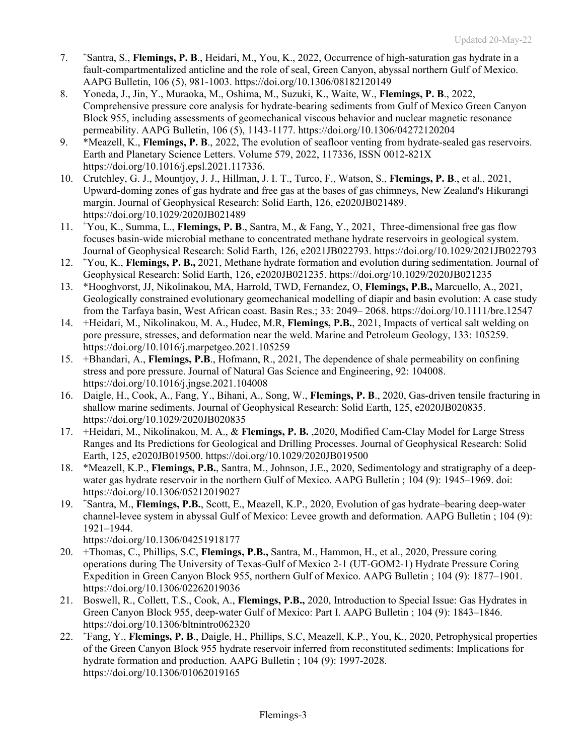7. [+]Santra, S., **Flemings, P. B**., Heidari, M., You, K., 2022, Occurrence of high-saturation gas hydrate in a fault-compartmentalized anticline and the role of seal, Green Canyon, abyssal northern Gulf of Mexico. AAPG Bulletin, 106 (5), 981-1003. https://doi.org/10.1306/08182120149
8. Yoneda, J., Jin, Y., Muraoka, M., Oshima, M., Suzuki, K., Waite, W., **Flemings, P. B**., 2022, Comprehensive pressure core analysis for hydrate-bearing sediments from Gulf of Mexico Green Canyon Block 955, including assessments of geomechanical viscous behavior and nuclear magnetic resonance permeability. AAPG Bulletin, 106 (5), 1143-1177. https://doi.org/10.1306/04272120204
9. *Meazell, K., **Flemings, P. B**., 2022, The evolution of seafloor venting from hydrate-sealed gas reservoirs. Earth and Planetary Science Letters. Volume 579, 2022, 117336, ISSN 0012-821X https://doi.org/10.1016/j.epsl.2021.117336.
10. Crutchley, G. J., Mountjoy, J. J., Hillman, J. I. T., Turco, F., Watson, S., **Flemings, P. B**., et al., 2021, Upward-doming zones of gas hydrate and free gas at the bases of gas chimneys, New Zealand's Hikurangi margin. Journal of Geophysical Research: Solid Earth, 126, e2020JB021489. https://doi.org/10.1029/2020JB021489
11. [+]You, K., Summa, L., **Flemings, P. B**., Santra, M., & Fang, Y., 2021, Three-dimensional free gas flow focuses basin-wide microbial methane to concentrated methane hydrate reservoirs in geological system. Journal of Geophysical Research: Solid Earth, 126, e2021JB022793. https://doi.org/10.1029/2021JB022793
12. [+]You, K., **Flemings, P. B.,** 2021, Methane hydrate formation and evolution during sedimentation. Journal of Geophysical Research: Solid Earth, 126, e2020JB021235. https://doi.org/10.1029/2020JB021235
13. *Hooghvorst, JJ, Nikolinakou, MA, Harrold, TWD, Fernandez, O, **Flemings, P.B.,** Marcuello, A., 2021, Geologically constrained evolutionary geomechanical modelling of diapir and basin evolution: A case study from the Tarfaya basin, West African coast. Basin Res.; 33: 2049– 2068. https://doi.org/10.1111/bre.12547
14. +Heidari, M., Nikolinakou, M. A., Hudec, M.R, **Flemings, P.B.**, 2021, Impacts of vertical salt welding on pore pressure, stresses, and deformation near the weld. Marine and Petroleum Geology, 133: 105259. https://doi.org/10.1016/j.marpetgeo.2021.105259
15. +Bhandari, A., **Flemings, P.B**., Hofmann, R., 2021, The dependence of shale permeability on confining stress and pore pressure. Journal of Natural Gas Science and Engineering, 92: 104008. https://doi.org/10.1016/j.jngse.2021.104008
16. Daigle, H., Cook, A., Fang, Y., Bihani, A., Song, W., **Flemings, P. B**., 2020, Gas-driven tensile fracturing in shallow marine sediments. Journal of Geophysical Research: Solid Earth, 125, e2020JB020835. https://doi.org/10.1029/2020JB020835
17. +Heidari, M., Nikolinakou, M. A., & **Flemings, P. B.** ,2020, Modified Cam-Clay Model for Large Stress Ranges and Its Predictions for Geological and Drilling Processes. Journal of Geophysical Research: Solid Earth, 125, e2020JB019500. https://doi.org/10.1029/2020JB019500
18. *Meazell, K.P., **Flemings, P.B.**, Santra, M., Johnson, J.E., 2020, Sedimentology and stratigraphy of a deep-water gas hydrate reservoir in the northern Gulf of Mexico. AAPG Bulletin ; 104 (9): 1945–1969. doi: https://doi.org/10.1306/05212019027
19. [+]Santra, M., **Flemings, P.B.**, Scott, E., Meazell, K.P., 2020, Evolution of gas hydrate–bearing deep-water channel-levee system in abyssal Gulf of Mexico: Levee growth and deformation. AAPG Bulletin ; 104 (9): 1921–1944. https://doi.org/10.1306/04251918177
20. +Thomas, C., Phillips, S.C, **Flemings, P.B.,** Santra, M., Hammon, H., et al., 2020, Pressure coring operations during The University of Texas-Gulf of Mexico 2-1 (UT-GOM2-1) Hydrate Pressure Coring Expedition in Green Canyon Block 955, northern Gulf of Mexico. AAPG Bulletin ; 104 (9): 1877–1901. https://doi.org/10.1306/02262019036
21. Boswell, R., Collett, T.S., Cook, A., **Flemings, P.B.,** 2020, Introduction to Special Issue: Gas Hydrates in Green Canyon Block 955, deep-water Gulf of Mexico: Part I. AAPG Bulletin ; 104 (9): 1843–1846. https://doi.org/10.1306/bltnintro062320
22. [+]Fang, Y., **Flemings, P. B**., Daigle, H., Phillips, S.C, Meazell, K.P., You, K., 2020, Petrophysical properties of the Green Canyon Block 955 hydrate reservoir inferred from reconstituted sediments: Implications for hydrate formation and production. AAPG Bulletin ; 104 (9): 1997-2028. https://doi.org/10.1306/01062019165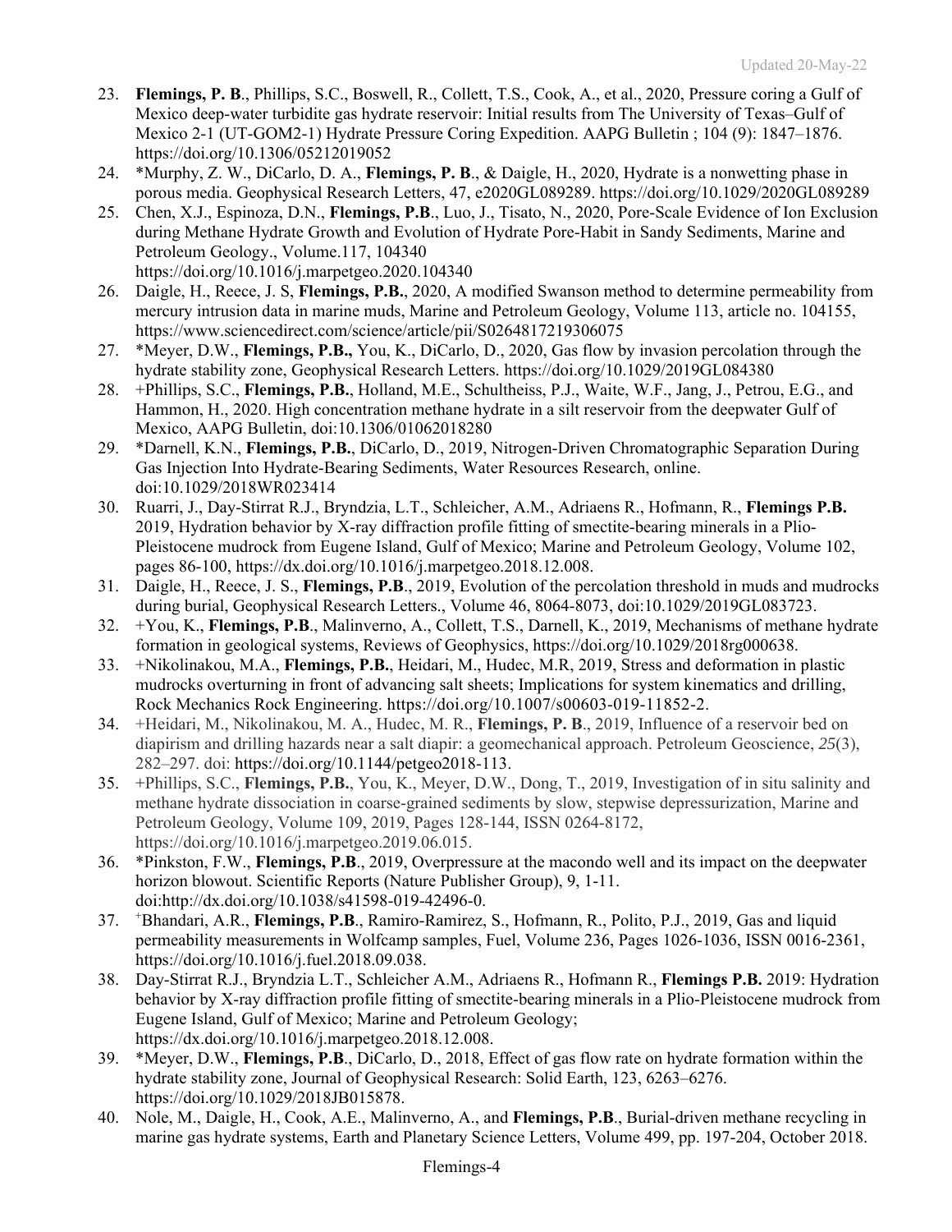23. **Flemings, P. B**., Phillips, S.C., Boswell, R., Collett, T.S., Cook, A., et al., 2020, Pressure coring a Gulf of Mexico deep-water turbidite gas hydrate reservoir: Initial results from The University of Texas–Gulf of Mexico 2-1 (UT-GOM2-1) Hydrate Pressure Coring Expedition. AAPG Bulletin ; 104 (9): 1847–1876. https://doi.org/10.1306/05212019052
24. *Murphy, Z. W., DiCarlo, D. A., **Flemings, P. B**., & Daigle, H., 2020, Hydrate is a nonwetting phase in porous media. Geophysical Research Letters, 47, e2020GL089289. https://doi.org/10.1029/2020GL089289
25. Chen, X.J., Espinoza, D.N., **Flemings, P.B**., Luo, J., Tisato, N., 2020, Pore-Scale Evidence of Ion Exclusion during Methane Hydrate Growth and Evolution of Hydrate Pore-Habit in Sandy Sediments, Marine and Petroleum Geology., Volume.117, 104340 https://doi.org/10.1016/j.marpetgeo.2020.104340
26. Daigle, H., Reece, J. S, **Flemings, P.B.**, 2020, A modified Swanson method to determine permeability from mercury intrusion data in marine muds, Marine and Petroleum Geology, Volume 113, article no. 104155, https://www.sciencedirect.com/science/article/pii/S0264817219306075
27. *Meyer, D.W., **Flemings, P.B.,** You, K., DiCarlo, D., 2020, Gas flow by invasion percolation through the hydrate stability zone, Geophysical Research Letters. https://doi.org/10.1029/2019GL084380
28. +Phillips, S.C., **Flemings, P.B.**, Holland, M.E., Schultheiss, P.J., Waite, W.F., Jang, J., Petrou, E.G., and Hammon, H., 2020. High concentration methane hydrate in a silt reservoir from the deepwater Gulf of Mexico, AAPG Bulletin, doi:10.1306/01062018280
29. *Darnell, K.N., **Flemings, P.B.**, DiCarlo, D., 2019, Nitrogen-Driven Chromatographic Separation During Gas Injection Into Hydrate-Bearing Sediments, Water Resources Research, online. doi:10.1029/2018WR023414
30. Ruarri, J., Day-Stirrat R.J., Bryndzia, L.T., Schleicher, A.M., Adriaens R., Hofmann, R., **Flemings P.B.** 2019, Hydration behavior by X-ray diffraction profile fitting of smectite-bearing minerals in a Plio-Pleistocene mudrock from Eugene Island, Gulf of Mexico; Marine and Petroleum Geology, Volume 102, pages 86-100, https://dx.doi.org/10.1016/j.marpetgeo.2018.12.008.
31. Daigle, H., Reece, J. S., **Flemings, P.B**., 2019, Evolution of the percolation threshold in muds and mudrocks during burial, Geophysical Research Letters., Volume 46, 8064-8073, doi:10.1029/2019GL083723.
32. +You, K., **Flemings, P.B**., Malinverno, A., Collett, T.S., Darnell, K., 2019, Mechanisms of methane hydrate formation in geological systems, Reviews of Geophysics, https://doi.org/10.1029/2018rg000638.
33. +Nikolinakou, M.A., **Flemings, P.B.**, Heidari, M., Hudec, M.R, 2019, Stress and deformation in plastic mudrocks overturning in front of advancing salt sheets; Implications for system kinematics and drilling, Rock Mechanics Rock Engineering. https://doi.org/10.1007/s00603-019-11852-2.
34. +Heidari, M., Nikolinakou, M. A., Hudec, M. R., **Flemings, P. B**., 2019, Influence of a reservoir bed on diapirism and drilling hazards near a salt diapir: a geomechanical approach. Petroleum Geoscience, *25*(3), 282–297. doi: https://doi.org/10.1144/petgeo2018-113.
35. +Phillips, S.C., **Flemings, P.B.**, You, K., Meyer, D.W., Dong, T., 2019, Investigation of in situ salinity and methane hydrate dissociation in coarse-grained sediments by slow, stepwise depressurization, Marine and Petroleum Geology, Volume 109, 2019, Pages 128-144, ISSN 0264-8172, https://doi.org/10.1016/j.marpetgeo.2019.06.015.
36. *Pinkston, F.W., **Flemings, P.B**., 2019, Overpressure at the macondo well and its impact on the deepwater horizon blowout. Scientific Reports (Nature Publisher Group), 9, 1-11. doi:http://dx.doi.org/10.1038/s41598-019-42496-0.
37. +Bhandari, A.R., **Flemings, P.B**., Ramiro-Ramirez, S., Hofmann, R., Polito, P.J., 2019, Gas and liquid permeability measurements in Wolfcamp samples, Fuel, Volume 236, Pages 1026-1036, ISSN 0016-2361, https://doi.org/10.1016/j.fuel.2018.09.038.
38. Day-Stirrat R.J., Bryndzia L.T., Schleicher A.M., Adriaens R., Hofmann R., **Flemings P.B.** 2019: Hydration behavior by X-ray diffraction profile fitting of smectite-bearing minerals in a Plio-Pleistocene mudrock from Eugene Island, Gulf of Mexico; Marine and Petroleum Geology; https://dx.doi.org/10.1016/j.marpetgeo.2018.12.008.
39. *Meyer, D.W., **Flemings, P.B**., DiCarlo, D., 2018, Effect of gas flow rate on hydrate formation within the hydrate stability zone, Journal of Geophysical Research: Solid Earth, 123, 6263–6276. https://doi.org/10.1029/2018JB015878.
40. Nole, M., Daigle, H., Cook, A.E., Malinverno, A., and **Flemings, P.B**., Burial-driven methane recycling in marine gas hydrate systems, Earth and Planetary Science Letters, Volume 499, pp. 197-204, October 2018.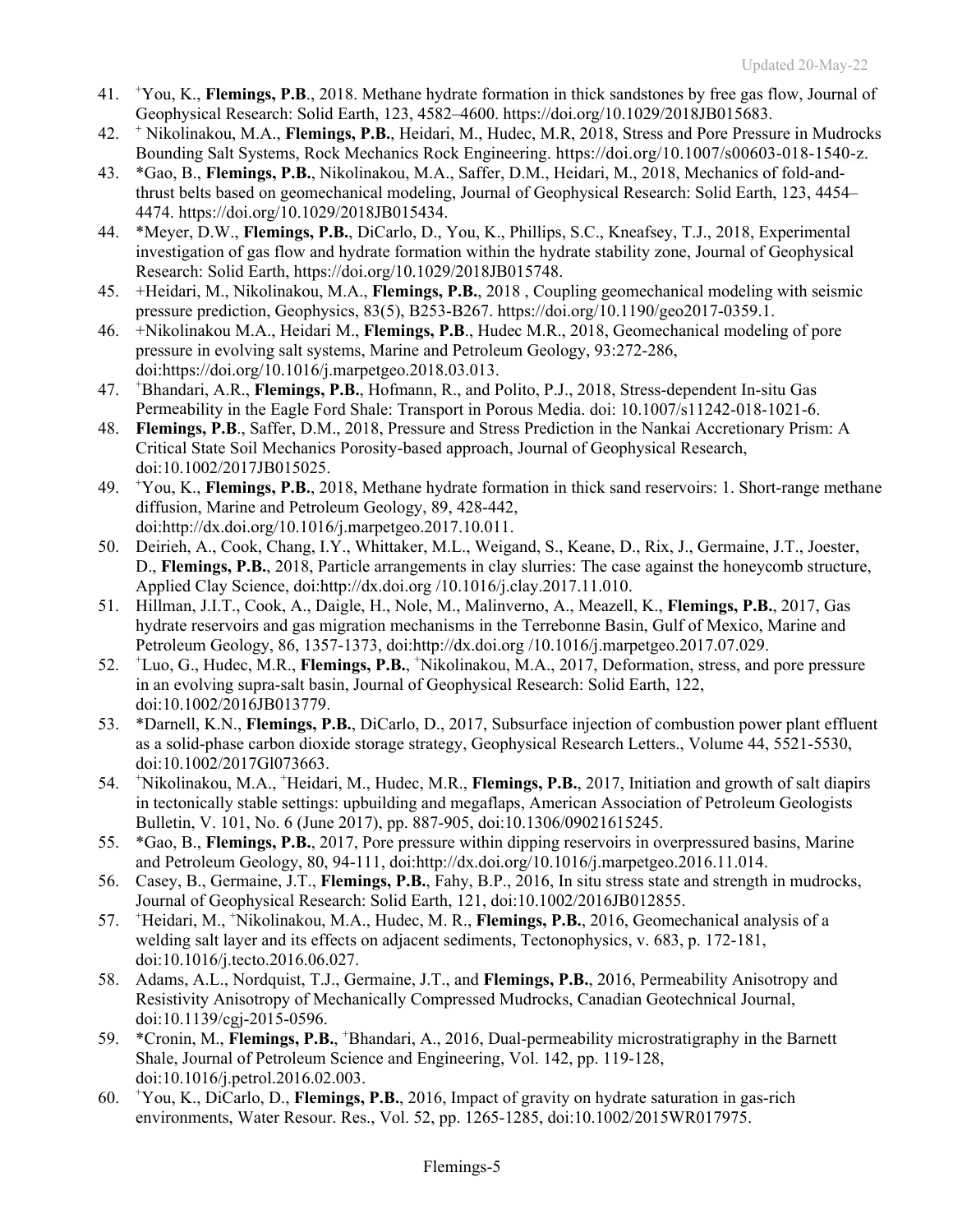41. [+]You, K., **Flemings, P.B**., 2018. Methane hydrate formation in thick sandstones by free gas flow, Journal of Geophysical Research: Solid Earth, 123, 4582–4600. https://doi.org/10.1029/2018JB015683.
42. [+] Nikolinakou, M.A., **Flemings, P.B.**, Heidari, M., Hudec, M.R, 2018, Stress and Pore Pressure in Mudrocks Bounding Salt Systems, Rock Mechanics Rock Engineering. https://doi.org/10.1007/s00603-018-1540-z.
43. *Gao, B., **Flemings, P.B.**, Nikolinakou, M.A., Saffer, D.M., Heidari, M., 2018, Mechanics of fold-and-thrust belts based on geomechanical modeling, Journal of Geophysical Research: Solid Earth, 123, 4454–4474. https://doi.org/10.1029/2018JB015434.
44. *Meyer, D.W., **Flemings, P.B.**, DiCarlo, D., You, K., Phillips, S.C., Kneafsey, T.J., 2018, Experimental investigation of gas flow and hydrate formation within the hydrate stability zone, Journal of Geophysical Research: Solid Earth, https://doi.org/10.1029/2018JB015748.
45. +Heidari, M., Nikolinakou, M.A., **Flemings, P.B.**, 2018 , Coupling geomechanical modeling with seismic pressure prediction, Geophysics, 83(5), B253-B267. https://doi.org/10.1190/geo2017-0359.1.
46. +Nikolinakou M.A., Heidari M., **Flemings, P.B**., Hudec M.R., 2018, Geomechanical modeling of pore pressure in evolving salt systems, Marine and Petroleum Geology, 93:272-286, doi:https://doi.org/10.1016/j.marpetgeo.2018.03.013.
47. [+]Bhandari, A.R., **Flemings, P.B.**, Hofmann, R., and Polito, P.J., 2018, Stress-dependent In-situ Gas Permeability in the Eagle Ford Shale: Transport in Porous Media. doi: 10.1007/s11242-018-1021-6.
48. **Flemings, P.B**., Saffer, D.M., 2018, Pressure and Stress Prediction in the Nankai Accretionary Prism: A Critical State Soil Mechanics Porosity-based approach, Journal of Geophysical Research, doi:10.1002/2017JB015025.
49. [+]You, K., **Flemings, P.B.**, 2018, Methane hydrate formation in thick sand reservoirs: 1. Short-range methane diffusion, Marine and Petroleum Geology, 89, 428-442, doi:http://dx.doi.org/10.1016/j.marpetgeo.2017.10.011.
50. Deirieh, A., Cook, Chang, I.Y., Whittaker, M.L., Weigand, S., Keane, D., Rix, J., Germaine, J.T., Joester, D., **Flemings, P.B.**, 2018, Particle arrangements in clay slurries: The case against the honeycomb structure, Applied Clay Science, doi:http://dx.doi.org /10.1016/j.clay.2017.11.010.
51. Hillman, J.I.T., Cook, A., Daigle, H., Nole, M., Malinverno, A., Meazell, K., **Flemings, P.B.**, 2017, Gas hydrate reservoirs and gas migration mechanisms in the Terrebonne Basin, Gulf of Mexico, Marine and Petroleum Geology, 86, 1357-1373, doi:http://dx.doi.org /10.1016/j.marpetgeo.2017.07.029.
52. [+]Luo, G., Hudec, M.R., **Flemings, P.B.**, [+]Nikolinakou, M.A., 2017, Deformation, stress, and pore pressure in an evolving supra-salt basin, Journal of Geophysical Research: Solid Earth, 122, doi:10.1002/2016JB013779.
53. *Darnell, K.N., **Flemings, P.B.**, DiCarlo, D., 2017, Subsurface injection of combustion power plant effluent as a solid-phase carbon dioxide storage strategy, Geophysical Research Letters., Volume 44, 5521-5530, doi:10.1002/2017Gl073663.
54. [+]Nikolinakou, M.A., [+]Heidari, M., Hudec, M.R., **Flemings, P.B.**, 2017, Initiation and growth of salt diapirs in tectonically stable settings: upbuilding and megaflaps, American Association of Petroleum Geologists Bulletin, V. 101, No. 6 (June 2017), pp. 887-905, doi:10.1306/09021615245.
55. *Gao, B., **Flemings, P.B.**, 2017, Pore pressure within dipping reservoirs in overpressured basins, Marine and Petroleum Geology, 80, 94-111, doi:http://dx.doi.org/10.1016/j.marpetgeo.2016.11.014.
56. Casey, B., Germaine, J.T., **Flemings, P.B.**, Fahy, B.P., 2016, In situ stress state and strength in mudrocks, Journal of Geophysical Research: Solid Earth, 121, doi:10.1002/2016JB012855.
57. [+]Heidari, M., [+]Nikolinakou, M.A., Hudec, M. R., **Flemings, P.B.**, 2016, Geomechanical analysis of a welding salt layer and its effects on adjacent sediments, Tectonophysics, v. 683, p. 172-181, doi:10.1016/j.tecto.2016.06.027.
58. Adams, A.L., Nordquist, T.J., Germaine, J.T., and **Flemings, P.B.**, 2016, Permeability Anisotropy and Resistivity Anisotropy of Mechanically Compressed Mudrocks, Canadian Geotechnical Journal, doi:10.1139/cgj-2015-0596.
59. *Cronin, M., **Flemings, P.B.**, [+]Bhandari, A., 2016, Dual-permeability microstratigraphy in the Barnett Shale, Journal of Petroleum Science and Engineering, Vol. 142, pp. 119-128, doi:10.1016/j.petrol.2016.02.003.
60. [+]You, K., DiCarlo, D., **Flemings, P.B.**, 2016, Impact of gravity on hydrate saturation in gas-rich environments, Water Resour. Res., Vol. 52, pp. 1265-1285, doi:10.1002/2015WR017975.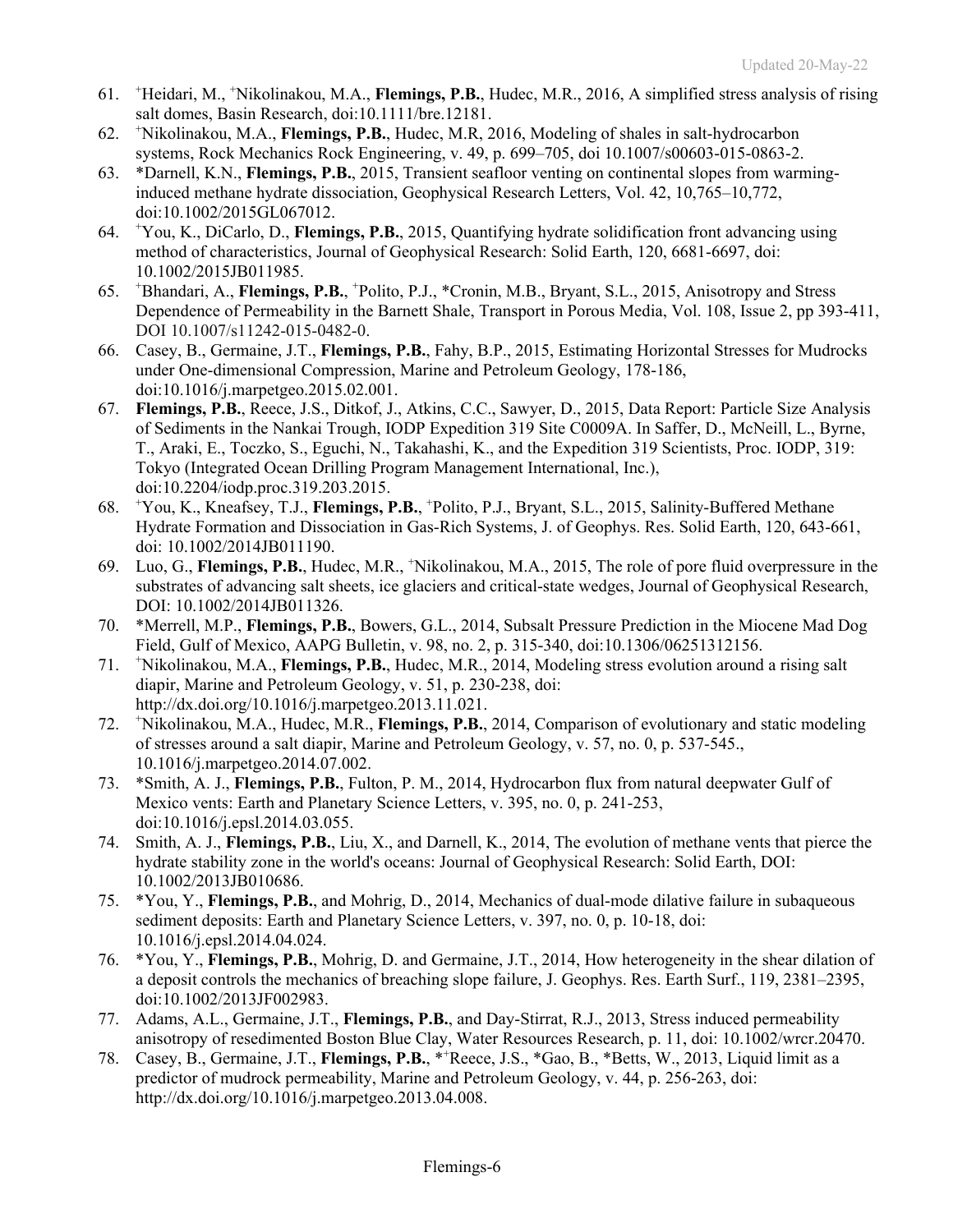61. [+]Heidari, M., [+]Nikolinakou, M.A., **Flemings, P.B.**, Hudec, M.R., 2016, A simplified stress analysis of rising salt domes, Basin Research, doi:10.1111/bre.12181.
62. [+]Nikolinakou, M.A., **Flemings, P.B.**, Hudec, M.R, 2016, Modeling of shales in salt-hydrocarbon systems, Rock Mechanics Rock Engineering, v. 49, p. 699–705, doi 10.1007/s00603-015-0863-2.
63. *Darnell, K.N., **Flemings, P.B.**, 2015, Transient seafloor venting on continental slopes from warming-induced methane hydrate dissociation, Geophysical Research Letters, Vol. 42, 10,765–10,772, doi:10.1002/2015GL067012.
64. [+]You, K., DiCarlo, D., **Flemings, P.B.**, 2015, Quantifying hydrate solidification front advancing using method of characteristics, Journal of Geophysical Research: Solid Earth, 120, 6681-6697, doi: 10.1002/2015JB011985.
65. [+]Bhandari, A., **Flemings, P.B.**, [+]Polito, P.J., *Cronin, M.B., Bryant, S.L., 2015, Anisotropy and Stress Dependence of Permeability in the Barnett Shale, Transport in Porous Media, Vol. 108, Issue 2, pp 393-411, DOI 10.1007/s11242-015-0482-0.
66. Casey, B., Germaine, J.T., **Flemings, P.B.**, Fahy, B.P., 2015, Estimating Horizontal Stresses for Mudrocks under One-dimensional Compression, Marine and Petroleum Geology, 178-186, doi:10.1016/j.marpetgeo.2015.02.001.
67. **Flemings, P.B.**, Reece, J.S., Ditkof, J., Atkins, C.C., Sawyer, D., 2015, Data Report: Particle Size Analysis of Sediments in the Nankai Trough, IODP Expedition 319 Site C0009A. In Saffer, D., McNeill, L., Byrne, T., Araki, E., Toczko, S., Eguchi, N., Takahashi, K., and the Expedition 319 Scientists, Proc. IODP, 319: Tokyo (Integrated Ocean Drilling Program Management International, Inc.), doi:10.2204/iodp.proc.319.203.2015.
68. [+]You, K., Kneafsey, T.J., **Flemings, P.B.**, [+]Polito, P.J., Bryant, S.L., 2015, Salinity-Buffered Methane Hydrate Formation and Dissociation in Gas-Rich Systems, J. of Geophys. Res. Solid Earth, 120, 643-661, doi: 10.1002/2014JB011190.
69. Luo, G., **Flemings, P.B.**, Hudec, M.R., [+]Nikolinakou, M.A., 2015, The role of pore fluid overpressure in the substrates of advancing salt sheets, ice glaciers and critical-state wedges, Journal of Geophysical Research, DOI: 10.1002/2014JB011326.
70. *Merrell, M.P., **Flemings, P.B.**, Bowers, G.L., 2014, Subsalt Pressure Prediction in the Miocene Mad Dog Field, Gulf of Mexico, AAPG Bulletin, v. 98, no. 2, p. 315-340, doi:10.1306/06251312156.
71. [+]Nikolinakou, M.A., **Flemings, P.B.**, Hudec, M.R., 2014, Modeling stress evolution around a rising salt diapir, Marine and Petroleum Geology, v. 51, p. 230-238, doi: http://dx.doi.org/10.1016/j.marpetgeo.2013.11.021.
72. [+]Nikolinakou, M.A., Hudec, M.R., **Flemings, P.B.**, 2014, Comparison of evolutionary and static modeling of stresses around a salt diapir, Marine and Petroleum Geology, v. 57, no. 0, p. 537-545., 10.1016/j.marpetgeo.2014.07.002.
73. *Smith, A. J., **Flemings, P.B.**, Fulton, P. M., 2014, Hydrocarbon flux from natural deepwater Gulf of Mexico vents: Earth and Planetary Science Letters, v. 395, no. 0, p. 241-253, doi:10.1016/j.epsl.2014.03.055.
74. Smith, A. J., **Flemings, P.B.**, Liu, X., and Darnell, K., 2014, The evolution of methane vents that pierce the hydrate stability zone in the world's oceans: Journal of Geophysical Research: Solid Earth, DOI: 10.1002/2013JB010686.
75. *You, Y., **Flemings, P.B.**, and Mohrig, D., 2014, Mechanics of dual-mode dilative failure in subaqueous sediment deposits: Earth and Planetary Science Letters, v. 397, no. 0, p. 10-18, doi: 10.1016/j.epsl.2014.04.024.
76. *You, Y., **Flemings, P.B.**, Mohrig, D. and Germaine, J.T., 2014, How heterogeneity in the shear dilation of a deposit controls the mechanics of breaching slope failure, J. Geophys. Res. Earth Surf., 119, 2381–2395, doi:10.1002/2013JF002983.
77. Adams, A.L., Germaine, J.T., **Flemings, P.B.**, and Day-Stirrat, R.J., 2013, Stress induced permeability anisotropy of resedimented Boston Blue Clay, Water Resources Research, p. 11, doi: 10.1002/wrcr.20470.
78. Casey, B., Germaine, J.T., **Flemings, P.B.**, *[+]Reece, J.S., *Gao, B., *Betts, W., 2013, Liquid limit as a predictor of mudrock permeability, Marine and Petroleum Geology, v. 44, p. 256-263, doi: http://dx.doi.org/10.1016/j.marpetgeo.2013.04.008.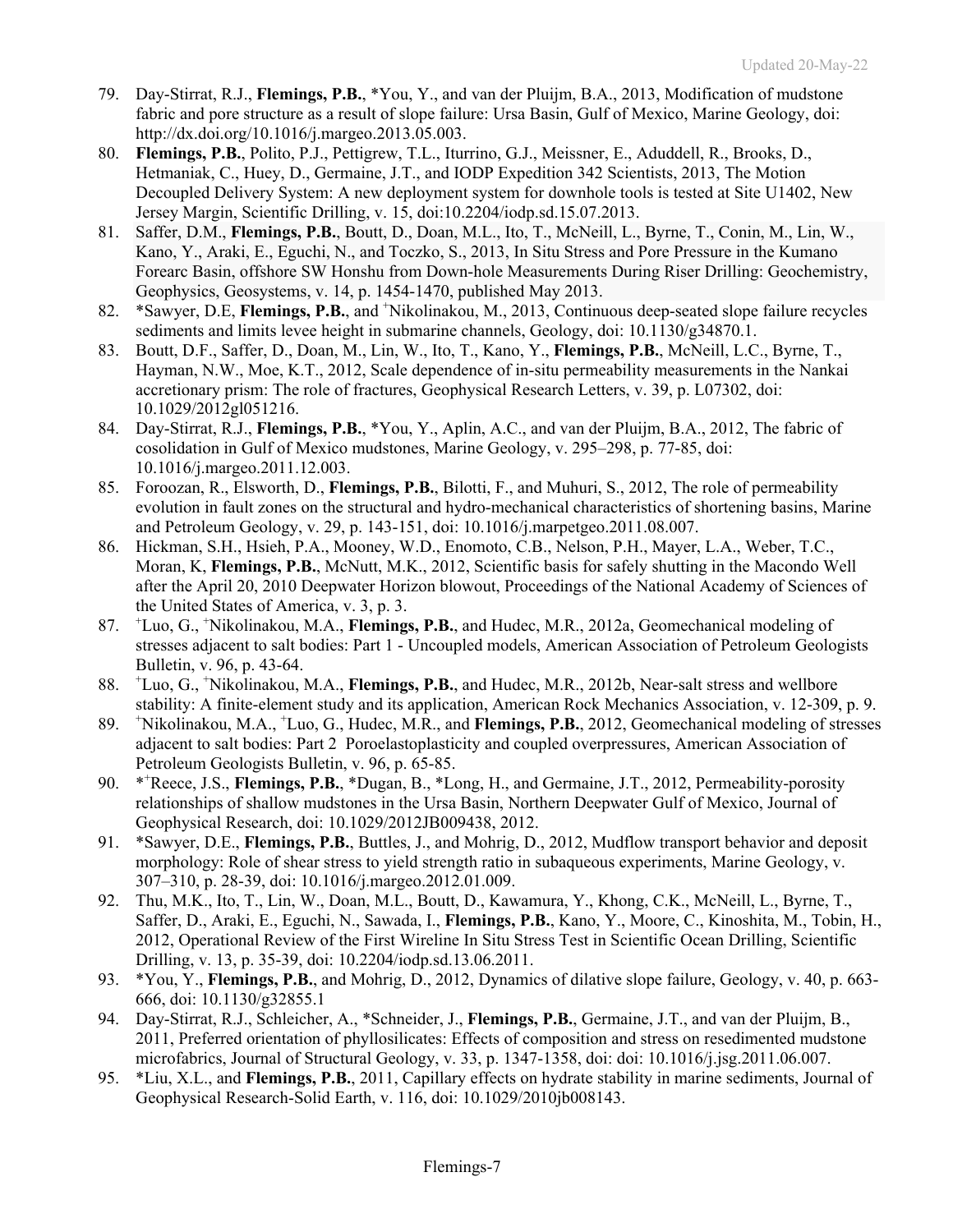79. Day-Stirrat, R.J., **Flemings, P.B.**, *You, Y., and van der Pluijm, B.A., 2013, Modification of mudstone fabric and pore structure as a result of slope failure: Ursa Basin, Gulf of Mexico, Marine Geology, doi: http://dx.doi.org/10.1016/j.margeo.2013.05.003.
80. **Flemings, P.B.**, Polito, P.J., Pettigrew, T.L., Iturrino, G.J., Meissner, E., Aduddell, R., Brooks, D., Hetmaniak, C., Huey, D., Germaine, J.T., and IODP Expedition 342 Scientists, 2013, The Motion Decoupled Delivery System: A new deployment system for downhole tools is tested at Site U1402, New Jersey Margin, Scientific Drilling, v. 15, doi:10.2204/iodp.sd.15.07.2013.
81. Saffer, D.M., **Flemings, P.B.**, Boutt, D., Doan, M.L., Ito, T., McNeill, L., Byrne, T., Conin, M., Lin, W., Kano, Y., Araki, E., Eguchi, N., and Toczko, S., 2013, In Situ Stress and Pore Pressure in the Kumano Forearc Basin, offshore SW Honshu from Down-hole Measurements During Riser Drilling: Geochemistry, Geophysics, Geosystems, v. 14, p. 1454-1470, published May 2013.
82. *Sawyer, D.E, **Flemings, P.B.**, and [+]Nikolinakou, M., 2013, Continuous deep-seated slope failure recycles sediments and limits levee height in submarine channels, Geology, doi: 10.1130/g34870.1.
83. Boutt, D.F., Saffer, D., Doan, M.L., Lin, W., Ito, T., Kano, Y., **Flemings, P.B.**, McNeill, L.C., Byrne, T., Hayman, N.W., Moe, K.T., 2012, Scale dependence of in-situ permeability measurements in the Nankai accretionary prism: The role of fractures, Geophysical Research Letters, v. 39, p. L07302, doi: 10.1029/2012gl051216.
84. Day-Stirrat, R.J., **Flemings, P.B.**, *You, Y., Aplin, A.C., and van der Pluijm, B.A., 2012, The fabric of cosolidation in Gulf of Mexico mudstones, Marine Geology, v. 295–298, p. 77-85, doi: 10.1016/j.margeo.2011.12.003.
85. Foroozan, R., Elsworth, D., **Flemings, P.B.**, Bilotti, F., and Muhuri, S., 2012, The role of permeability evolution in fault zones on the structural and hydro-mechanical characteristics of shortening basins, Marine and Petroleum Geology, v. 29, p. 143-151, doi: 10.1016/j.marpetgeo.2011.08.007.
86. Hickman, S.H., Hsieh, P.A., Mooney, W.D., Enomoto, C.B., Nelson, P.H., Mayer, L.A., Weber, T.C., Moran, K, **Flemings, P.B.**, McNutt, M.K., 2012, Scientific basis for safely shutting in the Macondo Well after the April 20, 2010 Deepwater Horizon blowout, Proceedings of the National Academy of Sciences of the United States of America, v. 3, p. 3.
87. [+]Luo, G., [+]Nikolinakou, M.A., **Flemings, P.B.**, and Hudec, M.R., 2012a, Geomechanical modeling of stresses adjacent to salt bodies: Part 1 - Uncoupled models, American Association of Petroleum Geologists Bulletin, v. 96, p. 43-64.
88. [+]Luo, G., [+]Nikolinakou, M.A., **Flemings, P.B.**, and Hudec, M.R., 2012b, Near-salt stress and wellbore stability: A finite-element study and its application, American Rock Mechanics Association, v. 12-309, p. 9.
89. [+]Nikolinakou, M.A., [+]Luo, G., Hudec, M.R., and **Flemings, P.B.**, 2012, Geomechanical modeling of stresses adjacent to salt bodies: Part 2 Poroelastoplasticity and coupled overpressures, American Association of Petroleum Geologists Bulletin, v. 96, p. 65-85.
90. *[+]Reece, J.S., **Flemings, P.B.**, *Dugan, B., *Long, H., and Germaine, J.T., 2012, Permeability-porosity relationships of shallow mudstones in the Ursa Basin, Northern Deepwater Gulf of Mexico, Journal of Geophysical Research, doi: 10.1029/2012JB009438, 2012.
91. *Sawyer, D.E., **Flemings, P.B.**, Buttles, J., and Mohrig, D., 2012, Mudflow transport behavior and deposit morphology: Role of shear stress to yield strength ratio in subaqueous experiments, Marine Geology, v. 307–310, p. 28-39, doi: 10.1016/j.margeo.2012.01.009.
92. Thu, M.K., Ito, T., Lin, W., Doan, M.L., Boutt, D., Kawamura, Y., Khong, C.K., McNeill, L., Byrne, T., Saffer, D., Araki, E., Eguchi, N., Sawada, I., **Flemings, P.B.**, Kano, Y., Moore, C., Kinoshita, M., Tobin, H., 2012, Operational Review of the First Wireline In Situ Stress Test in Scientific Ocean Drilling, Scientific Drilling, v. 13, p. 35-39, doi: 10.2204/iodp.sd.13.06.2011.
93. *You, Y., **Flemings, P.B.**, and Mohrig, D., 2012, Dynamics of dilative slope failure, Geology, v. 40, p. 663-666, doi: 10.1130/g32855.1
94. Day-Stirrat, R.J., Schleicher, A., *Schneider, J., **Flemings, P.B.**, Germaine, J.T., and van der Pluijm, B., 2011, Preferred orientation of phyllosilicates: Effects of composition and stress on resedimented mudstone microfabrics, Journal of Structural Geology, v. 33, p. 1347-1358, doi: doi: 10.1016/j.jsg.2011.06.007.
95. *Liu, X.L., and **Flemings, P.B.**, 2011, Capillary effects on hydrate stability in marine sediments, Journal of Geophysical Research-Solid Earth, v. 116, doi: 10.1029/2010jb008143.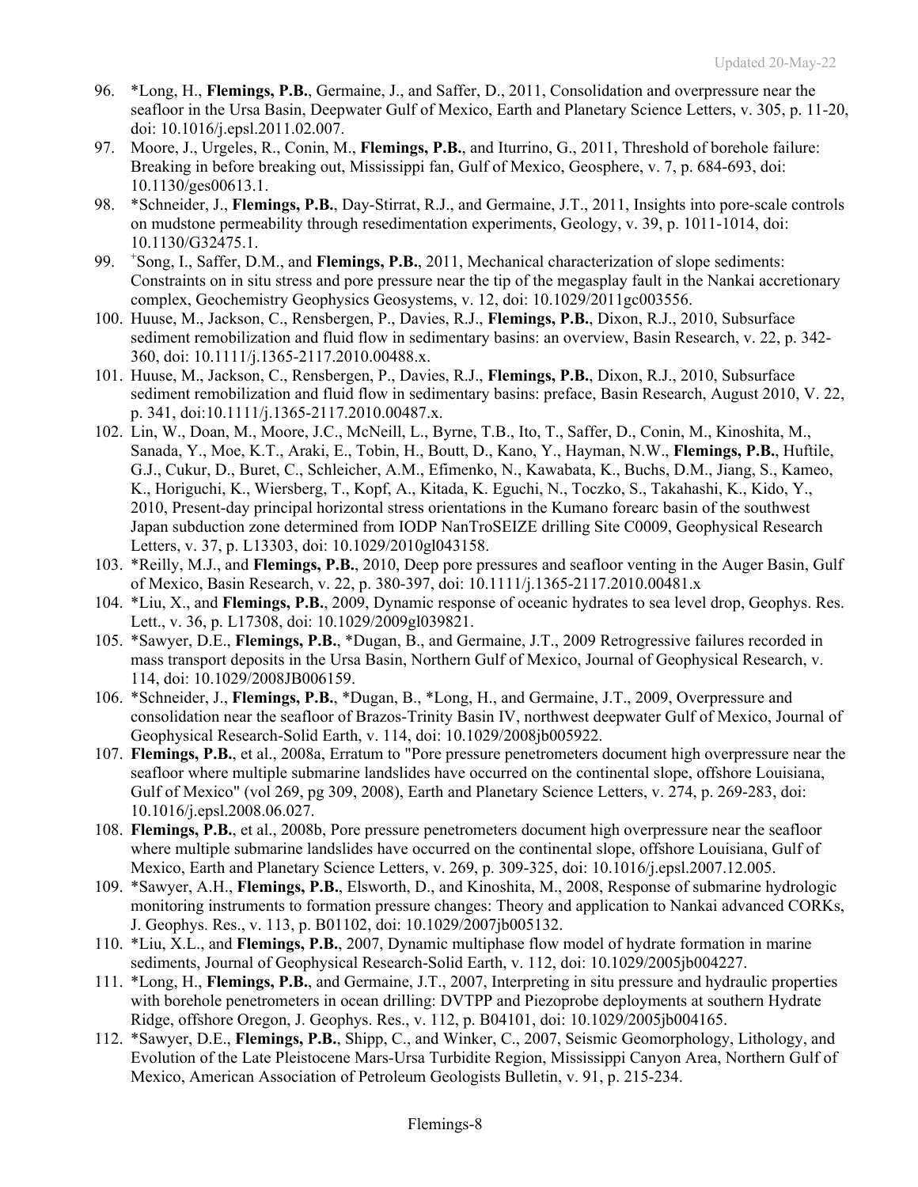96. *Long, H., **Flemings, P.B.**, Germaine, J., and Saffer, D., 2011, Consolidation and overpressure near the seafloor in the Ursa Basin, Deepwater Gulf of Mexico, Earth and Planetary Science Letters, v. 305, p. 11-20, doi: 10.1016/j.epsl.2011.02.007.
97. Moore, J., Urgeles, R., Conin, M., **Flemings, P.B.**, and Iturrino, G., 2011, Threshold of borehole failure: Breaking in before breaking out, Mississippi fan, Gulf of Mexico, Geosphere, v. 7, p. 684-693, doi: 10.1130/ges00613.1.
98. *Schneider, J., **Flemings, P.B.**, Day-Stirrat, R.J., and Germaine, J.T., 2011, Insights into pore-scale controls on mudstone permeability through resedimentation experiments, Geology, v. 39, p. 1011-1014, doi: 10.1130/G32475.1.
99. [+]Song, I., Saffer, D.M., and **Flemings, P.B.**, 2011, Mechanical characterization of slope sediments: Constraints on in situ stress and pore pressure near the tip of the megasplay fault in the Nankai accretionary complex, Geochemistry Geophysics Geosystems, v. 12, doi: 10.1029/2011gc003556.
100. Huuse, M., Jackson, C., Rensbergen, P., Davies, R.J., **Flemings, P.B.**, Dixon, R.J., 2010, Subsurface sediment remobilization and fluid flow in sedimentary basins: an overview, Basin Research, v. 22, p. 342-360, doi: 10.1111/j.1365-2117.2010.00488.x.
101. Huuse, M., Jackson, C., Rensbergen, P., Davies, R.J., **Flemings, P.B.**, Dixon, R.J., 2010, Subsurface sediment remobilization and fluid flow in sedimentary basins: preface, Basin Research, August 2010, V. 22, p. 341, doi:10.1111/j.1365-2117.2010.00487.x.
102. Lin, W., Doan, M., Moore, J.C., McNeill, L., Byrne, T.B., Ito, T., Saffer, D., Conin, M., Kinoshita, M., Sanada, Y., Moe, K.T., Araki, E., Tobin, H., Boutt, D., Kano, Y., Hayman, N.W., **Flemings, P.B.**, Huftile, G.J., Cukur, D., Buret, C., Schleicher, A.M., Efimenko, N., Kawabata, K., Buchs, D.M., Jiang, S., Kameo, K., Horiguchi, K., Wiersberg, T., Kopf, A., Kitada, K. Eguchi, N., Toczko, S., Takahashi, K., Kido, Y., 2010, Present-day principal horizontal stress orientations in the Kumano forearc basin of the southwest Japan subduction zone determined from IODP NanTroSEIZE drilling Site C0009, Geophysical Research Letters, v. 37, p. L13303, doi: 10.1029/2010gl043158.
103. *Reilly, M.J., and **Flemings, P.B.**, 2010, Deep pore pressures and seafloor venting in the Auger Basin, Gulf of Mexico, Basin Research, v. 22, p. 380-397, doi: 10.1111/j.1365-2117.2010.00481.x
104. *Liu, X., and **Flemings, P.B.**, 2009, Dynamic response of oceanic hydrates to sea level drop, Geophys. Res. Lett., v. 36, p. L17308, doi: 10.1029/2009gl039821.
105. *Sawyer, D.E., **Flemings, P.B.**, *Dugan, B., and Germaine, J.T., 2009 Retrogressive failures recorded in mass transport deposits in the Ursa Basin, Northern Gulf of Mexico, Journal of Geophysical Research, v. 114, doi: 10.1029/2008JB006159.
106. *Schneider, J., **Flemings, P.B.**, *Dugan, B., *Long, H., and Germaine, J.T., 2009, Overpressure and consolidation near the seafloor of Brazos-Trinity Basin IV, northwest deepwater Gulf of Mexico, Journal of Geophysical Research-Solid Earth, v. 114, doi: 10.1029/2008jb005922.
107. **Flemings, P.B.**, et al., 2008a, Erratum to "Pore pressure penetrometers document high overpressure near the seafloor where multiple submarine landslides have occurred on the continental slope, offshore Louisiana, Gulf of Mexico" (vol 269, pg 309, 2008), Earth and Planetary Science Letters, v. 274, p. 269-283, doi: 10.1016/j.epsl.2008.06.027.
108. **Flemings, P.B.**, et al., 2008b, Pore pressure penetrometers document high overpressure near the seafloor where multiple submarine landslides have occurred on the continental slope, offshore Louisiana, Gulf of Mexico, Earth and Planetary Science Letters, v. 269, p. 309-325, doi: 10.1016/j.epsl.2007.12.005.
109. *Sawyer, A.H., **Flemings, P.B.**, Elsworth, D., and Kinoshita, M., 2008, Response of submarine hydrologic monitoring instruments to formation pressure changes: Theory and application to Nankai advanced CORKs, J. Geophys. Res., v. 113, p. B01102, doi: 10.1029/2007jb005132.
110. *Liu, X.L., and **Flemings, P.B.**, 2007, Dynamic multiphase flow model of hydrate formation in marine sediments, Journal of Geophysical Research-Solid Earth, v. 112, doi: 10.1029/2005jb004227.
111. *Long, H., **Flemings, P.B.**, and Germaine, J.T., 2007, Interpreting in situ pressure and hydraulic properties with borehole penetrometers in ocean drilling: DVTPP and Piezoprobe deployments at southern Hydrate Ridge, offshore Oregon, J. Geophys. Res., v. 112, p. B04101, doi: 10.1029/2005jb004165.
112. *Sawyer, D.E., **Flemings, P.B.**, Shipp, C., and Winker, C., 2007, Seismic Geomorphology, Lithology, and Evolution of the Late Pleistocene Mars-Ursa Turbidite Region, Mississippi Canyon Area, Northern Gulf of Mexico, American Association of Petroleum Geologists Bulletin, v. 91, p. 215-234.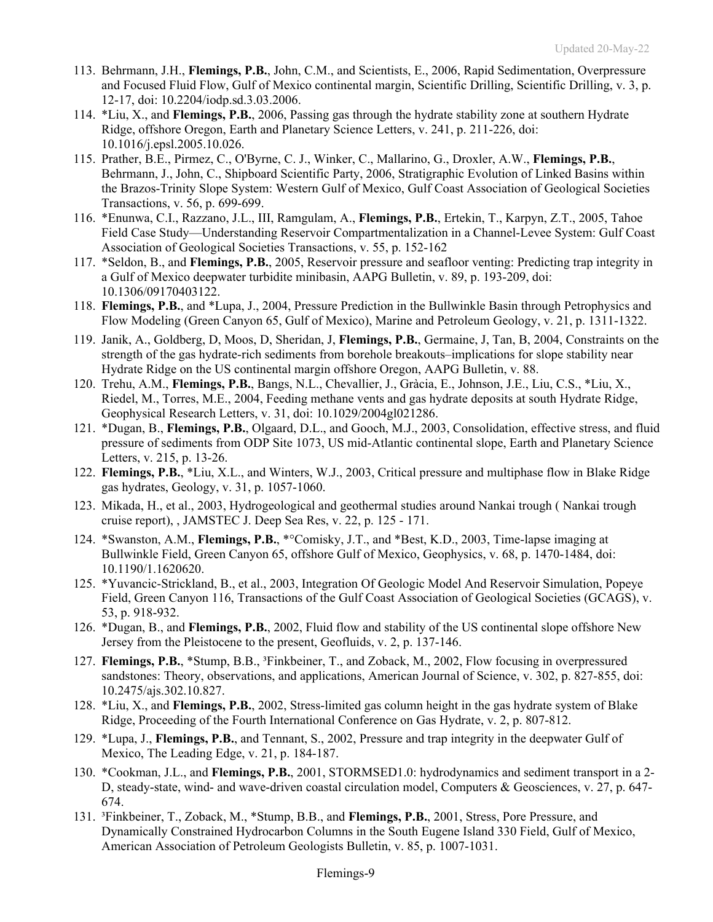113. Behrmann, J.H., **Flemings, P.B.**, John, C.M., and Scientists, E., 2006, Rapid Sedimentation, Overpressure and Focused Fluid Flow, Gulf of Mexico continental margin, Scientific Drilling, Scientific Drilling, v. 3, p. 12-17, doi: 10.2204/iodp.sd.3.03.2006.
114. *Liu, X., and **Flemings, P.B.**, 2006, Passing gas through the hydrate stability zone at southern Hydrate Ridge, offshore Oregon, Earth and Planetary Science Letters, v. 241, p. 211-226, doi: 10.1016/j.epsl.2005.10.026.
115. Prather, B.E., Pirmez, C., O'Byrne, C. J., Winker, C., Mallarino, G., Droxler, A.W., **Flemings, P.B.**, Behrmann, J., John, C., Shipboard Scientific Party, 2006, Stratigraphic Evolution of Linked Basins within the Brazos-Trinity Slope System: Western Gulf of Mexico, Gulf Coast Association of Geological Societies Transactions, v. 56, p. 699-699.
116. *Enunwa, C.I., Razzano, J.L., III, Ramgulam, A., **Flemings, P.B.**, Ertekin, T., Karpyn, Z.T., 2005, Tahoe Field Case Study—Understanding Reservoir Compartmentalization in a Channel-Levee System: Gulf Coast Association of Geological Societies Transactions, v. 55, p. 152-162
117. *Seldon, B., and **Flemings, P.B.**, 2005, Reservoir pressure and seafloor venting: Predicting trap integrity in a Gulf of Mexico deepwater turbidite minibasin, AAPG Bulletin, v. 89, p. 193-209, doi: 10.1306/09170403122.
118. **Flemings, P.B.**, and *Lupa, J., 2004, Pressure Prediction in the Bullwinkle Basin through Petrophysics and Flow Modeling (Green Canyon 65, Gulf of Mexico), Marine and Petroleum Geology, v. 21, p. 1311-1322.
119. Janik, A., Goldberg, D, Moos, D, Sheridan, J, **Flemings, P.B.**, Germaine, J, Tan, B, 2004, Constraints on the strength of the gas hydrate-rich sediments from borehole breakouts–implications for slope stability near Hydrate Ridge on the US continental margin offshore Oregon, AAPG Bulletin, v. 88.
120. Trehu, A.M., **Flemings, P.B.**, Bangs, N.L., Chevallier, J., Gràcia, E., Johnson, J.E., Liu, C.S., *Liu, X., Riedel, M., Torres, M.E., 2004, Feeding methane vents and gas hydrate deposits at south Hydrate Ridge, Geophysical Research Letters, v. 31, doi: 10.1029/2004gl021286.
121. *Dugan, B., **Flemings, P.B.**, Olgaard, D.L., and Gooch, M.J., 2003, Consolidation, effective stress, and fluid pressure of sediments from ODP Site 1073, US mid-Atlantic continental slope, Earth and Planetary Science Letters, v. 215, p. 13-26.
122. **Flemings, P.B.**, *Liu, X.L., and Winters, W.J., 2003, Critical pressure and multiphase flow in Blake Ridge gas hydrates, Geology, v. 31, p. 1057-1060.
123. Mikada, H., et al., 2003, Hydrogeological and geothermal studies around Nankai trough ( Nankai trough cruise report), , JAMSTEC J. Deep Sea Res, v. 22, p. 125 - 171.
124. *Swanston, A.M., **Flemings, P.B.**, *°Comisky, J.T., and *Best, K.D., 2003, Time-lapse imaging at Bullwinkle Field, Green Canyon 65, offshore Gulf of Mexico, Geophysics, v. 68, p. 1470-1484, doi: 10.1190/1.1620620.
125. *Yuvancic-Strickland, B., et al., 2003, Integration Of Geologic Model And Reservoir Simulation, Popeye Field, Green Canyon 116, Transactions of the Gulf Coast Association of Geological Societies (GCAGS), v. 53, p. 918-932.
126. *Dugan, B., and **Flemings, P.B.**, 2002, Fluid flow and stability of the US continental slope offshore New Jersey from the Pleistocene to the present, Geofluids, v. 2, p. 137-146.
127. **Flemings, P.B.**, *Stump, B.B., [3]Finkbeiner, T., and Zoback, M., 2002, Flow focusing in overpressured sandstones: Theory, observations, and applications, American Journal of Science, v. 302, p. 827-855, doi: 10.2475/ajs.302.10.827.
128. *Liu, X., and **Flemings, P.B.**, 2002, Stress-limited gas column height in the gas hydrate system of Blake Ridge, Proceeding of the Fourth International Conference on Gas Hydrate, v. 2, p. 807-812.
129. *Lupa, J., **Flemings, P.B.**, and Tennant, S., 2002, Pressure and trap integrity in the deepwater Gulf of Mexico, The Leading Edge, v. 21, p. 184-187.
130. *Cookman, J.L., and **Flemings, P.B.**, 2001, STORMSED1.0: hydrodynamics and sediment transport in a 2-D, steady-state, wind- and wave-driven coastal circulation model, Computers & Geosciences, v. 27, p. 647-674.
131. [3]Finkbeiner, T., Zoback, M., *Stump, B.B., and **Flemings, P.B.**, 2001, Stress, Pore Pressure, and Dynamically Constrained Hydrocarbon Columns in the South Eugene Island 330 Field, Gulf of Mexico, American Association of Petroleum Geologists Bulletin, v. 85, p. 1007-1031.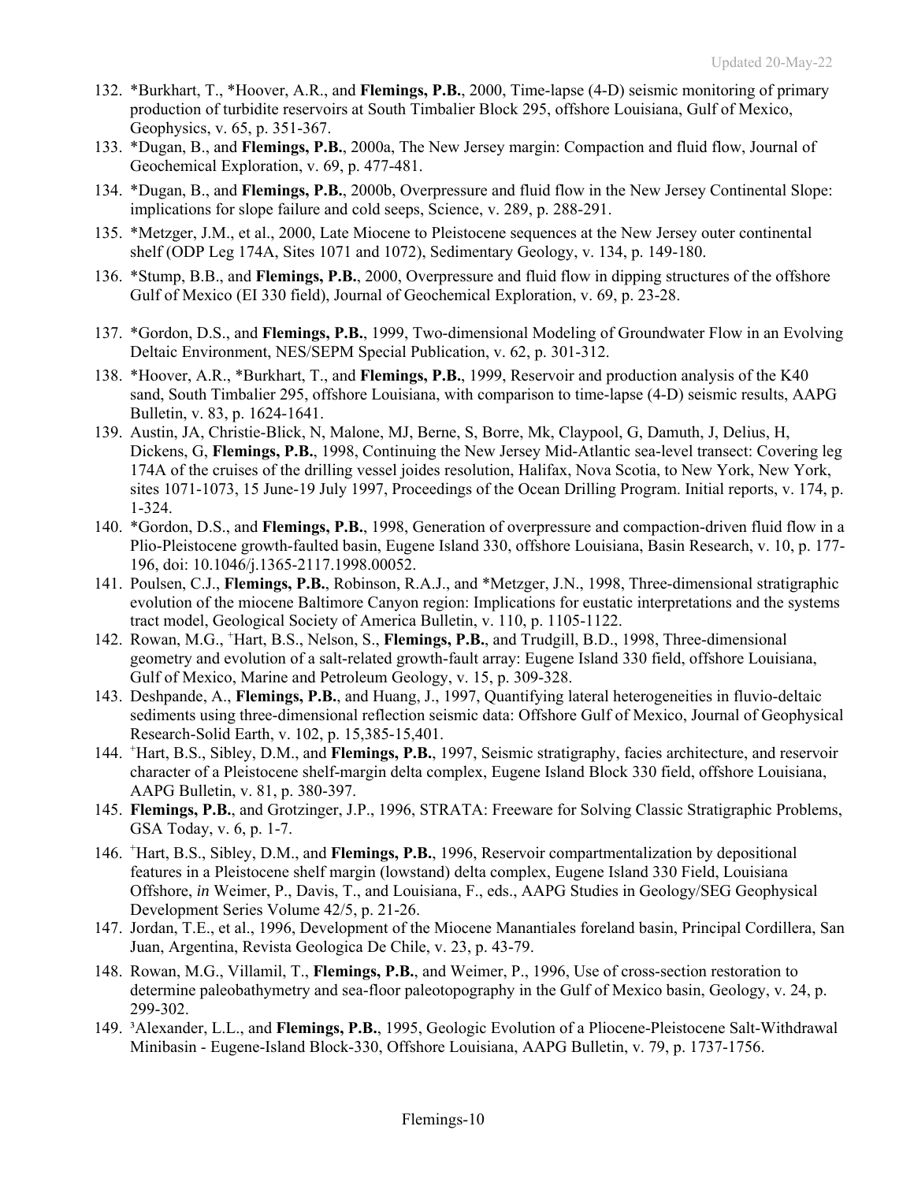132. *Burkhart, T., *Hoover, A.R., and **Flemings, P.B.**, 2000, Time-lapse (4-D) seismic monitoring of primary production of turbidite reservoirs at South Timbalier Block 295, offshore Louisiana, Gulf of Mexico, Geophysics, v. 65, p. 351-367.
133. *Dugan, B., and **Flemings, P.B.**, 2000a, The New Jersey margin: Compaction and fluid flow, Journal of Geochemical Exploration, v. 69, p. 477-481.
134. *Dugan, B., and **Flemings, P.B.**, 2000b, Overpressure and fluid flow in the New Jersey Continental Slope: implications for slope failure and cold seeps, Science, v. 289, p. 288-291.
135. *Metzger, J.M., et al., 2000, Late Miocene to Pleistocene sequences at the New Jersey outer continental shelf (ODP Leg 174A, Sites 1071 and 1072), Sedimentary Geology, v. 134, p. 149-180.
136. *Stump, B.B., and **Flemings, P.B.**, 2000, Overpressure and fluid flow in dipping structures of the offshore Gulf of Mexico (EI 330 field), Journal of Geochemical Exploration, v. 69, p. 23-28.
137. *Gordon, D.S., and **Flemings, P.B.**, 1999, Two-dimensional Modeling of Groundwater Flow in an Evolving Deltaic Environment, NES/SEPM Special Publication, v. 62, p. 301-312.
138. *Hoover, A.R., *Burkhart, T., and **Flemings, P.B.**, 1999, Reservoir and production analysis of the K40 sand, South Timbalier 295, offshore Louisiana, with comparison to time-lapse (4-D) seismic results, AAPG Bulletin, v. 83, p. 1624-1641.
139. Austin, JA, Christie-Blick, N, Malone, MJ, Berne, S, Borre, Mk, Claypool, G, Damuth, J, Delius, H, Dickens, G, **Flemings, P.B.**, 1998, Continuing the New Jersey Mid-Atlantic sea-level transect: Covering leg 174A of the cruises of the drilling vessel joides resolution, Halifax, Nova Scotia, to New York, New York, sites 1071-1073, 15 June-19 July 1997, Proceedings of the Ocean Drilling Program. Initial reports, v. 174, p. 1-324.
140. *Gordon, D.S., and **Flemings, P.B.**, 1998, Generation of overpressure and compaction-driven fluid flow in a Plio-Pleistocene growth-faulted basin, Eugene Island 330, offshore Louisiana, Basin Research, v. 10, p. 177-196, doi: 10.1046/j.1365-2117.1998.00052.
141. Poulsen, C.J., **Flemings, P.B.**, Robinson, R.A.J., and *Metzger, J.N., 1998, Three-dimensional stratigraphic evolution of the miocene Baltimore Canyon region: Implications for eustatic interpretations and the systems tract model, Geological Society of America Bulletin, v. 110, p. 1105-1122.
142. Rowan, M.G., +Hart, B.S., Nelson, S., **Flemings, P.B.**, and Trudgill, B.D., 1998, Three-dimensional geometry and evolution of a salt-related growth-fault array: Eugene Island 330 field, offshore Louisiana, Gulf of Mexico, Marine and Petroleum Geology, v. 15, p. 309-328.
143. Deshpande, A., **Flemings, P.B.**, and Huang, J., 1997, Quantifying lateral heterogeneities in fluvio-deltaic sediments using three-dimensional reflection seismic data: Offshore Gulf of Mexico, Journal of Geophysical Research-Solid Earth, v. 102, p. 15,385-15,401.
144. +Hart, B.S., Sibley, D.M., and **Flemings, P.B.**, 1997, Seismic stratigraphy, facies architecture, and reservoir character of a Pleistocene shelf-margin delta complex, Eugene Island Block 330 field, offshore Louisiana, AAPG Bulletin, v. 81, p. 380-397.
145. **Flemings, P.B.**, and Grotzinger, J.P., 1996, STRATA: Freeware for Solving Classic Stratigraphic Problems, GSA Today, v. 6, p. 1-7.
146. +Hart, B.S., Sibley, D.M., and **Flemings, P.B.**, 1996, Reservoir compartmentalization by depositional features in a Pleistocene shelf margin (lowstand) delta complex, Eugene Island 330 Field, Louisiana Offshore, *in* Weimer, P., Davis, T., and Louisiana, F., eds., AAPG Studies in Geology/SEG Geophysical Development Series Volume 42/5, p. 21-26.
147. Jordan, T.E., et al., 1996, Development of the Miocene Manantiales foreland basin, Principal Cordillera, San Juan, Argentina, Revista Geologica De Chile, v. 23, p. 43-79.
148. Rowan, M.G., Villamil, T., **Flemings, P.B.**, and Weimer, P., 1996, Use of cross-section restoration to determine paleobathymetry and sea-floor paleotopography in the Gulf of Mexico basin, Geology, v. 24, p. 299-302.
149. [3]Alexander, L.L., and **Flemings, P.B.**, 1995, Geologic Evolution of a Pliocene-Pleistocene Salt-Withdrawal Minibasin - Eugene-Island Block-330, Offshore Louisiana, AAPG Bulletin, v. 79, p. 1737-1756.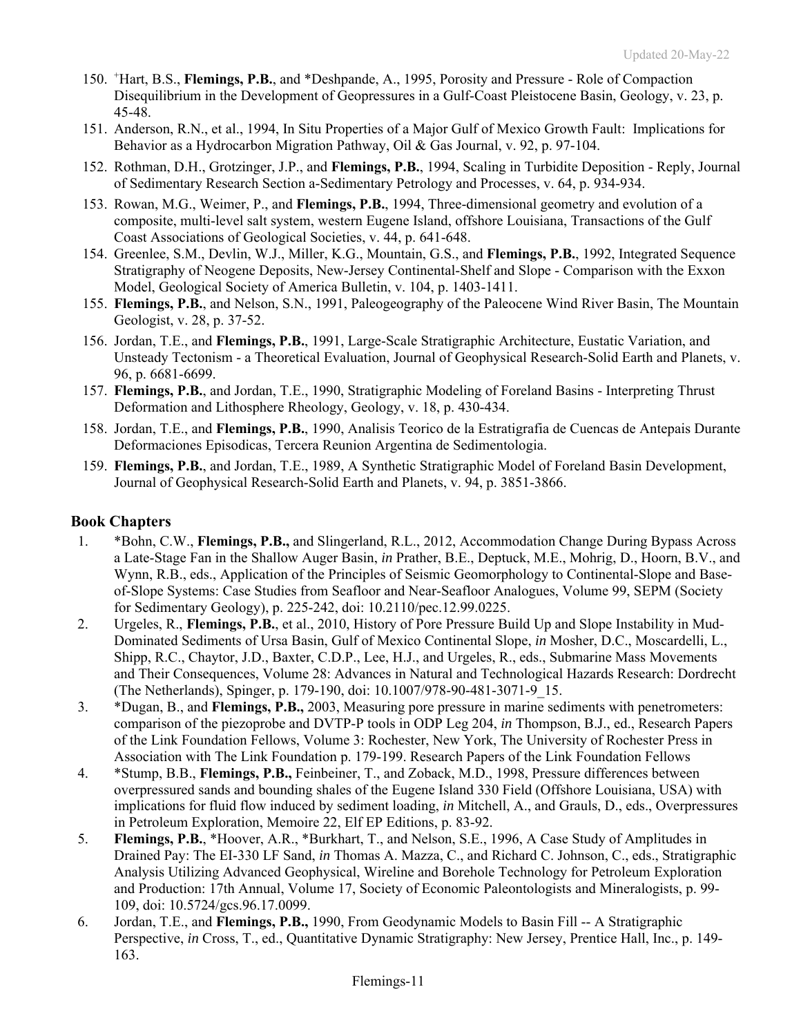150. [+]Hart, B.S., **Flemings, P.B.**, and *Deshpande, A., 1995, Porosity and Pressure - Role of Compaction Disequilibrium in the Development of Geopressures in a Gulf-Coast Pleistocene Basin, Geology, v. 23, p. 45-48.
151. Anderson, R.N., et al., 1994, In Situ Properties of a Major Gulf of Mexico Growth Fault: Implications for Behavior as a Hydrocarbon Migration Pathway, Oil & Gas Journal, v. 92, p. 97-104.
152. Rothman, D.H., Grotzinger, J.P., and **Flemings, P.B.**, 1994, Scaling in Turbidite Deposition - Reply, Journal of Sedimentary Research Section a-Sedimentary Petrology and Processes, v. 64, p. 934-934.
153. Rowan, M.G., Weimer, P., and **Flemings, P.B.**, 1994, Three-dimensional geometry and evolution of a composite, multi-level salt system, western Eugene Island, offshore Louisiana, Transactions of the Gulf Coast Associations of Geological Societies, v. 44, p. 641-648.
154. Greenlee, S.M., Devlin, W.J., Miller, K.G., Mountain, G.S., and **Flemings, P.B.**, 1992, Integrated Sequence Stratigraphy of Neogene Deposits, New-Jersey Continental-Shelf and Slope - Comparison with the Exxon Model, Geological Society of America Bulletin, v. 104, p. 1403-1411.
155. **Flemings, P.B.**, and Nelson, S.N., 1991, Paleogeography of the Paleocene Wind River Basin, The Mountain Geologist, v. 28, p. 37-52.
156. Jordan, T.E., and **Flemings, P.B.**, 1991, Large-Scale Stratigraphic Architecture, Eustatic Variation, and Unsteady Tectonism - a Theoretical Evaluation, Journal of Geophysical Research-Solid Earth and Planets, v. 96, p. 6681-6699.
157. **Flemings, P.B.**, and Jordan, T.E., 1990, Stratigraphic Modeling of Foreland Basins - Interpreting Thrust Deformation and Lithosphere Rheology, Geology, v. 18, p. 430-434.
158. Jordan, T.E., and **Flemings, P.B.**, 1990, Analisis Teorico de la Estratigrafia de Cuencas de Antepais Durante Deformaciones Episodicas, Tercera Reunion Argentina de Sedimentologia.
159. **Flemings, P.B.**, and Jordan, T.E., 1989, A Synthetic Stratigraphic Model of Foreland Basin Development, Journal of Geophysical Research-Solid Earth and Planets, v. 94, p. 3851-3866.

## Book Chapters

1. *Bohn, C.W., **Flemings, P.B.,** and Slingerland, R.L., 2012, Accommodation Change During Bypass Across a Late-Stage Fan in the Shallow Auger Basin, *in* Prather, B.E., Deptuck, M.E., Mohrig, D., Hoorn, B.V., and Wynn, R.B., eds., Application of the Principles of Seismic Geomorphology to Continental-Slope and Base-of-Slope Systems: Case Studies from Seafloor and Near-Seafloor Analogues, Volume 99, SEPM (Society for Sedimentary Geology), p. 225-242, doi: 10.2110/pec.12.99.0225.
2. Urgeles, R., **Flemings, P.B.**, et al., 2010, History of Pore Pressure Build Up and Slope Instability in Mud-Dominated Sediments of Ursa Basin, Gulf of Mexico Continental Slope, *in* Mosher, D.C., Moscardelli, L., Shipp, R.C., Chaytor, J.D., Baxter, C.D.P., Lee, H.J., and Urgeles, R., eds., Submarine Mass Movements and Their Consequences, Volume 28: Advances in Natural and Technological Hazards Research: Dordrecht (The Netherlands), Spinger, p. 179-190, doi: 10.1007/978-90-481-3071-9_15.
3. *Dugan, B., and **Flemings, P.B.,** 2003, Measuring pore pressure in marine sediments with penetrometers: comparison of the piezoprobe and DVTP-P tools in ODP Leg 204, *in* Thompson, B.J., ed., Research Papers of the Link Foundation Fellows, Volume 3: Rochester, New York, The University of Rochester Press in Association with The Link Foundation p. 179-199. Research Papers of the Link Foundation Fellows
4. *Stump, B.B., **Flemings, P.B.,** Feinbeiner, T., and Zoback, M.D., 1998, Pressure differences between overpressured sands and bounding shales of the Eugene Island 330 Field (Offshore Louisiana, USA) with implications for fluid flow induced by sediment loading, *in* Mitchell, A., and Grauls, D., eds., Overpressures in Petroleum Exploration, Memoire 22, Elf EP Editions, p. 83-92.
5. **Flemings, P.B.**, *Hoover, A.R., *Burkhart, T., and Nelson, S.E., 1996, A Case Study of Amplitudes in Drained Pay: The EI-330 LF Sand, *in* Thomas A. Mazza, C., and Richard C. Johnson, C., eds., Stratigraphic Analysis Utilizing Advanced Geophysical, Wireline and Borehole Technology for Petroleum Exploration and Production: 17th Annual, Volume 17, Society of Economic Paleontologists and Mineralogists, p. 99-109, doi: 10.5724/gcs.96.17.0099.
6. Jordan, T.E., and **Flemings, P.B.,** 1990, From Geodynamic Models to Basin Fill -- A Stratigraphic Perspective, *in* Cross, T., ed., Quantitative Dynamic Stratigraphy: New Jersey, Prentice Hall, Inc., p. 149-163.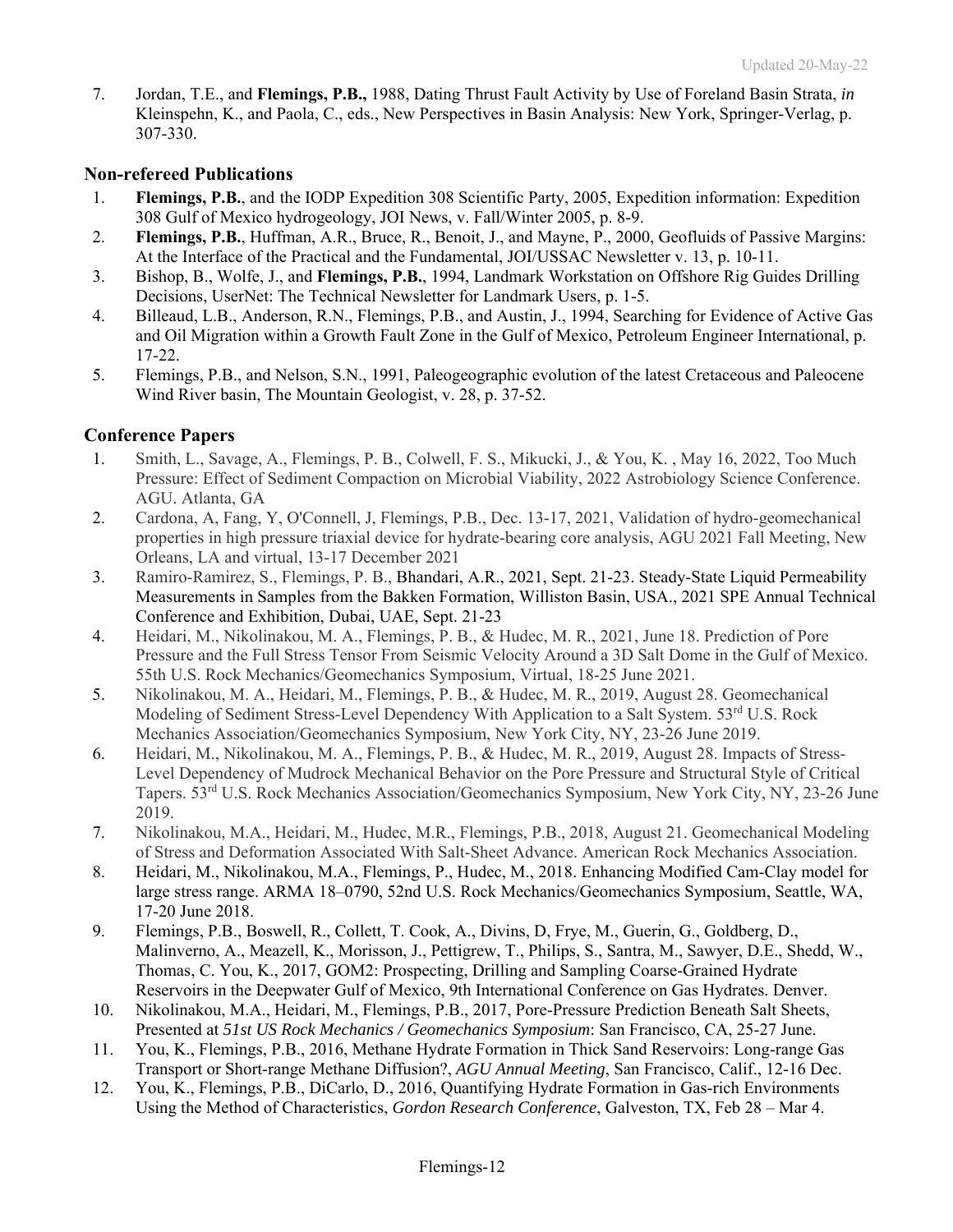7. Jordan, T.E., and **Flemings, P.B.,** 1988, Dating Thrust Fault Activity by Use of Foreland Basin Strata, *in* Kleinspehn, K., and Paola, C., eds., New Perspectives in Basin Analysis: New York, Springer-Verlag, p. 307-330.

## Non-refereed Publications

1. **Flemings, P.B.**, and the IODP Expedition 308 Scientific Party, 2005, Expedition information: Expedition 308 Gulf of Mexico hydrogeology, JOI News, v. Fall/Winter 2005, p. 8-9.
2. **Flemings, P.B.**, Huffman, A.R., Bruce, R., Benoit, J., and Mayne, P., 2000, Geofluids of Passive Margins: At the Interface of the Practical and the Fundamental, JOI/USSAC Newsletter v. 13, p. 10-11.
3. Bishop, B., Wolfe, J., and **Flemings, P.B.**, 1994, Landmark Workstation on Offshore Rig Guides Drilling Decisions, UserNet: The Technical Newsletter for Landmark Users, p. 1-5.
4. Billeaud, L.B., Anderson, R.N., Flemings, P.B., and Austin, J., 1994, Searching for Evidence of Active Gas and Oil Migration within a Growth Fault Zone in the Gulf of Mexico, Petroleum Engineer International, p. 17-22.
5. Flemings, P.B., and Nelson, S.N., 1991, Paleogeographic evolution of the latest Cretaceous and Paleocene Wind River basin, The Mountain Geologist, v. 28, p. 37-52.

## Conference Papers

1. Smith, L., Savage, A., Flemings, P. B., Colwell, F. S., Mikucki, J., & You, K. , May 16, 2022, Too Much Pressure: Effect of Sediment Compaction on Microbial Viability, 2022 Astrobiology Science Conference. AGU. Atlanta, GA
2. Cardona, A, Fang, Y, O'Connell, J, Flemings, P.B., Dec. 13-17, 2021, Validation of hydro-geomechanical properties in high pressure triaxial device for hydrate-bearing core analysis, AGU 2021 Fall Meeting, New Orleans, LA and virtual, 13-17 December 2021
3. Ramiro-Ramirez, S., Flemings, P. B., Bhandari, A.R., 2021, Sept. 21-23. Steady-State Liquid Permeability Measurements in Samples from the Bakken Formation, Williston Basin, USA., 2021 SPE Annual Technical Conference and Exhibition, Dubai, UAE, Sept. 21-23
4. Heidari, M., Nikolinakou, M. A., Flemings, P. B., & Hudec, M. R., 2021, June 18. Prediction of Pore Pressure and the Full Stress Tensor From Seismic Velocity Around a 3D Salt Dome in the Gulf of Mexico. 55th U.S. Rock Mechanics/Geomechanics Symposium, Virtual, 18-25 June 2021.
5. Nikolinakou, M. A., Heidari, M., Flemings, P. B., & Hudec, M. R., 2019, August 28. Geomechanical Modeling of Sediment Stress-Level Dependency With Application to a Salt System. 53rd U.S. Rock Mechanics Association/Geomechanics Symposium, New York City, NY, 23-26 June 2019.
6. Heidari, M., Nikolinakou, M. A., Flemings, P. B., & Hudec, M. R., 2019, August 28. Impacts of Stress-Level Dependency of Mudrock Mechanical Behavior on the Pore Pressure and Structural Style of Critical Tapers. 53rd U.S. Rock Mechanics Association/Geomechanics Symposium, New York City, NY, 23-26 June 2019.
7. Nikolinakou, M.A., Heidari, M., Hudec, M.R., Flemings, P.B., 2018, August 21. Geomechanical Modeling of Stress and Deformation Associated With Salt-Sheet Advance. American Rock Mechanics Association.
8. Heidari, M., Nikolinakou, M.A., Flemings, P., Hudec, M., 2018. Enhancing Modified Cam-Clay model for large stress range. ARMA 18–0790, 52nd U.S. Rock Mechanics/Geomechanics Symposium, Seattle, WA, 17-20 June 2018.
9. Flemings, P.B., Boswell, R., Collett, T. Cook, A., Divins, D, Frye, M., Guerin, G., Goldberg, D., Malinverno, A., Meazell, K., Morisson, J., Pettigrew, T., Philips, S., Santra, M., Sawyer, D.E., Shedd, W., Thomas, C. You, K., 2017, GOM2: Prospecting, Drilling and Sampling Coarse-Grained Hydrate Reservoirs in the Deepwater Gulf of Mexico, 9th International Conference on Gas Hydrates. Denver.
10. Nikolinakou, M.A., Heidari, M., Flemings, P.B., 2017, Pore-Pressure Prediction Beneath Salt Sheets, Presented at *51st US Rock Mechanics / Geomechanics Symposium*: San Francisco, CA, 25-27 June.
11. You, K., Flemings, P.B., 2016, Methane Hydrate Formation in Thick Sand Reservoirs: Long-range Gas Transport or Short-range Methane Diffusion?, *AGU Annual Meeting*, San Francisco, Calif., 12-16 Dec.
12. You, K., Flemings, P.B., DiCarlo, D., 2016, Quantifying Hydrate Formation in Gas-rich Environments Using the Method of Characteristics, *Gordon Research Conference*, Galveston, TX, Feb 28 – Mar 4.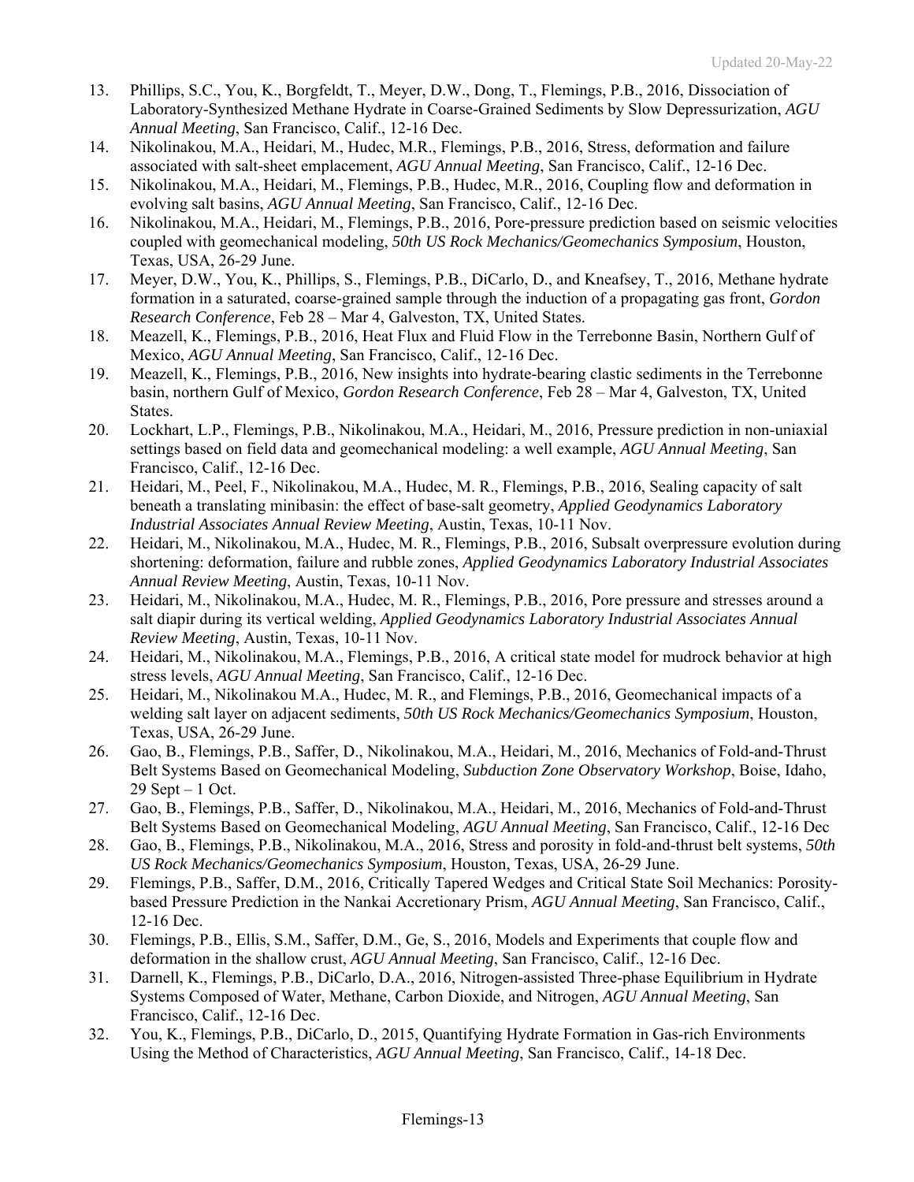13. Phillips, S.C., You, K., Borgfeldt, T., Meyer, D.W., Dong, T., Flemings, P.B., 2016, Dissociation of Laboratory-Synthesized Methane Hydrate in Coarse-Grained Sediments by Slow Depressurization, *AGU Annual Meeting*, San Francisco, Calif., 12-16 Dec.
14. Nikolinakou, M.A., Heidari, M., Hudec, M.R., Flemings, P.B., 2016, Stress, deformation and failure associated with salt-sheet emplacement, *AGU Annual Meeting*, San Francisco, Calif., 12-16 Dec.
15. Nikolinakou, M.A., Heidari, M., Flemings, P.B., Hudec, M.R., 2016, Coupling flow and deformation in evolving salt basins, *AGU Annual Meeting*, San Francisco, Calif., 12-16 Dec.
16. Nikolinakou, M.A., Heidari, M., Flemings, P.B., 2016, Pore-pressure prediction based on seismic velocities coupled with geomechanical modeling, *50th US Rock Mechanics/Geomechanics Symposium*, Houston, Texas, USA, 26-29 June.
17. Meyer, D.W., You, K., Phillips, S., Flemings, P.B., DiCarlo, D., and Kneafsey, T., 2016, Methane hydrate formation in a saturated, coarse-grained sample through the induction of a propagating gas front, *Gordon Research Conference*, Feb 28 – Mar 4, Galveston, TX, United States.
18. Meazell, K., Flemings, P.B., 2016, Heat Flux and Fluid Flow in the Terrebonne Basin, Northern Gulf of Mexico, *AGU Annual Meeting*, San Francisco, Calif., 12-16 Dec.
19. Meazell, K., Flemings, P.B., 2016, New insights into hydrate-bearing clastic sediments in the Terrebonne basin, northern Gulf of Mexico, *Gordon Research Conference*, Feb 28 – Mar 4, Galveston, TX, United States.
20. Lockhart, L.P., Flemings, P.B., Nikolinakou, M.A., Heidari, M., 2016, Pressure prediction in non-uniaxial settings based on field data and geomechanical modeling: a well example, *AGU Annual Meeting*, San Francisco, Calif., 12-16 Dec.
21. Heidari, M., Peel, F., Nikolinakou, M.A., Hudec, M. R., Flemings, P.B., 2016, Sealing capacity of salt beneath a translating minibasin: the effect of base-salt geometry, *Applied Geodynamics Laboratory Industrial Associates Annual Review Meeting*, Austin, Texas, 10-11 Nov.
22. Heidari, M., Nikolinakou, M.A., Hudec, M. R., Flemings, P.B., 2016, Subsalt overpressure evolution during shortening: deformation, failure and rubble zones, *Applied Geodynamics Laboratory Industrial Associates Annual Review Meeting*, Austin, Texas, 10-11 Nov.
23. Heidari, M., Nikolinakou, M.A., Hudec, M. R., Flemings, P.B., 2016, Pore pressure and stresses around a salt diapir during its vertical welding, *Applied Geodynamics Laboratory Industrial Associates Annual Review Meeting*, Austin, Texas, 10-11 Nov.
24. Heidari, M., Nikolinakou, M.A., Flemings, P.B., 2016, A critical state model for mudrock behavior at high stress levels, *AGU Annual Meeting*, San Francisco, Calif., 12-16 Dec.
25. Heidari, M., Nikolinakou M.A., Hudec, M. R., and Flemings, P.B., 2016, Geomechanical impacts of a welding salt layer on adjacent sediments, *50th US Rock Mechanics/Geomechanics Symposium*, Houston, Texas, USA, 26-29 June.
26. Gao, B., Flemings, P.B., Saffer, D., Nikolinakou, M.A., Heidari, M., 2016, Mechanics of Fold-and-Thrust Belt Systems Based on Geomechanical Modeling, *Subduction Zone Observatory Workshop*, Boise, Idaho, 29 Sept – 1 Oct.
27. Gao, B., Flemings, P.B., Saffer, D., Nikolinakou, M.A., Heidari, M., 2016, Mechanics of Fold-and-Thrust Belt Systems Based on Geomechanical Modeling, *AGU Annual Meeting*, San Francisco, Calif., 12-16 Dec
28. Gao, B., Flemings, P.B., Nikolinakou, M.A., 2016, Stress and porosity in fold-and-thrust belt systems, *50th US Rock Mechanics/Geomechanics Symposium*, Houston, Texas, USA, 26-29 June.
29. Flemings, P.B., Saffer, D.M., 2016, Critically Tapered Wedges and Critical State Soil Mechanics: Porosity-based Pressure Prediction in the Nankai Accretionary Prism, *AGU Annual Meeting*, San Francisco, Calif., 12-16 Dec.
30. Flemings, P.B., Ellis, S.M., Saffer, D.M., Ge, S., 2016, Models and Experiments that couple flow and deformation in the shallow crust, *AGU Annual Meeting*, San Francisco, Calif., 12-16 Dec.
31. Darnell, K., Flemings, P.B., DiCarlo, D.A., 2016, Nitrogen-assisted Three-phase Equilibrium in Hydrate Systems Composed of Water, Methane, Carbon Dioxide, and Nitrogen, *AGU Annual Meeting*, San Francisco, Calif., 12-16 Dec.
32. You, K., Flemings, P.B., DiCarlo, D., 2015, Quantifying Hydrate Formation in Gas-rich Environments Using the Method of Characteristics, *AGU Annual Meeting*, San Francisco, Calif., 14-18 Dec.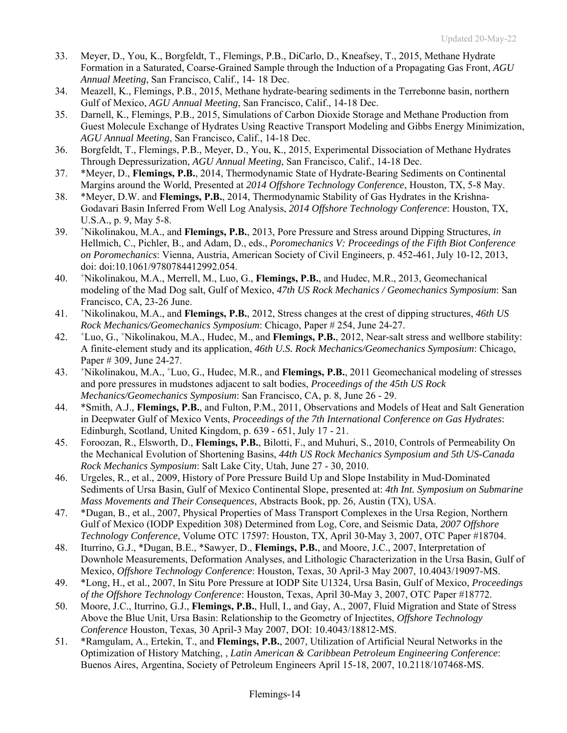33. Meyer, D., You, K., Borgfeldt, T., Flemings, P.B., DiCarlo, D., Kneafsey, T., 2015, Methane Hydrate Formation in a Saturated, Coarse-Grained Sample through the Induction of a Propagating Gas Front, *AGU Annual Meeting*, San Francisco, Calif., 14- 18 Dec.
34. Meazell, K., Flemings, P.B., 2015, Methane hydrate-bearing sediments in the Terrebonne basin, northern Gulf of Mexico, *AGU Annual Meeting*, San Francisco, Calif., 14-18 Dec.
35. Darnell, K., Flemings, P.B., 2015, Simulations of Carbon Dioxide Storage and Methane Production from Guest Molecule Exchange of Hydrates Using Reactive Transport Modeling and Gibbs Energy Minimization, *AGU Annual Meeting*, San Francisco, Calif., 14-18 Dec.
36. Borgfeldt, T., Flemings, P.B., Meyer, D., You, K., 2015, Experimental Dissociation of Methane Hydrates Through Depressurization, *AGU Annual Meeting*, San Francisco, Calif., 14-18 Dec.
37. *Meyer, D., **Flemings, P.B.**, 2014, Thermodynamic State of Hydrate-Bearing Sediments on Continental Margins around the World, Presented at *2014 Offshore Technology Conference*, Houston, TX, 5-8 May.
38. *Meyer, D.W. and **Flemings, P.B.**, 2014, Thermodynamic Stability of Gas Hydrates in the Krishna-Godavari Basin Inferred From Well Log Analysis, *2014 Offshore Technology Conference*: Houston, TX, U.S.A., p. 9, May 5-8.
39. +Nikolinakou, M.A., and **Flemings, P.B.**, 2013, Pore Pressure and Stress around Dipping Structures, *in* Hellmich, C., Pichler, B., and Adam, D., eds., *Poromechanics V: Proceedings of the Fifth Biot Conference on Poromechanics*: Vienna, Austria, American Society of Civil Engineers, p. 452-461, July 10-12, 2013, doi: doi:10.1061/9780784412992.054.
40. +Nikolinakou, M.A., Merrell, M., Luo, G., **Flemings, P.B.**, and Hudec, M.R., 2013, Geomechanical modeling of the Mad Dog salt, Gulf of Mexico, *47th US Rock Mechanics / Geomechanics Symposium*: San Francisco, CA, 23-26 June.
41. +Nikolinakou, M.A., and **Flemings, P.B.**, 2012, Stress changes at the crest of dipping structures, *46th US Rock Mechanics/Geomechanics Symposium*: Chicago, Paper # 254, June 24-27.
42. +Luo, G., +Nikolinakou, M.A., Hudec, M., and **Flemings, P.B.**, 2012, Near-salt stress and wellbore stability: A finite-element study and its application, *46th U.S. Rock Mechanics/Geomechanics Symposium*: Chicago, Paper # 309, June 24-27.
43. +Nikolinakou, M.A., +Luo, G., Hudec, M.R., and **Flemings, P.B.**, 2011 Geomechanical modeling of stresses and pore pressures in mudstones adjacent to salt bodies, *Proceedings of the 45th US Rock Mechanics/Geomechanics Symposium*: San Francisco, CA, p. 8, June 26 - 29.
44. *Smith, A.J., **Flemings, P.B.**, and Fulton, P.M., 2011, Observations and Models of Heat and Salt Generation in Deepwater Gulf of Mexico Vents, *Proceedings of the 7th International Conference on Gas Hydrates*: Edinburgh, Scotland, United Kingdom, p. 639 - 651, July 17 - 21.
45. Foroozan, R., Elsworth, D., **Flemings, P.B.**, Bilotti, F., and Muhuri, S., 2010, Controls of Permeability On the Mechanical Evolution of Shortening Basins, *44th US Rock Mechanics Symposium and 5th US-Canada Rock Mechanics Symposium*: Salt Lake City, Utah, June 27 - 30, 2010.
46. Urgeles, R., et al., 2009, History of Pore Pressure Build Up and Slope Instability in Mud-Dominated Sediments of Ursa Basin, Gulf of Mexico Continental Slope, presented at: *4th Int. Symposium on Submarine Mass Movements and Their Consequences*, Abstracts Book, pp. 26, Austin (TX), USA.
47. *Dugan, B., et al., 2007, Physical Properties of Mass Transport Complexes in the Ursa Region, Northern Gulf of Mexico (IODP Expedition 308) Determined from Log, Core, and Seismic Data, *2007 Offshore Technology Conference*, Volume OTC 17597: Houston, TX, April 30-May 3, 2007, OTC Paper #18704.
48. Iturrino, G.J., *Dugan, B.E., *Sawyer, D., **Flemings, P.B.**, and Moore, J.C., 2007, Interpretation of Downhole Measurements, Deformation Analyses, and Lithologic Characterization in the Ursa Basin, Gulf of Mexico, *Offshore Technology Conference*: Houston, Texas, 30 April-3 May 2007, 10.4043/19097-MS.
49. *Long, H., et al., 2007, In Situ Pore Pressure at IODP Site U1324, Ursa Basin, Gulf of Mexico, *Proceedings of the Offshore Technology Conference*: Houston, Texas, April 30-May 3, 2007, OTC Paper #18772.
50. Moore, J.C., Iturrino, G.J., **Flemings, P.B.**, Hull, I., and Gay, A., 2007, Fluid Migration and State of Stress Above the Blue Unit, Ursa Basin: Relationship to the Geometry of Injectites, *Offshore Technology Conference* Houston, Texas, 30 April-3 May 2007, DOI: 10.4043/18812-MS.
51. *Ramgulam, A., Ertekin, T., and **Flemings, P.B.**, 2007, Utilization of Artificial Neural Networks in the Optimization of History Matching, , *Latin American & Caribbean Petroleum Engineering Conference*: Buenos Aires, Argentina, Society of Petroleum Engineers April 15-18, 2007, 10.2118/107468-MS.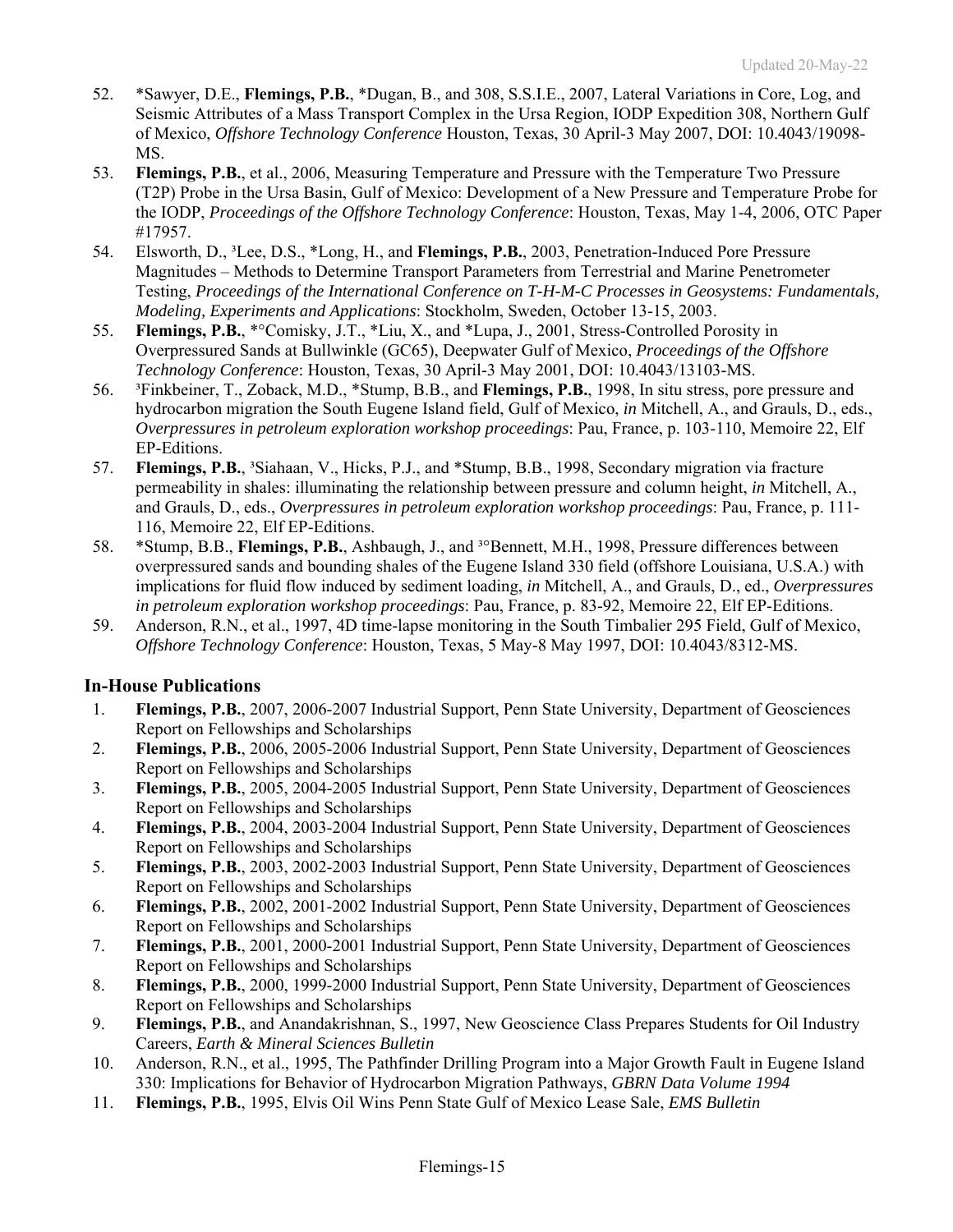52. *Sawyer, D.E., **Flemings, P.B.**, *Dugan, B., and 308, S.S.I.E., 2007, Lateral Variations in Core, Log, and Seismic Attributes of a Mass Transport Complex in the Ursa Region, IODP Expedition 308, Northern Gulf of Mexico, *Offshore Technology Conference* Houston, Texas, 30 April-3 May 2007, DOI: 10.4043/19098-MS.
53. **Flemings, P.B.**, et al., 2006, Measuring Temperature and Pressure with the Temperature Two Pressure (T2P) Probe in the Ursa Basin, Gulf of Mexico: Development of a New Pressure and Temperature Probe for the IODP, *Proceedings of the Offshore Technology Conference*: Houston, Texas, May 1-4, 2006, OTC Paper #17957.
54. Elsworth, D., [3]Lee, D.S., *Long, H., and **Flemings, P.B.**, 2003, Penetration-Induced Pore Pressure Magnitudes – Methods to Determine Transport Parameters from Terrestrial and Marine Penetrometer Testing, *Proceedings of the International Conference on T-H-M-C Processes in Geosystems: Fundamentals, Modeling, Experiments and Applications*: Stockholm, Sweden, October 13-15, 2003.
55. **Flemings, P.B.**, *°Comisky, J.T., *Liu, X., and *Lupa, J., 2001, Stress-Controlled Porosity in Overpressured Sands at Bullwinkle (GC65), Deepwater Gulf of Mexico, *Proceedings of the Offshore Technology Conference*: Houston, Texas, 30 April-3 May 2001, DOI: 10.4043/13103-MS.
56. [3]Finkbeiner, T., Zoback, M.D., *Stump, B.B., and **Flemings, P.B.**, 1998, In situ stress, pore pressure and hydrocarbon migration the South Eugene Island field, Gulf of Mexico, *in* Mitchell, A., and Grauls, D., eds., *Overpressures in petroleum exploration workshop proceedings*: Pau, France, p. 103-110, Memoire 22, Elf EP-Editions.
57. **Flemings, P.B.**, [3]Siahaan, V., Hicks, P.J., and *Stump, B.B., 1998, Secondary migration via fracture permeability in shales: illuminating the relationship between pressure and column height, *in* Mitchell, A., and Grauls, D., eds., *Overpressures in petroleum exploration workshop proceedings*: Pau, France, p. 111-116, Memoire 22, Elf EP-Editions.
58. *Stump, B.B., **Flemings, P.B.**, Ashbaugh, J., and [3]°Bennett, M.H., 1998, Pressure differences between overpressured sands and bounding shales of the Eugene Island 330 field (offshore Louisiana, U.S.A.) with implications for fluid flow induced by sediment loading, *in* Mitchell, A., and Grauls, D., ed., *Overpressures in petroleum exploration workshop proceedings*: Pau, France, p. 83-92, Memoire 22, Elf EP-Editions.
59. Anderson, R.N., et al., 1997, 4D time-lapse monitoring in the South Timbalier 295 Field, Gulf of Mexico, *Offshore Technology Conference*: Houston, Texas, 5 May-8 May 1997, DOI: 10.4043/8312-MS.

## In-House Publications

1. **Flemings, P.B.**, 2007, 2006-2007 Industrial Support, Penn State University, Department of Geosciences Report on Fellowships and Scholarships
2. **Flemings, P.B.**, 2006, 2005-2006 Industrial Support, Penn State University, Department of Geosciences Report on Fellowships and Scholarships
3. **Flemings, P.B.**, 2005, 2004-2005 Industrial Support, Penn State University, Department of Geosciences Report on Fellowships and Scholarships
4. **Flemings, P.B.**, 2004, 2003-2004 Industrial Support, Penn State University, Department of Geosciences Report on Fellowships and Scholarships
5. **Flemings, P.B.**, 2003, 2002-2003 Industrial Support, Penn State University, Department of Geosciences Report on Fellowships and Scholarships
6. **Flemings, P.B.**, 2002, 2001-2002 Industrial Support, Penn State University, Department of Geosciences Report on Fellowships and Scholarships
7. **Flemings, P.B.**, 2001, 2000-2001 Industrial Support, Penn State University, Department of Geosciences Report on Fellowships and Scholarships
8. **Flemings, P.B.**, 2000, 1999-2000 Industrial Support, Penn State University, Department of Geosciences Report on Fellowships and Scholarships
9. **Flemings, P.B.**, and Anandakrishnan, S., 1997, New Geoscience Class Prepares Students for Oil Industry Careers, *Earth & Mineral Sciences Bulletin*
10. Anderson, R.N., et al., 1995, The Pathfinder Drilling Program into a Major Growth Fault in Eugene Island 330: Implications for Behavior of Hydrocarbon Migration Pathways, *GBRN Data Volume 1994*
11. **Flemings, P.B.**, 1995, Elvis Oil Wins Penn State Gulf of Mexico Lease Sale, *EMS Bulletin*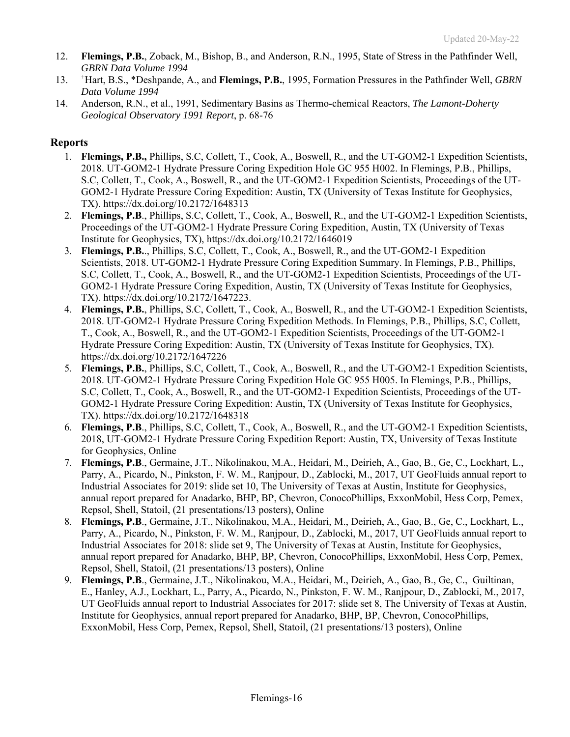12. **Flemings, P.B.**, Zoback, M., Bishop, B., and Anderson, R.N., 1995, State of Stress in the Pathfinder Well, *GBRN Data Volume 1994*
13. [+]Hart, B.S., *Deshpande, A., and **Flemings, P.B.**, 1995, Formation Pressures in the Pathfinder Well, *GBRN Data Volume 1994*
14. Anderson, R.N., et al., 1991, Sedimentary Basins as Thermo-chemical Reactors, *The Lamont-Doherty Geological Observatory 1991 Report*, p. 68-76

## Reports

1. **Flemings, P.B.,** Phillips, S.C, Collett, T., Cook, A., Boswell, R., and the UT-GOM2-1 Expedition Scientists, 2018. UT-GOM2-1 Hydrate Pressure Coring Expedition Hole GC 955 H002. In Flemings, P.B., Phillips, S.C, Collett, T., Cook, A., Boswell, R., and the UT-GOM2-1 Expedition Scientists, Proceedings of the UT-GOM2-1 Hydrate Pressure Coring Expedition: Austin, TX (University of Texas Institute for Geophysics, TX). https://dx.doi.org/10.2172/1648313
2. **Flemings, P.B**., Phillips, S.C, Collett, T., Cook, A., Boswell, R., and the UT-GOM2-1 Expedition Scientists, Proceedings of the UT-GOM2-1 Hydrate Pressure Coring Expedition, Austin, TX (University of Texas Institute for Geophysics, TX), https://dx.doi.org/10.2172/1646019
3. **Flemings, P.B.**., Phillips, S.C, Collett, T., Cook, A., Boswell, R., and the UT-GOM2-1 Expedition Scientists, 2018. UT-GOM2-1 Hydrate Pressure Coring Expedition Summary. In Flemings, P.B., Phillips, S.C, Collett, T., Cook, A., Boswell, R., and the UT-GOM2-1 Expedition Scientists, Proceedings of the UT-GOM2-1 Hydrate Pressure Coring Expedition, Austin, TX (University of Texas Institute for Geophysics, TX). https://dx.doi.org/10.2172/1647223.
4. **Flemings, P.B.**, Phillips, S.C, Collett, T., Cook, A., Boswell, R., and the UT-GOM2-1 Expedition Scientists, 2018. UT-GOM2-1 Hydrate Pressure Coring Expedition Methods. In Flemings, P.B., Phillips, S.C, Collett, T., Cook, A., Boswell, R., and the UT-GOM2-1 Expedition Scientists, Proceedings of the UT-GOM2-1 Hydrate Pressure Coring Expedition: Austin, TX (University of Texas Institute for Geophysics, TX). https://dx.doi.org/10.2172/1647226
5. **Flemings, P.B.**, Phillips, S.C, Collett, T., Cook, A., Boswell, R., and the UT-GOM2-1 Expedition Scientists, 2018. UT-GOM2-1 Hydrate Pressure Coring Expedition Hole GC 955 H005. In Flemings, P.B., Phillips, S.C, Collett, T., Cook, A., Boswell, R., and the UT-GOM2-1 Expedition Scientists, Proceedings of the UT-GOM2-1 Hydrate Pressure Coring Expedition: Austin, TX (University of Texas Institute for Geophysics, TX). https://dx.doi.org/10.2172/1648318
6. **Flemings, P.B**., Phillips, S.C, Collett, T., Cook, A., Boswell, R., and the UT-GOM2-1 Expedition Scientists, 2018, UT-GOM2-1 Hydrate Pressure Coring Expedition Report: Austin, TX, University of Texas Institute for Geophysics, Online
7. **Flemings, P.B**., Germaine, J.T., Nikolinakou, M.A., Heidari, M., Deirieh, A., Gao, B., Ge, C., Lockhart, L., Parry, A., Picardo, N., Pinkston, F. W. M., Ranjpour, D., Zablocki, M., 2017, UT GeoFluids annual report to Industrial Associates for 2019: slide set 10, The University of Texas at Austin, Institute for Geophysics, annual report prepared for Anadarko, BHP, BP, Chevron, ConocoPhillips, ExxonMobil, Hess Corp, Pemex, Repsol, Shell, Statoil, (21 presentations/13 posters), Online
8. **Flemings, P.B**., Germaine, J.T., Nikolinakou, M.A., Heidari, M., Deirieh, A., Gao, B., Ge, C., Lockhart, L., Parry, A., Picardo, N., Pinkston, F. W. M., Ranjpour, D., Zablocki, M., 2017, UT GeoFluids annual report to Industrial Associates for 2018: slide set 9, The University of Texas at Austin, Institute for Geophysics, annual report prepared for Anadarko, BHP, BP, Chevron, ConocoPhillips, ExxonMobil, Hess Corp, Pemex, Repsol, Shell, Statoil, (21 presentations/13 posters), Online
9. **Flemings, P.B**., Germaine, J.T., Nikolinakou, M.A., Heidari, M., Deirieh, A., Gao, B., Ge, C., Guiltinan, E., Hanley, A.J., Lockhart, L., Parry, A., Picardo, N., Pinkston, F. W. M., Ranjpour, D., Zablocki, M., 2017, UT GeoFluids annual report to Industrial Associates for 2017: slide set 8, The University of Texas at Austin, Institute for Geophysics, annual report prepared for Anadarko, BHP, BP, Chevron, ConocoPhillips, ExxonMobil, Hess Corp, Pemex, Repsol, Shell, Statoil, (21 presentations/13 posters), Online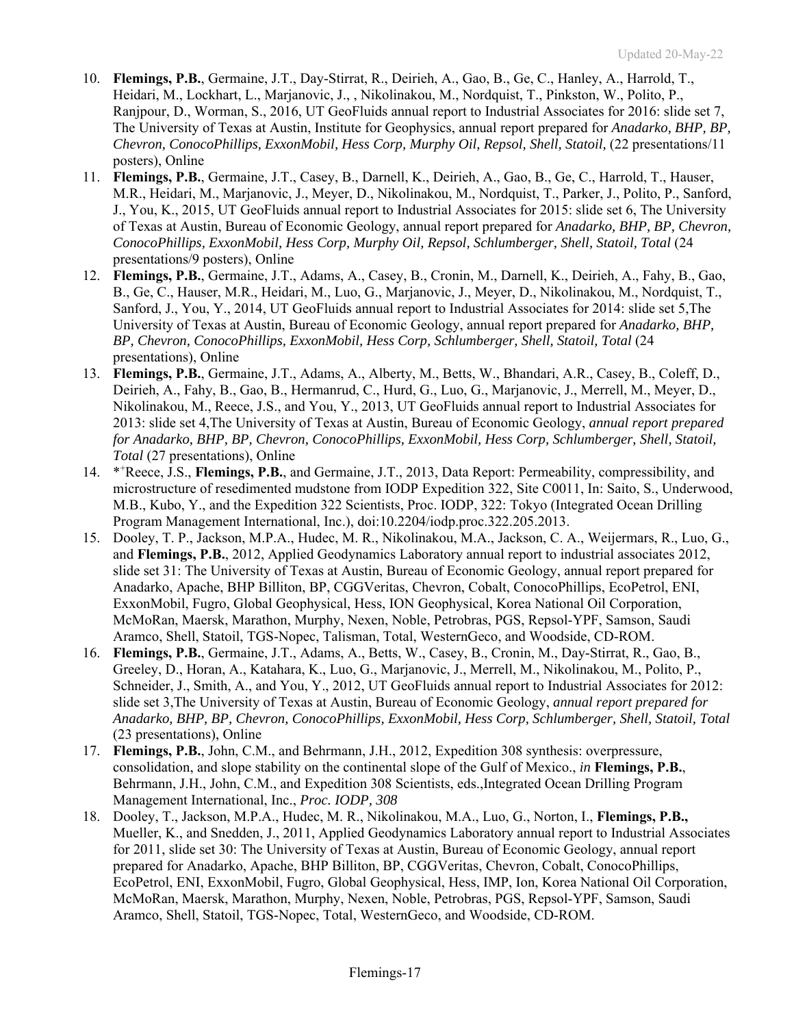10. **Flemings, P.B.**, Germaine, J.T., Day-Stirrat, R., Deirieh, A., Gao, B., Ge, C., Hanley, A., Harrold, T., Heidari, M., Lockhart, L., Marjanovic, J., , Nikolinakou, M., Nordquist, T., Pinkston, W., Polito, P., Ranjpour, D., Worman, S., 2016, UT GeoFluids annual report to Industrial Associates for 2016: slide set 7, The University of Texas at Austin, Institute for Geophysics, annual report prepared for *Anadarko, BHP, BP, Chevron, ConocoPhillips, ExxonMobil, Hess Corp, Murphy Oil, Repsol, Shell, Statoil,* (22 presentations/11 posters), Online
11. **Flemings, P.B.**, Germaine, J.T., Casey, B., Darnell, K., Deirieh, A., Gao, B., Ge, C., Harrold, T., Hauser, M.R., Heidari, M., Marjanovic, J., Meyer, D., Nikolinakou, M., Nordquist, T., Parker, J., Polito, P., Sanford, J., You, K., 2015, UT GeoFluids annual report to Industrial Associates for 2015: slide set 6, The University of Texas at Austin, Bureau of Economic Geology, annual report prepared for *Anadarko, BHP, BP, Chevron, ConocoPhillips, ExxonMobil, Hess Corp, Murphy Oil, Repsol, Schlumberger, Shell, Statoil, Total* (24 presentations/9 posters), Online
12. **Flemings, P.B.**, Germaine, J.T., Adams, A., Casey, B., Cronin, M., Darnell, K., Deirieh, A., Fahy, B., Gao, B., Ge, C., Hauser, M.R., Heidari, M., Luo, G., Marjanovic, J., Meyer, D., Nikolinakou, M., Nordquist, T., Sanford, J., You, Y., 2014, UT GeoFluids annual report to Industrial Associates for 2014: slide set 5,The University of Texas at Austin, Bureau of Economic Geology, annual report prepared for *Anadarko, BHP, BP, Chevron, ConocoPhillips, ExxonMobil, Hess Corp, Schlumberger, Shell, Statoil, Total* (24 presentations), Online
13. **Flemings, P.B.**, Germaine, J.T., Adams, A., Alberty, M., Betts, W., Bhandari, A.R., Casey, B., Coleff, D., Deirieh, A., Fahy, B., Gao, B., Hermanrud, C., Hurd, G., Luo, G., Marjanovic, J., Merrell, M., Meyer, D., Nikolinakou, M., Reece, J.S., and You, Y., 2013, UT GeoFluids annual report to Industrial Associates for 2013: slide set 4,The University of Texas at Austin, Bureau of Economic Geology, *annual report prepared for Anadarko, BHP, BP, Chevron, ConocoPhillips, ExxonMobil, Hess Corp, Schlumberger, Shell, Statoil, Total* (27 presentations), Online
14. *[+]Reece, J.S., **Flemings, P.B.**, and Germaine, J.T., 2013, Data Report: Permeability, compressibility, and microstructure of resedimented mudstone from IODP Expedition 322, Site C0011, In: Saito, S., Underwood, M.B., Kubo, Y., and the Expedition 322 Scientists, Proc. IODP, 322: Tokyo (Integrated Ocean Drilling Program Management International, Inc.), doi:10.2204/iodp.proc.322.205.2013.
15. Dooley, T. P., Jackson, M.P.A., Hudec, M. R., Nikolinakou, M.A., Jackson, C. A., Weijermars, R., Luo, G., and **Flemings, P.B.**, 2012, Applied Geodynamics Laboratory annual report to industrial associates 2012, slide set 31: The University of Texas at Austin, Bureau of Economic Geology, annual report prepared for Anadarko, Apache, BHP Billiton, BP, CGGVeritas, Chevron, Cobalt, ConocoPhillips, EcoPetrol, ENI, ExxonMobil, Fugro, Global Geophysical, Hess, ION Geophysical, Korea National Oil Corporation, McMoRan, Maersk, Marathon, Murphy, Nexen, Noble, Petrobras, PGS, Repsol-YPF, Samson, Saudi Aramco, Shell, Statoil, TGS-Nopec, Talisman, Total, WesternGeco, and Woodside, CD-ROM.
16. **Flemings, P.B.**, Germaine, J.T., Adams, A., Betts, W., Casey, B., Cronin, M., Day-Stirrat, R., Gao, B., Greeley, D., Horan, A., Katahara, K., Luo, G., Marjanovic, J., Merrell, M., Nikolinakou, M., Polito, P., Schneider, J., Smith, A., and You, Y., 2012, UT GeoFluids annual report to Industrial Associates for 2012: slide set 3,The University of Texas at Austin, Bureau of Economic Geology, *annual report prepared for Anadarko, BHP, BP, Chevron, ConocoPhillips, ExxonMobil, Hess Corp, Schlumberger, Shell, Statoil, Total* (23 presentations), Online
17. **Flemings, P.B.**, John, C.M., and Behrmann, J.H., 2012, Expedition 308 synthesis: overpressure, consolidation, and slope stability on the continental slope of the Gulf of Mexico., *in* **Flemings, P.B.**, Behrmann, J.H., John, C.M., and Expedition 308 Scientists, eds.,Integrated Ocean Drilling Program Management International, Inc., *Proc. IODP, 308*
18. Dooley, T., Jackson, M.P.A., Hudec, M. R., Nikolinakou, M.A., Luo, G., Norton, I., **Flemings, P.B.,** Mueller, K., and Snedden, J., 2011, Applied Geodynamics Laboratory annual report to Industrial Associates for 2011, slide set 30: The University of Texas at Austin, Bureau of Economic Geology, annual report prepared for Anadarko, Apache, BHP Billiton, BP, CGGVeritas, Chevron, Cobalt, ConocoPhillips, EcoPetrol, ENI, ExxonMobil, Fugro, Global Geophysical, Hess, IMP, Ion, Korea National Oil Corporation, McMoRan, Maersk, Marathon, Murphy, Nexen, Noble, Petrobras, PGS, Repsol-YPF, Samson, Saudi Aramco, Shell, Statoil, TGS-Nopec, Total, WesternGeco, and Woodside, CD-ROM.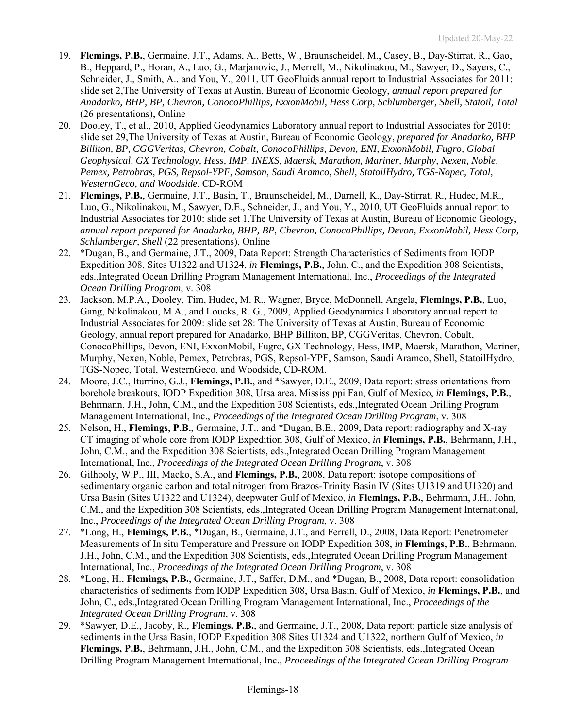19. **Flemings, P.B.**, Germaine, J.T., Adams, A., Betts, W., Braunscheidel, M., Casey, B., Day-Stirrat, R., Gao, B., Heppard, P., Horan, A., Luo, G., Marjanovic, J., Merrell, M., Nikolinakou, M., Sawyer, D., Sayers, C., Schneider, J., Smith, A., and You, Y., 2011, UT GeoFluids annual report to Industrial Associates for 2011: slide set 2,The University of Texas at Austin, Bureau of Economic Geology, *annual report prepared for Anadarko, BHP, BP, Chevron, ConocoPhillips, ExxonMobil, Hess Corp, Schlumberger, Shell, Statoil, Total* (26 presentations), Online
20. Dooley, T., et al., 2010, Applied Geodynamics Laboratory annual report to Industrial Associates for 2010: slide set 29,The University of Texas at Austin, Bureau of Economic Geology, *prepared for Anadarko, BHP Billiton, BP, CGGVeritas, Chevron, Cobalt, ConocoPhillips, Devon, ENI, ExxonMobil, Fugro, Global Geophysical, GX Technology, Hess, IMP, INEXS, Maersk, Marathon, Mariner, Murphy, Nexen, Noble, Pemex, Petrobras, PGS, Repsol-YPF, Samson, Saudi Aramco, Shell, StatoilHydro, TGS-Nopec, Total, WesternGeco, and Woodside*, CD-ROM
21. **Flemings, P.B.**, Germaine, J.T., Basin, T., Braunscheidel, M., Darnell, K., Day-Stirrat, R., Hudec, M.R., Luo, G., Nikolinakou, M., Sawyer, D.E., Schneider, J., and You, Y., 2010, UT GeoFluids annual report to Industrial Associates for 2010: slide set 1,The University of Texas at Austin, Bureau of Economic Geology, *annual report prepared for Anadarko, BHP, BP, Chevron, ConocoPhillips, Devon, ExxonMobil, Hess Corp, Schlumberger, Shell* (22 presentations), Online
22. *Dugan, B., and Germaine, J.T., 2009, Data Report: Strength Characteristics of Sediments from IODP Expedition 308, Sites U1322 and U1324, *in* **Flemings, P.B.**, John, C., and the Expedition 308 Scientists, eds.,Integrated Ocean Drilling Program Management International, Inc., *Proceedings of the Integrated Ocean Drilling Program*, v. 308
23. Jackson, M.P.A., Dooley, Tim, Hudec, M. R., Wagner, Bryce, McDonnell, Angela, **Flemings, P.B.**, Luo, Gang, Nikolinakou, M.A., and Loucks, R. G., 2009, Applied Geodynamics Laboratory annual report to Industrial Associates for 2009: slide set 28: The University of Texas at Austin, Bureau of Economic Geology, annual report prepared for Anadarko, BHP Billiton, BP, CGGVeritas, Chevron, Cobalt, ConocoPhillips, Devon, ENI, ExxonMobil, Fugro, GX Technology, Hess, IMP, Maersk, Marathon, Mariner, Murphy, Nexen, Noble, Pemex, Petrobras, PGS, Repsol-YPF, Samson, Saudi Aramco, Shell, StatoilHydro, TGS-Nopec, Total, WesternGeco, and Woodside, CD-ROM.
24. Moore, J.C., Iturrino, G.J., **Flemings, P.B.**, and *Sawyer, D.E., 2009, Data report: stress orientations from borehole breakouts, IODP Expedition 308, Ursa area, Mississippi Fan, Gulf of Mexico, *in* **Flemings, P.B.**, Behrmann, J.H., John, C.M., and the Expedition 308 Scientists, eds.,Integrated Ocean Drilling Program Management International, Inc., *Proceedings of the Integrated Ocean Drilling Program*, v. 308
25. Nelson, H., **Flemings, P.B.**, Germaine, J.T., and *Dugan, B.E., 2009, Data report: radiography and X-ray CT imaging of whole core from IODP Expedition 308, Gulf of Mexico, *in* **Flemings, P.B.**, Behrmann, J.H., John, C.M., and the Expedition 308 Scientists, eds.,Integrated Ocean Drilling Program Management International, Inc., *Proceedings of the Integrated Ocean Drilling Program*, v. 308
26. Gilhooly, W.P., III, Macko, S.A., and **Flemings, P.B.**, 2008, Data report: isotope compositions of sedimentary organic carbon and total nitrogen from Brazos-Trinity Basin IV (Sites U1319 and U1320) and Ursa Basin (Sites U1322 and U1324), deepwater Gulf of Mexico, *in* **Flemings, P.B.**, Behrmann, J.H., John, C.M., and the Expedition 308 Scientists, eds.,Integrated Ocean Drilling Program Management International, Inc., *Proceedings of the Integrated Ocean Drilling Program*, v. 308
27. *Long, H., **Flemings, P.B.**, *Dugan, B., Germaine, J.T., and Ferrell, D., 2008, Data Report: Penetrometer Measurements of In situ Temperature and Pressure on IODP Expedition 308, *in* **Flemings, P.B.**, Behrmann, J.H., John, C.M., and the Expedition 308 Scientists, eds.,Integrated Ocean Drilling Program Management International, Inc., *Proceedings of the Integrated Ocean Drilling Program*, v. 308
28. *Long, H., **Flemings, P.B.**, Germaine, J.T., Saffer, D.M., and *Dugan, B., 2008, Data report: consolidation characteristics of sediments from IODP Expedition 308, Ursa Basin, Gulf of Mexico, *in* **Flemings, P.B.**, and John, C., eds.,Integrated Ocean Drilling Program Management International, Inc., *Proceedings of the Integrated Ocean Drilling Program*, v. 308
29. *Sawyer, D.E., Jacoby, R., **Flemings, P.B.**, and Germaine, J.T., 2008, Data report: particle size analysis of sediments in the Ursa Basin, IODP Expedition 308 Sites U1324 and U1322, northern Gulf of Mexico, *in* **Flemings, P.B.**, Behrmann, J.H., John, C.M., and the Expedition 308 Scientists, eds.,Integrated Ocean Drilling Program Management International, Inc., *Proceedings of the Integrated Ocean Drilling Program*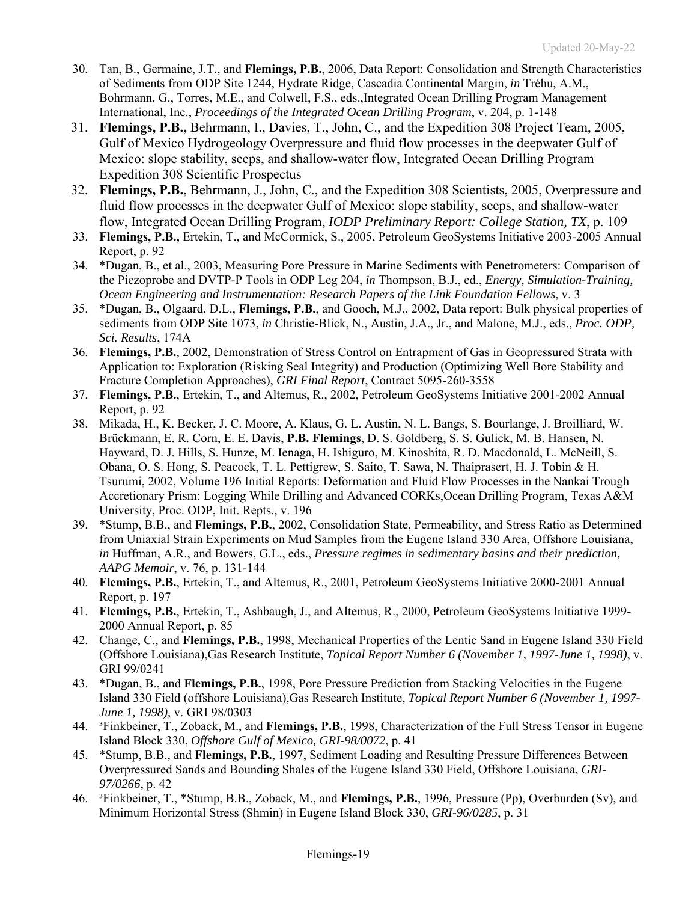30. Tan, B., Germaine, J.T., and **Flemings, P.B.**, 2006, Data Report: Consolidation and Strength Characteristics of Sediments from ODP Site 1244, Hydrate Ridge, Cascadia Continental Margin, *in* Tréhu, A.M., Bohrmann, G., Torres, M.E., and Colwell, F.S., eds.,Integrated Ocean Drilling Program Management International, Inc., *Proceedings of the Integrated Ocean Drilling Program*, v. 204, p. 1-148
31. **Flemings, P.B.,** Behrmann, I., Davies, T., John, C., and the Expedition 308 Project Team, 2005, Gulf of Mexico Hydrogeology Overpressure and fluid flow processes in the deepwater Gulf of Mexico: slope stability, seeps, and shallow-water flow, Integrated Ocean Drilling Program Expedition 308 Scientific Prospectus
32. **Flemings, P.B.**, Behrmann, J., John, C., and the Expedition 308 Scientists, 2005, Overpressure and fluid flow processes in the deepwater Gulf of Mexico: slope stability, seeps, and shallow-water flow, Integrated Ocean Drilling Program, *IODP Preliminary Report: College Station, TX*, p. 109
33. **Flemings, P.B.,** Ertekin, T., and McCormick, S., 2005, Petroleum GeoSystems Initiative 2003-2005 Annual Report, p. 92
34. *Dugan, B., et al., 2003, Measuring Pore Pressure in Marine Sediments with Penetrometers: Comparison of the Piezoprobe and DVTP-P Tools in ODP Leg 204, *in* Thompson, B.J., ed., *Energy, Simulation-Training, Ocean Engineering and Instrumentation: Research Papers of the Link Foundation Fellows*, v. 3
35. *Dugan, B., Olgaard, D.L., **Flemings, P.B.**, and Gooch, M.J., 2002, Data report: Bulk physical properties of sediments from ODP Site 1073, *in* Christie-Blick, N., Austin, J.A., Jr., and Malone, M.J., eds., *Proc. ODP, Sci. Results*, 174A
36. **Flemings, P.B.**, 2002, Demonstration of Stress Control on Entrapment of Gas in Geopressured Strata with Application to: Exploration (Risking Seal Integrity) and Production (Optimizing Well Bore Stability and Fracture Completion Approaches), *GRI Final Report*, Contract 5095-260-3558
37. **Flemings, P.B.**, Ertekin, T., and Altemus, R., 2002, Petroleum GeoSystems Initiative 2001-2002 Annual Report, p. 92
38. Mikada, H., K. Becker, J. C. Moore, A. Klaus, G. L. Austin, N. L. Bangs, S. Bourlange, J. Broilliard, W. Brückmann, E. R. Corn, E. E. Davis, **P.B. Flemings**, D. S. Goldberg, S. S. Gulick, M. B. Hansen, N. Hayward, D. J. Hills, S. Hunze, M. Ienaga, H. Ishiguro, M. Kinoshita, R. D. Macdonald, L. McNeill, S. Obana, O. S. Hong, S. Peacock, T. L. Pettigrew, S. Saito, T. Sawa, N. Thaiprasert, H. J. Tobin & H. Tsurumi, 2002, Volume 196 Initial Reports: Deformation and Fluid Flow Processes in the Nankai Trough Accretionary Prism: Logging While Drilling and Advanced CORKs,Ocean Drilling Program, Texas A&M University, Proc. ODP, Init. Repts., v. 196
39. *Stump, B.B., and **Flemings, P.B.**, 2002, Consolidation State, Permeability, and Stress Ratio as Determined from Uniaxial Strain Experiments on Mud Samples from the Eugene Island 330 Area, Offshore Louisiana, *in* Huffman, A.R., and Bowers, G.L., eds., *Pressure regimes in sedimentary basins and their prediction, AAPG Memoir*, v. 76, p. 131-144
40. **Flemings, P.B.**, Ertekin, T., and Altemus, R., 2001, Petroleum GeoSystems Initiative 2000-2001 Annual Report, p. 197
41. **Flemings, P.B.**, Ertekin, T., Ashbaugh, J., and Altemus, R., 2000, Petroleum GeoSystems Initiative 1999-2000 Annual Report, p. 85
42. Change, C., and **Flemings, P.B.**, 1998, Mechanical Properties of the Lentic Sand in Eugene Island 330 Field (Offshore Louisiana),Gas Research Institute, *Topical Report Number 6 (November 1, 1997-June 1, 1998)*, v. GRI 99/0241
43. *Dugan, B., and **Flemings, P.B.**, 1998, Pore Pressure Prediction from Stacking Velocities in the Eugene Island 330 Field (offshore Louisiana),Gas Research Institute, *Topical Report Number 6 (November 1, 1997-June 1, 1998)*, v. GRI 98/0303
44. [3]Finkbeiner, T., Zoback, M., and **Flemings, P.B.**, 1998, Characterization of the Full Stress Tensor in Eugene Island Block 330, *Offshore Gulf of Mexico, GRI-98/0072*, p. 41
45. *Stump, B.B., and **Flemings, P.B.**, 1997, Sediment Loading and Resulting Pressure Differences Between Overpressured Sands and Bounding Shales of the Eugene Island 330 Field, Offshore Louisiana, *GRI-97/0266*, p. 42
46. [3]Finkbeiner, T., *Stump, B.B., Zoback, M., and **Flemings, P.B.**, 1996, Pressure (Pp), Overburden (Sv), and Minimum Horizontal Stress (Shmin) in Eugene Island Block 330, *GRI-96/0285*, p. 31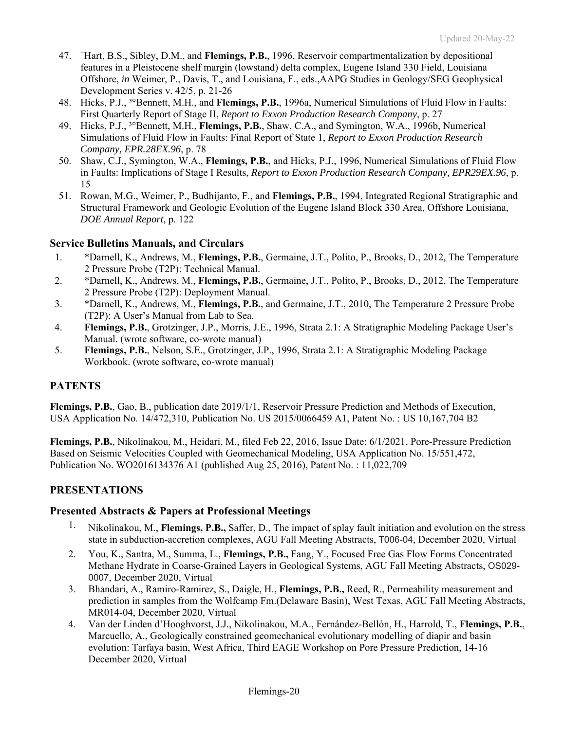47. [+]Hart, B.S., Sibley, D.M., and **Flemings, P.B.**, 1996, Reservoir compartmentalization by depositional features in a Pleistocene shelf margin (lowstand) delta complex, Eugene Island 330 Field, Louisiana Offshore, *in* Weimer, P., Davis, T., and Louisiana, F., eds.,AAPG Studies in Geology/SEG Geophysical Development Series v. 42/5, p. 21-26
48. Hicks, P.J., [3°]Bennett, M.H., and **Flemings, P.B.**, 1996a, Numerical Simulations of Fluid Flow in Faults: First Quarterly Report of Stage II, *Report to Exxon Production Research Company*, p. 27
49. Hicks, P.J., [3°]Bennett, M.H., **Flemings, P.B.**, Shaw, C.A., and Symington, W.A., 1996b, Numerical Simulations of Fluid Flow in Faults: Final Report of State 1, *Report to Exxon Production Research Company, EPR.28EX.96*, p. 78
50. Shaw, C.J., Symington, W.A., **Flemings, P.B.**, and Hicks, P.J., 1996, Numerical Simulations of Fluid Flow in Faults: Implications of Stage I Results, *Report to Exxon Production Research Company, EPR29EX.96*, p. 15
51. Rowan, M.G., Weimer, P., Budhijanto, F., and **Flemings, P.B.**, 1994, Integrated Regional Stratigraphic and Structural Framework and Geologic Evolution of the Eugene Island Block 330 Area, Offshore Louisiana, *DOE Annual Report*, p. 122

### Service Bulletins Manuals, and Circulars

1. *Darnell, K., Andrews, M., **Flemings, P.B.**, Germaine, J.T., Polito, P., Brooks, D., 2012, The Temperature 2 Pressure Probe (T2P): Technical Manual.
2. *Darnell, K., Andrews, M., **Flemings, P.B.**, Germaine, J.T., Polito, P., Brooks, D., 2012, The Temperature 2 Pressure Probe (T2P): Deployment Manual.
3. *Darnell, K., Andrews, M., **Flemings, P.B.**, and Germaine, J.T., 2010, The Temperature 2 Pressure Probe (T2P): A User's Manual from Lab to Sea.
4. **Flemings, P.B.**, Grotzinger, J.P., Morris, J.E., 1996, Strata 2.1: A Stratigraphic Modeling Package User's Manual. (wrote software, co-wrote manual)
5. **Flemings, P.B.**, Nelson, S.E., Grotzinger, J.P., 1996, Strata 2.1: A Stratigraphic Modeling Package Workbook. (wrote software, co-wrote manual)

## PATENTS

**Flemings, P.B.**, Gao, B., publication date 2019/1/1, Reservoir Pressure Prediction and Methods of Execution, USA Application No. 14/472,310, Publication No. US 2015/0066459 A1, Patent No. : US 10,167,704 B2

**Flemings, P.B.**, Nikolinakou, M., Heidari, M., filed Feb 22, 2016, Issue Date: 6/1/2021, Pore-Pressure Prediction Based on Seismic Velocities Coupled with Geomechanical Modeling, USA Application No. 15/551,472, Publication No. WO2016134376 A1 (published Aug 25, 2016), Patent No. : 11,022,709

## PRESENTATIONS

### Presented Abstracts & Papers at Professional Meetings

1. Nikolinakou, M., **Flemings, P.B.,** Saffer, D., The impact of splay fault initiation and evolution on the stress state in subduction-accretion complexes, AGU Fall Meeting Abstracts, T006-04, December 2020, Virtual
2. You, K., Santra, M., Summa, L., **Flemings, P.B.,** Fang, Y., Focused Free Gas Flow Forms Concentrated Methane Hydrate in Coarse-Grained Layers in Geological Systems, AGU Fall Meeting Abstracts, OS029-0007, December 2020, Virtual
3. Bhandari, A., Ramiro-Ramirez, S., Daigle, H., **Flemings, P.B.,** Reed, R., Permeability measurement and prediction in samples from the Wolfcamp Fm.(Delaware Basin), West Texas, AGU Fall Meeting Abstracts, MR014-04, December 2020, Virtual
4. Van der Linden d'Hooghvorst, J.J., Nikolinakou, M.A., Fernández-Bellón, H., Harrold, T., **Flemings, P.B.**, Marcuello, A., Geologically constrained geomechanical evolutionary modelling of diapir and basin evolution: Tarfaya basin, West Africa, Third EAGE Workshop on Pore Pressure Prediction, 14-16 December 2020, Virtual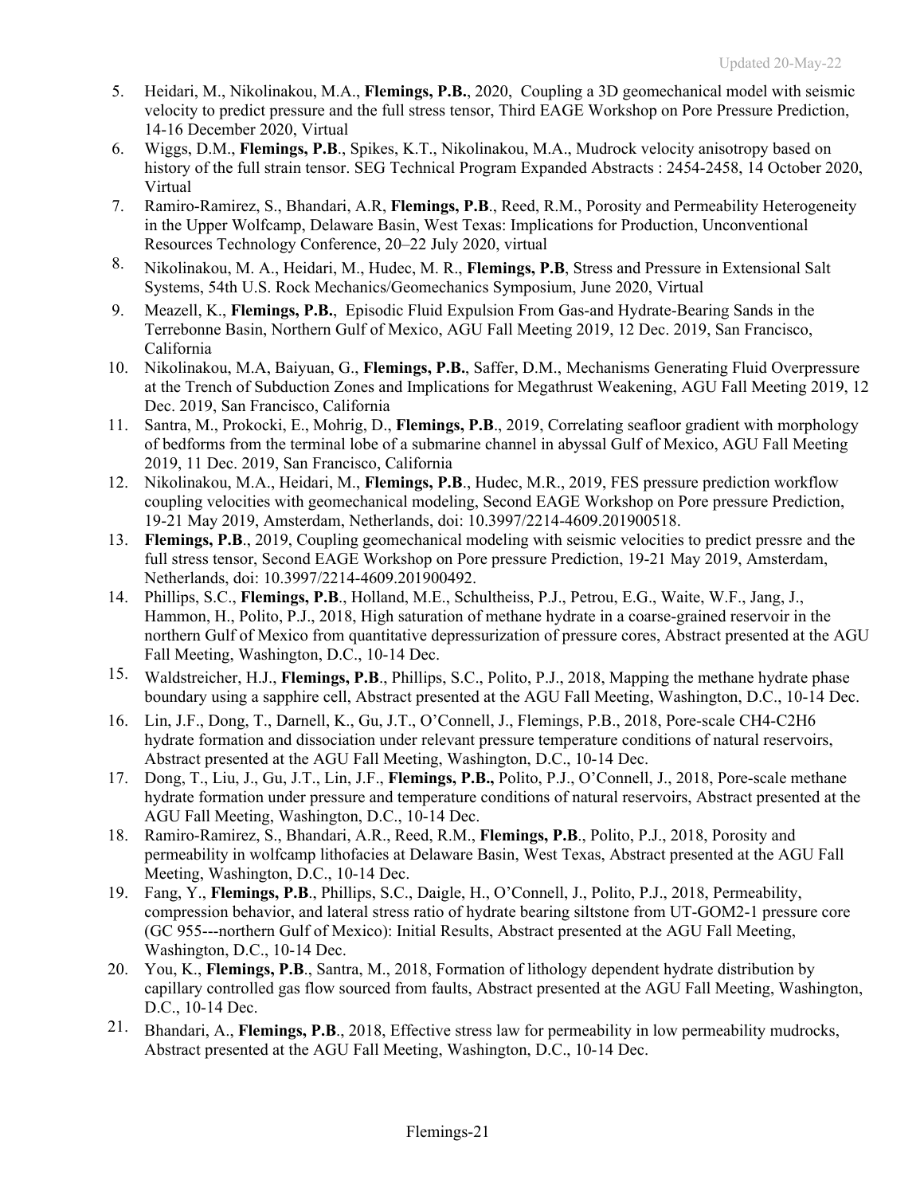5. Heidari, M., Nikolinakou, M.A., **Flemings, P.B.**, 2020, Coupling a 3D geomechanical model with seismic velocity to predict pressure and the full stress tensor, Third EAGE Workshop on Pore Pressure Prediction, 14-16 December 2020, Virtual
6. Wiggs, D.M., **Flemings, P.B**., Spikes, K.T., Nikolinakou, M.A., Mudrock velocity anisotropy based on history of the full strain tensor. SEG Technical Program Expanded Abstracts : 2454-2458, 14 October 2020, Virtual
7. Ramiro-Ramirez, S., Bhandari, A.R, **Flemings, P.B**., Reed, R.M., Porosity and Permeability Heterogeneity in the Upper Wolfcamp, Delaware Basin, West Texas: Implications for Production, Unconventional Resources Technology Conference, 20–22 July 2020, virtual
8. Nikolinakou, M. A., Heidari, M., Hudec, M. R., **Flemings, P.B**, Stress and Pressure in Extensional Salt Systems, 54th U.S. Rock Mechanics/Geomechanics Symposium, June 2020, Virtual
9. Meazell, K., **Flemings, P.B.**, Episodic Fluid Expulsion From Gas-and Hydrate-Bearing Sands in the Terrebonne Basin, Northern Gulf of Mexico, AGU Fall Meeting 2019, 12 Dec. 2019, San Francisco, California
10. Nikolinakou, M.A, Baiyuan, G., **Flemings, P.B.**, Saffer, D.M., Mechanisms Generating Fluid Overpressure at the Trench of Subduction Zones and Implications for Megathrust Weakening, AGU Fall Meeting 2019, 12 Dec. 2019, San Francisco, California
11. Santra, M., Prokocki, E., Mohrig, D., **Flemings, P.B**., 2019, Correlating seafloor gradient with morphology of bedforms from the terminal lobe of a submarine channel in abyssal Gulf of Mexico, AGU Fall Meeting 2019, 11 Dec. 2019, San Francisco, California
12. Nikolinakou, M.A., Heidari, M., **Flemings, P.B**., Hudec, M.R., 2019, FES pressure prediction workflow coupling velocities with geomechanical modeling, Second EAGE Workshop on Pore pressure Prediction, 19-21 May 2019, Amsterdam, Netherlands, doi: 10.3997/2214-4609.201900518.
13. **Flemings, P.B**., 2019, Coupling geomechanical modeling with seismic velocities to predict pressre and the full stress tensor, Second EAGE Workshop on Pore pressure Prediction, 19-21 May 2019, Amsterdam, Netherlands, doi: 10.3997/2214-4609.201900492.
14. Phillips, S.C., **Flemings, P.B**., Holland, M.E., Schultheiss, P.J., Petrou, E.G., Waite, W.F., Jang, J., Hammon, H., Polito, P.J., 2018, High saturation of methane hydrate in a coarse-grained reservoir in the northern Gulf of Mexico from quantitative depressurization of pressure cores, Abstract presented at the AGU Fall Meeting, Washington, D.C., 10-14 Dec.
15. Waldstreicher, H.J., **Flemings, P.B**., Phillips, S.C., Polito, P.J., 2018, Mapping the methane hydrate phase boundary using a sapphire cell, Abstract presented at the AGU Fall Meeting, Washington, D.C., 10-14 Dec.
16. Lin, J.F., Dong, T., Darnell, K., Gu, J.T., O'Connell, J., Flemings, P.B., 2018, Pore-scale CH4-C2H6 hydrate formation and dissociation under relevant pressure temperature conditions of natural reservoirs, Abstract presented at the AGU Fall Meeting, Washington, D.C., 10-14 Dec.
17. Dong, T., Liu, J., Gu, J.T., Lin, J.F., **Flemings, P.B.,** Polito, P.J., O'Connell, J., 2018, Pore-scale methane hydrate formation under pressure and temperature conditions of natural reservoirs, Abstract presented at the AGU Fall Meeting, Washington, D.C., 10-14 Dec.
18. Ramiro-Ramirez, S., Bhandari, A.R., Reed, R.M., **Flemings, P.B**., Polito, P.J., 2018, Porosity and permeability in wolfcamp lithofacies at Delaware Basin, West Texas, Abstract presented at the AGU Fall Meeting, Washington, D.C., 10-14 Dec.
19. Fang, Y., **Flemings, P.B**., Phillips, S.C., Daigle, H., O'Connell, J., Polito, P.J., 2018, Permeability, compression behavior, and lateral stress ratio of hydrate bearing siltstone from UT-GOM2-1 pressure core (GC 955---northern Gulf of Mexico): Initial Results, Abstract presented at the AGU Fall Meeting, Washington, D.C., 10-14 Dec.
20. You, K., **Flemings, P.B**., Santra, M., 2018, Formation of lithology dependent hydrate distribution by capillary controlled gas flow sourced from faults, Abstract presented at the AGU Fall Meeting, Washington, D.C., 10-14 Dec.
21. Bhandari, A., **Flemings, P.B**., 2018, Effective stress law for permeability in low permeability mudrocks, Abstract presented at the AGU Fall Meeting, Washington, D.C., 10-14 Dec.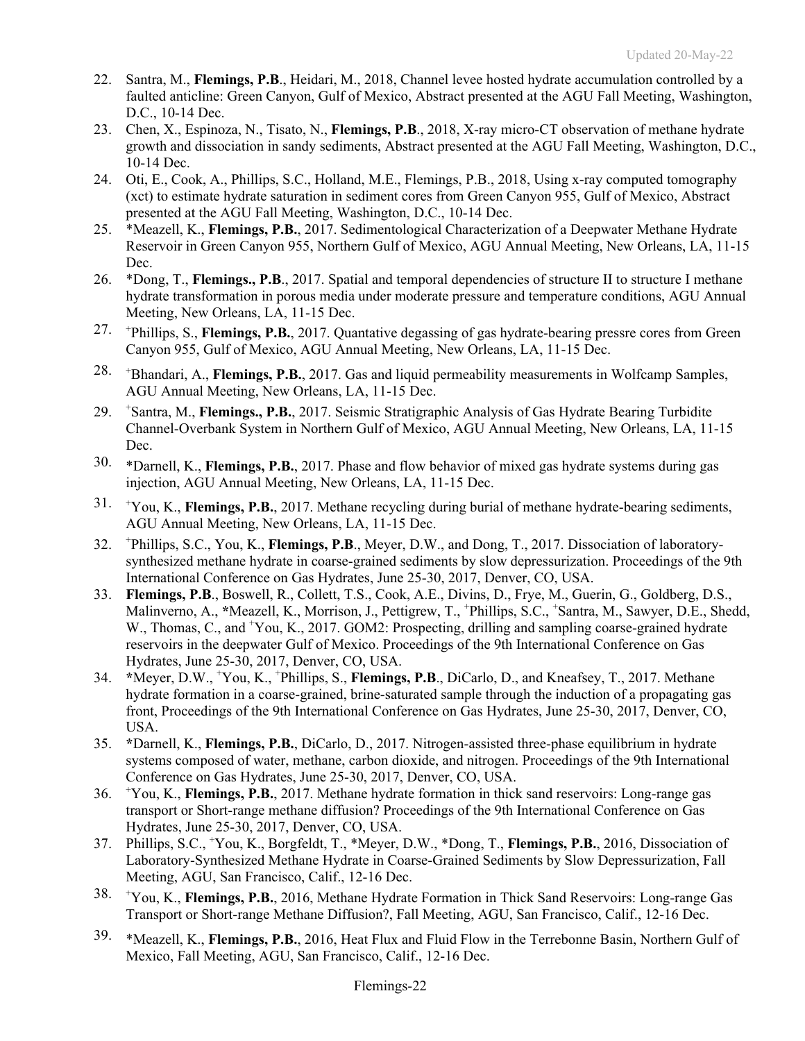22. Santra, M., **Flemings, P.B**., Heidari, M., 2018, Channel levee hosted hydrate accumulation controlled by a faulted anticline: Green Canyon, Gulf of Mexico, Abstract presented at the AGU Fall Meeting, Washington, D.C., 10-14 Dec.
23. Chen, X., Espinoza, N., Tisato, N., **Flemings, P.B**., 2018, X-ray micro-CT observation of methane hydrate growth and dissociation in sandy sediments, Abstract presented at the AGU Fall Meeting, Washington, D.C., 10-14 Dec.
24. Oti, E., Cook, A., Phillips, S.C., Holland, M.E., Flemings, P.B., 2018, Using x-ray computed tomography (xct) to estimate hydrate saturation in sediment cores from Green Canyon 955, Gulf of Mexico, Abstract presented at the AGU Fall Meeting, Washington, D.C., 10-14 Dec.
25. *Meazell, K., **Flemings, P.B.**, 2017. Sedimentological Characterization of a Deepwater Methane Hydrate Reservoir in Green Canyon 955, Northern Gulf of Mexico, AGU Annual Meeting, New Orleans, LA, 11-15 Dec.
26. *Dong, T., **Flemings., P.B**., 2017. Spatial and temporal dependencies of structure II to structure I methane hydrate transformation in porous media under moderate pressure and temperature conditions, AGU Annual Meeting, New Orleans, LA, 11-15 Dec.
27. +Phillips, S., **Flemings, P.B.**, 2017. Quantative degassing of gas hydrate-bearing pressre cores from Green Canyon 955, Gulf of Mexico, AGU Annual Meeting, New Orleans, LA, 11-15 Dec.
28. +Bhandari, A., **Flemings, P.B.**, 2017. Gas and liquid permeability measurements in Wolfcamp Samples, AGU Annual Meeting, New Orleans, LA, 11-15 Dec.
29. +Santra, M., **Flemings., P.B.**, 2017. Seismic Stratigraphic Analysis of Gas Hydrate Bearing Turbidite Channel-Overbank System in Northern Gulf of Mexico, AGU Annual Meeting, New Orleans, LA, 11-15 Dec.
30. *Darnell, K., **Flemings, P.B.**, 2017. Phase and flow behavior of mixed gas hydrate systems during gas injection, AGU Annual Meeting, New Orleans, LA, 11-15 Dec.
31. +You, K., **Flemings, P.B.**, 2017. Methane recycling during burial of methane hydrate-bearing sediments, AGU Annual Meeting, New Orleans, LA, 11-15 Dec.
32. +Phillips, S.C., You, K., **Flemings, P.B**., Meyer, D.W., and Dong, T., 2017. Dissociation of laboratory-synthesized methane hydrate in coarse-grained sediments by slow depressurization. Proceedings of the 9th International Conference on Gas Hydrates, June 25-30, 2017, Denver, CO, USA.
33. **Flemings, P.B**., Boswell, R., Collett, T.S., Cook, A.E., Divins, D., Frye, M., Guerin, G., Goldberg, D.S., Malinverno, A., *Meazell, K., Morrison, J., Pettigrew, T., +Phillips, S.C., +Santra, M., Sawyer, D.E., Shedd, W., Thomas, C., and +You, K., 2017. GOM2: Prospecting, drilling and sampling coarse-grained hydrate reservoirs in the deepwater Gulf of Mexico. Proceedings of the 9th International Conference on Gas Hydrates, June 25-30, 2017, Denver, CO, USA.
34. *Meyer, D.W., +You, K., +Phillips, S., **Flemings, P.B**., DiCarlo, D., and Kneafsey, T., 2017. Methane hydrate formation in a coarse-grained, brine-saturated sample through the induction of a propagating gas front, Proceedings of the 9th International Conference on Gas Hydrates, June 25-30, 2017, Denver, CO, USA.
35. *Darnell, K., **Flemings, P.B.**, DiCarlo, D., 2017. Nitrogen-assisted three-phase equilibrium in hydrate systems composed of water, methane, carbon dioxide, and nitrogen. Proceedings of the 9th International Conference on Gas Hydrates, June 25-30, 2017, Denver, CO, USA.
36. +You, K., **Flemings, P.B.**, 2017. Methane hydrate formation in thick sand reservoirs: Long-range gas transport or Short-range methane diffusion? Proceedings of the 9th International Conference on Gas Hydrates, June 25-30, 2017, Denver, CO, USA.
37. Phillips, S.C., +You, K., Borgfeldt, T., *Meyer, D.W., *Dong, T., **Flemings, P.B.**, 2016, Dissociation of Laboratory-Synthesized Methane Hydrate in Coarse-Grained Sediments by Slow Depressurization, Fall Meeting, AGU, San Francisco, Calif., 12-16 Dec.
38. +You, K., **Flemings, P.B.**, 2016, Methane Hydrate Formation in Thick Sand Reservoirs: Long-range Gas Transport or Short-range Methane Diffusion?, Fall Meeting, AGU, San Francisco, Calif., 12-16 Dec.
39. *Meazell, K., **Flemings, P.B.**, 2016, Heat Flux and Fluid Flow in the Terrebonne Basin, Northern Gulf of Mexico, Fall Meeting, AGU, San Francisco, Calif., 12-16 Dec.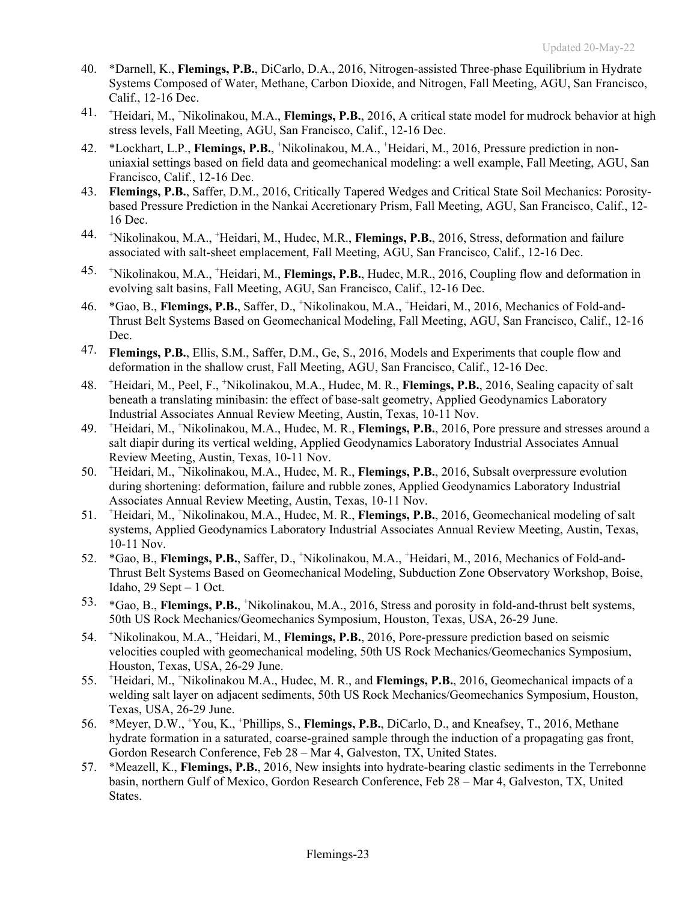40. *Darnell, K., **Flemings, P.B.**, DiCarlo, D.A., 2016, Nitrogen-assisted Three-phase Equilibrium in Hydrate Systems Composed of Water, Methane, Carbon Dioxide, and Nitrogen, Fall Meeting, AGU, San Francisco, Calif., 12-16 Dec.
41. +Heidari, M., +Nikolinakou, M.A., **Flemings, P.B.**, 2016, A critical state model for mudrock behavior at high stress levels, Fall Meeting, AGU, San Francisco, Calif., 12-16 Dec.
42. *Lockhart, L.P., **Flemings, P.B.**, +Nikolinakou, M.A., +Heidari, M., 2016, Pressure prediction in non-uniaxial settings based on field data and geomechanical modeling: a well example, Fall Meeting, AGU, San Francisco, Calif., 12-16 Dec.
43. **Flemings, P.B.**, Saffer, D.M., 2016, Critically Tapered Wedges and Critical State Soil Mechanics: Porosity-based Pressure Prediction in the Nankai Accretionary Prism, Fall Meeting, AGU, San Francisco, Calif., 12-16 Dec.
44. +Nikolinakou, M.A., +Heidari, M., Hudec, M.R., **Flemings, P.B.**, 2016, Stress, deformation and failure associated with salt-sheet emplacement, Fall Meeting, AGU, San Francisco, Calif., 12-16 Dec.
45. +Nikolinakou, M.A., +Heidari, M., **Flemings, P.B.**, Hudec, M.R., 2016, Coupling flow and deformation in evolving salt basins, Fall Meeting, AGU, San Francisco, Calif., 12-16 Dec.
46. *Gao, B., **Flemings, P.B.**, Saffer, D., +Nikolinakou, M.A., +Heidari, M., 2016, Mechanics of Fold-and-Thrust Belt Systems Based on Geomechanical Modeling, Fall Meeting, AGU, San Francisco, Calif., 12-16 Dec.
47. **Flemings, P.B.**, Ellis, S.M., Saffer, D.M., Ge, S., 2016, Models and Experiments that couple flow and deformation in the shallow crust, Fall Meeting, AGU, San Francisco, Calif., 12-16 Dec.
48. +Heidari, M., Peel, F., +Nikolinakou, M.A., Hudec, M. R., **Flemings, P.B.**, 2016, Sealing capacity of salt beneath a translating minibasin: the effect of base-salt geometry, Applied Geodynamics Laboratory Industrial Associates Annual Review Meeting, Austin, Texas, 10-11 Nov.
49. +Heidari, M., +Nikolinakou, M.A., Hudec, M. R., **Flemings, P.B.**, 2016, Pore pressure and stresses around a salt diapir during its vertical welding, Applied Geodynamics Laboratory Industrial Associates Annual Review Meeting, Austin, Texas, 10-11 Nov.
50. +Heidari, M., +Nikolinakou, M.A., Hudec, M. R., **Flemings, P.B.**, 2016, Subsalt overpressure evolution during shortening: deformation, failure and rubble zones, Applied Geodynamics Laboratory Industrial Associates Annual Review Meeting, Austin, Texas, 10-11 Nov.
51. +Heidari, M., +Nikolinakou, M.A., Hudec, M. R., **Flemings, P.B.**, 2016, Geomechanical modeling of salt systems, Applied Geodynamics Laboratory Industrial Associates Annual Review Meeting, Austin, Texas, 10-11 Nov.
52. *Gao, B., **Flemings, P.B.**, Saffer, D., +Nikolinakou, M.A., +Heidari, M., 2016, Mechanics of Fold-and-Thrust Belt Systems Based on Geomechanical Modeling, Subduction Zone Observatory Workshop, Boise, Idaho, 29 Sept – 1 Oct.
53. *Gao, B., **Flemings, P.B.**, +Nikolinakou, M.A., 2016, Stress and porosity in fold-and-thrust belt systems, 50th US Rock Mechanics/Geomechanics Symposium, Houston, Texas, USA, 26-29 June.
54. +Nikolinakou, M.A., +Heidari, M., **Flemings, P.B.**, 2016, Pore-pressure prediction based on seismic velocities coupled with geomechanical modeling, 50th US Rock Mechanics/Geomechanics Symposium, Houston, Texas, USA, 26-29 June.
55. +Heidari, M., +Nikolinakou M.A., Hudec, M. R., and **Flemings, P.B.**, 2016, Geomechanical impacts of a welding salt layer on adjacent sediments, 50th US Rock Mechanics/Geomechanics Symposium, Houston, Texas, USA, 26-29 June.
56. *Meyer, D.W., +You, K., +Phillips, S., **Flemings, P.B.**, DiCarlo, D., and Kneafsey, T., 2016, Methane hydrate formation in a saturated, coarse-grained sample through the induction of a propagating gas front, Gordon Research Conference, Feb 28 – Mar 4, Galveston, TX, United States.
57. *Meazell, K., **Flemings, P.B.**, 2016, New insights into hydrate-bearing clastic sediments in the Terrebonne basin, northern Gulf of Mexico, Gordon Research Conference, Feb 28 – Mar 4, Galveston, TX, United States.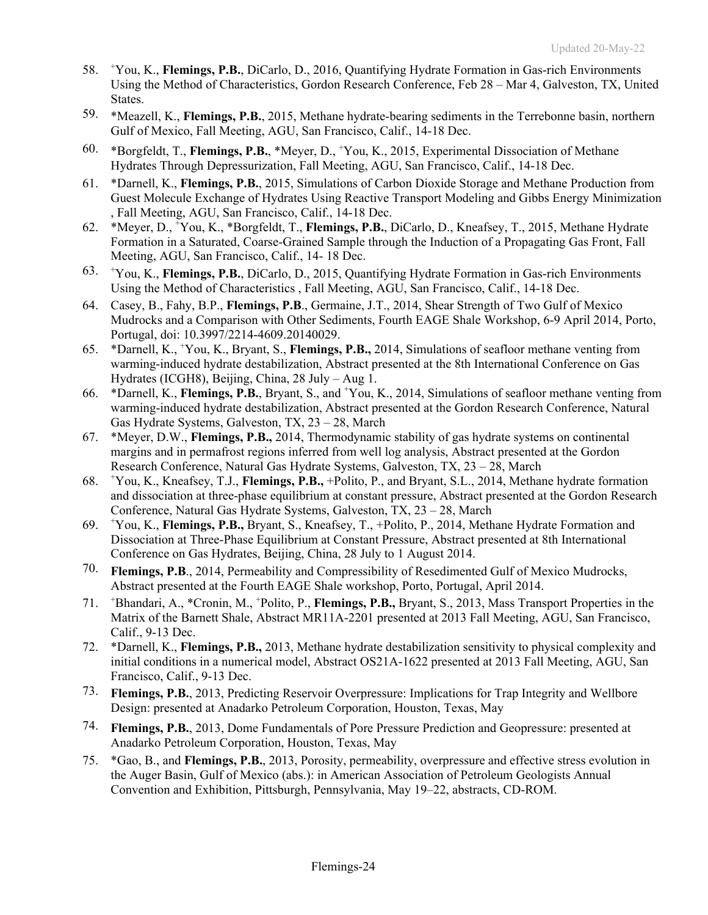58. [+]You, K., **Flemings, P.B.**, DiCarlo, D., 2016, Quantifying Hydrate Formation in Gas-rich Environments Using the Method of Characteristics, Gordon Research Conference, Feb 28 – Mar 4, Galveston, TX, United States.
59. *Meazell, K., **Flemings, P.B.**, 2015, Methane hydrate-bearing sediments in the Terrebonne basin, northern Gulf of Mexico, Fall Meeting, AGU, San Francisco, Calif., 14-18 Dec.
60. *Borgfeldt, T., **Flemings, P.B.**, *Meyer, D., [+]You, K., 2015, Experimental Dissociation of Methane Hydrates Through Depressurization, Fall Meeting, AGU, San Francisco, Calif., 14-18 Dec.
61. *Darnell, K., **Flemings, P.B.**, 2015, Simulations of Carbon Dioxide Storage and Methane Production from Guest Molecule Exchange of Hydrates Using Reactive Transport Modeling and Gibbs Energy Minimization , Fall Meeting, AGU, San Francisco, Calif., 14-18 Dec.
62. *Meyer, D., [+]You, K., *Borgfeldt, T., **Flemings, P.B.**, DiCarlo, D., Kneafsey, T., 2015, Methane Hydrate Formation in a Saturated, Coarse-Grained Sample through the Induction of a Propagating Gas Front, Fall Meeting, AGU, San Francisco, Calif., 14- 18 Dec.
63. [+]You, K., **Flemings, P.B.**, DiCarlo, D., 2015, Quantifying Hydrate Formation in Gas-rich Environments Using the Method of Characteristics , Fall Meeting, AGU, San Francisco, Calif., 14-18 Dec.
64. Casey, B., Fahy, B.P., **Flemings, P.B**., Germaine, J.T., 2014, Shear Strength of Two Gulf of Mexico Mudrocks and a Comparison with Other Sediments, Fourth EAGE Shale Workshop, 6-9 April 2014, Porto, Portugal, doi: 10.3997/2214-4609.20140029.
65. *Darnell, K., [+]You, K., Bryant, S., **Flemings, P.B.,** 2014, Simulations of seafloor methane venting from warming-induced hydrate destabilization, Abstract presented at the 8th International Conference on Gas Hydrates (ICGH8), Beijing, China, 28 July – Aug 1.
66. *Darnell, K., **Flemings, P.B.**, Bryant, S., and [+]You, K., 2014, Simulations of seafloor methane venting from warming-induced hydrate destabilization, Abstract presented at the Gordon Research Conference, Natural Gas Hydrate Systems, Galveston, TX, 23 – 28, March
67. *Meyer, D.W., **Flemings, P.B.,** 2014, Thermodynamic stability of gas hydrate systems on continental margins and in permafrost regions inferred from well log analysis, Abstract presented at the Gordon Research Conference, Natural Gas Hydrate Systems, Galveston, TX, 23 – 28, March
68. [+]You, K., Kneafsey, T.J., **Flemings, P.B.,** +Polito, P., and Bryant, S.L., 2014, Methane hydrate formation and dissociation at three-phase equilibrium at constant pressure, Abstract presented at the Gordon Research Conference, Natural Gas Hydrate Systems, Galveston, TX, 23 – 28, March
69. [+]You, K., **Flemings, P.B.,** Bryant, S., Kneafsey, T., +Polito, P., 2014, Methane Hydrate Formation and Dissociation at Three-Phase Equilibrium at Constant Pressure, Abstract presented at 8th International Conference on Gas Hydrates, Beijing, China, 28 July to 1 August 2014.
70. **Flemings, P.B**., 2014, Permeability and Compressibility of Resedimented Gulf of Mexico Mudrocks, Abstract presented at the Fourth EAGE Shale workshop, Porto, Portugal, April 2014.
71. [+]Bhandari, A., *Cronin, M., [+]Polito, P., **Flemings, P.B.,** Bryant, S., 2013, Mass Transport Properties in the Matrix of the Barnett Shale, Abstract MR11A-2201 presented at 2013 Fall Meeting, AGU, San Francisco, Calif., 9-13 Dec.
72. *Darnell, K., **Flemings, P.B.,** 2013, Methane hydrate destabilization sensitivity to physical complexity and initial conditions in a numerical model, Abstract OS21A-1622 presented at 2013 Fall Meeting, AGU, San Francisco, Calif., 9-13 Dec.
73. **Flemings, P.B.**, 2013, Predicting Reservoir Overpressure: Implications for Trap Integrity and Wellbore Design: presented at Anadarko Petroleum Corporation, Houston, Texas, May
74. **Flemings, P.B.**, 2013, Dome Fundamentals of Pore Pressure Prediction and Geopressure: presented at Anadarko Petroleum Corporation, Houston, Texas, May
75. *Gao, B., and **Flemings, P.B.**, 2013, Porosity, permeability, overpressure and effective stress evolution in the Auger Basin, Gulf of Mexico (abs.): in American Association of Petroleum Geologists Annual Convention and Exhibition, Pittsburgh, Pennsylvania, May 19–22, abstracts, CD-ROM.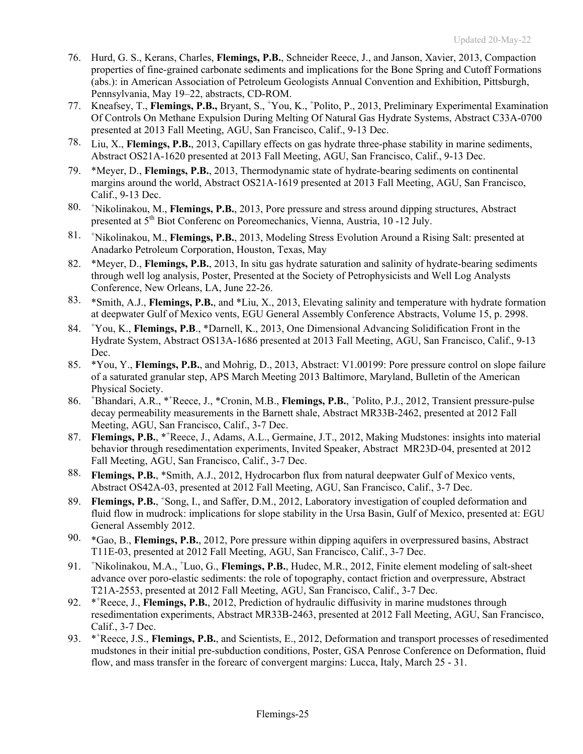76. Hurd, G. S., Kerans, Charles, **Flemings, P.B.**, Schneider Reece, J., and Janson, Xavier, 2013, Compaction properties of fine-grained carbonate sediments and implications for the Bone Spring and Cutoff Formations (abs.): in American Association of Petroleum Geologists Annual Convention and Exhibition, Pittsburgh, Pennsylvania, May 19–22, abstracts, CD-ROM.
77. Kneafsey, T., **Flemings, P.B.,** Bryant, S., +You, K., +Polito, P., 2013, Preliminary Experimental Examination Of Controls On Methane Expulsion During Melting Of Natural Gas Hydrate Systems, Abstract C33A-0700 presented at 2013 Fall Meeting, AGU, San Francisco, Calif., 9-13 Dec.
78. Liu, X., **Flemings, P.B.**, 2013, Capillary effects on gas hydrate three-phase stability in marine sediments, Abstract OS21A-1620 presented at 2013 Fall Meeting, AGU, San Francisco, Calif., 9-13 Dec.
79. *Meyer, D., **Flemings, P.B.**, 2013, Thermodynamic state of hydrate-bearing sediments on continental margins around the world, Abstract OS21A-1619 presented at 2013 Fall Meeting, AGU, San Francisco, Calif., 9-13 Dec.
80. +Nikolinakou, M., **Flemings, P.B.**, 2013, Pore pressure and stress around dipping structures, Abstract presented at 5th Biot Conferenc on Poreomechanics, Vienna, Austria, 10 -12 July.
81. +Nikolinakou, M., **Flemings, P.B.**, 2013, Modeling Stress Evolution Around a Rising Salt: presented at Anadarko Petroleum Corporation, Houston, Texas, May
82. *Meyer, D., **Flemings, P.B.**, 2013, In situ gas hydrate saturation and salinity of hydrate-bearing sediments through well log analysis, Poster, Presented at the Society of Petrophysicists and Well Log Analysts Conference, New Orleans, LA, June 22-26.
83. *Smith, A.J., **Flemings, P.B.**, and *Liu, X., 2013, Elevating salinity and temperature with hydrate formation at deepwater Gulf of Mexico vents, EGU General Assembly Conference Abstracts, Volume 15, p. 2998.
84. +You, K., **Flemings, P.B**., *Darnell, K., 2013, One Dimensional Advancing Solidification Front in the Hydrate System, Abstract OS13A-1686 presented at 2013 Fall Meeting, AGU, San Francisco, Calif., 9-13 Dec.
85. *You, Y., **Flemings, P.B.**, and Mohrig, D., 2013, Abstract: V1.00199: Pore pressure control on slope failure of a saturated granular step, APS March Meeting 2013 Baltimore, Maryland, Bulletin of the American Physical Society.
86. +Bhandari, A.R., *+Reece, J., *Cronin, M.B., **Flemings, P.B.**, +Polito, P.J., 2012, Transient pressure-pulse decay permeability measurements in the Barnett shale, Abstract MR33B-2462, presented at 2012 Fall Meeting, AGU, San Francisco, Calif., 3-7 Dec.
87. **Flemings, P.B.**, *+Reece, J., Adams, A.L., Germaine, J.T., 2012, Making Mudstones: insights into material behavior through resedimentation experiments, Invited Speaker, Abstract MR23D-04, presented at 2012 Fall Meeting, AGU, San Francisco, Calif., 3-7 Dec.
88. **Flemings, P.B.**, *Smith, A.J., 2012, Hydrocarbon flux from natural deepwater Gulf of Mexico vents, Abstract OS42A-03, presented at 2012 Fall Meeting, AGU, San Francisco, Calif., 3-7 Dec.
89. **Flemings, P.B.**, +Song, I., and Saffer, D.M., 2012, Laboratory investigation of coupled deformation and fluid flow in mudrock: implications for slope stability in the Ursa Basin, Gulf of Mexico, presented at: EGU General Assembly 2012.
90. *Gao, B., **Flemings, P.B.**, 2012, Pore pressure within dipping aquifers in overpressured basins, Abstract T11E-03, presented at 2012 Fall Meeting, AGU, San Francisco, Calif., 3-7 Dec.
91. +Nikolinakou, M.A., +Luo, G., **Flemings, P.B.**, Hudec, M.R., 2012, Finite element modeling of salt-sheet advance over poro-elastic sediments: the role of topography, contact friction and overpressure, Abstract T21A-2553, presented at 2012 Fall Meeting, AGU, San Francisco, Calif., 3-7 Dec.
92. *+Reece, J., **Flemings, P.B.**, 2012, Prediction of hydraulic diffusivity in marine mudstones through resedimentation experiments, Abstract MR33B-2463, presented at 2012 Fall Meeting, AGU, San Francisco, Calif., 3-7 Dec.
93. *+Reece, J.S., **Flemings, P.B.**, and Scientists, E., 2012, Deformation and transport processes of resedimented mudstones in their initial pre-subduction conditions, Poster, GSA Penrose Conference on Deformation, fluid flow, and mass transfer in the forearc of convergent margins: Lucca, Italy, March 25 - 31.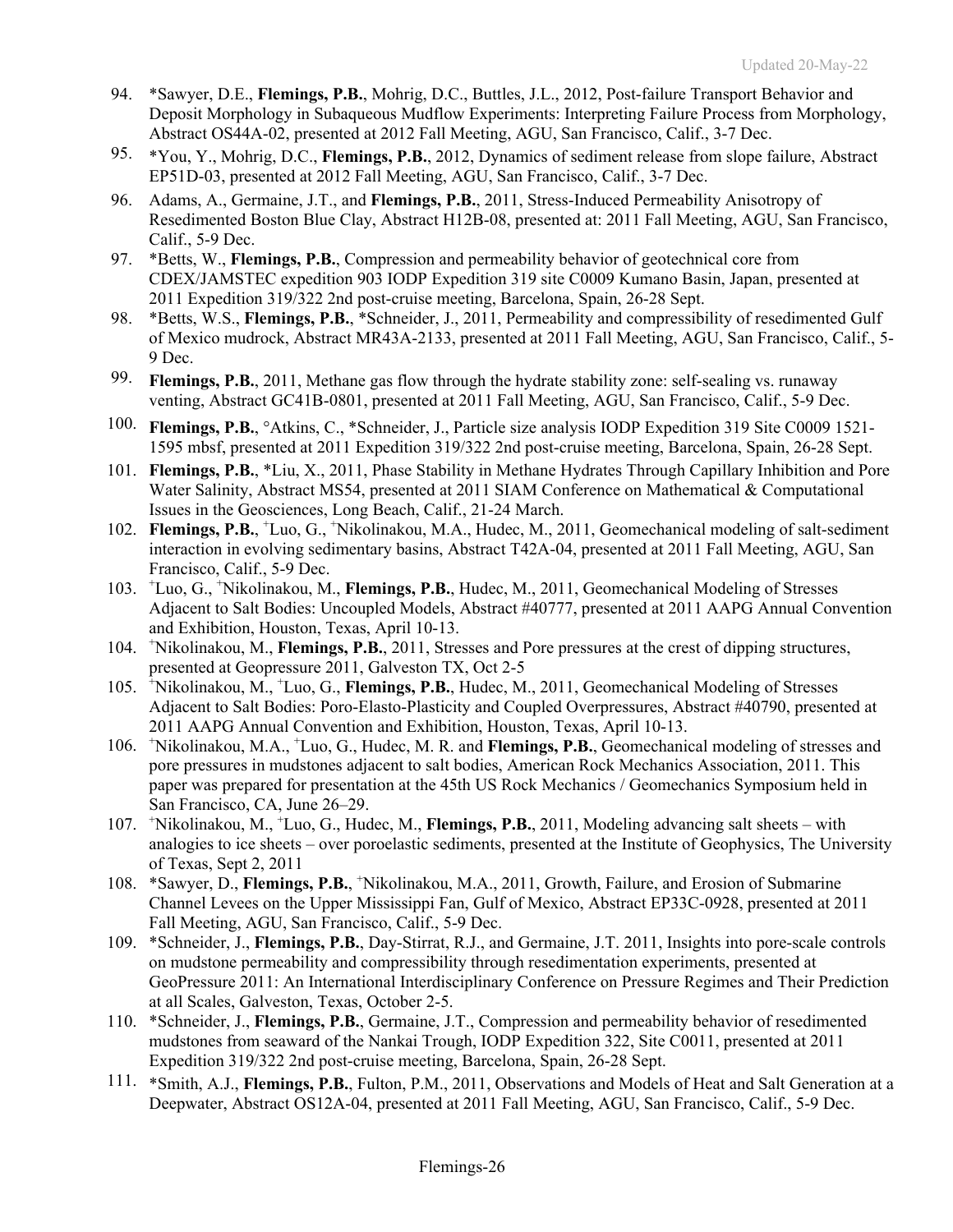94. *Sawyer, D.E., **Flemings, P.B.**, Mohrig, D.C., Buttles, J.L., 2012, Post-failure Transport Behavior and Deposit Morphology in Subaqueous Mudflow Experiments: Interpreting Failure Process from Morphology, Abstract OS44A-02, presented at 2012 Fall Meeting, AGU, San Francisco, Calif., 3-7 Dec.
95. *You, Y., Mohrig, D.C., **Flemings, P.B.**, 2012, Dynamics of sediment release from slope failure, Abstract EP51D-03, presented at 2012 Fall Meeting, AGU, San Francisco, Calif., 3-7 Dec.
96. Adams, A., Germaine, J.T., and **Flemings, P.B.**, 2011, Stress-Induced Permeability Anisotropy of Resedimented Boston Blue Clay, Abstract H12B-08, presented at: 2011 Fall Meeting, AGU, San Francisco, Calif., 5-9 Dec.
97. *Betts, W., **Flemings, P.B.**, Compression and permeability behavior of geotechnical core from CDEX/JAMSTEC expedition 903 IODP Expedition 319 site C0009 Kumano Basin, Japan, presented at 2011 Expedition 319/322 2nd post-cruise meeting, Barcelona, Spain, 26-28 Sept.
98. *Betts, W.S., **Flemings, P.B.**, *Schneider, J., 2011, Permeability and compressibility of resedimented Gulf of Mexico mudrock, Abstract MR43A-2133, presented at 2011 Fall Meeting, AGU, San Francisco, Calif., 5-9 Dec.
99. **Flemings, P.B.**, 2011, Methane gas flow through the hydrate stability zone: self-sealing vs. runaway venting, Abstract GC41B-0801, presented at 2011 Fall Meeting, AGU, San Francisco, Calif., 5-9 Dec.
100. **Flemings, P.B.**, °Atkins, C., *Schneider, J., Particle size analysis IODP Expedition 319 Site C0009 1521-1595 mbsf, presented at 2011 Expedition 319/322 2nd post-cruise meeting, Barcelona, Spain, 26-28 Sept.
101. **Flemings, P.B.**, *Liu, X., 2011, Phase Stability in Methane Hydrates Through Capillary Inhibition and Pore Water Salinity, Abstract MS54, presented at 2011 SIAM Conference on Mathematical & Computational Issues in the Geosciences, Long Beach, Calif., 21-24 March.
102. **Flemings, P.B.**, +Luo, G., +Nikolinakou, M.A., Hudec, M., 2011, Geomechanical modeling of salt-sediment interaction in evolving sedimentary basins, Abstract T42A-04, presented at 2011 Fall Meeting, AGU, San Francisco, Calif., 5-9 Dec.
103. +Luo, G., +Nikolinakou, M., **Flemings, P.B.**, Hudec, M., 2011, Geomechanical Modeling of Stresses Adjacent to Salt Bodies: Uncoupled Models, Abstract #40777, presented at 2011 AAPG Annual Convention and Exhibition, Houston, Texas, April 10-13.
104. +Nikolinakou, M., **Flemings, P.B.**, 2011, Stresses and Pore pressures at the crest of dipping structures, presented at Geopressure 2011, Galveston TX, Oct 2-5
105. +Nikolinakou, M., +Luo, G., **Flemings, P.B.**, Hudec, M., 2011, Geomechanical Modeling of Stresses Adjacent to Salt Bodies: Poro-Elasto-Plasticity and Coupled Overpressures, Abstract #40790, presented at 2011 AAPG Annual Convention and Exhibition, Houston, Texas, April 10-13.
106. +Nikolinakou, M.A., +Luo, G., Hudec, M. R. and **Flemings, P.B.**, Geomechanical modeling of stresses and pore pressures in mudstones adjacent to salt bodies, American Rock Mechanics Association, 2011. This paper was prepared for presentation at the 45th US Rock Mechanics / Geomechanics Symposium held in San Francisco, CA, June 26–29.
107. +Nikolinakou, M., +Luo, G., Hudec, M., **Flemings, P.B.**, 2011, Modeling advancing salt sheets – with analogies to ice sheets – over poroelastic sediments, presented at the Institute of Geophysics, The University of Texas, Sept 2, 2011
108. *Sawyer, D., **Flemings, P.B.**, +Nikolinakou, M.A., 2011, Growth, Failure, and Erosion of Submarine Channel Levees on the Upper Mississippi Fan, Gulf of Mexico, Abstract EP33C-0928, presented at 2011 Fall Meeting, AGU, San Francisco, Calif., 5-9 Dec.
109. *Schneider, J., **Flemings, P.B.**, Day-Stirrat, R.J., and Germaine, J.T. 2011, Insights into pore-scale controls on mudstone permeability and compressibility through resedimentation experiments, presented at GeoPressure 2011: An International Interdisciplinary Conference on Pressure Regimes and Their Prediction at all Scales, Galveston, Texas, October 2-5.
110. *Schneider, J., **Flemings, P.B.**, Germaine, J.T., Compression and permeability behavior of resedimented mudstones from seaward of the Nankai Trough, IODP Expedition 322, Site C0011, presented at 2011 Expedition 319/322 2nd post-cruise meeting, Barcelona, Spain, 26-28 Sept.
111. *Smith, A.J., **Flemings, P.B.**, Fulton, P.M., 2011, Observations and Models of Heat and Salt Generation at a Deepwater, Abstract OS12A-04, presented at 2011 Fall Meeting, AGU, San Francisco, Calif., 5-9 Dec.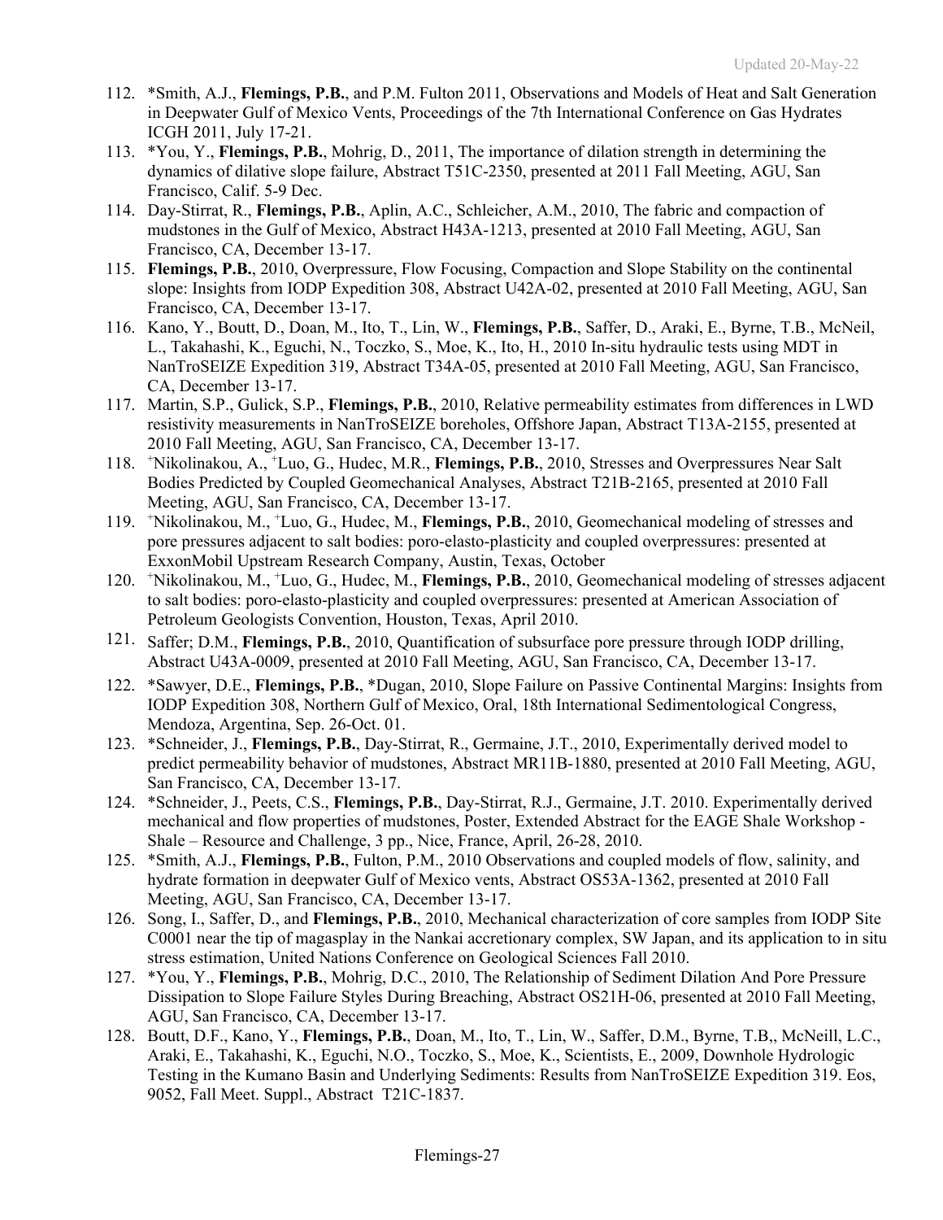112. *Smith, A.J., **Flemings, P.B.**, and P.M. Fulton 2011, Observations and Models of Heat and Salt Generation in Deepwater Gulf of Mexico Vents, Proceedings of the 7th International Conference on Gas Hydrates ICGH 2011, July 17-21.
113. *You, Y., **Flemings, P.B.**, Mohrig, D., 2011, The importance of dilation strength in determining the dynamics of dilative slope failure, Abstract T51C-2350, presented at 2011 Fall Meeting, AGU, San Francisco, Calif. 5-9 Dec.
114. Day-Stirrat, R., **Flemings, P.B.**, Aplin, A.C., Schleicher, A.M., 2010, The fabric and compaction of mudstones in the Gulf of Mexico, Abstract H43A-1213, presented at 2010 Fall Meeting, AGU, San Francisco, CA, December 13-17.
115. **Flemings, P.B.**, 2010, Overpressure, Flow Focusing, Compaction and Slope Stability on the continental slope: Insights from IODP Expedition 308, Abstract U42A-02, presented at 2010 Fall Meeting, AGU, San Francisco, CA, December 13-17.
116. Kano, Y., Boutt, D., Doan, M., Ito, T., Lin, W., **Flemings, P.B.**, Saffer, D., Araki, E., Byrne, T.B., McNeil, L., Takahashi, K., Eguchi, N., Toczko, S., Moe, K., Ito, H., 2010 In-situ hydraulic tests using MDT in NanTroSEIZE Expedition 319, Abstract T34A-05, presented at 2010 Fall Meeting, AGU, San Francisco, CA, December 13-17.
117. Martin, S.P., Gulick, S.P., **Flemings, P.B.**, 2010, Relative permeability estimates from differences in LWD resistivity measurements in NanTroSEIZE boreholes, Offshore Japan, Abstract T13A-2155, presented at 2010 Fall Meeting, AGU, San Francisco, CA, December 13-17.
118. +Nikolinakou, A., +Luo, G., Hudec, M.R., **Flemings, P.B.**, 2010, Stresses and Overpressures Near Salt Bodies Predicted by Coupled Geomechanical Analyses, Abstract T21B-2165, presented at 2010 Fall Meeting, AGU, San Francisco, CA, December 13-17.
119. +Nikolinakou, M., +Luo, G., Hudec, M., **Flemings, P.B.**, 2010, Geomechanical modeling of stresses and pore pressures adjacent to salt bodies: poro-elasto-plasticity and coupled overpressures: presented at ExxonMobil Upstream Research Company, Austin, Texas, October
120. +Nikolinakou, M., +Luo, G., Hudec, M., **Flemings, P.B.**, 2010, Geomechanical modeling of stresses adjacent to salt bodies: poro-elasto-plasticity and coupled overpressures: presented at American Association of Petroleum Geologists Convention, Houston, Texas, April 2010.
121. Saffer; D.M., **Flemings, P.B.**, 2010, Quantification of subsurface pore pressure through IODP drilling, Abstract U43A-0009, presented at 2010 Fall Meeting, AGU, San Francisco, CA, December 13-17.
122. *Sawyer, D.E., **Flemings, P.B.**, *Dugan, 2010, Slope Failure on Passive Continental Margins: Insights from IODP Expedition 308, Northern Gulf of Mexico, Oral, 18th International Sedimentological Congress, Mendoza, Argentina, Sep. 26-Oct. 01.
123. *Schneider, J., **Flemings, P.B.**, Day-Stirrat, R., Germaine, J.T., 2010, Experimentally derived model to predict permeability behavior of mudstones, Abstract MR11B-1880, presented at 2010 Fall Meeting, AGU, San Francisco, CA, December 13-17.
124. *Schneider, J., Peets, C.S., **Flemings, P.B.**, Day-Stirrat, R.J., Germaine, J.T. 2010. Experimentally derived mechanical and flow properties of mudstones, Poster, Extended Abstract for the EAGE Shale Workshop - Shale – Resource and Challenge, 3 pp., Nice, France, April, 26-28, 2010.
125. *Smith, A.J., **Flemings, P.B.**, Fulton, P.M., 2010 Observations and coupled models of flow, salinity, and hydrate formation in deepwater Gulf of Mexico vents, Abstract OS53A-1362, presented at 2010 Fall Meeting, AGU, San Francisco, CA, December 13-17.
126. Song, I., Saffer, D., and **Flemings, P.B.**, 2010, Mechanical characterization of core samples from IODP Site C0001 near the tip of magasplay in the Nankai accretionary complex, SW Japan, and its application to in situ stress estimation, United Nations Conference on Geological Sciences Fall 2010.
127. *You, Y., **Flemings, P.B.**, Mohrig, D.C., 2010, The Relationship of Sediment Dilation And Pore Pressure Dissipation to Slope Failure Styles During Breaching, Abstract OS21H-06, presented at 2010 Fall Meeting, AGU, San Francisco, CA, December 13-17.
128. Boutt, D.F., Kano, Y., **Flemings, P.B.**, Doan, M., Ito, T., Lin, W., Saffer, D.M., Byrne, T.B,, McNeill, L.C., Araki, E., Takahashi, K., Eguchi, N.O., Toczko, S., Moe, K., Scientists, E., 2009, Downhole Hydrologic Testing in the Kumano Basin and Underlying Sediments: Results from NanTroSEIZE Expedition 319. Eos, 9052, Fall Meet. Suppl., Abstract T21C-1837.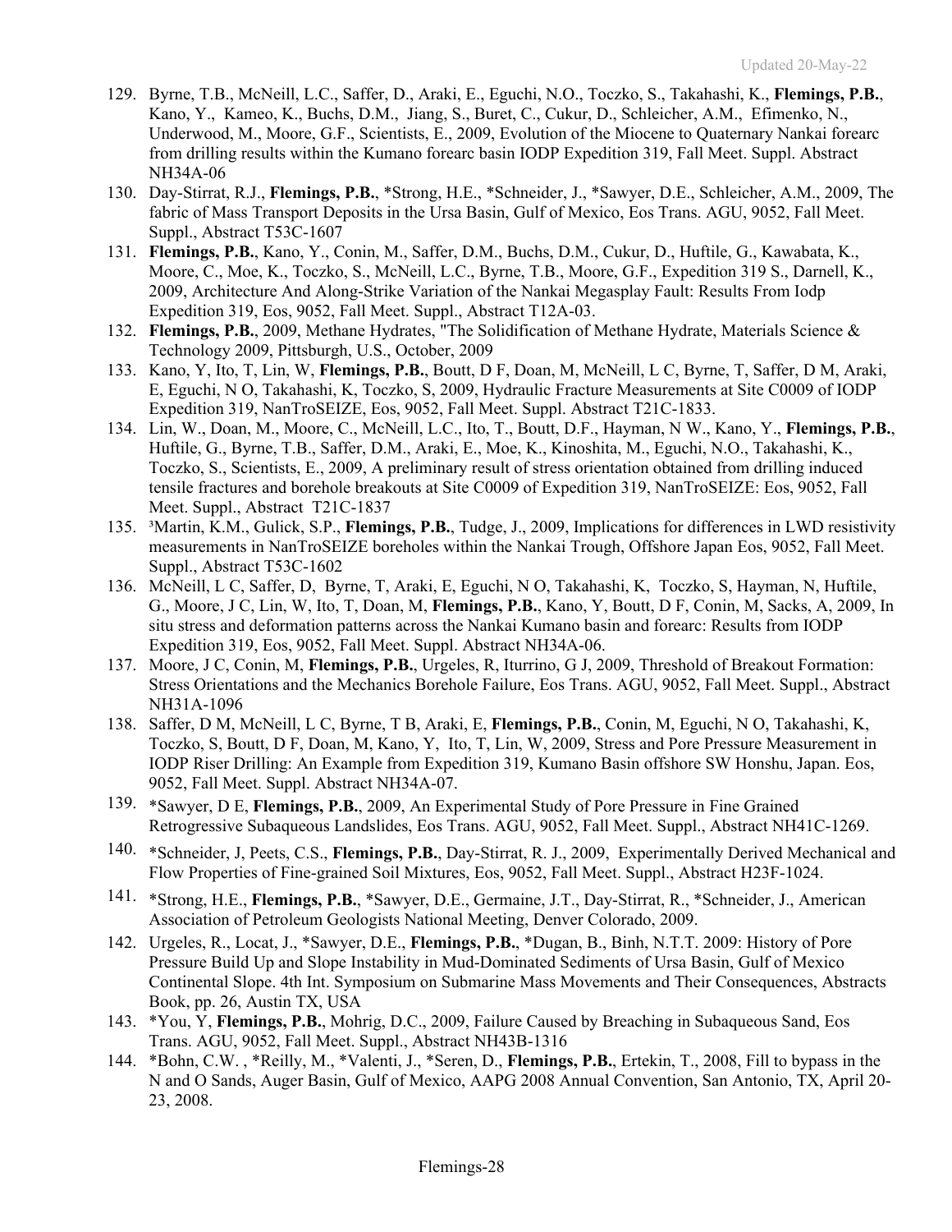129. Byrne, T.B., McNeill, L.C., Saffer, D., Araki, E., Eguchi, N.O., Toczko, S., Takahashi, K., **Flemings, P.B.**, Kano, Y., Kameo, K., Buchs, D.M., Jiang, S., Buret, C., Cukur, D., Schleicher, A.M., Efimenko, N., Underwood, M., Moore, G.F., Scientists, E., 2009, Evolution of the Miocene to Quaternary Nankai forearc from drilling results within the Kumano forearc basin IODP Expedition 319, Fall Meet. Suppl. Abstract NH34A-06
130. Day-Stirrat, R.J., **Flemings, P.B.**, *Strong, H.E., *Schneider, J., *Sawyer, D.E., Schleicher, A.M., 2009, The fabric of Mass Transport Deposits in the Ursa Basin, Gulf of Mexico, Eos Trans. AGU, 9052, Fall Meet. Suppl., Abstract T53C-1607
131. **Flemings, P.B.**, Kano, Y., Conin, M., Saffer, D.M., Buchs, D.M., Cukur, D., Huftile, G., Kawabata, K., Moore, C., Moe, K., Toczko, S., McNeill, L.C., Byrne, T.B., Moore, G.F., Expedition 319 S., Darnell, K., 2009, Architecture And Along-Strike Variation of the Nankai Megasplay Fault: Results From Iodp Expedition 319, Eos, 9052, Fall Meet. Suppl., Abstract T12A-03.
132. **Flemings, P.B.**, 2009, Methane Hydrates, "The Solidification of Methane Hydrate, Materials Science & Technology 2009, Pittsburgh, U.S., October, 2009
133. Kano, Y, Ito, T, Lin, W, **Flemings, P.B.**, Boutt, D F, Doan, M, McNeill, L C, Byrne, T, Saffer, D M, Araki, E, Eguchi, N O, Takahashi, K, Toczko, S, 2009, Hydraulic Fracture Measurements at Site C0009 of IODP Expedition 319, NanTroSEIZE, Eos, 9052, Fall Meet. Suppl. Abstract T21C-1833.
134. Lin, W., Doan, M., Moore, C., McNeill, L.C., Ito, T., Boutt, D.F., Hayman, N W., Kano, Y., **Flemings, P.B.**, Huftile, G., Byrne, T.B., Saffer, D.M., Araki, E., Moe, K., Kinoshita, M., Eguchi, N.O., Takahashi, K., Toczko, S., Scientists, E., 2009, A preliminary result of stress orientation obtained from drilling induced tensile fractures and borehole breakouts at Site C0009 of Expedition 319, NanTroSEIZE: Eos, 9052, Fall Meet. Suppl., Abstract T21C-1837
135. [3]Martin, K.M., Gulick, S.P., **Flemings, P.B.**, Tudge, J., 2009, Implications for differences in LWD resistivity measurements in NanTroSEIZE boreholes within the Nankai Trough, Offshore Japan Eos, 9052, Fall Meet. Suppl., Abstract T53C-1602
136. McNeill, L C, Saffer, D, Byrne, T, Araki, E, Eguchi, N O, Takahashi, K, Toczko, S, Hayman, N, Huftile, G., Moore, J C, Lin, W, Ito, T, Doan, M, **Flemings, P.B.**, Kano, Y, Boutt, D F, Conin, M, Sacks, A, 2009, In situ stress and deformation patterns across the Nankai Kumano basin and forearc: Results from IODP Expedition 319, Eos, 9052, Fall Meet. Suppl. Abstract NH34A-06.
137. Moore, J C, Conin, M, **Flemings, P.B.**, Urgeles, R, Iturrino, G J, 2009, Threshold of Breakout Formation: Stress Orientations and the Mechanics Borehole Failure, Eos Trans. AGU, 9052, Fall Meet. Suppl., Abstract NH31A-1096
138. Saffer, D M, McNeill, L C, Byrne, T B, Araki, E, **Flemings, P.B.**, Conin, M, Eguchi, N O, Takahashi, K, Toczko, S, Boutt, D F, Doan, M, Kano, Y, Ito, T, Lin, W, 2009, Stress and Pore Pressure Measurement in IODP Riser Drilling: An Example from Expedition 319, Kumano Basin offshore SW Honshu, Japan. Eos, 9052, Fall Meet. Suppl. Abstract NH34A-07.
139. *Sawyer, D E, **Flemings, P.B.**, 2009, An Experimental Study of Pore Pressure in Fine Grained Retrogressive Subaqueous Landslides, Eos Trans. AGU, 9052, Fall Meet. Suppl., Abstract NH41C-1269.
140. *Schneider, J, Peets, C.S., **Flemings, P.B.**, Day-Stirrat, R. J., 2009, Experimentally Derived Mechanical and Flow Properties of Fine-grained Soil Mixtures, Eos, 9052, Fall Meet. Suppl., Abstract H23F-1024.
141. *Strong, H.E., **Flemings, P.B.**, *Sawyer, D.E., Germaine, J.T., Day-Stirrat, R., *Schneider, J., American Association of Petroleum Geologists National Meeting, Denver Colorado, 2009.
142. Urgeles, R., Locat, J., *Sawyer, D.E., **Flemings, P.B.**, *Dugan, B., Binh, N.T.T. 2009: History of Pore Pressure Build Up and Slope Instability in Mud-Dominated Sediments of Ursa Basin, Gulf of Mexico Continental Slope. 4th Int. Symposium on Submarine Mass Movements and Their Consequences, Abstracts Book, pp. 26, Austin TX, USA
143. *You, Y, **Flemings, P.B.**, Mohrig, D.C., 2009, Failure Caused by Breaching in Subaqueous Sand, Eos Trans. AGU, 9052, Fall Meet. Suppl., Abstract NH43B-1316
144. *Bohn, C.W. , *Reilly, M., *Valenti, J., *Seren, D., **Flemings, P.B.**, Ertekin, T., 2008, Fill to bypass in the N and O Sands, Auger Basin, Gulf of Mexico, AAPG 2008 Annual Convention, San Antonio, TX, April 20-23, 2008.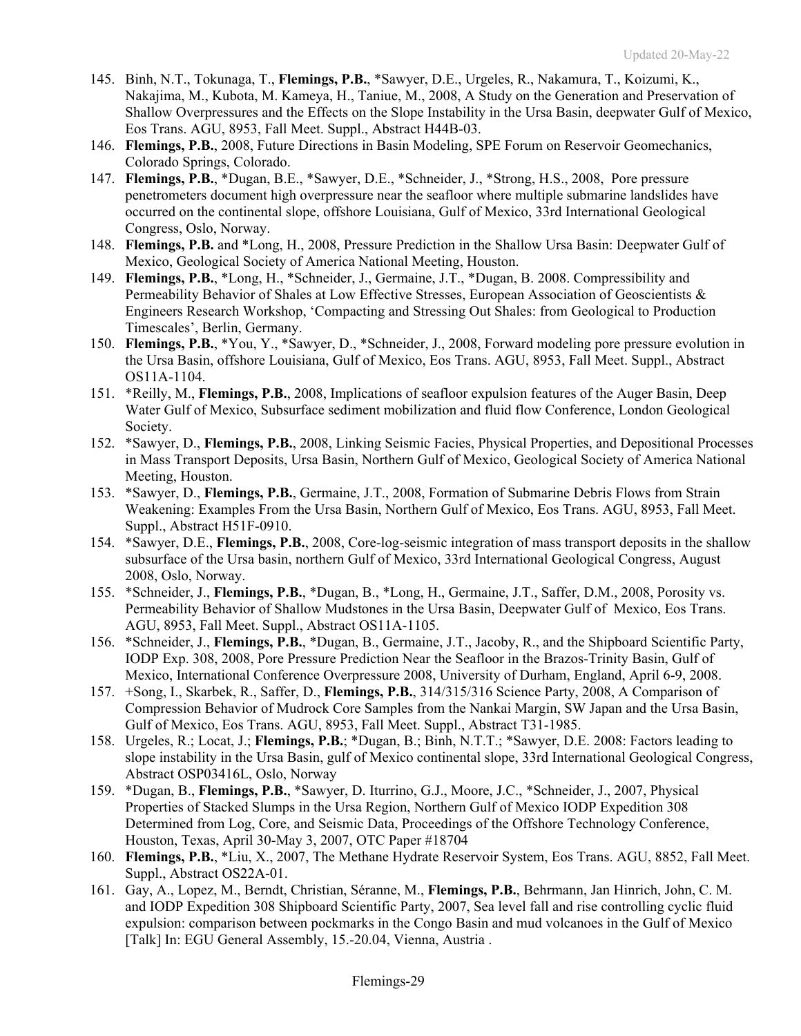145. Binh, N.T., Tokunaga, T., **Flemings, P.B.**, *Sawyer, D.E., Urgeles, R., Nakamura, T., Koizumi, K., Nakajima, M., Kubota, M. Kameya, H., Taniue, M., 2008, A Study on the Generation and Preservation of Shallow Overpressures and the Effects on the Slope Instability in the Ursa Basin, deepwater Gulf of Mexico, Eos Trans. AGU, 8953, Fall Meet. Suppl., Abstract H44B-03.
146. **Flemings, P.B.**, 2008, Future Directions in Basin Modeling, SPE Forum on Reservoir Geomechanics, Colorado Springs, Colorado.
147. **Flemings, P.B.**, *Dugan, B.E., *Sawyer, D.E., *Schneider, J., *Strong, H.S., 2008, Pore pressure penetrometers document high overpressure near the seafloor where multiple submarine landslides have occurred on the continental slope, offshore Louisiana, Gulf of Mexico, 33rd International Geological Congress, Oslo, Norway.
148. **Flemings, P.B.** and *Long, H., 2008, Pressure Prediction in the Shallow Ursa Basin: Deepwater Gulf of Mexico, Geological Society of America National Meeting, Houston.
149. **Flemings, P.B.**, *Long, H., *Schneider, J., Germaine, J.T., *Dugan, B. 2008. Compressibility and Permeability Behavior of Shales at Low Effective Stresses, European Association of Geoscientists & Engineers Research Workshop, 'Compacting and Stressing Out Shales: from Geological to Production Timescales', Berlin, Germany.
150. **Flemings, P.B.**, *You, Y., *Sawyer, D., *Schneider, J., 2008, Forward modeling pore pressure evolution in the Ursa Basin, offshore Louisiana, Gulf of Mexico, Eos Trans. AGU, 8953, Fall Meet. Suppl., Abstract OS11A-1104.
151. *Reilly, M., **Flemings, P.B.**, 2008, Implications of seafloor expulsion features of the Auger Basin, Deep Water Gulf of Mexico, Subsurface sediment mobilization and fluid flow Conference, London Geological Society.
152. *Sawyer, D., **Flemings, P.B.**, 2008, Linking Seismic Facies, Physical Properties, and Depositional Processes in Mass Transport Deposits, Ursa Basin, Northern Gulf of Mexico, Geological Society of America National Meeting, Houston.
153. *Sawyer, D., **Flemings, P.B.**, Germaine, J.T., 2008, Formation of Submarine Debris Flows from Strain Weakening: Examples From the Ursa Basin, Northern Gulf of Mexico, Eos Trans. AGU, 8953, Fall Meet. Suppl., Abstract H51F-0910.
154. *Sawyer, D.E., **Flemings, P.B.**, 2008, Core-log-seismic integration of mass transport deposits in the shallow subsurface of the Ursa basin, northern Gulf of Mexico, 33rd International Geological Congress, August 2008, Oslo, Norway.
155. *Schneider, J., **Flemings, P.B.**, *Dugan, B., *Long, H., Germaine, J.T., Saffer, D.M., 2008, Porosity vs. Permeability Behavior of Shallow Mudstones in the Ursa Basin, Deepwater Gulf of Mexico, Eos Trans. AGU, 8953, Fall Meet. Suppl., Abstract OS11A-1105.
156. *Schneider, J., **Flemings, P.B.**, *Dugan, B., Germaine, J.T., Jacoby, R., and the Shipboard Scientific Party, IODP Exp. 308, 2008, Pore Pressure Prediction Near the Seafloor in the Brazos-Trinity Basin, Gulf of Mexico, International Conference Overpressure 2008, University of Durham, England, April 6-9, 2008.
157. +Song, I., Skarbek, R., Saffer, D., **Flemings, P.B.**, 314/315/316 Science Party, 2008, A Comparison of Compression Behavior of Mudrock Core Samples from the Nankai Margin, SW Japan and the Ursa Basin, Gulf of Mexico, Eos Trans. AGU, 8953, Fall Meet. Suppl., Abstract T31-1985.
158. Urgeles, R.; Locat, J.; **Flemings, P.B.**; *Dugan, B.; Binh, N.T.T.; *Sawyer, D.E. 2008: Factors leading to slope instability in the Ursa Basin, gulf of Mexico continental slope, 33rd International Geological Congress, Abstract OSP03416L, Oslo, Norway
159. *Dugan, B., **Flemings, P.B.**, *Sawyer, D. Iturrino, G.J., Moore, J.C., *Schneider, J., 2007, Physical Properties of Stacked Slumps in the Ursa Region, Northern Gulf of Mexico IODP Expedition 308 Determined from Log, Core, and Seismic Data, Proceedings of the Offshore Technology Conference, Houston, Texas, April 30-May 3, 2007, OTC Paper #18704
160. **Flemings, P.B.**, *Liu, X., 2007, The Methane Hydrate Reservoir System, Eos Trans. AGU, 8852, Fall Meet. Suppl., Abstract OS22A-01.
161. Gay, A., Lopez, M., Berndt, Christian, Séranne, M., **Flemings, P.B.**, Behrmann, Jan Hinrich, John, C. M. and IODP Expedition 308 Shipboard Scientific Party, 2007, Sea level fall and rise controlling cyclic fluid expulsion: comparison between pockmarks in the Congo Basin and mud volcanoes in the Gulf of Mexico [Talk] In: EGU General Assembly, 15.-20.04, Vienna, Austria .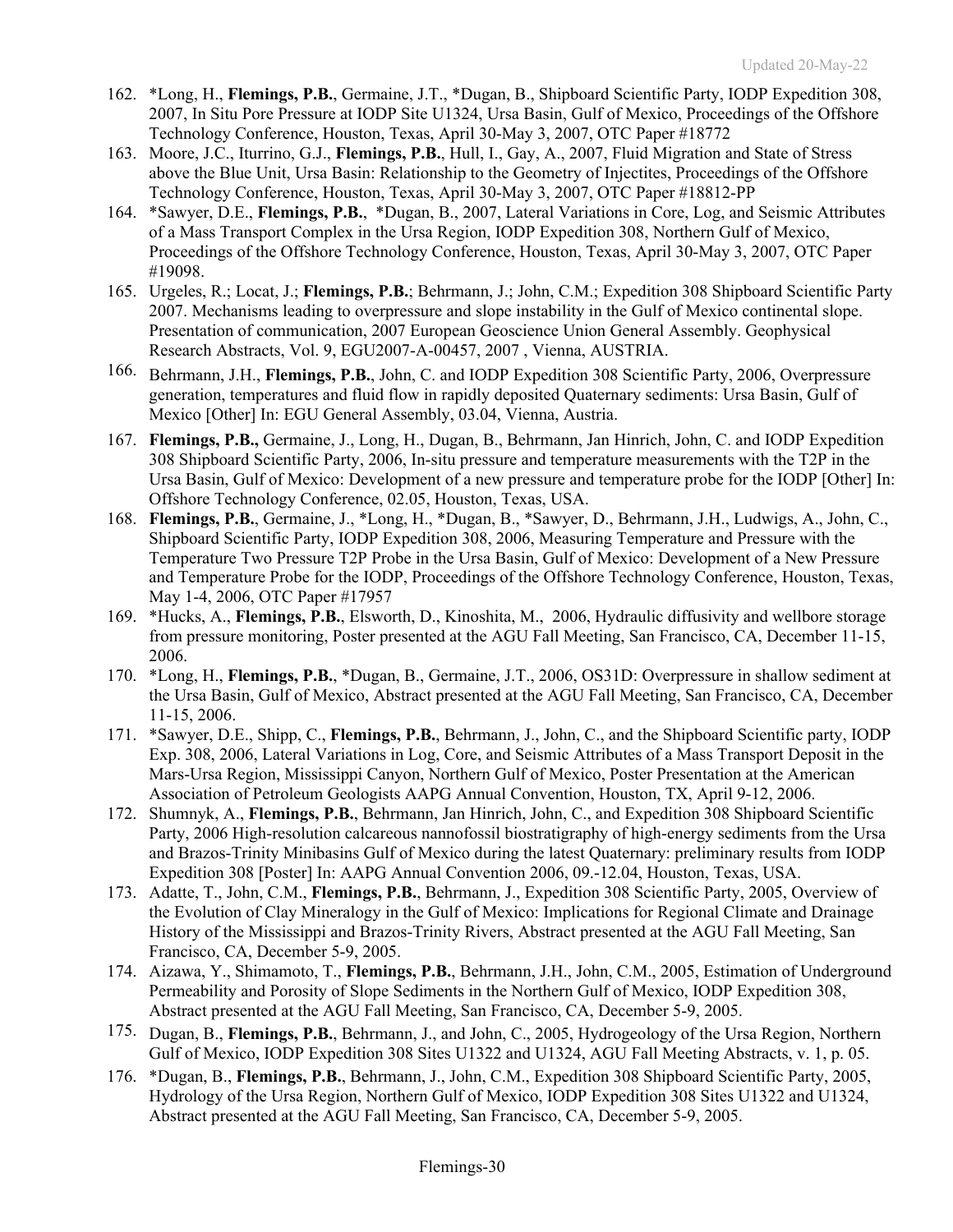162. *Long, H., **Flemings, P.B.**, Germaine, J.T., *Dugan, B., Shipboard Scientific Party, IODP Expedition 308, 2007, In Situ Pore Pressure at IODP Site U1324, Ursa Basin, Gulf of Mexico, Proceedings of the Offshore Technology Conference, Houston, Texas, April 30-May 3, 2007, OTC Paper #18772
163. Moore, J.C., Iturrino, G.J., **Flemings, P.B.**, Hull, I., Gay, A., 2007, Fluid Migration and State of Stress above the Blue Unit, Ursa Basin: Relationship to the Geometry of Injectites, Proceedings of the Offshore Technology Conference, Houston, Texas, April 30-May 3, 2007, OTC Paper #18812-PP
164. *Sawyer, D.E., **Flemings, P.B.**, *Dugan, B., 2007, Lateral Variations in Core, Log, and Seismic Attributes of a Mass Transport Complex in the Ursa Region, IODP Expedition 308, Northern Gulf of Mexico, Proceedings of the Offshore Technology Conference, Houston, Texas, April 30-May 3, 2007, OTC Paper #19098.
165. Urgeles, R.; Locat, J.; **Flemings, P.B.**; Behrmann, J.; John, C.M.; Expedition 308 Shipboard Scientific Party 2007. Mechanisms leading to overpressure and slope instability in the Gulf of Mexico continental slope. Presentation of communication, 2007 European Geoscience Union General Assembly. Geophysical Research Abstracts, Vol. 9, EGU2007-A-00457, 2007 , Vienna, AUSTRIA.
166. Behrmann, J.H., **Flemings, P.B.**, John, C. and IODP Expedition 308 Scientific Party, 2006, Overpressure generation, temperatures and fluid flow in rapidly deposited Quaternary sediments: Ursa Basin, Gulf of Mexico [Other] In: EGU General Assembly, 03.04, Vienna, Austria.
167. **Flemings, P.B.,** Germaine, J., Long, H., Dugan, B., Behrmann, Jan Hinrich, John, C. and IODP Expedition 308 Shipboard Scientific Party, 2006, In-situ pressure and temperature measurements with the T2P in the Ursa Basin, Gulf of Mexico: Development of a new pressure and temperature probe for the IODP [Other] In: Offshore Technology Conference, 02.05, Houston, Texas, USA.
168. **Flemings, P.B.**, Germaine, J., *Long, H., *Dugan, B., *Sawyer, D., Behrmann, J.H., Ludwigs, A., John, C., Shipboard Scientific Party, IODP Expedition 308, 2006, Measuring Temperature and Pressure with the Temperature Two Pressure T2P Probe in the Ursa Basin, Gulf of Mexico: Development of a New Pressure and Temperature Probe for the IODP, Proceedings of the Offshore Technology Conference, Houston, Texas, May 1-4, 2006, OTC Paper #17957
169. *Hucks, A., **Flemings, P.B.**, Elsworth, D., Kinoshita, M., 2006, Hydraulic diffusivity and wellbore storage from pressure monitoring, Poster presented at the AGU Fall Meeting, San Francisco, CA, December 11-15, 2006.
170. *Long, H., **Flemings, P.B.**, *Dugan, B., Germaine, J.T., 2006, OS31D: Overpressure in shallow sediment at the Ursa Basin, Gulf of Mexico, Abstract presented at the AGU Fall Meeting, San Francisco, CA, December 11-15, 2006.
171. *Sawyer, D.E., Shipp, C., **Flemings, P.B.**, Behrmann, J., John, C., and the Shipboard Scientific party, IODP Exp. 308, 2006, Lateral Variations in Log, Core, and Seismic Attributes of a Mass Transport Deposit in the Mars-Ursa Region, Mississippi Canyon, Northern Gulf of Mexico, Poster Presentation at the American Association of Petroleum Geologists AAPG Annual Convention, Houston, TX, April 9-12, 2006.
172. Shumnyk, A., **Flemings, P.B.**, Behrmann, Jan Hinrich, John, C., and Expedition 308 Shipboard Scientific Party, 2006 High-resolution calcareous nannofossil biostratigraphy of high-energy sediments from the Ursa and Brazos-Trinity Minibasins Gulf of Mexico during the latest Quaternary: preliminary results from IODP Expedition 308 [Poster] In: AAPG Annual Convention 2006, 09.-12.04, Houston, Texas, USA.
173. Adatte, T., John, C.M., **Flemings, P.B.**, Behrmann, J., Expedition 308 Scientific Party, 2005, Overview of the Evolution of Clay Mineralogy in the Gulf of Mexico: Implications for Regional Climate and Drainage History of the Mississippi and Brazos-Trinity Rivers, Abstract presented at the AGU Fall Meeting, San Francisco, CA, December 5-9, 2005.
174. Aizawa, Y., Shimamoto, T., **Flemings, P.B.**, Behrmann, J.H., John, C.M., 2005, Estimation of Underground Permeability and Porosity of Slope Sediments in the Northern Gulf of Mexico, IODP Expedition 308, Abstract presented at the AGU Fall Meeting, San Francisco, CA, December 5-9, 2005.
175. Dugan, B., **Flemings, P.B.**, Behrmann, J., and John, C., 2005, Hydrogeology of the Ursa Region, Northern Gulf of Mexico, IODP Expedition 308 Sites U1322 and U1324, AGU Fall Meeting Abstracts, v. 1, p. 05.
176. *Dugan, B., **Flemings, P.B.**, Behrmann, J., John, C.M., Expedition 308 Shipboard Scientific Party, 2005, Hydrology of the Ursa Region, Northern Gulf of Mexico, IODP Expedition 308 Sites U1322 and U1324, Abstract presented at the AGU Fall Meeting, San Francisco, CA, December 5-9, 2005.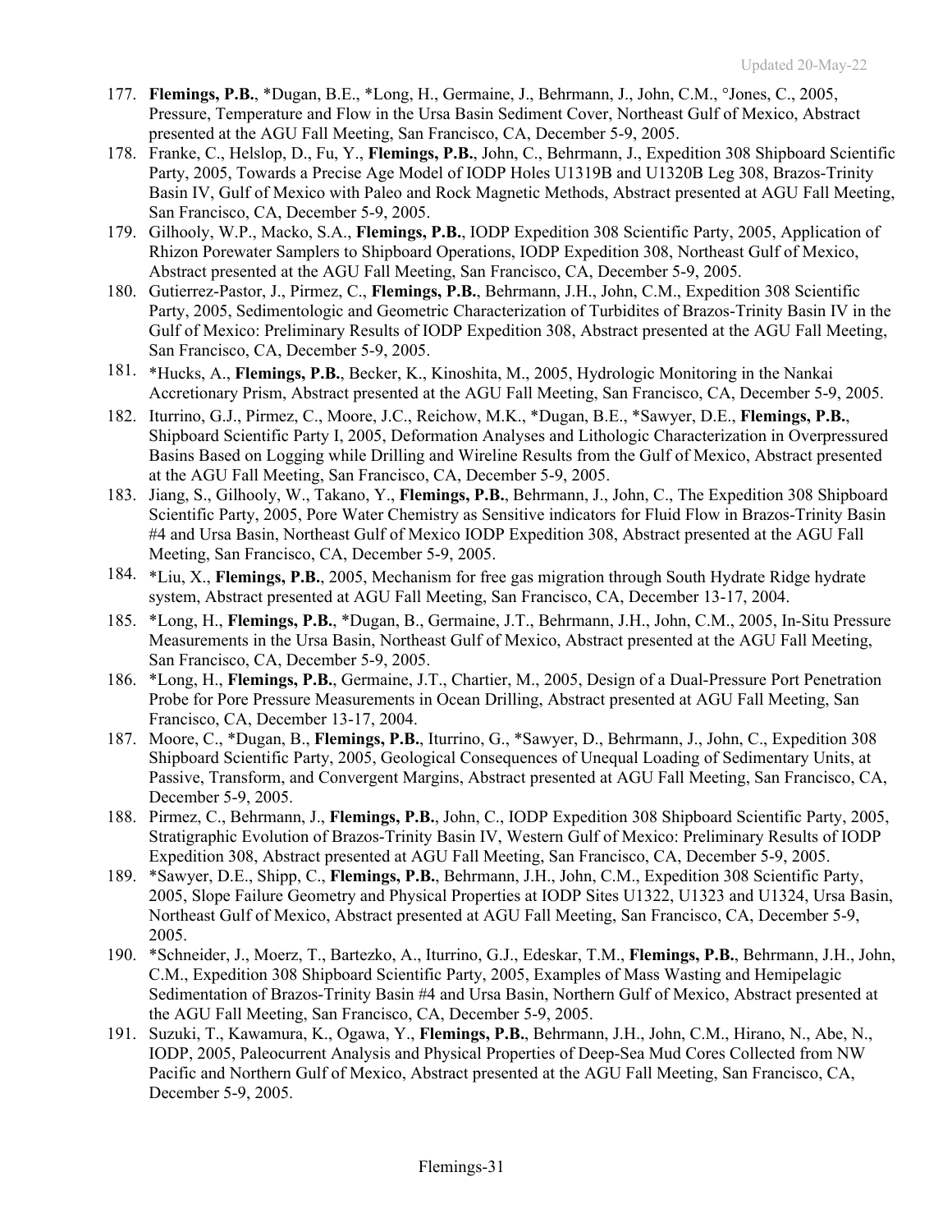177. **Flemings, P.B.**, *Dugan, B.E., *Long, H., Germaine, J., Behrmann, J., John, C.M., °Jones, C., 2005, Pressure, Temperature and Flow in the Ursa Basin Sediment Cover, Northeast Gulf of Mexico, Abstract presented at the AGU Fall Meeting, San Francisco, CA, December 5-9, 2005.
178. Franke, C., Helslop, D., Fu, Y., **Flemings, P.B.**, John, C., Behrmann, J., Expedition 308 Shipboard Scientific Party, 2005, Towards a Precise Age Model of IODP Holes U1319B and U1320B Leg 308, Brazos-Trinity Basin IV, Gulf of Mexico with Paleo and Rock Magnetic Methods, Abstract presented at AGU Fall Meeting, San Francisco, CA, December 5-9, 2005.
179. Gilhooly, W.P., Macko, S.A., **Flemings, P.B.**, IODP Expedition 308 Scientific Party, 2005, Application of Rhizon Porewater Samplers to Shipboard Operations, IODP Expedition 308, Northeast Gulf of Mexico, Abstract presented at the AGU Fall Meeting, San Francisco, CA, December 5-9, 2005.
180. Gutierrez-Pastor, J., Pirmez, C., **Flemings, P.B.**, Behrmann, J.H., John, C.M., Expedition 308 Scientific Party, 2005, Sedimentologic and Geometric Characterization of Turbidites of Brazos-Trinity Basin IV in the Gulf of Mexico: Preliminary Results of IODP Expedition 308, Abstract presented at the AGU Fall Meeting, San Francisco, CA, December 5-9, 2005.
181. *Hucks, A., **Flemings, P.B.**, Becker, K., Kinoshita, M., 2005, Hydrologic Monitoring in the Nankai Accretionary Prism, Abstract presented at the AGU Fall Meeting, San Francisco, CA, December 5-9, 2005.
182. Iturrino, G.J., Pirmez, C., Moore, J.C., Reichow, M.K., *Dugan, B.E., *Sawyer, D.E., **Flemings, P.B.**, Shipboard Scientific Party I, 2005, Deformation Analyses and Lithologic Characterization in Overpressured Basins Based on Logging while Drilling and Wireline Results from the Gulf of Mexico, Abstract presented at the AGU Fall Meeting, San Francisco, CA, December 5-9, 2005.
183. Jiang, S., Gilhooly, W., Takano, Y., **Flemings, P.B.**, Behrmann, J., John, C., The Expedition 308 Shipboard Scientific Party, 2005, Pore Water Chemistry as Sensitive indicators for Fluid Flow in Brazos-Trinity Basin #4 and Ursa Basin, Northeast Gulf of Mexico IODP Expedition 308, Abstract presented at the AGU Fall Meeting, San Francisco, CA, December 5-9, 2005.
184. *Liu, X., **Flemings, P.B.**, 2005, Mechanism for free gas migration through South Hydrate Ridge hydrate system, Abstract presented at AGU Fall Meeting, San Francisco, CA, December 13-17, 2004.
185. *Long, H., **Flemings, P.B.**, *Dugan, B., Germaine, J.T., Behrmann, J.H., John, C.M., 2005, In-Situ Pressure Measurements in the Ursa Basin, Northeast Gulf of Mexico, Abstract presented at the AGU Fall Meeting, San Francisco, CA, December 5-9, 2005.
186. *Long, H., **Flemings, P.B.**, Germaine, J.T., Chartier, M., 2005, Design of a Dual-Pressure Port Penetration Probe for Pore Pressure Measurements in Ocean Drilling, Abstract presented at AGU Fall Meeting, San Francisco, CA, December 13-17, 2004.
187. Moore, C., *Dugan, B., **Flemings, P.B.**, Iturrino, G., *Sawyer, D., Behrmann, J., John, C., Expedition 308 Shipboard Scientific Party, 2005, Geological Consequences of Unequal Loading of Sedimentary Units, at Passive, Transform, and Convergent Margins, Abstract presented at AGU Fall Meeting, San Francisco, CA, December 5-9, 2005.
188. Pirmez, C., Behrmann, J., **Flemings, P.B.**, John, C., IODP Expedition 308 Shipboard Scientific Party, 2005, Stratigraphic Evolution of Brazos-Trinity Basin IV, Western Gulf of Mexico: Preliminary Results of IODP Expedition 308, Abstract presented at AGU Fall Meeting, San Francisco, CA, December 5-9, 2005.
189. *Sawyer, D.E., Shipp, C., **Flemings, P.B.**, Behrmann, J.H., John, C.M., Expedition 308 Scientific Party, 2005, Slope Failure Geometry and Physical Properties at IODP Sites U1322, U1323 and U1324, Ursa Basin, Northeast Gulf of Mexico, Abstract presented at AGU Fall Meeting, San Francisco, CA, December 5-9, 2005.
190. *Schneider, J., Moerz, T., Bartezko, A., Iturrino, G.J., Edeskar, T.M., **Flemings, P.B.**, Behrmann, J.H., John, C.M., Expedition 308 Shipboard Scientific Party, 2005, Examples of Mass Wasting and Hemipelagic Sedimentation of Brazos-Trinity Basin #4 and Ursa Basin, Northern Gulf of Mexico, Abstract presented at the AGU Fall Meeting, San Francisco, CA, December 5-9, 2005.
191. Suzuki, T., Kawamura, K., Ogawa, Y., **Flemings, P.B.**, Behrmann, J.H., John, C.M., Hirano, N., Abe, N., IODP, 2005, Paleocurrent Analysis and Physical Properties of Deep-Sea Mud Cores Collected from NW Pacific and Northern Gulf of Mexico, Abstract presented at the AGU Fall Meeting, San Francisco, CA, December 5-9, 2005.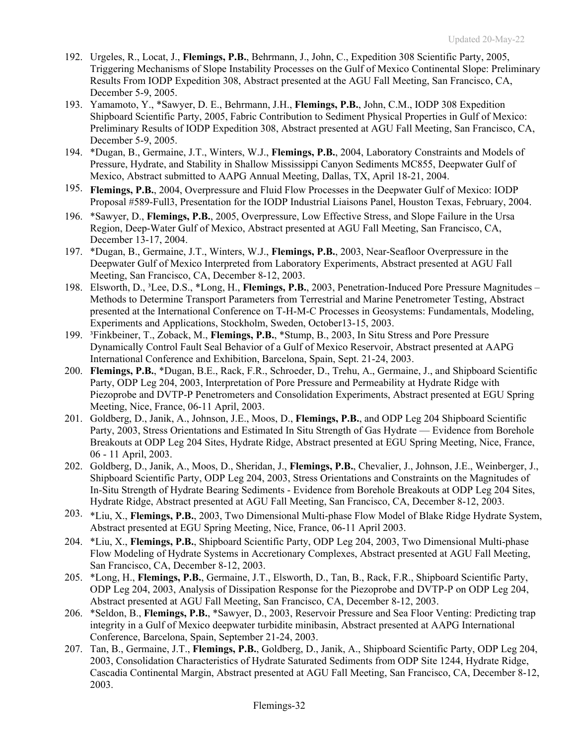192. Urgeles, R., Locat, J., **Flemings, P.B.**, Behrmann, J., John, C., Expedition 308 Scientific Party, 2005, Triggering Mechanisms of Slope Instability Processes on the Gulf of Mexico Continental Slope: Preliminary Results From IODP Expedition 308, Abstract presented at the AGU Fall Meeting, San Francisco, CA, December 5-9, 2005.
193. Yamamoto, Y., *Sawyer, D. E., Behrmann, J.H., **Flemings, P.B.**, John, C.M., IODP 308 Expedition Shipboard Scientific Party, 2005, Fabric Contribution to Sediment Physical Properties in Gulf of Mexico: Preliminary Results of IODP Expedition 308, Abstract presented at AGU Fall Meeting, San Francisco, CA, December 5-9, 2005.
194. *Dugan, B., Germaine, J.T., Winters, W.J., **Flemings, P.B.**, 2004, Laboratory Constraints and Models of Pressure, Hydrate, and Stability in Shallow Mississippi Canyon Sediments MC855, Deepwater Gulf of Mexico, Abstract submitted to AAPG Annual Meeting, Dallas, TX, April 18-21, 2004.
195. **Flemings, P.B.**, 2004, Overpressure and Fluid Flow Processes in the Deepwater Gulf of Mexico: IODP Proposal #589-Full3, Presentation for the IODP Industrial Liaisons Panel, Houston Texas, February, 2004.
196. *Sawyer, D., **Flemings, P.B.**, 2005, Overpressure, Low Effective Stress, and Slope Failure in the Ursa Region, Deep-Water Gulf of Mexico, Abstract presented at AGU Fall Meeting, San Francisco, CA, December 13-17, 2004.
197. *Dugan, B., Germaine, J.T., Winters, W.J., **Flemings, P.B.**, 2003, Near-Seafloor Overpressure in the Deepwater Gulf of Mexico Interpreted from Laboratory Experiments, Abstract presented at AGU Fall Meeting, San Francisco, CA, December 8-12, 2003.
198. Elsworth, D., [3]Lee, D.S., *Long, H., **Flemings, P.B.**, 2003, Penetration-Induced Pore Pressure Magnitudes – Methods to Determine Transport Parameters from Terrestrial and Marine Penetrometer Testing, Abstract presented at the International Conference on T-H-M-C Processes in Geosystems: Fundamentals, Modeling, Experiments and Applications, Stockholm, Sweden, October13-15, 2003.
199. [3]Finkbeiner, T., Zoback, M., **Flemings, P.B.**, *Stump, B., 2003, In Situ Stress and Pore Pressure Dynamically Control Fault Seal Behavior of a Gulf of Mexico Reservoir, Abstract presented at AAPG International Conference and Exhibition, Barcelona, Spain, Sept. 21-24, 2003.
200. **Flemings, P.B.**, *Dugan, B.E., Rack, F.R., Schroeder, D., Trehu, A., Germaine, J., and Shipboard Scientific Party, ODP Leg 204, 2003, Interpretation of Pore Pressure and Permeability at Hydrate Ridge with Piezoprobe and DVTP-P Penetrometers and Consolidation Experiments, Abstract presented at EGU Spring Meeting, Nice, France, 06-11 April, 2003.
201. Goldberg, D., Janik, A., Johnson, J.E., Moos, D., **Flemings, P.B.**, and ODP Leg 204 Shipboard Scientific Party, 2003, Stress Orientations and Estimated In Situ Strength of Gas Hydrate — Evidence from Borehole Breakouts at ODP Leg 204 Sites, Hydrate Ridge, Abstract presented at EGU Spring Meeting, Nice, France, 06 - 11 April, 2003.
202. Goldberg, D., Janik, A., Moos, D., Sheridan, J., **Flemings, P.B.**, Chevalier, J., Johnson, J.E., Weinberger, J., Shipboard Scientific Party, ODP Leg 204, 2003, Stress Orientations and Constraints on the Magnitudes of In-Situ Strength of Hydrate Bearing Sediments - Evidence from Borehole Breakouts at ODP Leg 204 Sites, Hydrate Ridge, Abstract presented at AGU Fall Meeting, San Francisco, CA, December 8-12, 2003.
203. *Liu, X., **Flemings, P.B.**, 2003, Two Dimensional Multi-phase Flow Model of Blake Ridge Hydrate System, Abstract presented at EGU Spring Meeting, Nice, France, 06-11 April 2003.
204. *Liu, X., **Flemings, P.B.**, Shipboard Scientific Party, ODP Leg 204, 2003, Two Dimensional Multi-phase Flow Modeling of Hydrate Systems in Accretionary Complexes, Abstract presented at AGU Fall Meeting, San Francisco, CA, December 8-12, 2003.
205. *Long, H., **Flemings, P.B.**, Germaine, J.T., Elsworth, D., Tan, B., Rack, F.R., Shipboard Scientific Party, ODP Leg 204, 2003, Analysis of Dissipation Response for the Piezoprobe and DVTP-P on ODP Leg 204, Abstract presented at AGU Fall Meeting, San Francisco, CA, December 8-12, 2003.
206. *Seldon, B., **Flemings, P.B.**, *Sawyer, D., 2003, Reservoir Pressure and Sea Floor Venting: Predicting trap integrity in a Gulf of Mexico deepwater turbidite minibasin, Abstract presented at AAPG International Conference, Barcelona, Spain, September 21-24, 2003.
207. Tan, B., Germaine, J.T., **Flemings, P.B.**, Goldberg, D., Janik, A., Shipboard Scientific Party, ODP Leg 204, 2003, Consolidation Characteristics of Hydrate Saturated Sediments from ODP Site 1244, Hydrate Ridge, Cascadia Continental Margin, Abstract presented at AGU Fall Meeting, San Francisco, CA, December 8-12, 2003.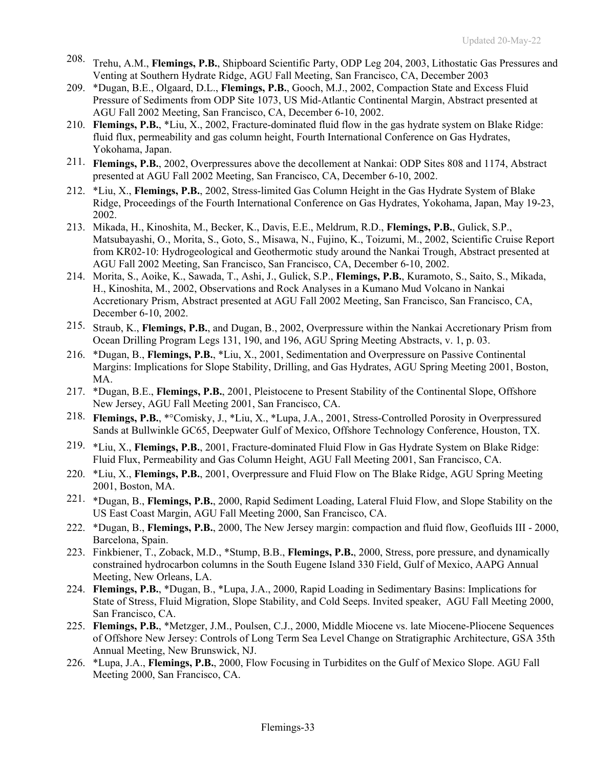208. Trehu, A.M., **Flemings, P.B.**, Shipboard Scientific Party, ODP Leg 204, 2003, Lithostatic Gas Pressures and Venting at Southern Hydrate Ridge, AGU Fall Meeting, San Francisco, CA, December 2003
209. *Dugan, B.E., Olgaard, D.L., **Flemings, P.B.**, Gooch, M.J., 2002, Compaction State and Excess Fluid Pressure of Sediments from ODP Site 1073, US Mid-Atlantic Continental Margin, Abstract presented at AGU Fall 2002 Meeting, San Francisco, CA, December 6-10, 2002.
210. **Flemings, P.B.**, *Liu, X., 2002, Fracture-dominated fluid flow in the gas hydrate system on Blake Ridge: fluid flux, permeability and gas column height, Fourth International Conference on Gas Hydrates, Yokohama, Japan.
211. **Flemings, P.B.**, 2002, Overpressures above the decollement at Nankai: ODP Sites 808 and 1174, Abstract presented at AGU Fall 2002 Meeting, San Francisco, CA, December 6-10, 2002.
212. *Liu, X., **Flemings, P.B.**, 2002, Stress-limited Gas Column Height in the Gas Hydrate System of Blake Ridge, Proceedings of the Fourth International Conference on Gas Hydrates, Yokohama, Japan, May 19-23, 2002.
213. Mikada, H., Kinoshita, M., Becker, K., Davis, E.E., Meldrum, R.D., **Flemings, P.B.**, Gulick, S.P., Matsubayashi, O., Morita, S., Goto, S., Misawa, N., Fujino, K., Toizumi, M., 2002, Scientific Cruise Report from KR02-10: Hydrogeological and Geothermotic study around the Nankai Trough, Abstract presented at AGU Fall 2002 Meeting, San Francisco, San Francisco, CA, December 6-10, 2002.
214. Morita, S., Aoike, K., Sawada, T., Ashi, J., Gulick, S.P., **Flemings, P.B.**, Kuramoto, S., Saito, S., Mikada, H., Kinoshita, M., 2002, Observations and Rock Analyses in a Kumano Mud Volcano in Nankai Accretionary Prism, Abstract presented at AGU Fall 2002 Meeting, San Francisco, San Francisco, CA, December 6-10, 2002.
215. Straub, K., **Flemings, P.B.**, and Dugan, B., 2002, Overpressure within the Nankai Accretionary Prism from Ocean Drilling Program Legs 131, 190, and 196, AGU Spring Meeting Abstracts, v. 1, p. 03.
216. *Dugan, B., **Flemings, P.B.**, *Liu, X., 2001, Sedimentation and Overpressure on Passive Continental Margins: Implications for Slope Stability, Drilling, and Gas Hydrates, AGU Spring Meeting 2001, Boston, MA.
217. *Dugan, B.E., **Flemings, P.B.**, 2001, Pleistocene to Present Stability of the Continental Slope, Offshore New Jersey, AGU Fall Meeting 2001, San Francisco, CA.
218. **Flemings, P.B.**, *°Comisky, J., *Liu, X., *Lupa, J.A., 2001, Stress-Controlled Porosity in Overpressured Sands at Bullwinkle GC65, Deepwater Gulf of Mexico, Offshore Technology Conference, Houston, TX.
219. *Liu, X., **Flemings, P.B.**, 2001, Fracture-dominated Fluid Flow in Gas Hydrate System on Blake Ridge: Fluid Flux, Permeability and Gas Column Height, AGU Fall Meeting 2001, San Francisco, CA.
220. *Liu, X., **Flemings, P.B.**, 2001, Overpressure and Fluid Flow on The Blake Ridge, AGU Spring Meeting 2001, Boston, MA.
221. *Dugan, B., **Flemings, P.B.**, 2000, Rapid Sediment Loading, Lateral Fluid Flow, and Slope Stability on the US East Coast Margin, AGU Fall Meeting 2000, San Francisco, CA.
222. *Dugan, B., **Flemings, P.B.**, 2000, The New Jersey margin: compaction and fluid flow, Geofluids III - 2000, Barcelona, Spain.
223. Finkbiener, T., Zoback, M.D., *Stump, B.B., **Flemings, P.B.**, 2000, Stress, pore pressure, and dynamically constrained hydrocarbon columns in the South Eugene Island 330 Field, Gulf of Mexico, AAPG Annual Meeting, New Orleans, LA.
224. **Flemings, P.B.**, *Dugan, B., *Lupa, J.A., 2000, Rapid Loading in Sedimentary Basins: Implications for State of Stress, Fluid Migration, Slope Stability, and Cold Seeps. Invited speaker, AGU Fall Meeting 2000, San Francisco, CA.
225. **Flemings, P.B.**, *Metzger, J.M., Poulsen, C.J., 2000, Middle Miocene vs. late Miocene-Pliocene Sequences of Offshore New Jersey: Controls of Long Term Sea Level Change on Stratigraphic Architecture, GSA 35th Annual Meeting, New Brunswick, NJ.
226. *Lupa, J.A., **Flemings, P.B.**, 2000, Flow Focusing in Turbidites on the Gulf of Mexico Slope. AGU Fall Meeting 2000, San Francisco, CA.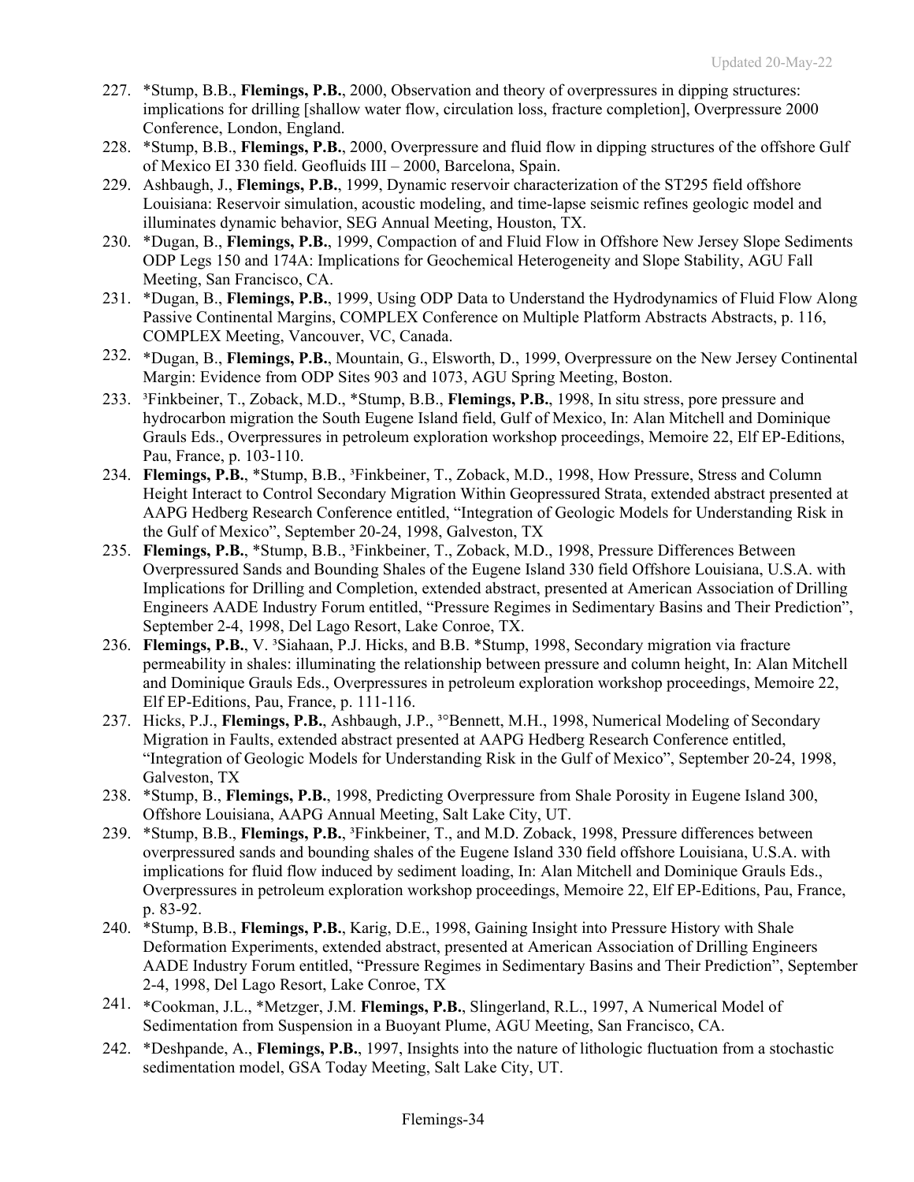227. *Stump, B.B., **Flemings, P.B.**, 2000, Observation and theory of overpressures in dipping structures: implications for drilling [shallow water flow, circulation loss, fracture completion], Overpressure 2000 Conference, London, England.
228. *Stump, B.B., **Flemings, P.B.**, 2000, Overpressure and fluid flow in dipping structures of the offshore Gulf of Mexico EI 330 field. Geofluids III – 2000, Barcelona, Spain.
229. Ashbaugh, J., **Flemings, P.B.**, 1999, Dynamic reservoir characterization of the ST295 field offshore Louisiana: Reservoir simulation, acoustic modeling, and time-lapse seismic refines geologic model and illuminates dynamic behavior, SEG Annual Meeting, Houston, TX.
230. *Dugan, B., **Flemings, P.B.**, 1999, Compaction of and Fluid Flow in Offshore New Jersey Slope Sediments ODP Legs 150 and 174A: Implications for Geochemical Heterogeneity and Slope Stability, AGU Fall Meeting, San Francisco, CA.
231. *Dugan, B., **Flemings, P.B.**, 1999, Using ODP Data to Understand the Hydrodynamics of Fluid Flow Along Passive Continental Margins, COMPLEX Conference on Multiple Platform Abstracts Abstracts, p. 116, COMPLEX Meeting, Vancouver, VC, Canada.
232. *Dugan, B., **Flemings, P.B.**, Mountain, G., Elsworth, D., 1999, Overpressure on the New Jersey Continental Margin: Evidence from ODP Sites 903 and 1073, AGU Spring Meeting, Boston.
233. [3]Finkbeiner, T., Zoback, M.D., *Stump, B.B., **Flemings, P.B.**, 1998, In situ stress, pore pressure and hydrocarbon migration the South Eugene Island field, Gulf of Mexico, In: Alan Mitchell and Dominique Grauls Eds., Overpressures in petroleum exploration workshop proceedings, Memoire 22, Elf EP-Editions, Pau, France, p. 103-110.
234. **Flemings, P.B.**, *Stump, B.B., [3]Finkbeiner, T., Zoback, M.D., 1998, How Pressure, Stress and Column Height Interact to Control Secondary Migration Within Geopressured Strata, extended abstract presented at AAPG Hedberg Research Conference entitled, "Integration of Geologic Models for Understanding Risk in the Gulf of Mexico", September 20-24, 1998, Galveston, TX
235. **Flemings, P.B.**, *Stump, B.B., [3]Finkbeiner, T., Zoback, M.D., 1998, Pressure Differences Between Overpressured Sands and Bounding Shales of the Eugene Island 330 field Offshore Louisiana, U.S.A. with Implications for Drilling and Completion, extended abstract, presented at American Association of Drilling Engineers AADE Industry Forum entitled, "Pressure Regimes in Sedimentary Basins and Their Prediction", September 2-4, 1998, Del Lago Resort, Lake Conroe, TX.
236. **Flemings, P.B.**, V. [3]Siahaan, P.J. Hicks, and B.B. *Stump, 1998, Secondary migration via fracture permeability in shales: illuminating the relationship between pressure and column height, In: Alan Mitchell and Dominique Grauls Eds., Overpressures in petroleum exploration workshop proceedings, Memoire 22, Elf EP-Editions, Pau, France, p. 111-116.
237. Hicks, P.J., **Flemings, P.B.**, Ashbaugh, J.P., [3]°Bennett, M.H., 1998, Numerical Modeling of Secondary Migration in Faults, extended abstract presented at AAPG Hedberg Research Conference entitled, "Integration of Geologic Models for Understanding Risk in the Gulf of Mexico", September 20-24, 1998, Galveston, TX
238. *Stump, B., **Flemings, P.B.**, 1998, Predicting Overpressure from Shale Porosity in Eugene Island 300, Offshore Louisiana, AAPG Annual Meeting, Salt Lake City, UT.
239. *Stump, B.B., **Flemings, P.B.**, [3]Finkbeiner, T., and M.D. Zoback, 1998, Pressure differences between overpressured sands and bounding shales of the Eugene Island 330 field offshore Louisiana, U.S.A. with implications for fluid flow induced by sediment loading, In: Alan Mitchell and Dominique Grauls Eds., Overpressures in petroleum exploration workshop proceedings, Memoire 22, Elf EP-Editions, Pau, France, p. 83-92.
240. *Stump, B.B., **Flemings, P.B.**, Karig, D.E., 1998, Gaining Insight into Pressure History with Shale Deformation Experiments, extended abstract, presented at American Association of Drilling Engineers AADE Industry Forum entitled, "Pressure Regimes in Sedimentary Basins and Their Prediction", September 2-4, 1998, Del Lago Resort, Lake Conroe, TX
241. *Cookman, J.L., *Metzger, J.M. **Flemings, P.B.**, Slingerland, R.L., 1997, A Numerical Model of Sedimentation from Suspension in a Buoyant Plume, AGU Meeting, San Francisco, CA.
242. *Deshpande, A., **Flemings, P.B.**, 1997, Insights into the nature of lithologic fluctuation from a stochastic sedimentation model, GSA Today Meeting, Salt Lake City, UT.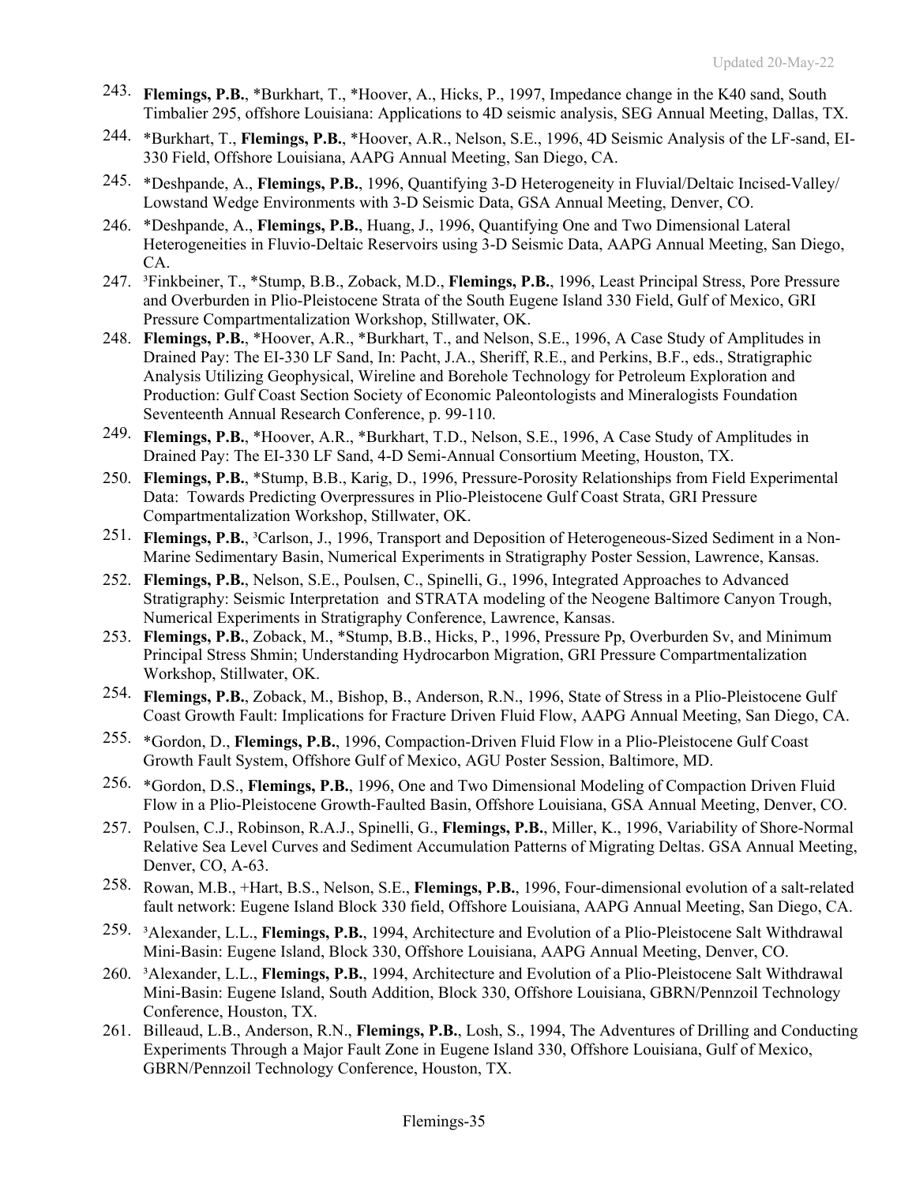243. **Flemings, P.B.**, *Burkhart, T., *Hoover, A., Hicks, P., 1997, Impedance change in the K40 sand, South Timbalier 295, offshore Louisiana: Applications to 4D seismic analysis, SEG Annual Meeting, Dallas, TX.
244. *Burkhart, T., **Flemings, P.B.**, *Hoover, A.R., Nelson, S.E., 1996, 4D Seismic Analysis of the LF-sand, EI-330 Field, Offshore Louisiana, AAPG Annual Meeting, San Diego, CA.
245. *Deshpande, A., **Flemings, P.B.**, 1996, Quantifying 3-D Heterogeneity in Fluvial/Deltaic Incised-Valley/ Lowstand Wedge Environments with 3-D Seismic Data, GSA Annual Meeting, Denver, CO.
246. *Deshpande, A., **Flemings, P.B.**, Huang, J., 1996, Quantifying One and Two Dimensional Lateral Heterogeneities in Fluvio-Deltaic Reservoirs using 3-D Seismic Data, AAPG Annual Meeting, San Diego, CA.
247. [3]Finkbeiner, T., *Stump, B.B., Zoback, M.D., **Flemings, P.B.**, 1996, Least Principal Stress, Pore Pressure and Overburden in Plio-Pleistocene Strata of the South Eugene Island 330 Field, Gulf of Mexico, GRI Pressure Compartmentalization Workshop, Stillwater, OK.
248. **Flemings, P.B.**, *Hoover, A.R, *Burkhart, T., and Nelson, S.E., 1996, A Case Study of Amplitudes in Drained Pay: The EI-330 LF Sand, In: Pacht, J.A., Sheriff, R.E., and Perkins, B.F., eds., Stratigraphic Analysis Utilizing Geophysical, Wireline and Borehole Technology for Petroleum Exploration and Production: Gulf Coast Section Society of Economic Paleontologists and Mineralogists Foundation Seventeenth Annual Research Conference, p. 99-110.
249. **Flemings, P.B.**, *Hoover, A.R., *Burkhart, T.D., Nelson, S.E., 1996, A Case Study of Amplitudes in Drained Pay: The EI-330 LF Sand, 4-D Semi-Annual Consortium Meeting, Houston, TX.
250. **Flemings, P.B.**, *Stump, B.B., Karig, D., 1996, Pressure-Porosity Relationships from Field Experimental Data: Towards Predicting Overpressures in Plio-Pleistocene Gulf Coast Strata, GRI Pressure Compartmentalization Workshop, Stillwater, OK.
251. **Flemings, P.B.**, [3]Carlson, J., 1996, Transport and Deposition of Heterogeneous-Sized Sediment in a Non-Marine Sedimentary Basin, Numerical Experiments in Stratigraphy Poster Session, Lawrence, Kansas.
252. **Flemings, P.B.**, Nelson, S.E., Poulsen, C., Spinelli, G., 1996, Integrated Approaches to Advanced Stratigraphy: Seismic Interpretation and STRATA modeling of the Neogene Baltimore Canyon Trough, Numerical Experiments in Stratigraphy Conference, Lawrence, Kansas.
253. **Flemings, P.B.**, Zoback, M., *Stump, B.B., Hicks, P., 1996, Pressure Pp, Overburden Sv, and Minimum Principal Stress Shmin; Understanding Hydrocarbon Migration, GRI Pressure Compartmentalization Workshop, Stillwater, OK.
254. **Flemings, P.B.**, Zoback, M., Bishop, B., Anderson, R.N., 1996, State of Stress in a Plio-Pleistocene Gulf Coast Growth Fault: Implications for Fracture Driven Fluid Flow, AAPG Annual Meeting, San Diego, CA.
255. *Gordon, D., **Flemings, P.B.**, 1996, Compaction-Driven Fluid Flow in a Plio-Pleistocene Gulf Coast Growth Fault System, Offshore Gulf of Mexico, AGU Poster Session, Baltimore, MD.
256. *Gordon, D.S., **Flemings, P.B.**, 1996, One and Two Dimensional Modeling of Compaction Driven Fluid Flow in a Plio-Pleistocene Growth-Faulted Basin, Offshore Louisiana, GSA Annual Meeting, Denver, CO.
257. Poulsen, C.J., Robinson, R.A.J., Spinelli, G., **Flemings, P.B.**, Miller, K., 1996, Variability of Shore-Normal Relative Sea Level Curves and Sediment Accumulation Patterns of Migrating Deltas. GSA Annual Meeting, Denver, CO, A-63.
258. Rowan, M.B., +Hart, B.S., Nelson, S.E., **Flemings, P.B.**, 1996, Four-dimensional evolution of a salt-related fault network: Eugene Island Block 330 field, Offshore Louisiana, AAPG Annual Meeting, San Diego, CA.
259. [3]Alexander, L.L., **Flemings, P.B.**, 1994, Architecture and Evolution of a Plio-Pleistocene Salt Withdrawal Mini-Basin: Eugene Island, Block 330, Offshore Louisiana, AAPG Annual Meeting, Denver, CO.
260. [3]Alexander, L.L., **Flemings, P.B.**, 1994, Architecture and Evolution of a Plio-Pleistocene Salt Withdrawal Mini-Basin: Eugene Island, South Addition, Block 330, Offshore Louisiana, GBRN/Pennzoil Technology Conference, Houston, TX.
261. Billeaud, L.B., Anderson, R.N., **Flemings, P.B.**, Losh, S., 1994, The Adventures of Drilling and Conducting Experiments Through a Major Fault Zone in Eugene Island 330, Offshore Louisiana, Gulf of Mexico, GBRN/Pennzoil Technology Conference, Houston, TX.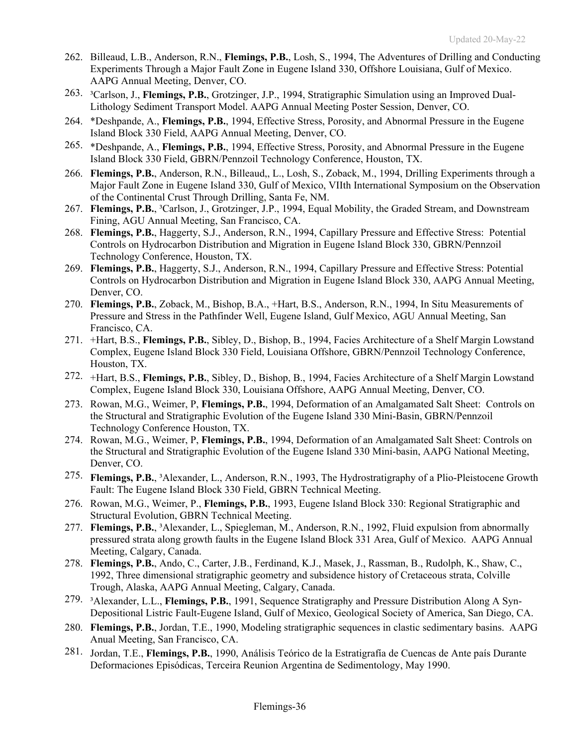262. Billeaud, L.B., Anderson, R.N., **Flemings, P.B.**, Losh, S., 1994, The Adventures of Drilling and Conducting Experiments Through a Major Fault Zone in Eugene Island 330, Offshore Louisiana, Gulf of Mexico. AAPG Annual Meeting, Denver, CO.
263. [3]Carlson, J., **Flemings, P.B.**, Grotzinger, J.P., 1994, Stratigraphic Simulation using an Improved Dual-Lithology Sediment Transport Model. AAPG Annual Meeting Poster Session, Denver, CO.
264. *Deshpande, A., **Flemings, P.B.**, 1994, Effective Stress, Porosity, and Abnormal Pressure in the Eugene Island Block 330 Field, AAPG Annual Meeting, Denver, CO.
265. *Deshpande, A., **Flemings, P.B.**, 1994, Effective Stress, Porosity, and Abnormal Pressure in the Eugene Island Block 330 Field, GBRN/Pennzoil Technology Conference, Houston, TX.
266. **Flemings, P.B.**, Anderson, R.N., Billeaud,, L., Losh, S., Zoback, M., 1994, Drilling Experiments through a Major Fault Zone in Eugene Island 330, Gulf of Mexico, VIIth International Symposium on the Observation of the Continental Crust Through Drilling, Santa Fe, NM.
267. **Flemings, P.B.**, [3]Carlson, J., Grotzinger, J.P., 1994, Equal Mobility, the Graded Stream, and Downstream Fining, AGU Annual Meeting, San Francisco, CA.
268. **Flemings, P.B.**, Haggerty, S.J., Anderson, R.N., 1994, Capillary Pressure and Effective Stress: Potential Controls on Hydrocarbon Distribution and Migration in Eugene Island Block 330, GBRN/Pennzoil Technology Conference, Houston, TX.
269. **Flemings, P.B.**, Haggerty, S.J., Anderson, R.N., 1994, Capillary Pressure and Effective Stress: Potential Controls on Hydrocarbon Distribution and Migration in Eugene Island Block 330, AAPG Annual Meeting, Denver, CO.
270. **Flemings, P.B.**, Zoback, M., Bishop, B.A., +Hart, B.S., Anderson, R.N., 1994, In Situ Measurements of Pressure and Stress in the Pathfinder Well, Eugene Island, Gulf Mexico, AGU Annual Meeting, San Francisco, CA.
271. +Hart, B.S., **Flemings, P.B.**, Sibley, D., Bishop, B., 1994, Facies Architecture of a Shelf Margin Lowstand Complex, Eugene Island Block 330 Field, Louisiana Offshore, GBRN/Pennzoil Technology Conference, Houston, TX.
272. +Hart, B.S., **Flemings, P.B.**, Sibley, D., Bishop, B., 1994, Facies Architecture of a Shelf Margin Lowstand Complex, Eugene Island Block 330, Louisiana Offshore, AAPG Annual Meeting, Denver, CO.
273. Rowan, M.G., Weimer, P, **Flemings, P.B.**, 1994, Deformation of an Amalgamated Salt Sheet: Controls on the Structural and Stratigraphic Evolution of the Eugene Island 330 Mini-Basin, GBRN/Pennzoil Technology Conference Houston, TX.
274. Rowan, M.G., Weimer, P, **Flemings, P.B.**, 1994, Deformation of an Amalgamated Salt Sheet: Controls on the Structural and Stratigraphic Evolution of the Eugene Island 330 Mini-basin, AAPG National Meeting, Denver, CO.
275. **Flemings, P.B.**, [3]Alexander, L., Anderson, R.N., 1993, The Hydrostratigraphy of a Plio-Pleistocene Growth Fault: The Eugene Island Block 330 Field, GBRN Technical Meeting.
276. Rowan, M.G., Weimer, P., **Flemings, P.B.**, 1993, Eugene Island Block 330: Regional Stratigraphic and Structural Evolution, GBRN Technical Meeting.
277. **Flemings, P.B.**, [3]Alexander, L., Spiegleman, M., Anderson, R.N., 1992, Fluid expulsion from abnormally pressured strata along growth faults in the Eugene Island Block 331 Area, Gulf of Mexico. AAPG Annual Meeting, Calgary, Canada.
278. **Flemings, P.B.**, Ando, C., Carter, J.B., Ferdinand, K.J., Masek, J., Rassman, B., Rudolph, K., Shaw, C., 1992, Three dimensional stratigraphic geometry and subsidence history of Cretaceous strata, Colville Trough, Alaska, AAPG Annual Meeting, Calgary, Canada.
279. [3]Alexander, L.L., **Flemings, P.B.**, 1991, Sequence Stratigraphy and Pressure Distribution Along A Syn-Depositional Listric Fault-Eugene Island, Gulf of Mexico, Geological Society of America, San Diego, CA.
280. **Flemings, P.B.**, Jordan, T.E., 1990, Modeling stratigraphic sequences in clastic sedimentary basins. AAPG Anual Meeting, San Francisco, CA.
281. Jordan, T.E., **Flemings, P.B.**, 1990, Análisis Teórico de la Estratigrafía de Cuencas de Ante país Durante Deformaciones Episódicas, Terceira Reunion Argentina de Sedimentology, May 1990.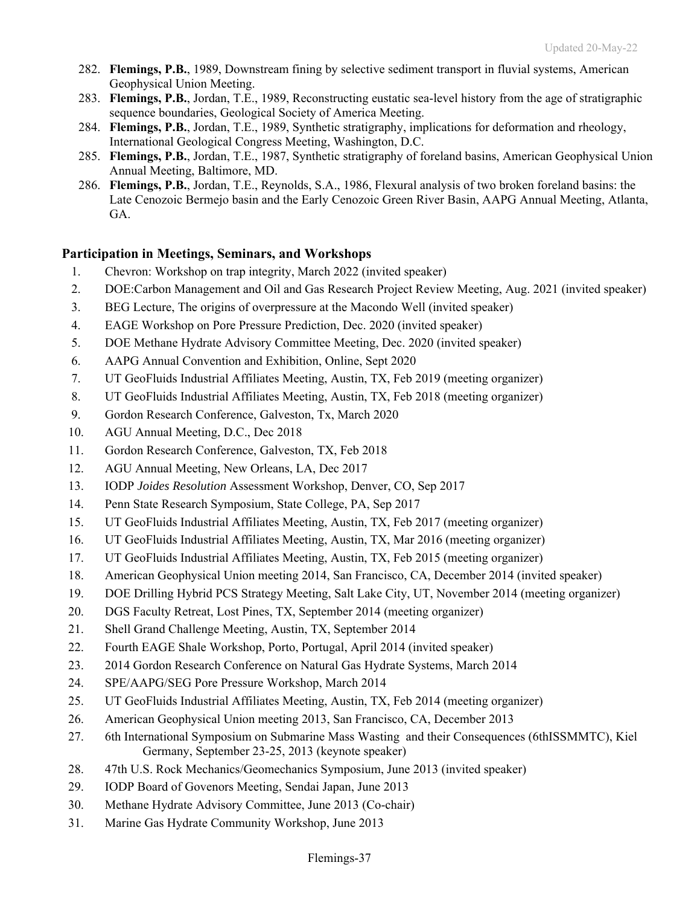282. **Flemings, P.B.**, 1989, Downstream fining by selective sediment transport in fluvial systems, American Geophysical Union Meeting.
283. **Flemings, P.B.**, Jordan, T.E., 1989, Reconstructing eustatic sea-level history from the age of stratigraphic sequence boundaries, Geological Society of America Meeting.
284. **Flemings, P.B.**, Jordan, T.E., 1989, Synthetic stratigraphy, implications for deformation and rheology, International Geological Congress Meeting, Washington, D.C.
285. **Flemings, P.B.**, Jordan, T.E., 1987, Synthetic stratigraphy of foreland basins, American Geophysical Union Annual Meeting, Baltimore, MD.
286. **Flemings, P.B.**, Jordan, T.E., Reynolds, S.A., 1986, Flexural analysis of two broken foreland basins: the Late Cenozoic Bermejo basin and the Early Cenozoic Green River Basin, AAPG Annual Meeting, Atlanta, GA.

### Participation in Meetings, Seminars, and Workshops

1. Chevron: Workshop on trap integrity, March 2022 (invited speaker)
2. DOE:Carbon Management and Oil and Gas Research Project Review Meeting, Aug. 2021 (invited speaker)
3. BEG Lecture, The origins of overpressure at the Macondo Well (invited speaker)
4. EAGE Workshop on Pore Pressure Prediction, Dec. 2020 (invited speaker)
5. DOE Methane Hydrate Advisory Committee Meeting, Dec. 2020 (invited speaker)
6. AAPG Annual Convention and Exhibition, Online, Sept 2020
7. UT GeoFluids Industrial Affiliates Meeting, Austin, TX, Feb 2019 (meeting organizer)
8. UT GeoFluids Industrial Affiliates Meeting, Austin, TX, Feb 2018 (meeting organizer)
9. Gordon Research Conference, Galveston, Tx, March 2020
10. AGU Annual Meeting, D.C., Dec 2018
11. Gordon Research Conference, Galveston, TX, Feb 2018
12. AGU Annual Meeting, New Orleans, LA, Dec 2017
13. IODP *Joides Resolution* Assessment Workshop, Denver, CO, Sep 2017
14. Penn State Research Symposium, State College, PA, Sep 2017
15. UT GeoFluids Industrial Affiliates Meeting, Austin, TX, Feb 2017 (meeting organizer)
16. UT GeoFluids Industrial Affiliates Meeting, Austin, TX, Mar 2016 (meeting organizer)
17. UT GeoFluids Industrial Affiliates Meeting, Austin, TX, Feb 2015 (meeting organizer)
18. American Geophysical Union meeting 2014, San Francisco, CA, December 2014 (invited speaker)
19. DOE Drilling Hybrid PCS Strategy Meeting, Salt Lake City, UT, November 2014 (meeting organizer)
20. DGS Faculty Retreat, Lost Pines, TX, September 2014 (meeting organizer)
21. Shell Grand Challenge Meeting, Austin, TX, September 2014
22. Fourth EAGE Shale Workshop, Porto, Portugal, April 2014 (invited speaker)
23. 2014 Gordon Research Conference on Natural Gas Hydrate Systems, March 2014
24. SPE/AAPG/SEG Pore Pressure Workshop, March 2014
25. UT GeoFluids Industrial Affiliates Meeting, Austin, TX, Feb 2014 (meeting organizer)
26. American Geophysical Union meeting 2013, San Francisco, CA, December 2013
27. 6th International Symposium on Submarine Mass Wasting and their Consequences (6thISSMMTC), Kiel Germany, September 23-25, 2013 (keynote speaker)
28. 47th U.S. Rock Mechanics/Geomechanics Symposium, June 2013 (invited speaker)
29. IODP Board of Govenors Meeting, Sendai Japan, June 2013
30. Methane Hydrate Advisory Committee, June 2013 (Co-chair)
31. Marine Gas Hydrate Community Workshop, June 2013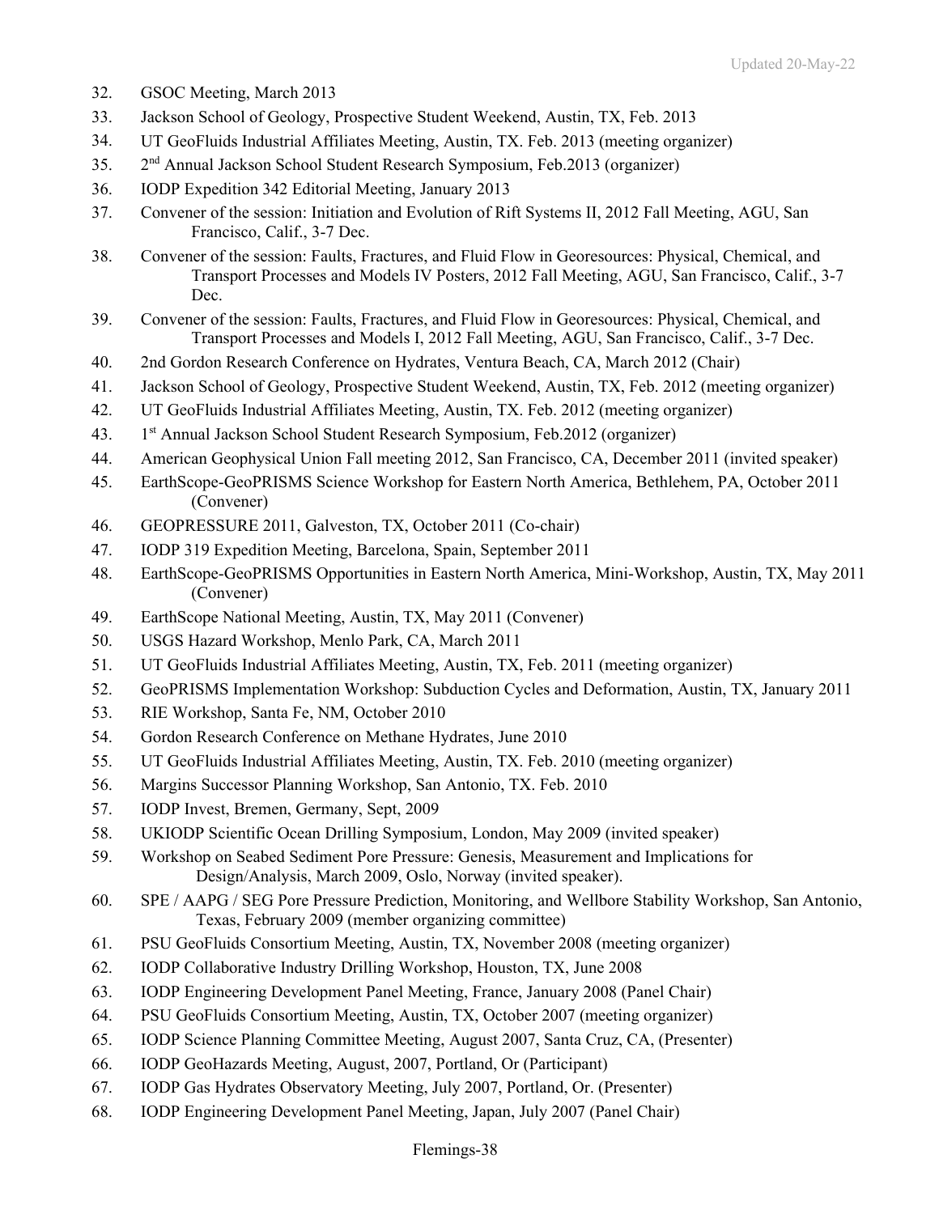32. GSOC Meeting, March 2013
33. Jackson School of Geology, Prospective Student Weekend, Austin, TX, Feb. 2013
34. UT GeoFluids Industrial Affiliates Meeting, Austin, TX. Feb. 2013 (meeting organizer)
35. 2nd Annual Jackson School Student Research Symposium, Feb.2013 (organizer)
36. IODP Expedition 342 Editorial Meeting, January 2013
37. Convener of the session: Initiation and Evolution of Rift Systems II, 2012 Fall Meeting, AGU, San Francisco, Calif., 3-7 Dec.
38. Convener of the session: Faults, Fractures, and Fluid Flow in Georesources: Physical, Chemical, and Transport Processes and Models IV Posters, 2012 Fall Meeting, AGU, San Francisco, Calif., 3-7 Dec.
39. Convener of the session: Faults, Fractures, and Fluid Flow in Georesources: Physical, Chemical, and Transport Processes and Models I, 2012 Fall Meeting, AGU, San Francisco, Calif., 3-7 Dec.
40. 2nd Gordon Research Conference on Hydrates, Ventura Beach, CA, March 2012 (Chair)
41. Jackson School of Geology, Prospective Student Weekend, Austin, TX, Feb. 2012 (meeting organizer)
42. UT GeoFluids Industrial Affiliates Meeting, Austin, TX. Feb. 2012 (meeting organizer)
43. 1st Annual Jackson School Student Research Symposium, Feb.2012 (organizer)
44. American Geophysical Union Fall meeting 2012, San Francisco, CA, December 2011 (invited speaker)
45. EarthScope-GeoPRISMS Science Workshop for Eastern North America, Bethlehem, PA, October 2011 (Convener)
46. GEOPRESSURE 2011, Galveston, TX, October 2011 (Co-chair)
47. IODP 319 Expedition Meeting, Barcelona, Spain, September 2011
48. EarthScope-GeoPRISMS Opportunities in Eastern North America, Mini-Workshop, Austin, TX, May 2011 (Convener)
49. EarthScope National Meeting, Austin, TX, May 2011 (Convener)
50. USGS Hazard Workshop, Menlo Park, CA, March 2011
51. UT GeoFluids Industrial Affiliates Meeting, Austin, TX, Feb. 2011 (meeting organizer)
52. GeoPRISMS Implementation Workshop: Subduction Cycles and Deformation, Austin, TX, January 2011
53. RIE Workshop, Santa Fe, NM, October 2010
54. Gordon Research Conference on Methane Hydrates, June 2010
55. UT GeoFluids Industrial Affiliates Meeting, Austin, TX. Feb. 2010 (meeting organizer)
56. Margins Successor Planning Workshop, San Antonio, TX. Feb. 2010
57. IODP Invest, Bremen, Germany, Sept, 2009
58. UKIODP Scientific Ocean Drilling Symposium, London, May 2009 (invited speaker)
59. Workshop on Seabed Sediment Pore Pressure: Genesis, Measurement and Implications for Design/Analysis, March 2009, Oslo, Norway (invited speaker).
60. SPE / AAPG / SEG Pore Pressure Prediction, Monitoring, and Wellbore Stability Workshop, San Antonio, Texas, February 2009 (member organizing committee)
61. PSU GeoFluids Consortium Meeting, Austin, TX, November 2008 (meeting organizer)
62. IODP Collaborative Industry Drilling Workshop, Houston, TX, June 2008
63. IODP Engineering Development Panel Meeting, France, January 2008 (Panel Chair)
64. PSU GeoFluids Consortium Meeting, Austin, TX, October 2007 (meeting organizer)
65. IODP Science Planning Committee Meeting, August 2007, Santa Cruz, CA, (Presenter)
66. IODP GeoHazards Meeting, August, 2007, Portland, Or (Participant)
67. IODP Gas Hydrates Observatory Meeting, July 2007, Portland, Or. (Presenter)
68. IODP Engineering Development Panel Meeting, Japan, July 2007 (Panel Chair)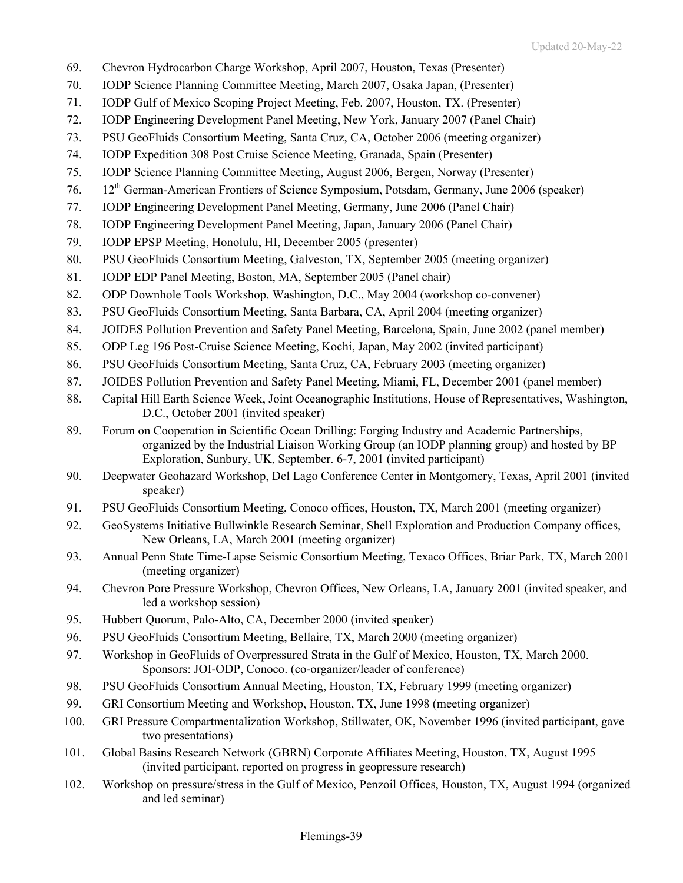69. Chevron Hydrocarbon Charge Workshop, April 2007, Houston, Texas (Presenter)
70. IODP Science Planning Committee Meeting, March 2007, Osaka Japan, (Presenter)
71. IODP Gulf of Mexico Scoping Project Meeting, Feb. 2007, Houston, TX. (Presenter)
72. IODP Engineering Development Panel Meeting, New York, January 2007 (Panel Chair)
73. PSU GeoFluids Consortium Meeting, Santa Cruz, CA, October 2006 (meeting organizer)
74. IODP Expedition 308 Post Cruise Science Meeting, Granada, Spain (Presenter)
75. IODP Science Planning Committee Meeting, August 2006, Bergen, Norway (Presenter)
76. 12th German-American Frontiers of Science Symposium, Potsdam, Germany, June 2006 (speaker)
77. IODP Engineering Development Panel Meeting, Germany, June 2006 (Panel Chair)
78. IODP Engineering Development Panel Meeting, Japan, January 2006 (Panel Chair)
79. IODP EPSP Meeting, Honolulu, HI, December 2005 (presenter)
80. PSU GeoFluids Consortium Meeting, Galveston, TX, September 2005 (meeting organizer)
81. IODP EDP Panel Meeting, Boston, MA, September 2005 (Panel chair)
82. ODP Downhole Tools Workshop, Washington, D.C., May 2004 (workshop co-convener)
83. PSU GeoFluids Consortium Meeting, Santa Barbara, CA, April 2004 (meeting organizer)
84. JOIDES Pollution Prevention and Safety Panel Meeting, Barcelona, Spain, June 2002 (panel member)
85. ODP Leg 196 Post-Cruise Science Meeting, Kochi, Japan, May 2002 (invited participant)
86. PSU GeoFluids Consortium Meeting, Santa Cruz, CA, February 2003 (meeting organizer)
87. JOIDES Pollution Prevention and Safety Panel Meeting, Miami, FL, December 2001 (panel member)
88. Capital Hill Earth Science Week, Joint Oceanographic Institutions, House of Representatives, Washington, D.C., October 2001 (invited speaker)
89. Forum on Cooperation in Scientific Ocean Drilling: Forging Industry and Academic Partnerships, organized by the Industrial Liaison Working Group (an IODP planning group) and hosted by BP Exploration, Sunbury, UK, September. 6-7, 2001 (invited participant)
90. Deepwater Geohazard Workshop, Del Lago Conference Center in Montgomery, Texas, April 2001 (invited speaker)
91. PSU GeoFluids Consortium Meeting, Conoco offices, Houston, TX, March 2001 (meeting organizer)
92. GeoSystems Initiative Bullwinkle Research Seminar, Shell Exploration and Production Company offices, New Orleans, LA, March 2001 (meeting organizer)
93. Annual Penn State Time-Lapse Seismic Consortium Meeting, Texaco Offices, Briar Park, TX, March 2001 (meeting organizer)
94. Chevron Pore Pressure Workshop, Chevron Offices, New Orleans, LA, January 2001 (invited speaker, and led a workshop session)
95. Hubbert Quorum, Palo-Alto, CA, December 2000 (invited speaker)
96. PSU GeoFluids Consortium Meeting, Bellaire, TX, March 2000 (meeting organizer)
97. Workshop in GeoFluids of Overpressured Strata in the Gulf of Mexico, Houston, TX, March 2000. Sponsors: JOI-ODP, Conoco. (co-organizer/leader of conference)
98. PSU GeoFluids Consortium Annual Meeting, Houston, TX, February 1999 (meeting organizer)
99. GRI Consortium Meeting and Workshop, Houston, TX, June 1998 (meeting organizer)
100. GRI Pressure Compartmentalization Workshop, Stillwater, OK, November 1996 (invited participant, gave two presentations)
101. Global Basins Research Network (GBRN) Corporate Affiliates Meeting, Houston, TX, August 1995 (invited participant, reported on progress in geopressure research)
102. Workshop on pressure/stress in the Gulf of Mexico, Penzoil Offices, Houston, TX, August 1994 (organized and led seminar)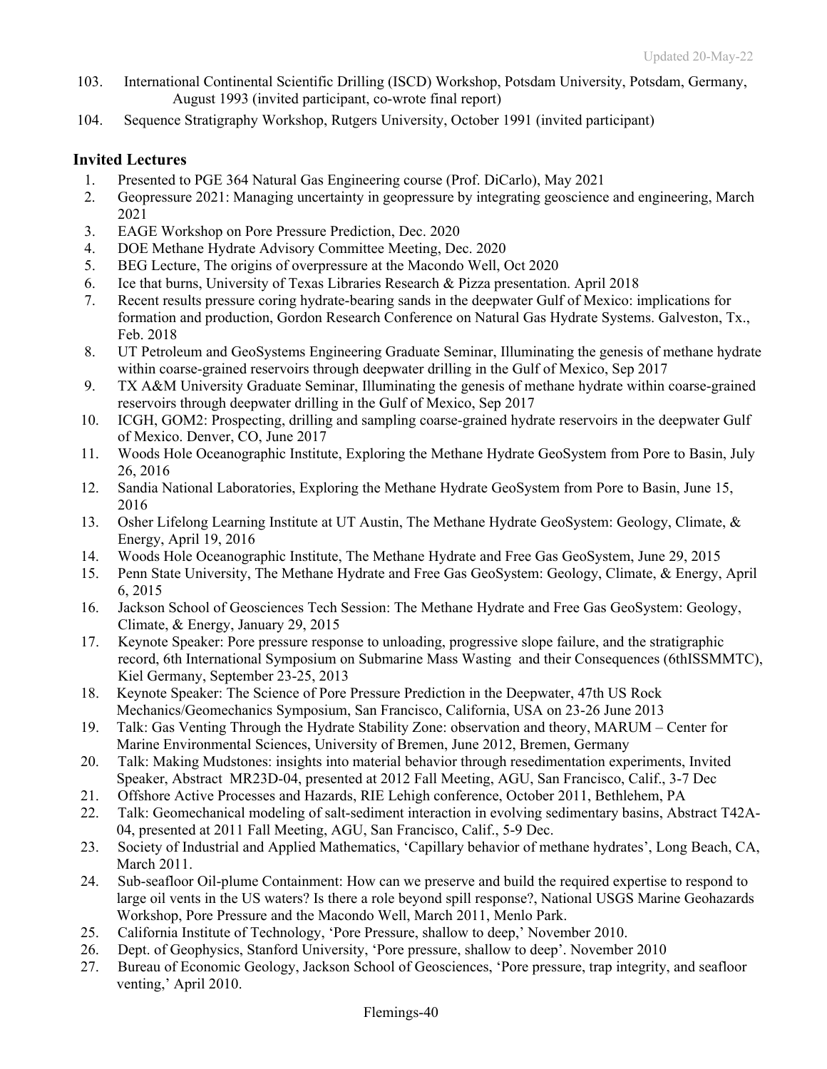103. International Continental Scientific Drilling (ISCD) Workshop, Potsdam University, Potsdam, Germany, August 1993 (invited participant, co-wrote final report)
104. Sequence Stratigraphy Workshop, Rutgers University, October 1991 (invited participant)

## Invited Lectures

1. Presented to PGE 364 Natural Gas Engineering course (Prof. DiCarlo), May 2021
2. Geopressure 2021: Managing uncertainty in geopressure by integrating geoscience and engineering, March 2021
3. EAGE Workshop on Pore Pressure Prediction, Dec. 2020
4. DOE Methane Hydrate Advisory Committee Meeting, Dec. 2020
5. BEG Lecture, The origins of overpressure at the Macondo Well, Oct 2020
6. Ice that burns, University of Texas Libraries Research & Pizza presentation. April 2018
7. Recent results pressure coring hydrate-bearing sands in the deepwater Gulf of Mexico: implications for formation and production, Gordon Research Conference on Natural Gas Hydrate Systems. Galveston, Tx., Feb. 2018
8. UT Petroleum and GeoSystems Engineering Graduate Seminar, Illuminating the genesis of methane hydrate within coarse-grained reservoirs through deepwater drilling in the Gulf of Mexico, Sep 2017
9. TX A&M University Graduate Seminar, Illuminating the genesis of methane hydrate within coarse-grained reservoirs through deepwater drilling in the Gulf of Mexico, Sep 2017
10. ICGH, GOM2: Prospecting, drilling and sampling coarse-grained hydrate reservoirs in the deepwater Gulf of Mexico. Denver, CO, June 2017
11. Woods Hole Oceanographic Institute, Exploring the Methane Hydrate GeoSystem from Pore to Basin, July 26, 2016
12. Sandia National Laboratories, Exploring the Methane Hydrate GeoSystem from Pore to Basin, June 15, 2016
13. Osher Lifelong Learning Institute at UT Austin, The Methane Hydrate GeoSystem: Geology, Climate, & Energy, April 19, 2016
14. Woods Hole Oceanographic Institute, The Methane Hydrate and Free Gas GeoSystem, June 29, 2015
15. Penn State University, The Methane Hydrate and Free Gas GeoSystem: Geology, Climate, & Energy, April 6, 2015
16. Jackson School of Geosciences Tech Session: The Methane Hydrate and Free Gas GeoSystem: Geology, Climate, & Energy, January 29, 2015
17. Keynote Speaker: Pore pressure response to unloading, progressive slope failure, and the stratigraphic record, 6th International Symposium on Submarine Mass Wasting and their Consequences (6thISSMMTC), Kiel Germany, September 23-25, 2013
18. Keynote Speaker: The Science of Pore Pressure Prediction in the Deepwater, 47th US Rock Mechanics/Geomechanics Symposium, San Francisco, California, USA on 23-26 June 2013
19. Talk: Gas Venting Through the Hydrate Stability Zone: observation and theory, MARUM – Center for Marine Environmental Sciences, University of Bremen, June 2012, Bremen, Germany
20. Talk: Making Mudstones: insights into material behavior through resedimentation experiments, Invited Speaker, Abstract MR23D-04, presented at 2012 Fall Meeting, AGU, San Francisco, Calif., 3-7 Dec
21. Offshore Active Processes and Hazards, RIE Lehigh conference, October 2011, Bethlehem, PA
22. Talk: Geomechanical modeling of salt-sediment interaction in evolving sedimentary basins, Abstract T42A-04, presented at 2011 Fall Meeting, AGU, San Francisco, Calif., 5-9 Dec.
23. Society of Industrial and Applied Mathematics, 'Capillary behavior of methane hydrates', Long Beach, CA, March 2011.
24. Sub-seafloor Oil-plume Containment: How can we preserve and build the required expertise to respond to large oil vents in the US waters? Is there a role beyond spill response?, National USGS Marine Geohazards Workshop, Pore Pressure and the Macondo Well, March 2011, Menlo Park.
25. California Institute of Technology, 'Pore Pressure, shallow to deep,' November 2010.
26. Dept. of Geophysics, Stanford University, 'Pore pressure, shallow to deep'. November 2010
27. Bureau of Economic Geology, Jackson School of Geosciences, 'Pore pressure, trap integrity, and seafloor venting,' April 2010.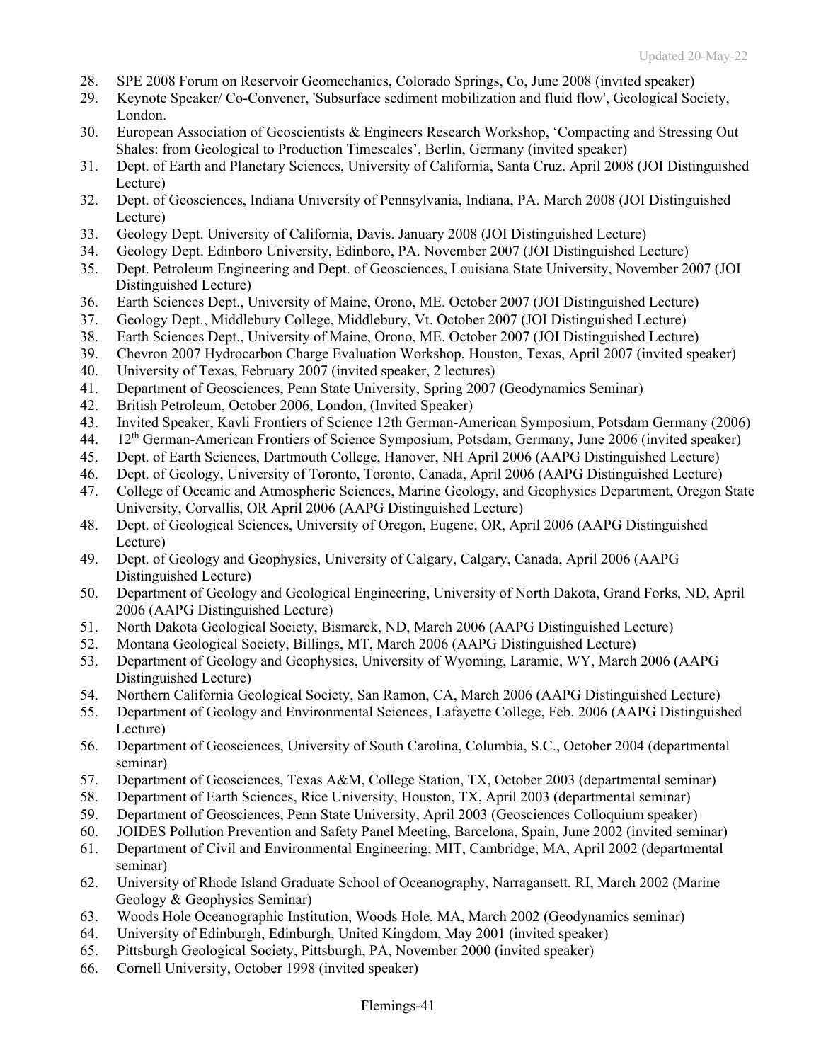28. SPE 2008 Forum on Reservoir Geomechanics, Colorado Springs, Co, June 2008 (invited speaker)
29. Keynote Speaker/ Co-Convener, 'Subsurface sediment mobilization and fluid flow', Geological Society, London.
30. European Association of Geoscientists & Engineers Research Workshop, 'Compacting and Stressing Out Shales: from Geological to Production Timescales', Berlin, Germany (invited speaker)
31. Dept. of Earth and Planetary Sciences, University of California, Santa Cruz. April 2008 (JOI Distinguished Lecture)
32. Dept. of Geosciences, Indiana University of Pennsylvania, Indiana, PA. March 2008 (JOI Distinguished Lecture)
33. Geology Dept. University of California, Davis. January 2008 (JOI Distinguished Lecture)
34. Geology Dept. Edinboro University, Edinboro, PA. November 2007 (JOI Distinguished Lecture)
35. Dept. Petroleum Engineering and Dept. of Geosciences, Louisiana State University, November 2007 (JOI Distinguished Lecture)
36. Earth Sciences Dept., University of Maine, Orono, ME. October 2007 (JOI Distinguished Lecture)
37. Geology Dept., Middlebury College, Middlebury, Vt. October 2007 (JOI Distinguished Lecture)
38. Earth Sciences Dept., University of Maine, Orono, ME. October 2007 (JOI Distinguished Lecture)
39. Chevron 2007 Hydrocarbon Charge Evaluation Workshop, Houston, Texas, April 2007 (invited speaker)
40. University of Texas, February 2007 (invited speaker, 2 lectures)
41. Department of Geosciences, Penn State University, Spring 2007 (Geodynamics Seminar)
42. British Petroleum, October 2006, London, (Invited Speaker)
43. Invited Speaker, Kavli Frontiers of Science 12th German-American Symposium, Potsdam Germany (2006)
44. 12th German-American Frontiers of Science Symposium, Potsdam, Germany, June 2006 (invited speaker)
45. Dept. of Earth Sciences, Dartmouth College, Hanover, NH April 2006 (AAPG Distinguished Lecture)
46. Dept. of Geology, University of Toronto, Toronto, Canada, April 2006 (AAPG Distinguished Lecture)
47. College of Oceanic and Atmospheric Sciences, Marine Geology, and Geophysics Department, Oregon State University, Corvallis, OR April 2006 (AAPG Distinguished Lecture)
48. Dept. of Geological Sciences, University of Oregon, Eugene, OR, April 2006 (AAPG Distinguished Lecture)
49. Dept. of Geology and Geophysics, University of Calgary, Calgary, Canada, April 2006 (AAPG Distinguished Lecture)
50. Department of Geology and Geological Engineering, University of North Dakota, Grand Forks, ND, April 2006 (AAPG Distinguished Lecture)
51. North Dakota Geological Society, Bismarck, ND, March 2006 (AAPG Distinguished Lecture)
52. Montana Geological Society, Billings, MT, March 2006 (AAPG Distinguished Lecture)
53. Department of Geology and Geophysics, University of Wyoming, Laramie, WY, March 2006 (AAPG Distinguished Lecture)
54. Northern California Geological Society, San Ramon, CA, March 2006 (AAPG Distinguished Lecture)
55. Department of Geology and Environmental Sciences, Lafayette College, Feb. 2006 (AAPG Distinguished Lecture)
56. Department of Geosciences, University of South Carolina, Columbia, S.C., October 2004 (departmental seminar)
57. Department of Geosciences, Texas A&M, College Station, TX, October 2003 (departmental seminar)
58. Department of Earth Sciences, Rice University, Houston, TX, April 2003 (departmental seminar)
59. Department of Geosciences, Penn State University, April 2003 (Geosciences Colloquium speaker)
60. JOIDES Pollution Prevention and Safety Panel Meeting, Barcelona, Spain, June 2002 (invited seminar)
61. Department of Civil and Environmental Engineering, MIT, Cambridge, MA, April 2002 (departmental seminar)
62. University of Rhode Island Graduate School of Oceanography, Narragansett, RI, March 2002 (Marine Geology & Geophysics Seminar)
63. Woods Hole Oceanographic Institution, Woods Hole, MA, March 2002 (Geodynamics seminar)
64. University of Edinburgh, Edinburgh, United Kingdom, May 2001 (invited speaker)
65. Pittsburgh Geological Society, Pittsburgh, PA, November 2000 (invited speaker)
66. Cornell University, October 1998 (invited speaker)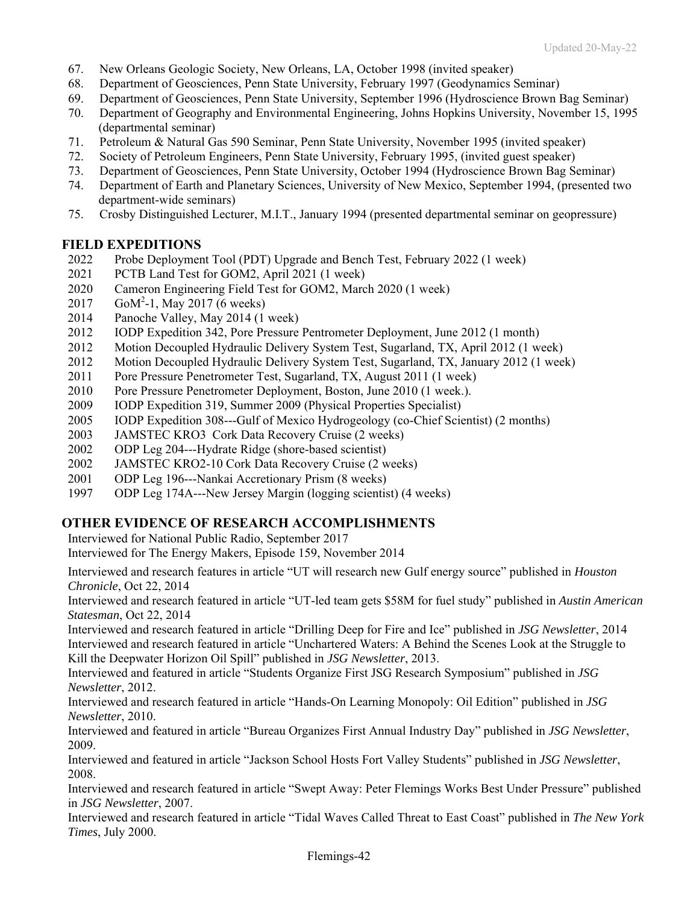67. New Orleans Geologic Society, New Orleans, LA, October 1998 (invited speaker)
68. Department of Geosciences, Penn State University, February 1997 (Geodynamics Seminar)
69. Department of Geosciences, Penn State University, September 1996 (Hydroscience Brown Bag Seminar)
70. Department of Geography and Environmental Engineering, Johns Hopkins University, November 15, 1995 (departmental seminar)
71. Petroleum & Natural Gas 590 Seminar, Penn State University, November 1995 (invited speaker)
72. Society of Petroleum Engineers, Penn State University, February 1995, (invited guest speaker)
73. Department of Geosciences, Penn State University, October 1994 (Hydroscience Brown Bag Seminar)
74. Department of Earth and Planetary Sciences, University of New Mexico, September 1994, (presented two department-wide seminars)
75. Crosby Distinguished Lecturer, M.I.T., January 1994 (presented departmental seminar on geopressure)

## FIELD EXPEDITIONS

2022 Probe Deployment Tool (PDT) Upgrade and Bench Test, February 2022 (1 week)
2021 PCTB Land Test for GOM2, April 2021 (1 week)
2020 Cameron Engineering Field Test for GOM2, March 2020 (1 week)
2017 GoM$^2$-1, May 2017 (6 weeks)
2014 Panoche Valley, May 2014 (1 week)
2012 IODP Expedition 342, Pore Pressure Pentrometer Deployment, June 2012 (1 month)
2012 Motion Decoupled Hydraulic Delivery System Test, Sugarland, TX, April 2012 (1 week)
2012 Motion Decoupled Hydraulic Delivery System Test, Sugarland, TX, January 2012 (1 week)
2011 Pore Pressure Penetrometer Test, Sugarland, TX, August 2011 (1 week)
2010 Pore Pressure Penetrometer Deployment, Boston, June 2010 (1 week.).
2009 IODP Expedition 319, Summer 2009 (Physical Properties Specialist)
2005 IODP Expedition 308---Gulf of Mexico Hydrogeology (co-Chief Scientist) (2 months)
2003 JAMSTEC KRO3 Cork Data Recovery Cruise (2 weeks)
2002 ODP Leg 204---Hydrate Ridge (shore-based scientist)
2002 JAMSTEC KRO2-10 Cork Data Recovery Cruise (2 weeks)
2001 ODP Leg 196---Nankai Accretionary Prism (8 weeks)
1997 ODP Leg 174A---New Jersey Margin (logging scientist) (4 weeks)

## OTHER EVIDENCE OF RESEARCH ACCOMPLISHMENTS

Interviewed for National Public Radio, September 2017

Interviewed for The Energy Makers, Episode 159, November 2014

Interviewed and research features in article "UT will research new Gulf energy source" published in *Houston Chronicle*, Oct 22, 2014

Interviewed and research featured in article "UT-led team gets \$58M for fuel study" published in *Austin American Statesman*, Oct 22, 2014

Interviewed and research featured in article "Drilling Deep for Fire and Ice" published in *JSG Newsletter*, 2014

Interviewed and research featured in article "Unchartered Waters: A Behind the Scenes Look at the Struggle to Kill the Deepwater Horizon Oil Spill" published in *JSG Newsletter*, 2013.

Interviewed and featured in article "Students Organize First JSG Research Symposium" published in *JSG Newsletter*, 2012.

Interviewed and research featured in article "Hands-On Learning Monopoly: Oil Edition" published in *JSG Newsletter*, 2010.

Interviewed and featured in article "Bureau Organizes First Annual Industry Day" published in *JSG Newsletter*, 2009.

Interviewed and featured in article "Jackson School Hosts Fort Valley Students" published in *JSG Newsletter*, 2008.

Interviewed and research featured in article "Swept Away: Peter Flemings Works Best Under Pressure" published in *JSG Newsletter*, 2007.

Interviewed and research featured in article "Tidal Waves Called Threat to East Coast" published in *The New York Times*, July 2000.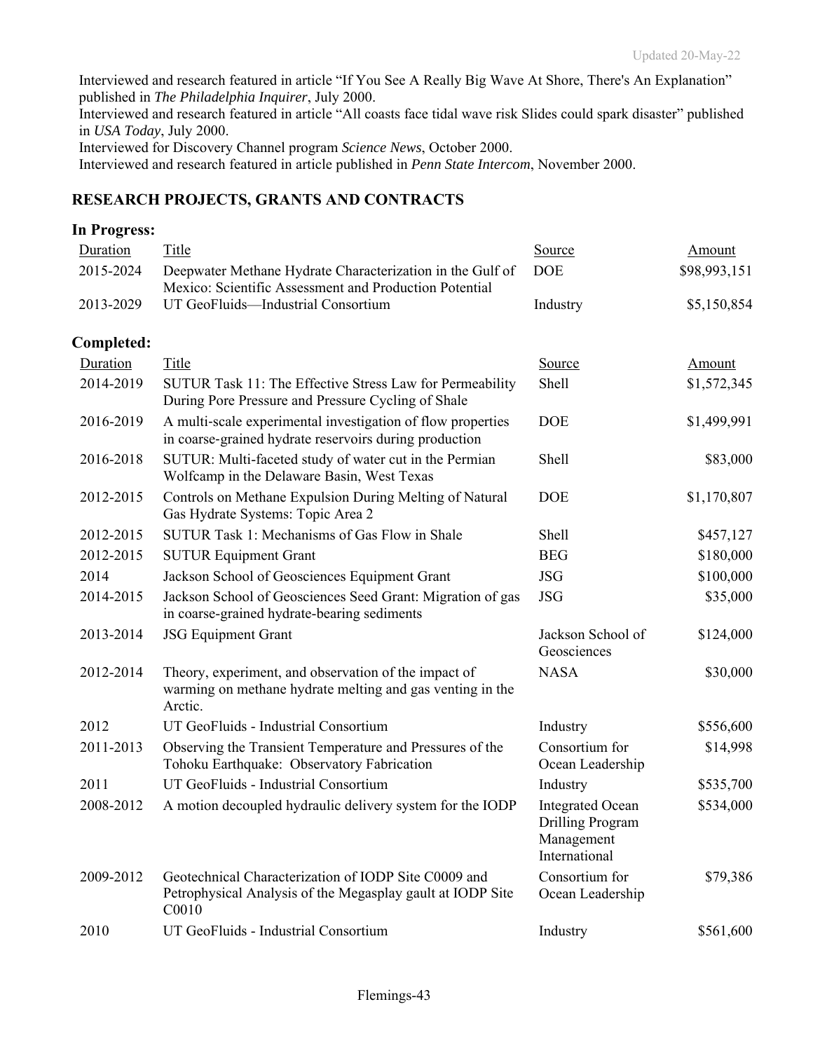Interviewed and research featured in article "If You See A Really Big Wave At Shore, There's An Explanation" published in *The Philadelphia Inquirer*, July 2000.
Interviewed and research featured in article "All coasts face tidal wave risk Slides could spark disaster" published in *USA Today*, July 2000.
Interviewed for Discovery Channel program *Science News*, October 2000.
Interviewed and research featured in article published in *Penn State Intercom*, November 2000.

## RESEARCH PROJECTS, GRANTS AND CONTRACTS

### In Progress:

| Duration | Title | Source | Amount |
|---|---|---|---|
| 2015-2024 | Deepwater Methane Hydrate Characterization in the Gulf of Mexico: Scientific Assessment and Production Potential | DOE | $98,993,151 |
| 2013-2029 | UT GeoFluids—Industrial Consortium | Industry | $5,150,854 |

### Completed:

| Duration | Title | Source | Amount |
|---|---|---|---|
| 2014-2019 | SUTUR Task 11: The Effective Stress Law for Permeability During Pore Pressure and Pressure Cycling of Shale | Shell | $1,572,345 |
| 2016-2019 | A multi-scale experimental investigation of flow properties in coarse-grained hydrate reservoirs during production | DOE | $1,499,991 |
| 2016-2018 | SUTUR: Multi-faceted study of water cut in the Permian Wolfcamp in the Delaware Basin, West Texas | Shell | $83,000 |
| 2012-2015 | Controls on Methane Expulsion During Melting of Natural Gas Hydrate Systems: Topic Area 2 | DOE | $1,170,807 |
| 2012-2015 | SUTUR Task 1: Mechanisms of Gas Flow in Shale | Shell | $457,127 |
| 2012-2015 | SUTUR Equipment Grant | BEG | $180,000 |
| 2014 | Jackson School of Geosciences Equipment Grant | JSG | $100,000 |
| 2014-2015 | Jackson School of Geosciences Seed Grant: Migration of gas in coarse-grained hydrate-bearing sediments | JSG | $35,000 |
| 2013-2014 | JSG Equipment Grant | Jackson School of Geosciences | $124,000 |
| 2012-2014 | Theory, experiment, and observation of the impact of warming on methane hydrate melting and gas venting in the Arctic. | NASA | $30,000 |
| 2012 | UT GeoFluids - Industrial Consortium | Industry | $556,600 |
| 2011-2013 | Observing the Transient Temperature and Pressures of the Tohoku Earthquake: Observatory Fabrication | Consortium for Ocean Leadership | $14,998 |
| 2011 | UT GeoFluids - Industrial Consortium | Industry | $535,700 |
| 2008-2012 | A motion decoupled hydraulic delivery system for the IODP | Integrated Ocean Drilling Program Management International | $534,000 |
| 2009-2012 | Geotechnical Characterization of IODP Site C0009 and Petrophysical Analysis of the Megasplay gault at IODP Site C0010 | Consortium for Ocean Leadership | $79,386 |
| 2010 | UT GeoFluids - Industrial Consortium | Industry | $561,600 |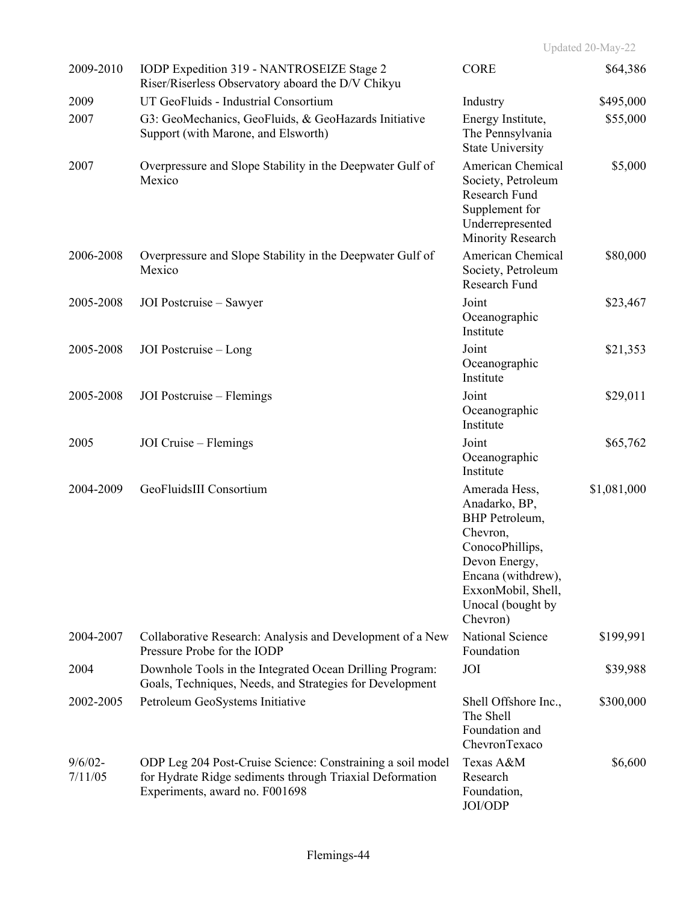| | | | |
|---|---|---|---|
| 2009-2010 | IODP Expedition 319 - NANTROSEIZE Stage 2 Riser/Riserless Observatory aboard the D/V Chikyu | CORE | $64,386 |
| 2009 | UT GeoFluids - Industrial Consortium | Industry | $495,000 |
| 2007 | G3: GeoMechanics, GeoFluids, & GeoHazards Initiative Support (with Marone, and Elsworth) | Energy Institute, The Pennsylvania State University | $55,000 |
| 2007 | Overpressure and Slope Stability in the Deepwater Gulf of Mexico | American Chemical Society, Petroleum Research Fund Supplement for Underrepresented Minority Research | $5,000 |
| 2006-2008 | Overpressure and Slope Stability in the Deepwater Gulf of Mexico | American Chemical Society, Petroleum Research Fund | $80,000 |
| 2005-2008 | JOI Postcruise – Sawyer | Joint Oceanographic Institute | $23,467 |
| 2005-2008 | JOI Postcruise – Long | Joint Oceanographic Institute | $21,353 |
| 2005-2008 | JOI Postcruise – Flemings | Joint Oceanographic Institute | $29,011 |
| 2005 | JOI Cruise – Flemings | Joint Oceanographic Institute | $65,762 |
| 2004-2009 | GeoFluidsIII Consortium | Amerada Hess, Anadarko, BP, BHP Petroleum, Chevron, ConocoPhillips, Devon Energy, Encana (withdrew), ExxonMobil, Shell, Unocal (bought by Chevron) | $1,081,000 |
| 2004-2007 | Collaborative Research: Analysis and Development of a New Pressure Probe for the IODP | National Science Foundation | $199,991 |
| 2004 | Downhole Tools in the Integrated Ocean Drilling Program: Goals, Techniques, Needs, and Strategies for Development | JOI | $39,988 |
| 2002-2005 | Petroleum GeoSystems Initiative | Shell Offshore Inc., The Shell Foundation and ChevronTexaco | $300,000 |
| 9/6/02-7/11/05 | ODP Leg 204 Post-Cruise Science: Constraining a soil model for Hydrate Ridge sediments through Triaxial Deformation Experiments, award no. F001698 | Texas A&M Research Foundation, JOI/ODP | $6,600 |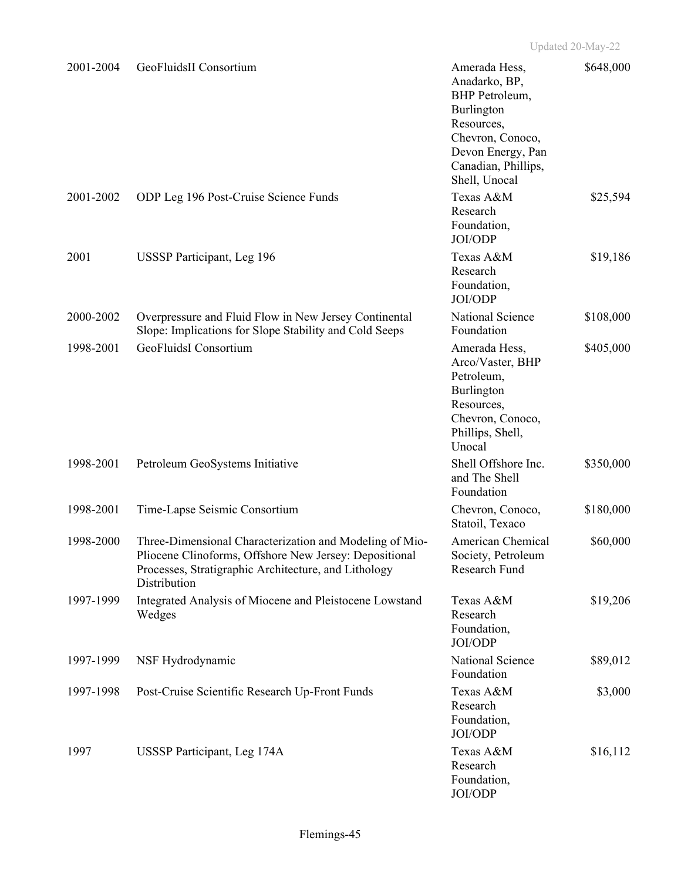| | | | |
|---|---|---|---|
| 2001-2004 | GeoFluidsII Consortium | Amerada Hess, Anadarko, BP, BHP Petroleum, Burlington Resources, Chevron, Conoco, Devon Energy, Pan Canadian, Phillips, Shell, Unocal | \$648,000 |
| 2001-2002 | ODP Leg 196 Post-Cruise Science Funds | Texas A&M Research Foundation, JOI/ODP | \$25,594 |
| 2001 | USSSP Participant, Leg 196 | Texas A&M Research Foundation, JOI/ODP | \$19,186 |
| 2000-2002 | Overpressure and Fluid Flow in New Jersey Continental Slope: Implications for Slope Stability and Cold Seeps | National Science Foundation | \$108,000 |
| 1998-2001 | GeoFluidsI Consortium | Amerada Hess, Arco/Vaster, BHP Petroleum, Burlington Resources, Chevron, Conoco, Phillips, Shell, Unocal | \$405,000 |
| 1998-2001 | Petroleum GeoSystems Initiative | Shell Offshore Inc. and The Shell Foundation | \$350,000 |
| 1998-2001 | Time-Lapse Seismic Consortium | Chevron, Conoco, Statoil, Texaco | \$180,000 |
| 1998-2000 | Three-Dimensional Characterization and Modeling of Mio-Pliocene Clinoforms, Offshore New Jersey: Depositional Processes, Stratigraphic Architecture, and Lithology Distribution | American Chemical Society, Petroleum Research Fund | \$60,000 |
| 1997-1999 | Integrated Analysis of Miocene and Pleistocene Lowstand Wedges | Texas A&M Research Foundation, JOI/ODP | \$19,206 |
| 1997-1999 | NSF Hydrodynamic | National Science Foundation | \$89,012 |
| 1997-1998 | Post-Cruise Scientific Research Up-Front Funds | Texas A&M Research Foundation, JOI/ODP | \$3,000 |
| 1997 | USSSP Participant, Leg 174A | Texas A&M Research Foundation, JOI/ODP | \$16,112 |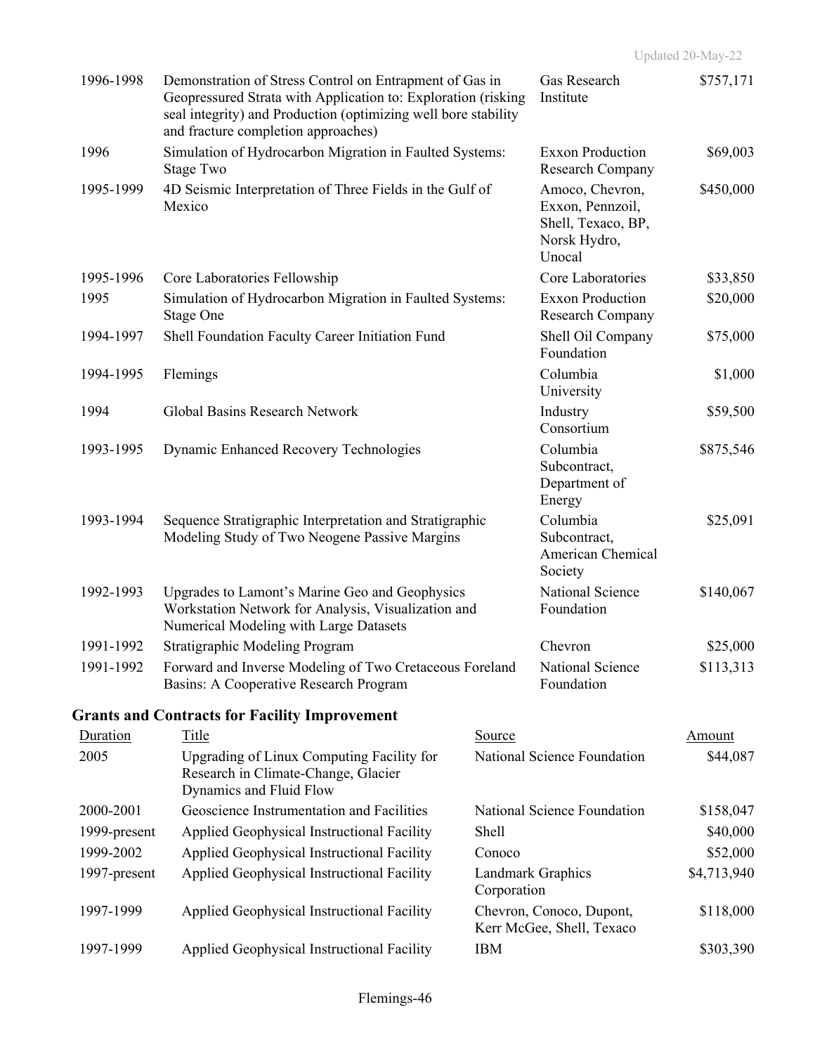| | | | |
|---|---|---|---|
| 1996-1998 | Demonstration of Stress Control on Entrapment of Gas in Geopressured Strata with Application to: Exploration (risking seal integrity) and Production (optimizing well bore stability and fracture completion approaches) | Gas Research Institute | $757,171 |
| 1996 | Simulation of Hydrocarbon Migration in Faulted Systems: Stage Two | Exxon Production Research Company | $69,003 |
| 1995-1999 | 4D Seismic Interpretation of Three Fields in the Gulf of Mexico | Amoco, Chevron, Exxon, Pennzoil, Shell, Texaco, BP, Norsk Hydro, Unocal | $450,000 |
| 1995-1996 | Core Laboratories Fellowship | Core Laboratories | $33,850 |
| 1995 | Simulation of Hydrocarbon Migration in Faulted Systems: Stage One | Exxon Production Research Company | $20,000 |
| 1994-1997 | Shell Foundation Faculty Career Initiation Fund | Shell Oil Company Foundation | $75,000 |
| 1994-1995 | Flemings | Columbia University | $1,000 |
| 1994 | Global Basins Research Network | Industry Consortium | $59,500 |
| 1993-1995 | Dynamic Enhanced Recovery Technologies | Columbia Subcontract, Department of Energy | $875,546 |
| 1993-1994 | Sequence Stratigraphic Interpretation and Stratigraphic Modeling Study of Two Neogene Passive Margins | Columbia Subcontract, American Chemical Society | $25,091 |
| 1992-1993 | Upgrades to Lamont's Marine Geo and Geophysics Workstation Network for Analysis, Visualization and Numerical Modeling with Large Datasets | National Science Foundation | $140,067 |
| 1991-1992 | Stratigraphic Modeling Program | Chevron | $25,000 |
| 1991-1992 | Forward and Inverse Modeling of Two Cretaceous Foreland Basins: A Cooperative Research Program | National Science Foundation | $113,313 |

### Grants and Contracts for Facility Improvement

| Duration | Title | Source | Amount |
|---|---|---|---|
| 2005 | Upgrading of Linux Computing Facility for Research in Climate-Change, Glacier Dynamics and Fluid Flow | National Science Foundation | $44,087 |
| 2000-2001 | Geoscience Instrumentation and Facilities | National Science Foundation | $158,047 |
| 1999-present | Applied Geophysical Instructional Facility | Shell | $40,000 |
| 1999-2002 | Applied Geophysical Instructional Facility | Conoco | $52,000 |
| 1997-present | Applied Geophysical Instructional Facility | Landmark Graphics Corporation | $4,713,940 |
| 1997-1999 | Applied Geophysical Instructional Facility | Chevron, Conoco, Dupont, Kerr McGee, Shell, Texaco | $118,000 |
| 1997-1999 | Applied Geophysical Instructional Facility | IBM | $303,390 |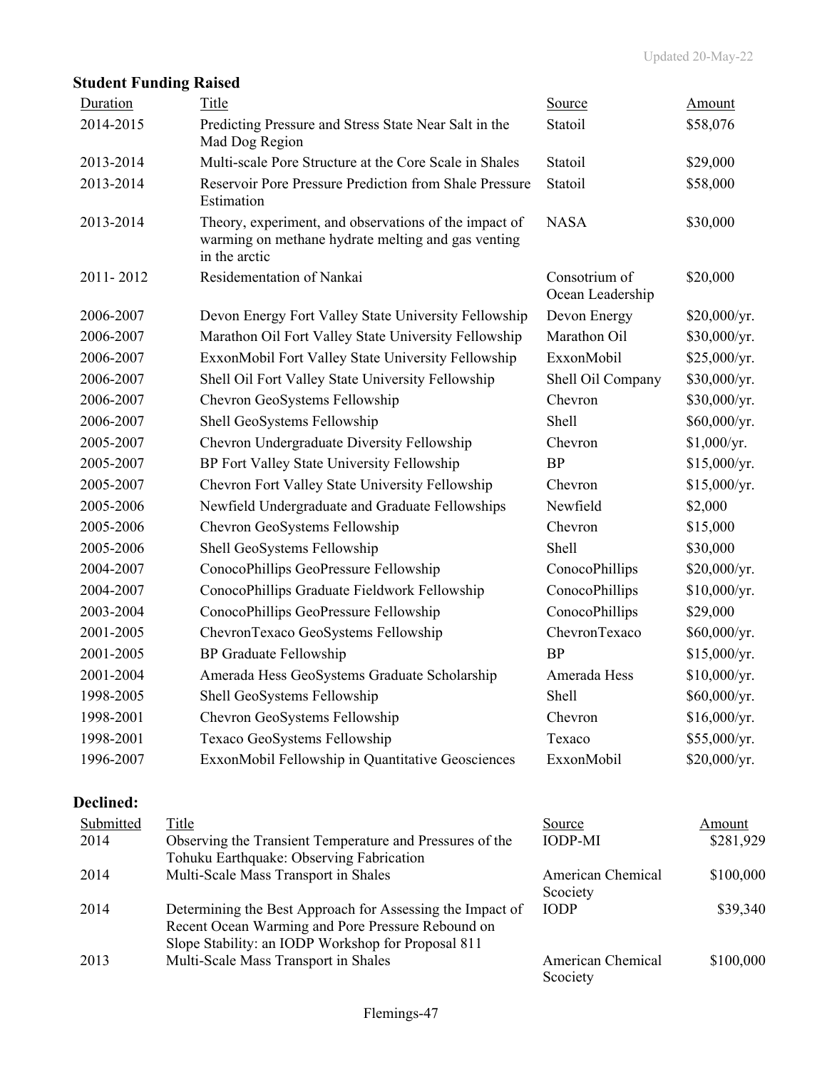**Student Funding Raised**

| Duration | Title | Source | Amount |
|---|---|---|---|
| 2014-2015 | Predicting Pressure and Stress State Near Salt in the Mad Dog Region | Statoil | $58,076 |
| 2013-2014 | Multi-scale Pore Structure at the Core Scale in Shales | Statoil | $29,000 |
| 2013-2014 | Reservoir Pore Pressure Prediction from Shale Pressure Estimation | Statoil | $58,000 |
| 2013-2014 | Theory, experiment, and observations of the impact of warming on methane hydrate melting and gas venting in the arctic | NASA | $30,000 |
| 2011- 2012 | Residementation of Nankai | Consotrium of Ocean Leadership | $20,000 |
| 2006-2007 | Devon Energy Fort Valley State University Fellowship | Devon Energy | $20,000/yr. |
| 2006-2007 | Marathon Oil Fort Valley State University Fellowship | Marathon Oil | $30,000/yr. |
| 2006-2007 | ExxonMobil Fort Valley State University Fellowship | ExxonMobil | $25,000/yr. |
| 2006-2007 | Shell Oil Fort Valley State University Fellowship | Shell Oil Company | $30,000/yr. |
| 2006-2007 | Chevron GeoSystems Fellowship | Chevron | $30,000/yr. |
| 2006-2007 | Shell GeoSystems Fellowship | Shell | $60,000/yr. |
| 2005-2007 | Chevron Undergraduate Diversity Fellowship | Chevron | $1,000/yr. |
| 2005-2007 | BP Fort Valley State University Fellowship | BP | $15,000/yr. |
| 2005-2007 | Chevron Fort Valley State University Fellowship | Chevron | $15,000/yr. |
| 2005-2006 | Newfield Undergraduate and Graduate Fellowships | Newfield | $2,000 |
| 2005-2006 | Chevron GeoSystems Fellowship | Chevron | $15,000 |
| 2005-2006 | Shell GeoSystems Fellowship | Shell | $30,000 |
| 2004-2007 | ConocoPhillips GeoPressure Fellowship | ConocoPhillips | $20,000/yr. |
| 2004-2007 | ConocoPhillips Graduate Fieldwork Fellowship | ConocoPhillips | $10,000/yr. |
| 2003-2004 | ConocoPhillips GeoPressure Fellowship | ConocoPhillips | $29,000 |
| 2001-2005 | ChevronTexaco GeoSystems Fellowship | ChevronTexaco | $60,000/yr. |
| 2001-2005 | BP Graduate Fellowship | BP | $15,000/yr. |
| 2001-2004 | Amerada Hess GeoSystems Graduate Scholarship | Amerada Hess | $10,000/yr. |
| 1998-2005 | Shell GeoSystems Fellowship | Shell | $60,000/yr. |
| 1998-2001 | Chevron GeoSystems Fellowship | Chevron | $16,000/yr. |
| 1998-2001 | Texaco GeoSystems Fellowship | Texaco | $55,000/yr. |
| 1996-2007 | ExxonMobil Fellowship in Quantitative Geosciences | ExxonMobil | $20,000/yr. |

**Declined:**

| Submitted | Title | Source | Amount |
|---|---|---|---|
| 2014 | Observing the Transient Temperature and Pressures of the Tohuku Earthquake: Observing Fabrication | IODP-MI | $281,929 |
| 2014 | Multi-Scale Mass Transport in Shales | American Chemical Scociety | $100,000 |
| 2014 | Determining the Best Approach for Assessing the Impact of Recent Ocean Warming and Pore Pressure Rebound on Slope Stability: an IODP Workshop for Proposal 811 | IODP | $39,340 |
| 2013 | Multi-Scale Mass Transport in Shales | American Chemical Scociety | $100,000 |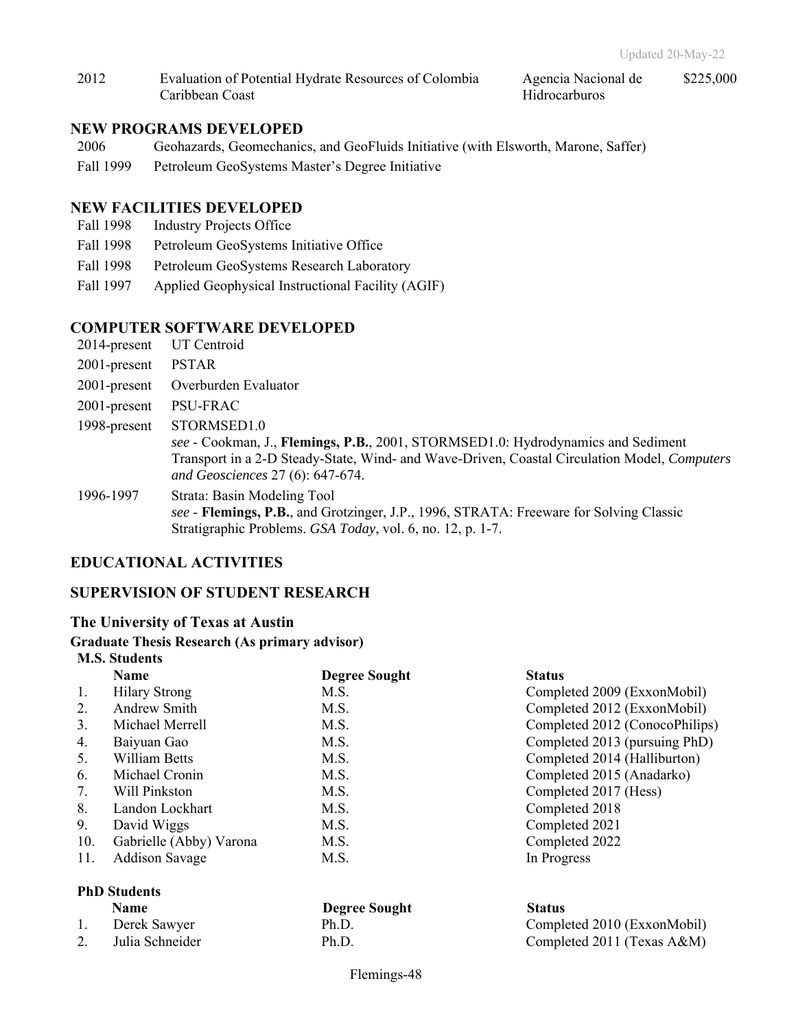| 2012 | Evaluation of Potential Hydrate Resources of Colombia Caribbean Coast | Agencia Nacional de Hidrocarburos | $225,000 |
|---|---|---|---|

## NEW PROGRAMS DEVELOPED

2006 Geohazards, Geomechanics, and GeoFluids Initiative (with Elsworth, Marone, Saffer)

Fall 1999 Petroleum GeoSystems Master's Degree Initiative

## NEW FACILITIES DEVELOPED

Fall 1998 Industry Projects Office

Fall 1998 Petroleum GeoSystems Initiative Office

Fall 1998 Petroleum GeoSystems Research Laboratory

Fall 1997 Applied Geophysical Instructional Facility (AGIF)

## COMPUTER SOFTWARE DEVELOPED

2014-present UT Centroid

2001-present PSTAR

2001-present Overburden Evaluator

2001-present PSU-FRAC

1998-present STORMSED1.0
*see* - Cookman, J., **Flemings, P.B.**, 2001, STORMSED1.0: Hydrodynamics and Sediment Transport in a 2-D Steady-State, Wind- and Wave-Driven, Coastal Circulation Model, *Computers and Geosciences* 27 (6): 647-674.

1996-1997 Strata: Basin Modeling Tool
*see* - **Flemings, P.B.**, and Grotzinger, J.P., 1996, STRATA: Freeware for Solving Classic Stratigraphic Problems. *GSA Today*, vol. 6, no. 12, p. 1-7.

## EDUCATIONAL ACTIVITIES

## SUPERVISION OF STUDENT RESEARCH

### The University of Texas at Austin

#### Graduate Thesis Research (As primary advisor)

**M.S. Students**

| | Name | Degree Sought | Status |
|---|---|---|---|
| 1. | Hilary Strong | M.S. | Completed 2009 (ExxonMobil) |
| 2. | Andrew Smith | M.S. | Completed 2012 (ExxonMobil) |
| 3. | Michael Merrell | M.S. | Completed 2012 (ConocoPhilips) |
| 4. | Baiyuan Gao | M.S. | Completed 2013 (pursuing PhD) |
| 5. | William Betts | M.S. | Completed 2014 (Halliburton) |
| 6. | Michael Cronin | M.S. | Completed 2015 (Anadarko) |
| 7. | Will Pinkston | M.S. | Completed 2017 (Hess) |
| 8. | Landon Lockhart | M.S. | Completed 2018 |
| 9. | David Wiggs | M.S. | Completed 2021 |
| 10. | Gabrielle (Abby) Varona | M.S. | Completed 2022 |
| 11. | Addison Savage | M.S. | In Progress |

**PhD Students**

| | Name | Degree Sought | Status |
|---|---|---|---|
| 1. | Derek Sawyer | Ph.D. | Completed 2010 (ExxonMobil) |
| 2. | Julia Schneider | Ph.D. | Completed 2011 (Texas A&M) |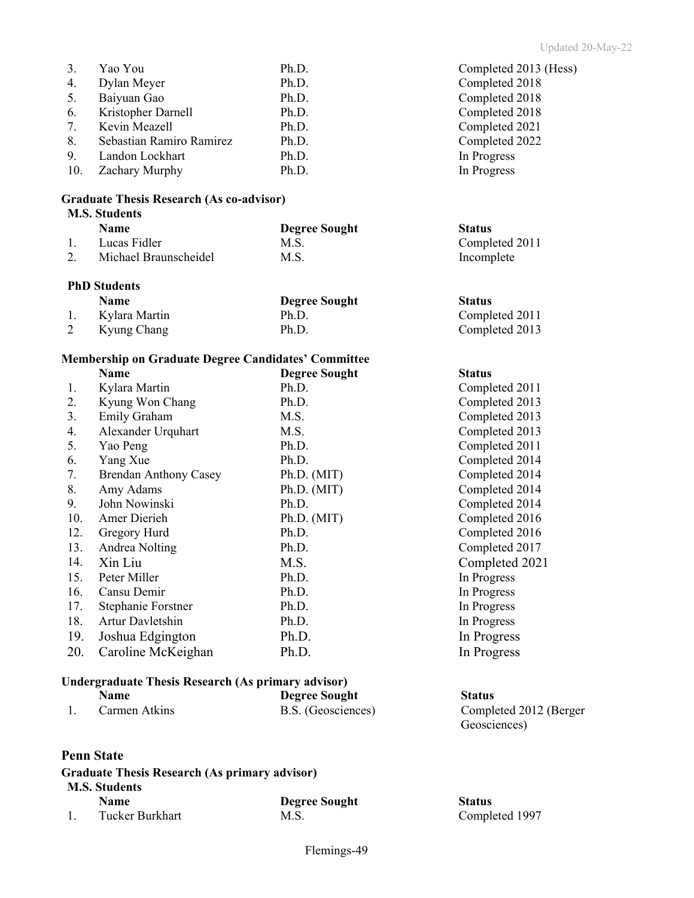| | | | |
|---|---|---|---|
| 3. | Yao You | Ph.D. | Completed 2013 (Hess) |
| 4. | Dylan Meyer | Ph.D. | Completed 2018 |
| 5. | Baiyuan Gao | Ph.D. | Completed 2018 |
| 6. | Kristopher Darnell | Ph.D. | Completed 2018 |
| 7. | Kevin Meazell | Ph.D. | Completed 2021 |
| 8. | Sebastian Ramiro Ramirez | Ph.D. | Completed 2022 |
| 9. | Landon Lockhart | Ph.D. | In Progress |
| 10. | Zachary Murphy | Ph.D. | In Progress |

**Graduate Thesis Research (As co-advisor)**

**M.S. Students**

| | Name | Degree Sought | Status |
|---|---|---|---|
| 1. | Lucas Fidler | M.S. | Completed 2011 |
| 2. | Michael Braunscheidel | M.S. | Incomplete |

**PhD Students**

| | Name | Degree Sought | Status |
|---|---|---|---|
| 1. | Kylara Martin | Ph.D. | Completed 2011 |
| 2 | Kyung Chang | Ph.D. | Completed 2013 |

**Membership on Graduate Degree Candidates' Committee**

| | Name | Degree Sought | Status |
|---|---|---|---|
| 1. | Kylara Martin | Ph.D. | Completed 2011 |
| 2. | Kyung Won Chang | Ph.D. | Completed 2013 |
| 3. | Emily Graham | M.S. | Completed 2013 |
| 4. | Alexander Urquhart | M.S. | Completed 2013 |
| 5. | Yao Peng | Ph.D. | Completed 2011 |
| 6. | Yang Xue | Ph.D. | Completed 2014 |
| 7. | Brendan Anthony Casey | Ph.D. (MIT) | Completed 2014 |
| 8. | Amy Adams | Ph.D. (MIT) | Completed 2014 |
| 9. | John Nowinski | Ph.D. | Completed 2014 |
| 10. | Amer Dierieh | Ph.D. (MIT) | Completed 2016 |
| 12. | Gregory Hurd | Ph.D. | Completed 2016 |
| 13. | Andrea Nolting | Ph.D. | Completed 2017 |
| 14. | Xin Liu | M.S. | Completed 2021 |
| 15. | Peter Miller | Ph.D. | In Progress |
| 16. | Cansu Demir | Ph.D. | In Progress |
| 17. | Stephanie Forstner | Ph.D. | In Progress |
| 18. | Artur Davletshin | Ph.D. | In Progress |
| 19. | Joshua Edgington | Ph.D. | In Progress |
| 20. | Caroline McKeighan | Ph.D. | In Progress |

**Undergraduate Thesis Research (As primary advisor)**

| | Name | Degree Sought | Status |
|---|---|---|---|
| 1. | Carmen Atkins | B.S. (Geosciences) | Completed 2012 (Berger Geosciences) |

## Penn State

**Graduate Thesis Research (As primary advisor)**

**M.S. Students**

| | Name | Degree Sought | Status |
|---|---|---|---|
| 1. | Tucker Burkhart | M.S. | Completed 1997 |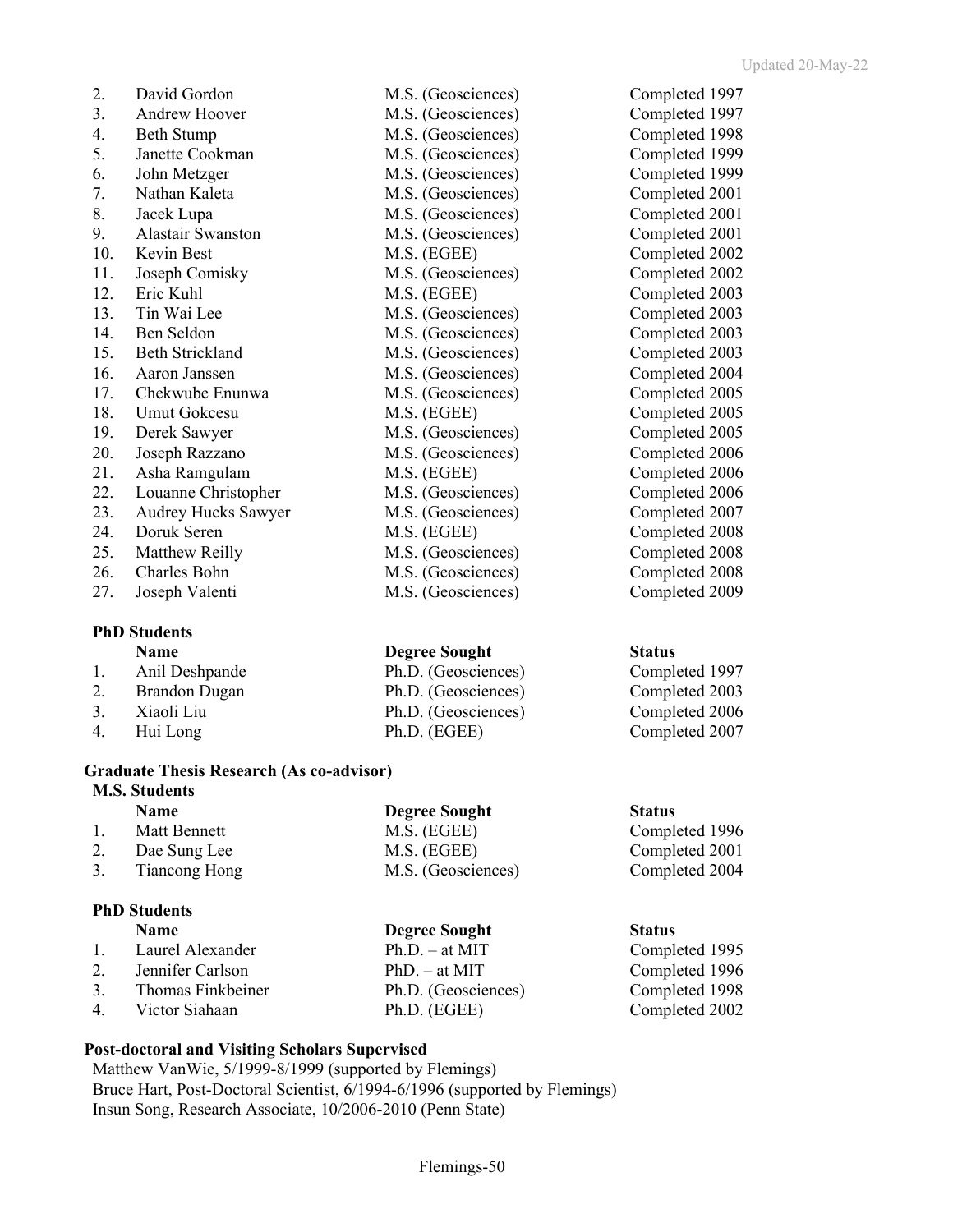| | | | |
|---|---|---|---|
| 2. | David Gordon | M.S. (Geosciences) | Completed 1997 |
| 3. | Andrew Hoover | M.S. (Geosciences) | Completed 1997 |
| 4. | Beth Stump | M.S. (Geosciences) | Completed 1998 |
| 5. | Janette Cookman | M.S. (Geosciences) | Completed 1999 |
| 6. | John Metzger | M.S. (Geosciences) | Completed 1999 |
| 7. | Nathan Kaleta | M.S. (Geosciences) | Completed 2001 |
| 8. | Jacek Lupa | M.S. (Geosciences) | Completed 2001 |
| 9. | Alastair Swanston | M.S. (Geosciences) | Completed 2001 |
| 10. | Kevin Best | M.S. (EGEE) | Completed 2002 |
| 11. | Joseph Comisky | M.S. (Geosciences) | Completed 2002 |
| 12. | Eric Kuhl | M.S. (EGEE) | Completed 2003 |
| 13. | Tin Wai Lee | M.S. (Geosciences) | Completed 2003 |
| 14. | Ben Seldon | M.S. (Geosciences) | Completed 2003 |
| 15. | Beth Strickland | M.S. (Geosciences) | Completed 2003 |
| 16. | Aaron Janssen | M.S. (Geosciences) | Completed 2004 |
| 17. | Chekwube Enunwa | M.S. (Geosciences) | Completed 2005 |
| 18. | Umut Gokcesu | M.S. (EGEE) | Completed 2005 |
| 19. | Derek Sawyer | M.S. (Geosciences) | Completed 2005 |
| 20. | Joseph Razzano | M.S. (Geosciences) | Completed 2006 |
| 21. | Asha Ramgulam | M.S. (EGEE) | Completed 2006 |
| 22. | Louanne Christopher | M.S. (Geosciences) | Completed 2006 |
| 23. | Audrey Hucks Sawyer | M.S. (Geosciences) | Completed 2007 |
| 24. | Doruk Seren | M.S. (EGEE) | Completed 2008 |
| 25. | Matthew Reilly | M.S. (Geosciences) | Completed 2008 |
| 26. | Charles Bohn | M.S. (Geosciences) | Completed 2008 |
| 27. | Joseph Valenti | M.S. (Geosciences) | Completed 2009 |

**PhD Students**

| | Name | Degree Sought | Status |
|---|---|---|---|
| 1. | Anil Deshpande | Ph.D. (Geosciences) | Completed 1997 |
| 2. | Brandon Dugan | Ph.D. (Geosciences) | Completed 2003 |
| 3. | Xiaoli Liu | Ph.D. (Geosciences) | Completed 2006 |
| 4. | Hui Long | Ph.D. (EGEE) | Completed 2007 |

**Graduate Thesis Research (As co-advisor)**

**M.S. Students**

| | Name | Degree Sought | Status |
|---|---|---|---|
| 1. | Matt Bennett | M.S. (EGEE) | Completed 1996 |
| 2. | Dae Sung Lee | M.S. (EGEE) | Completed 2001 |
| 3. | Tiancong Hong | M.S. (Geosciences) | Completed 2004 |

**PhD Students**

| | Name | Degree Sought | Status |
|---|---|---|---|
| 1. | Laurel Alexander | Ph.D. – at MIT | Completed 1995 |
| 2. | Jennifer Carlson | PhD. – at MIT | Completed 1996 |
| 3. | Thomas Finkbeiner | Ph.D. (Geosciences) | Completed 1998 |
| 4. | Victor Siahaan | Ph.D. (EGEE) | Completed 2002 |

**Post-doctoral and Visiting Scholars Supervised**

Matthew VanWie, 5/1999-8/1999 (supported by Flemings)
Bruce Hart, Post-Doctoral Scientist, 6/1994-6/1996 (supported by Flemings)
Insun Song, Research Associate, 10/2006-2010 (Penn State)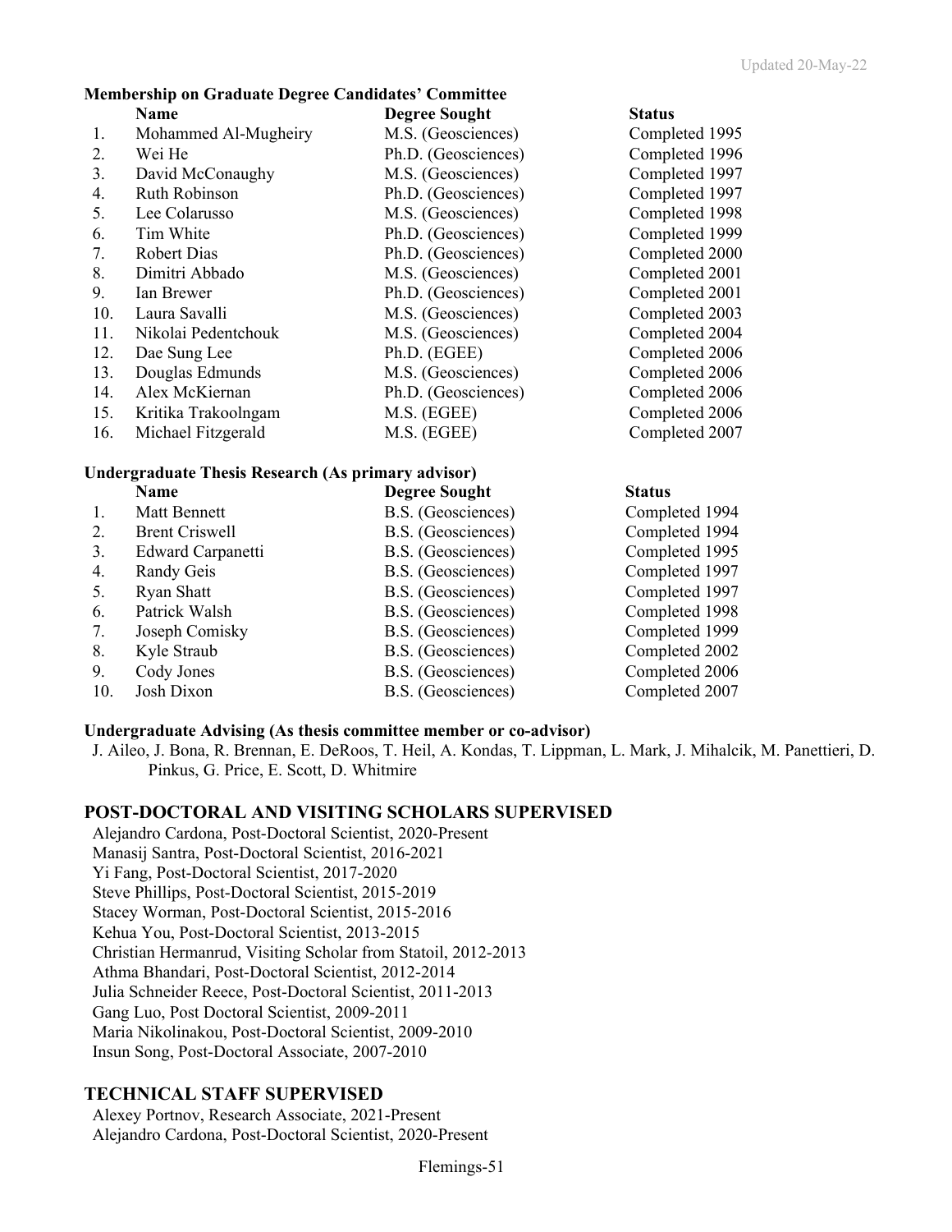**Membership on Graduate Degree Candidates' Committee**

| | Name | Degree Sought | Status |
|---|---|---|---|
| 1. | Mohammed Al-Mugheiry | M.S. (Geosciences) | Completed 1995 |
| 2. | Wei He | Ph.D. (Geosciences) | Completed 1996 |
| 3. | David McConaughy | M.S. (Geosciences) | Completed 1997 |
| 4. | Ruth Robinson | Ph.D. (Geosciences) | Completed 1997 |
| 5. | Lee Colarusso | M.S. (Geosciences) | Completed 1998 |
| 6. | Tim White | Ph.D. (Geosciences) | Completed 1999 |
| 7. | Robert Dias | Ph.D. (Geosciences) | Completed 2000 |
| 8. | Dimitri Abbado | M.S. (Geosciences) | Completed 2001 |
| 9. | Ian Brewer | Ph.D. (Geosciences) | Completed 2001 |
| 10. | Laura Savalli | M.S. (Geosciences) | Completed 2003 |
| 11. | Nikolai Pedentchouk | M.S. (Geosciences) | Completed 2004 |
| 12. | Dae Sung Lee | Ph.D. (EGEE) | Completed 2006 |
| 13. | Douglas Edmunds | M.S. (Geosciences) | Completed 2006 |
| 14. | Alex McKiernan | Ph.D. (Geosciences) | Completed 2006 |
| 15. | Kritika Trakoolngam | M.S. (EGEE) | Completed 2006 |
| 16. | Michael Fitzgerald | M.S. (EGEE) | Completed 2007 |

**Undergraduate Thesis Research (As primary advisor)**

| | Name | Degree Sought | Status |
|---|---|---|---|
| 1. | Matt Bennett | B.S. (Geosciences) | Completed 1994 |
| 2. | Brent Criswell | B.S. (Geosciences) | Completed 1994 |
| 3. | Edward Carpanetti | B.S. (Geosciences) | Completed 1995 |
| 4. | Randy Geis | B.S. (Geosciences) | Completed 1997 |
| 5. | Ryan Shatt | B.S. (Geosciences) | Completed 1997 |
| 6. | Patrick Walsh | B.S. (Geosciences) | Completed 1998 |
| 7. | Joseph Comisky | B.S. (Geosciences) | Completed 1999 |
| 8. | Kyle Straub | B.S. (Geosciences) | Completed 2002 |
| 9. | Cody Jones | B.S. (Geosciences) | Completed 2006 |
| 10. | Josh Dixon | B.S. (Geosciences) | Completed 2007 |

**Undergraduate Advising (As thesis committee member or co-advisor)**

J. Aileo, J. Bona, R. Brennan, E. DeRoos, T. Heil, A. Kondas, T. Lippman, L. Mark, J. Mihalcik, M. Panettieri, D. Pinkus, G. Price, E. Scott, D. Whitmire

## POST-DOCTORAL AND VISITING SCHOLARS SUPERVISED

Alejandro Cardona, Post-Doctoral Scientist, 2020-Present
Manasij Santra, Post-Doctoral Scientist, 2016-2021
Yi Fang, Post-Doctoral Scientist, 2017-2020
Steve Phillips, Post-Doctoral Scientist, 2015-2019
Stacey Worman, Post-Doctoral Scientist, 2015-2016
Kehua You, Post-Doctoral Scientist, 2013-2015
Christian Hermanrud, Visiting Scholar from Statoil, 2012-2013
Athma Bhandari, Post-Doctoral Scientist, 2012-2014
Julia Schneider Reece, Post-Doctoral Scientist, 2011-2013
Gang Luo, Post Doctoral Scientist, 2009-2011
Maria Nikolinakou, Post-Doctoral Scientist, 2009-2010
Insun Song, Post-Doctoral Associate, 2007-2010

## TECHNICAL STAFF SUPERVISED

Alexey Portnov, Research Associate, 2021-Present
Alejandro Cardona, Post-Doctoral Scientist, 2020-Present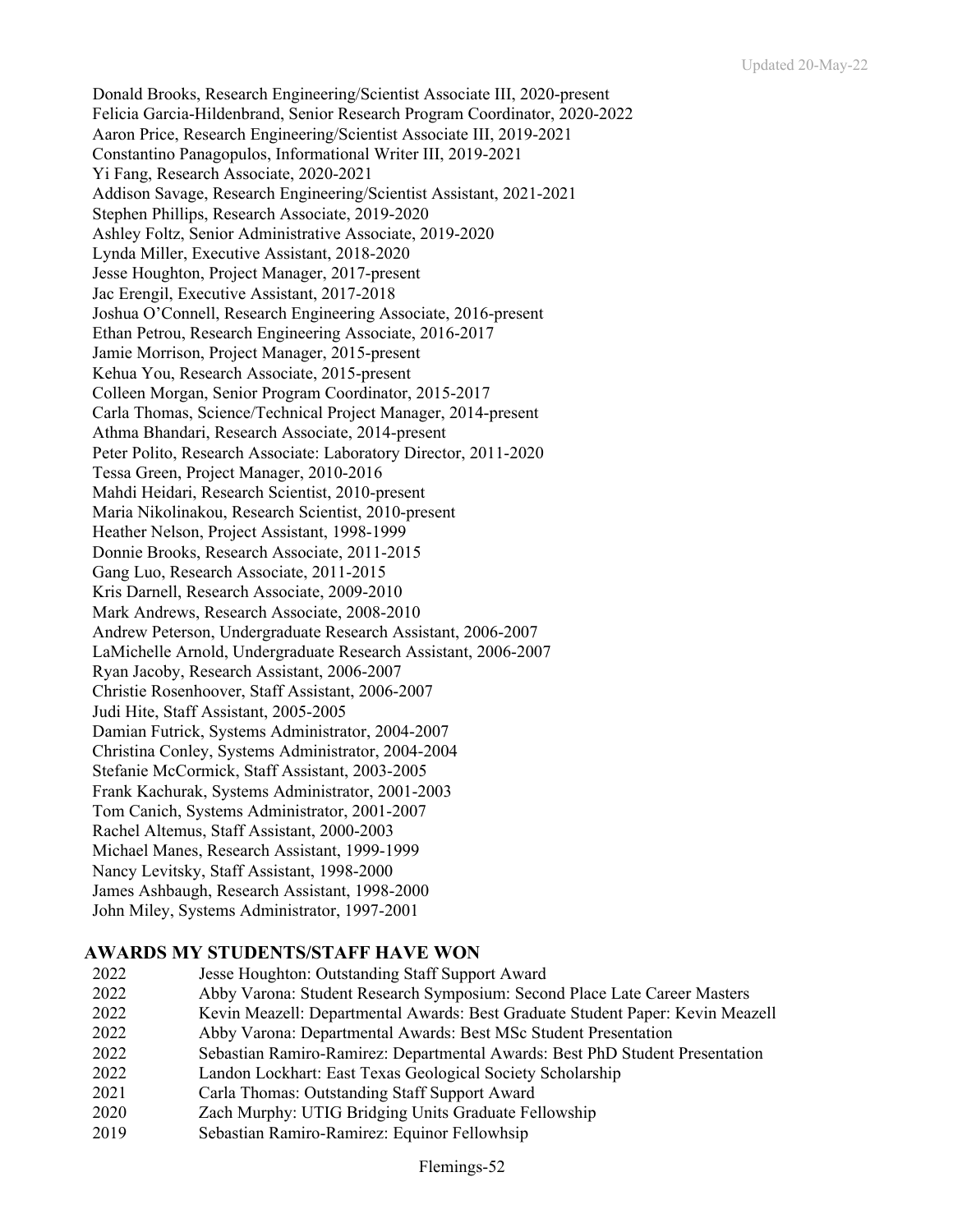Donald Brooks, Research Engineering/Scientist Associate III, 2020-present
Felicia Garcia-Hildenbrand, Senior Research Program Coordinator, 2020-2022
Aaron Price, Research Engineering/Scientist Associate III, 2019-2021
Constantino Panagopulos, Informational Writer III, 2019-2021
Yi Fang, Research Associate, 2020-2021
Addison Savage, Research Engineering/Scientist Assistant, 2021-2021
Stephen Phillips, Research Associate, 2019-2020
Ashley Foltz, Senior Administrative Associate, 2019-2020
Lynda Miller, Executive Assistant, 2018-2020
Jesse Houghton, Project Manager, 2017-present
Jac Erengil, Executive Assistant, 2017-2018
Joshua O'Connell, Research Engineering Associate, 2016-present
Ethan Petrou, Research Engineering Associate, 2016-2017
Jamie Morrison, Project Manager, 2015-present
Kehua You, Research Associate, 2015-present
Colleen Morgan, Senior Program Coordinator, 2015-2017
Carla Thomas, Science/Technical Project Manager, 2014-present
Athma Bhandari, Research Associate, 2014-present
Peter Polito, Research Associate: Laboratory Director, 2011-2020
Tessa Green, Project Manager, 2010-2016
Mahdi Heidari, Research Scientist, 2010-present
Maria Nikolinakou, Research Scientist, 2010-present
Heather Nelson, Project Assistant, 1998-1999
Donnie Brooks, Research Associate, 2011-2015
Gang Luo, Research Associate, 2011-2015
Kris Darnell, Research Associate, 2009-2010
Mark Andrews, Research Associate, 2008-2010
Andrew Peterson, Undergraduate Research Assistant, 2006-2007
LaMichelle Arnold, Undergraduate Research Assistant, 2006-2007
Ryan Jacoby, Research Assistant, 2006-2007
Christie Rosenhoover, Staff Assistant, 2006-2007
Judi Hite, Staff Assistant, 2005-2005
Damian Futrick, Systems Administrator, 2004-2007
Christina Conley, Systems Administrator, 2004-2004
Stefanie McCormick, Staff Assistant, 2003-2005
Frank Kachurak, Systems Administrator, 2001-2003
Tom Canich, Systems Administrator, 2001-2007
Rachel Altemus, Staff Assistant, 2000-2003
Michael Manes, Research Assistant, 1999-1999
Nancy Levitsky, Staff Assistant, 1998-2000
James Ashbaugh, Research Assistant, 1998-2000
John Miley, Systems Administrator, 1997-2001

## AWARDS MY STUDENTS/STAFF HAVE WON

| | |
|---|---|
| 2022 | Jesse Houghton: Outstanding Staff Support Award |
| 2022 | Abby Varona: Student Research Symposium: Second Place Late Career Masters |
| 2022 | Kevin Meazell: Departmental Awards: Best Graduate Student Paper: Kevin Meazell |
| 2022 | Abby Varona: Departmental Awards: Best MSc Student Presentation |
| 2022 | Sebastian Ramiro-Ramirez: Departmental Awards: Best PhD Student Presentation |
| 2022 | Landon Lockhart: East Texas Geological Society Scholarship |
| 2021 | Carla Thomas: Outstanding Staff Support Award |
| 2020 | Zach Murphy: UTIG Bridging Units Graduate Fellowship |
| 2019 | Sebastian Ramiro-Ramirez: Equinor Fellowhsip |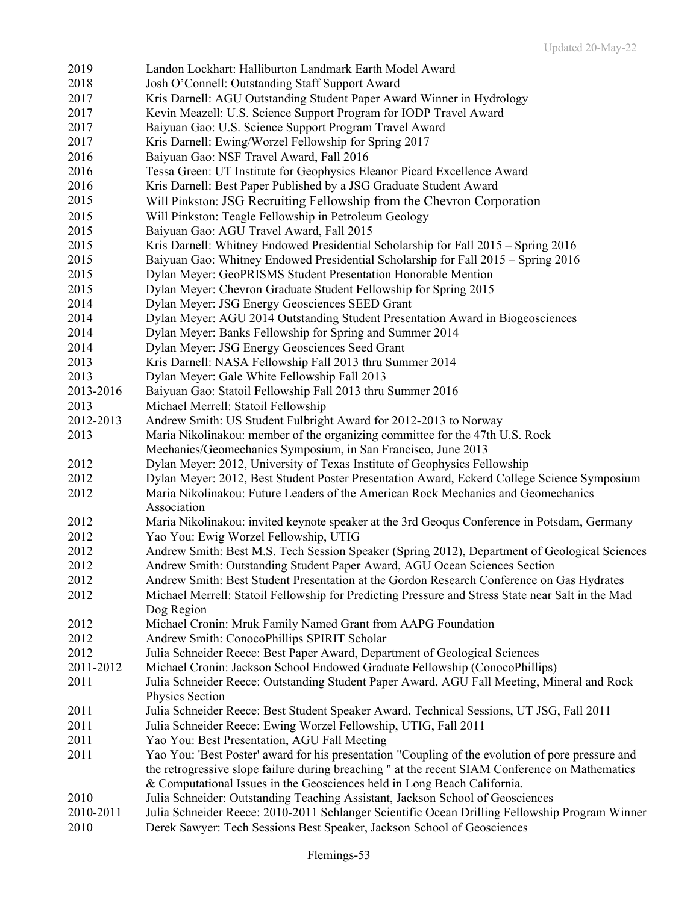| | |
|---|---|
| 2019 | Landon Lockhart: Halliburton Landmark Earth Model Award |
| 2018 | Josh O'Connell: Outstanding Staff Support Award |
| 2017 | Kris Darnell: AGU Outstanding Student Paper Award Winner in Hydrology |
| 2017 | Kevin Meazell: U.S. Science Support Program for IODP Travel Award |
| 2017 | Baiyuan Gao: U.S. Science Support Program Travel Award |
| 2017 | Kris Darnell: Ewing/Worzel Fellowship for Spring 2017 |
| 2016 | Baiyuan Gao: NSF Travel Award, Fall 2016 |
| 2016 | Tessa Green: UT Institute for Geophysics Eleanor Picard Excellence Award |
| 2016 | Kris Darnell: Best Paper Published by a JSG Graduate Student Award |
| 2015 | Will Pinkston: JSG Recruiting Fellowship from the Chevron Corporation |
| 2015 | Will Pinkston: Teagle Fellowship in Petroleum Geology |
| 2015 | Baiyuan Gao: AGU Travel Award, Fall 2015 |
| 2015 | Kris Darnell: Whitney Endowed Presidential Scholarship for Fall 2015 – Spring 2016 |
| 2015 | Baiyuan Gao: Whitney Endowed Presidential Scholarship for Fall 2015 – Spring 2016 |
| 2015 | Dylan Meyer: GeoPRISMS Student Presentation Honorable Mention |
| 2015 | Dylan Meyer: Chevron Graduate Student Fellowship for Spring 2015 |
| 2014 | Dylan Meyer: JSG Energy Geosciences SEED Grant |
| 2014 | Dylan Meyer: AGU 2014 Outstanding Student Presentation Award in Biogeosciences |
| 2014 | Dylan Meyer: Banks Fellowship for Spring and Summer 2014 |
| 2014 | Dylan Meyer: JSG Energy Geosciences Seed Grant |
| 2013 | Kris Darnell: NASA Fellowship Fall 2013 thru Summer 2014 |
| 2013 | Dylan Meyer: Gale White Fellowship Fall 2013 |
| 2013-2016 | Baiyuan Gao: Statoil Fellowship Fall 2013 thru Summer 2016 |
| 2013 | Michael Merrell: Statoil Fellowship |
| 2012-2013 | Andrew Smith: US Student Fulbright Award for 2012-2013 to Norway |
| 2013 | Maria Nikolinakou: member of the organizing committee for the 47th U.S. Rock Mechanics/Geomechanics Symposium, in San Francisco, June 2013 |
| 2012 | Dylan Meyer: 2012, University of Texas Institute of Geophysics Fellowship |
| 2012 | Dylan Meyer: 2012, Best Student Poster Presentation Award, Eckerd College Science Symposium |
| 2012 | Maria Nikolinakou: Future Leaders of the American Rock Mechanics and Geomechanics Association |
| 2012 | Maria Nikolinakou: invited keynote speaker at the 3rd Geoqus Conference in Potsdam, Germany |
| 2012 | Yao You: Ewig Worzel Fellowship, UTIG |
| 2012 | Andrew Smith: Best M.S. Tech Session Speaker (Spring 2012), Department of Geological Sciences |
| 2012 | Andrew Smith: Outstanding Student Paper Award, AGU Ocean Sciences Section |
| 2012 | Andrew Smith: Best Student Presentation at the Gordon Research Conference on Gas Hydrates |
| 2012 | Michael Merrell: Statoil Fellowship for Predicting Pressure and Stress State near Salt in the Mad Dog Region |
| 2012 | Michael Cronin: Mruk Family Named Grant from AAPG Foundation |
| 2012 | Andrew Smith: ConocoPhillips SPIRIT Scholar |
| 2012 | Julia Schneider Reece: Best Paper Award, Department of Geological Sciences |
| 2011-2012 | Michael Cronin: Jackson School Endowed Graduate Fellowship (ConocoPhillips) |
| 2011 | Julia Schneider Reece: Outstanding Student Paper Award, AGU Fall Meeting, Mineral and Rock Physics Section |
| 2011 | Julia Schneider Reece: Best Student Speaker Award, Technical Sessions, UT JSG, Fall 2011 |
| 2011 | Julia Schneider Reece: Ewing Worzel Fellowship, UTIG, Fall 2011 |
| 2011 | Yao You: Best Presentation, AGU Fall Meeting |
| 2011 | Yao You: 'Best Poster' award for his presentation "Coupling of the evolution of pore pressure and the retrogressive slope failure during breaching " at the recent SIAM Conference on Mathematics & Computational Issues in the Geosciences held in Long Beach California. |
| 2010 | Julia Schneider: Outstanding Teaching Assistant, Jackson School of Geosciences |
| 2010-2011 | Julia Schneider Reece: 2010-2011 Schlanger Scientific Ocean Drilling Fellowship Program Winner |
| 2010 | Derek Sawyer: Tech Sessions Best Speaker, Jackson School of Geosciences |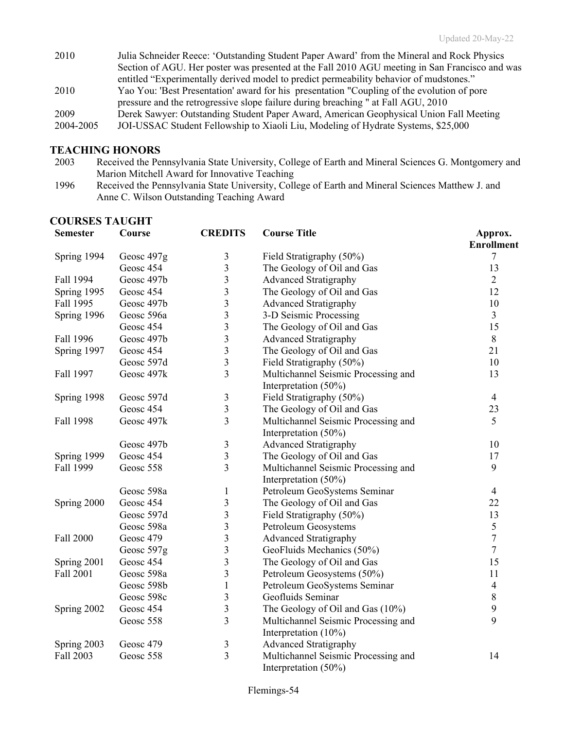| | |
|---|---|
| 2010 | Julia Schneider Reece: 'Outstanding Student Paper Award' from the Mineral and Rock Physics Section of AGU. Her poster was presented at the Fall 2010 AGU meeting in San Francisco and was entitled "Experimentally derived model to predict permeability behavior of mudstones." |
| 2010 | Yao You: 'Best Presentation' award for his presentation "Coupling of the evolution of pore pressure and the retrogressive slope failure during breaching " at Fall AGU, 2010 |
| 2009 | Derek Sawyer: Outstanding Student Paper Award, American Geophysical Union Fall Meeting |
| 2004-2005 | JOI-USSAC Student Fellowship to Xiaoli Liu, Modeling of Hydrate Systems, $25,000 |

## TEACHING HONORS

| | |
|---|---|
| 2003 | Received the Pennsylvania State University, College of Earth and Mineral Sciences G. Montgomery and Marion Mitchell Award for Innovative Teaching |
| 1996 | Received the Pennsylvania State University, College of Earth and Mineral Sciences Matthew J. and Anne C. Wilson Outstanding Teaching Award |

## COURSES TAUGHT

| Semester | Course | CREDITS | Course Title | Approx. Enrollment |
|---|---|---|---|---|
| Spring 1994 | Geosc 497g | 3 | Field Stratigraphy (50%) | 7 |
| | Geosc 454 | 3 | The Geology of Oil and Gas | 13 |
| Fall 1994 | Geosc 497b | 3 | Advanced Stratigraphy | 2 |
| Spring 1995 | Geosc 454 | 3 | The Geology of Oil and Gas | 12 |
| Fall 1995 | Geosc 497b | 3 | Advanced Stratigraphy | 10 |
| Spring 1996 | Geosc 596a | 3 | 3-D Seismic Processing | 3 |
| | Geosc 454 | 3 | The Geology of Oil and Gas | 15 |
| Fall 1996 | Geosc 497b | 3 | Advanced Stratigraphy | 8 |
| Spring 1997 | Geosc 454 | 3 | The Geology of Oil and Gas | 21 |
| | Geosc 597d | 3 | Field Stratigraphy (50%) | 10 |
| Fall 1997 | Geosc 497k | 3 | Multichannel Seismic Processing and Interpretation (50%) | 13 |
| Spring 1998 | Geosc 597d | 3 | Field Stratigraphy (50%) | 4 |
| | Geosc 454 | 3 | The Geology of Oil and Gas | 23 |
| Fall 1998 | Geosc 497k | 3 | Multichannel Seismic Processing and Interpretation (50%) | 5 |
| | Geosc 497b | 3 | Advanced Stratigraphy | 10 |
| Spring 1999 | Geosc 454 | 3 | The Geology of Oil and Gas | 17 |
| Fall 1999 | Geosc 558 | 3 | Multichannel Seismic Processing and Interpretation (50%) | 9 |
| | Geosc 598a | 1 | Petroleum GeoSystems Seminar | 4 |
| Spring 2000 | Geosc 454 | 3 | The Geology of Oil and Gas | 22 |
| | Geosc 597d | 3 | Field Stratigraphy (50%) | 13 |
| | Geosc 598a | 3 | Petroleum Geosystems | 5 |
| Fall 2000 | Geosc 479 | 3 | Advanced Stratigraphy | 7 |
| | Geosc 597g | 3 | GeoFluids Mechanics (50%) | 7 |
| Spring 2001 | Geosc 454 | 3 | The Geology of Oil and Gas | 15 |
| Fall 2001 | Geosc 598a | 3 | Petroleum Geosystems (50%) | 11 |
| | Geosc 598b | 1 | Petroleum GeoSystems Seminar | 4 |
| | Geosc 598c | 3 | Geofluids Seminar | 8 |
| Spring 2002 | Geosc 454 | 3 | The Geology of Oil and Gas (10%) | 9 |
| | Geosc 558 | 3 | Multichannel Seismic Processing and Interpretation (10%) | 9 |
| Spring 2003 | Geosc 479 | 3 | Advanced Stratigraphy | |
| Fall 2003 | Geosc 558 | 3 | Multichannel Seismic Processing and Interpretation (50%) | 14 |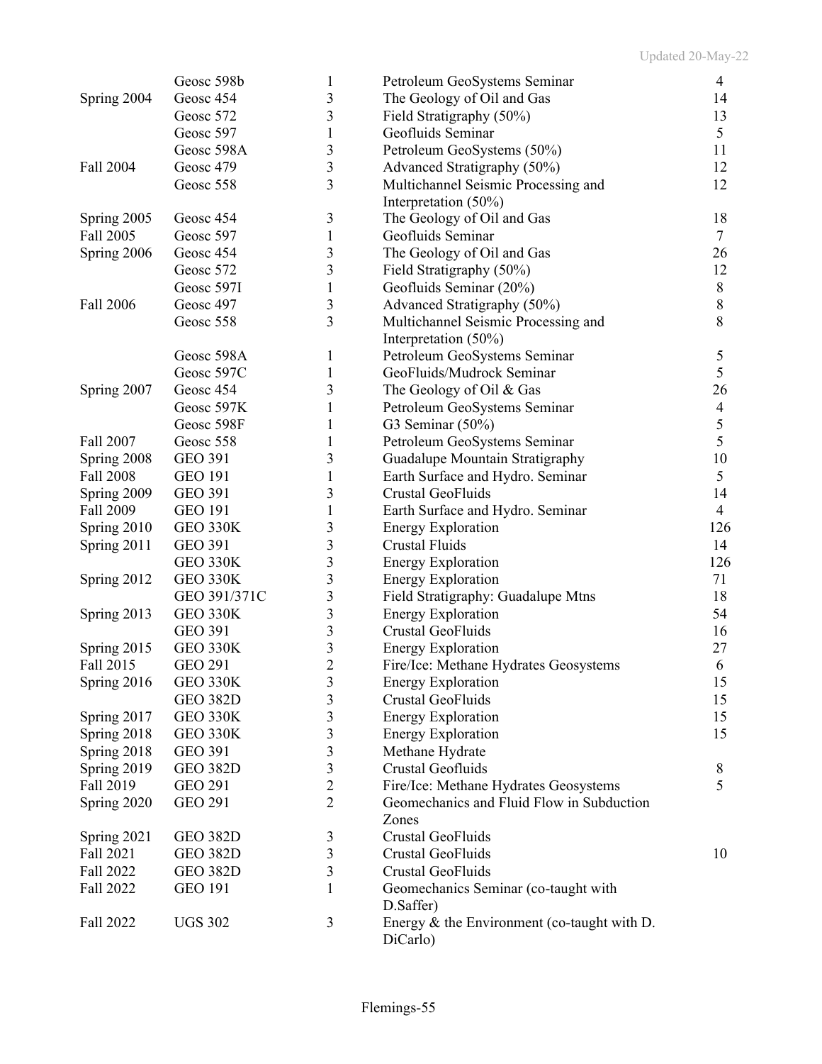| | | | | |
|---|---|---|---|---|
| | Geosc 598b | 1 | Petroleum GeoSystems Seminar | 4 |
| Spring 2004 | Geosc 454 | 3 | The Geology of Oil and Gas | 14 |
| | Geosc 572 | 3 | Field Stratigraphy (50%) | 13 |
| | Geosc 597 | 1 | Geofluids Seminar | 5 |
| | Geosc 598A | 3 | Petroleum GeoSystems (50%) | 11 |
| Fall 2004 | Geosc 479 | 3 | Advanced Stratigraphy (50%) | 12 |
| | Geosc 558 | 3 | Multichannel Seismic Processing and Interpretation (50%) | 12 |
| Spring 2005 | Geosc 454 | 3 | The Geology of Oil and Gas | 18 |
| Fall 2005 | Geosc 597 | 1 | Geofluids Seminar | 7 |
| Spring 2006 | Geosc 454 | 3 | The Geology of Oil and Gas | 26 |
| | Geosc 572 | 3 | Field Stratigraphy (50%) | 12 |
| | Geosc 597I | 1 | Geofluids Seminar (20%) | 8 |
| Fall 2006 | Geosc 497 | 3 | Advanced Stratigraphy (50%) | 8 |
| | Geosc 558 | 3 | Multichannel Seismic Processing and Interpretation (50%) | 8 |
| | Geosc 598A | 1 | Petroleum GeoSystems Seminar | 5 |
| | Geosc 597C | 1 | GeoFluids/Mudrock Seminar | 5 |
| Spring 2007 | Geosc 454 | 3 | The Geology of Oil & Gas | 26 |
| | Geosc 597K | 1 | Petroleum GeoSystems Seminar | 4 |
| | Geosc 598F | 1 | G3 Seminar (50%) | 5 |
| Fall 2007 | Geosc 558 | 1 | Petroleum GeoSystems Seminar | 5 |
| Spring 2008 | GEO 391 | 3 | Guadalupe Mountain Stratigraphy | 10 |
| Fall 2008 | GEO 191 | 1 | Earth Surface and Hydro. Seminar | 5 |
| Spring 2009 | GEO 391 | 3 | Crustal GeoFluids | 14 |
| Fall 2009 | GEO 191 | 1 | Earth Surface and Hydro. Seminar | 4 |
| Spring 2010 | GEO 330K | 3 | Energy Exploration | 126 |
| Spring 2011 | GEO 391 | 3 | Crustal Fluids | 14 |
| | GEO 330K | 3 | Energy Exploration | 126 |
| Spring 2012 | GEO 330K | 3 | Energy Exploration | 71 |
| | GEO 391/371C | 3 | Field Stratigraphy: Guadalupe Mtns | 18 |
| Spring 2013 | GEO 330K | 3 | Energy Exploration | 54 |
| | GEO 391 | 3 | Crustal GeoFluids | 16 |
| Spring 2015 | GEO 330K | 3 | Energy Exploration | 27 |
| Fall 2015 | GEO 291 | 2 | Fire/Ice: Methane Hydrates Geosystems | 6 |
| Spring 2016 | GEO 330K | 3 | Energy Exploration | 15 |
| | GEO 382D | 3 | Crustal GeoFluids | 15 |
| Spring 2017 | GEO 330K | 3 | Energy Exploration | 15 |
| Spring 2018 | GEO 330K | 3 | Energy Exploration | 15 |
| Spring 2018 | GEO 391 | 3 | Methane Hydrate | |
| Spring 2019 | GEO 382D | 3 | Crustal Geofluids | 8 |
| Fall 2019 | GEO 291 | 2 | Fire/Ice: Methane Hydrates Geosystems | 5 |
| Spring 2020 | GEO 291 | 2 | Geomechanics and Fluid Flow in Subduction Zones | |
| Spring 2021 | GEO 382D | 3 | Crustal GeoFluids | |
| Fall 2021 | GEO 382D | 3 | Crustal GeoFluids | 10 |
| Fall 2022 | GEO 382D | 3 | Crustal GeoFluids | |
| Fall 2022 | GEO 191 | 1 | Geomechanics Seminar (co-taught with D.Saffer) | |
| Fall 2022 | UGS 302 | 3 | Energy & the Environment (co-taught with D. DiCarlo) | |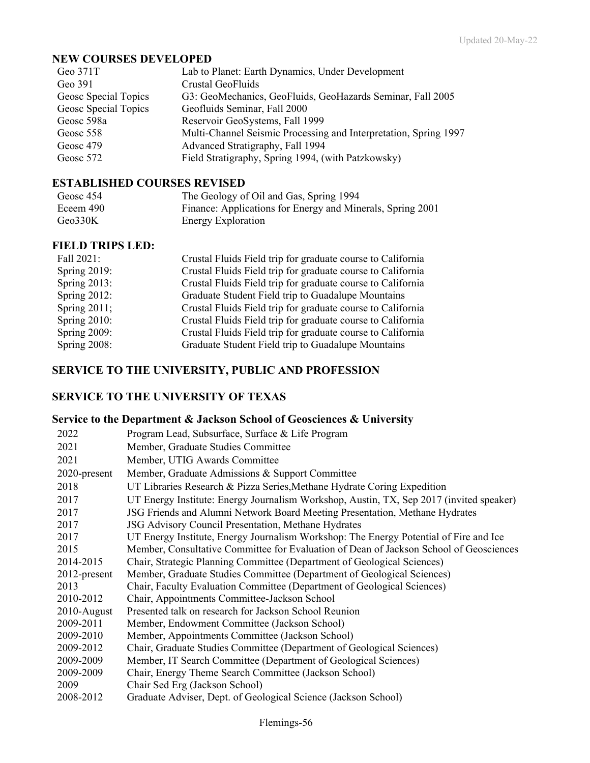## NEW COURSES DEVELOPED

| | |
|---|---|
| Geo 371T | Lab to Planet: Earth Dynamics, Under Development |
| Geo 391 | Crustal GeoFluids |
| Geosc Special Topics | G3: GeoMechanics, GeoFluids, GeoHazards Seminar, Fall 2005 |
| Geosc Special Topics | Geofluids Seminar, Fall 2000 |
| Geosc 598a | Reservoir GeoSystems, Fall 1999 |
| Geosc 558 | Multi-Channel Seismic Processing and Interpretation, Spring 1997 |
| Geosc 479 | Advanced Stratigraphy, Fall 1994 |
| Geosc 572 | Field Stratigraphy, Spring 1994, (with Patzkowsky) |

## ESTABLISHED COURSES REVISED

| | |
|---|---|
| Geosc 454 | The Geology of Oil and Gas, Spring 1994 |
| Eceem 490 | Finance: Applications for Energy and Minerals, Spring 2001 |
| Geo330K | Energy Exploration |

## FIELD TRIPS LED:

| | |
|---|---|
| Fall 2021: | Crustal Fluids Field trip for graduate course to California |
| Spring 2019: | Crustal Fluids Field trip for graduate course to California |
| Spring 2013: | Crustal Fluids Field trip for graduate course to California |
| Spring 2012: | Graduate Student Field trip to Guadalupe Mountains |
| Spring 2011; | Crustal Fluids Field trip for graduate course to California |
| Spring 2010: | Crustal Fluids Field trip for graduate course to California |
| Spring 2009: | Crustal Fluids Field trip for graduate course to California |
| Spring 2008: | Graduate Student Field trip to Guadalupe Mountains |

## SERVICE TO THE UNIVERSITY, PUBLIC AND PROFESSION

## SERVICE TO THE UNIVERSITY OF TEXAS

### Service to the Department & Jackson School of Geosciences & University

| | |
|---|---|
| 2022 | Program Lead, Subsurface, Surface & Life Program |
| 2021 | Member, Graduate Studies Committee |
| 2021 | Member, UTIG Awards Committee |
| 2020-present | Member, Graduate Admissions & Support Committee |
| 2018 | UT Libraries Research & Pizza Series,Methane Hydrate Coring Expedition |
| 2017 | UT Energy Institute: Energy Journalism Workshop, Austin, TX, Sep 2017 (invited speaker) |
| 2017 | JSG Friends and Alumni Network Board Meeting Presentation, Methane Hydrates |
| 2017 | JSG Advisory Council Presentation, Methane Hydrates |
| 2017 | UT Energy Institute, Energy Journalism Workshop: The Energy Potential of Fire and Ice |
| 2015 | Member, Consultative Committee for Evaluation of Dean of Jackson School of Geosciences |
| 2014-2015 | Chair, Strategic Planning Committee (Department of Geological Sciences) |
| 2012-present | Member, Graduate Studies Committee (Department of Geological Sciences) |
| 2013 | Chair, Faculty Evaluation Committee (Department of Geological Sciences) |
| 2010-2012 | Chair, Appointments Committee-Jackson School |
| 2010-August | Presented talk on research for Jackson School Reunion |
| 2009-2011 | Member, Endowment Committee (Jackson School) |
| 2009-2010 | Member, Appointments Committee (Jackson School) |
| 2009-2012 | Chair, Graduate Studies Committee (Department of Geological Sciences) |
| 2009-2009 | Member, IT Search Committee (Department of Geological Sciences) |
| 2009-2009 | Chair, Energy Theme Search Committee (Jackson School) |
| 2009 | Chair Sed Erg (Jackson School) |
| 2008-2012 | Graduate Adviser, Dept. of Geological Science (Jackson School) |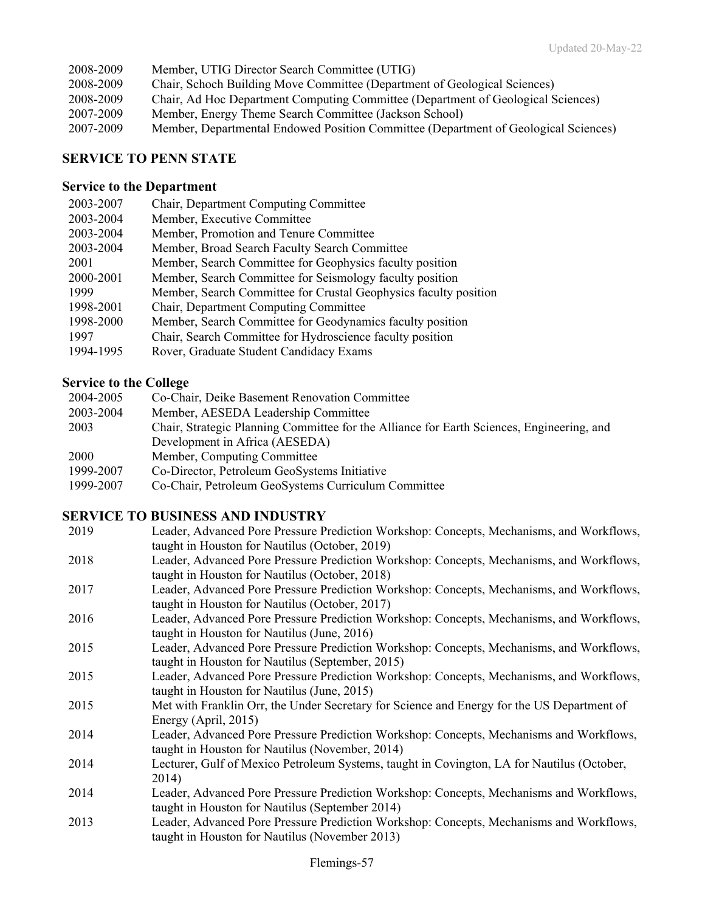| | |
|---|---|
| 2008-2009 | Member, UTIG Director Search Committee (UTIG) |
| 2008-2009 | Chair, Schoch Building Move Committee (Department of Geological Sciences) |
| 2008-2009 | Chair, Ad Hoc Department Computing Committee (Department of Geological Sciences) |
| 2007-2009 | Member, Energy Theme Search Committee (Jackson School) |
| 2007-2009 | Member, Departmental Endowed Position Committee (Department of Geological Sciences) |

## SERVICE TO PENN STATE

### Service to the Department

| | |
|---|---|
| 2003-2007 | Chair, Department Computing Committee |
| 2003-2004 | Member, Executive Committee |
| 2003-2004 | Member, Promotion and Tenure Committee |
| 2003-2004 | Member, Broad Search Faculty Search Committee |
| 2001 | Member, Search Committee for Geophysics faculty position |
| 2000-2001 | Member, Search Committee for Seismology faculty position |
| 1999 | Member, Search Committee for Crustal Geophysics faculty position |
| 1998-2001 | Chair, Department Computing Committee |
| 1998-2000 | Member, Search Committee for Geodynamics faculty position |
| 1997 | Chair, Search Committee for Hydroscience faculty position |
| 1994-1995 | Rover, Graduate Student Candidacy Exams |

### Service to the College

| | |
|---|---|
| 2004-2005 | Co-Chair, Deike Basement Renovation Committee |
| 2003-2004 | Member, AESEDA Leadership Committee |
| 2003 | Chair, Strategic Planning Committee for the Alliance for Earth Sciences, Engineering, and Development in Africa (AESEDA) |
| 2000 | Member, Computing Committee |
| 1999-2007 | Co-Director, Petroleum GeoSystems Initiative |
| 1999-2007 | Co-Chair, Petroleum GeoSystems Curriculum Committee |

## SERVICE TO BUSINESS AND INDUSTRY

| | |
|---|---|
| 2019 | Leader, Advanced Pore Pressure Prediction Workshop: Concepts, Mechanisms, and Workflows, taught in Houston for Nautilus (October, 2019) |
| 2018 | Leader, Advanced Pore Pressure Prediction Workshop: Concepts, Mechanisms, and Workflows, taught in Houston for Nautilus (October, 2018) |
| 2017 | Leader, Advanced Pore Pressure Prediction Workshop: Concepts, Mechanisms, and Workflows, taught in Houston for Nautilus (October, 2017) |
| 2016 | Leader, Advanced Pore Pressure Prediction Workshop: Concepts, Mechanisms, and Workflows, taught in Houston for Nautilus (June, 2016) |
| 2015 | Leader, Advanced Pore Pressure Prediction Workshop: Concepts, Mechanisms, and Workflows, taught in Houston for Nautilus (September, 2015) |
| 2015 | Leader, Advanced Pore Pressure Prediction Workshop: Concepts, Mechanisms, and Workflows, taught in Houston for Nautilus (June, 2015) |
| 2015 | Met with Franklin Orr, the Under Secretary for Science and Energy for the US Department of Energy (April, 2015) |
| 2014 | Leader, Advanced Pore Pressure Prediction Workshop: Concepts, Mechanisms and Workflows, taught in Houston for Nautilus (November, 2014) |
| 2014 | Lecturer, Gulf of Mexico Petroleum Systems, taught in Covington, LA for Nautilus (October, 2014) |
| 2014 | Leader, Advanced Pore Pressure Prediction Workshop: Concepts, Mechanisms and Workflows, taught in Houston for Nautilus (September 2014) |
| 2013 | Leader, Advanced Pore Pressure Prediction Workshop: Concepts, Mechanisms and Workflows, taught in Houston for Nautilus (November 2013) |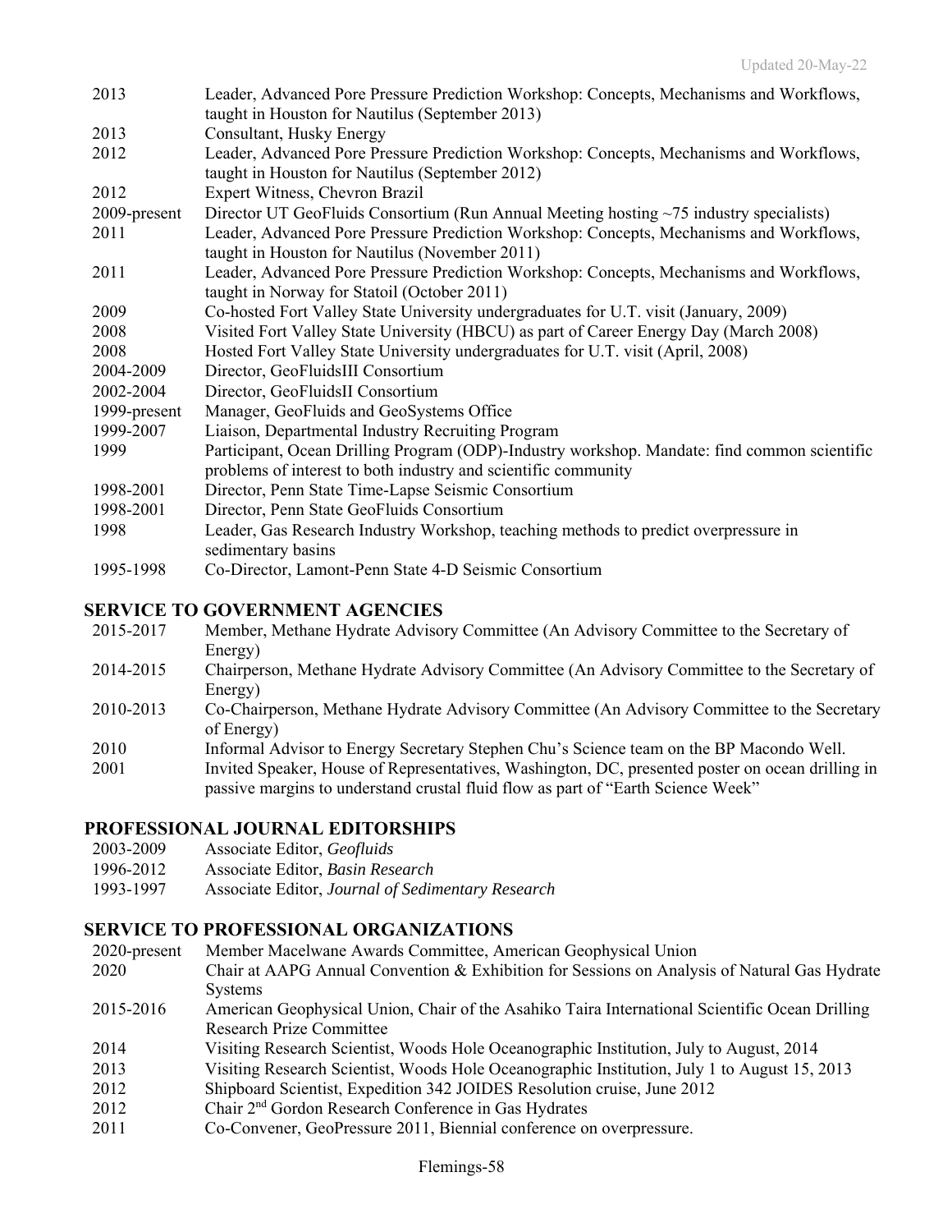| | |
|---|---|
| 2013 | Leader, Advanced Pore Pressure Prediction Workshop: Concepts, Mechanisms and Workflows, taught in Houston for Nautilus (September 2013) |
| 2013 | Consultant, Husky Energy |
| 2012 | Leader, Advanced Pore Pressure Prediction Workshop: Concepts, Mechanisms and Workflows, taught in Houston for Nautilus (September 2012) |
| 2012 | Expert Witness, Chevron Brazil |
| 2009-present | Director UT GeoFluids Consortium (Run Annual Meeting hosting ~75 industry specialists) |
| 2011 | Leader, Advanced Pore Pressure Prediction Workshop: Concepts, Mechanisms and Workflows, taught in Houston for Nautilus (November 2011) |
| 2011 | Leader, Advanced Pore Pressure Prediction Workshop: Concepts, Mechanisms and Workflows, taught in Norway for Statoil (October 2011) |
| 2009 | Co-hosted Fort Valley State University undergraduates for U.T. visit (January, 2009) |
| 2008 | Visited Fort Valley State University (HBCU) as part of Career Energy Day (March 2008) |
| 2008 | Hosted Fort Valley State University undergraduates for U.T. visit (April, 2008) |
| 2004-2009 | Director, GeoFluidsIII Consortium |
| 2002-2004 | Director, GeoFluidsII Consortium |
| 1999-present | Manager, GeoFluids and GeoSystems Office |
| 1999-2007 | Liaison, Departmental Industry Recruiting Program |
| 1999 | Participant, Ocean Drilling Program (ODP)-Industry workshop. Mandate: find common scientific problems of interest to both industry and scientific community |
| 1998-2001 | Director, Penn State Time-Lapse Seismic Consortium |
| 1998-2001 | Director, Penn State GeoFluids Consortium |
| 1998 | Leader, Gas Research Industry Workshop, teaching methods to predict overpressure in sedimentary basins |
| 1995-1998 | Co-Director, Lamont-Penn State 4-D Seismic Consortium |

## SERVICE TO GOVERNMENT AGENCIES

| | |
|---|---|
| 2015-2017 | Member, Methane Hydrate Advisory Committee (An Advisory Committee to the Secretary of Energy) |
| 2014-2015 | Chairperson, Methane Hydrate Advisory Committee (An Advisory Committee to the Secretary of Energy) |
| 2010-2013 | Co-Chairperson, Methane Hydrate Advisory Committee (An Advisory Committee to the Secretary of Energy) |
| 2010 | Informal Advisor to Energy Secretary Stephen Chu's Science team on the BP Macondo Well. |
| 2001 | Invited Speaker, House of Representatives, Washington, DC, presented poster on ocean drilling in passive margins to understand crustal fluid flow as part of "Earth Science Week" |

## PROFESSIONAL JOURNAL EDITORSHIPS

| | |
|---|---|
| 2003-2009 | Associate Editor, *Geofluids* |
| 1996-2012 | Associate Editor, *Basin Research* |
| 1993-1997 | Associate Editor, *Journal of Sedimentary Research* |

## SERVICE TO PROFESSIONAL ORGANIZATIONS

| | |
|---|---|
| 2020-present | Member Macelwane Awards Committee, American Geophysical Union |
| 2020 | Chair at AAPG Annual Convention & Exhibition for Sessions on Analysis of Natural Gas Hydrate Systems |
| 2015-2016 | American Geophysical Union, Chair of the Asahiko Taira International Scientific Ocean Drilling Research Prize Committee |
| 2014 | Visiting Research Scientist, Woods Hole Oceanographic Institution, July to August, 2014 |
| 2013 | Visiting Research Scientist, Woods Hole Oceanographic Institution, July 1 to August 15, 2013 |
| 2012 | Shipboard Scientist, Expedition 342 JOIDES Resolution cruise, June 2012 |
| 2012 | Chair 2nd Gordon Research Conference in Gas Hydrates |
| 2011 | Co-Convener, GeoPressure 2011, Biennial conference on overpressure. |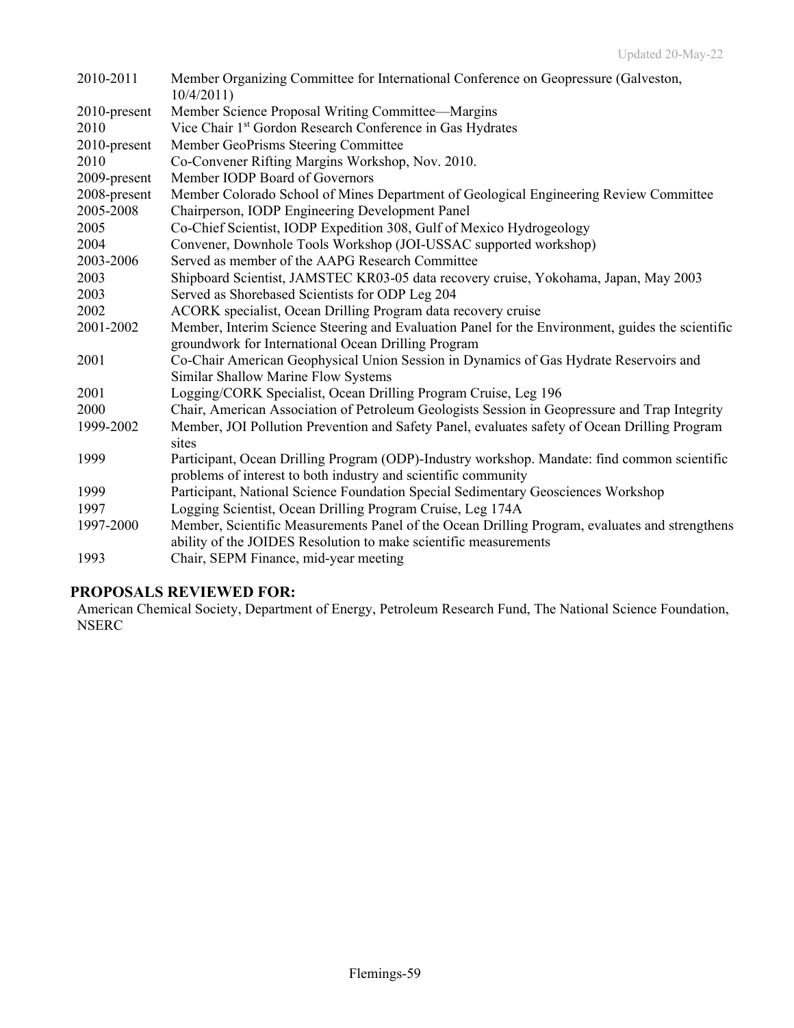| | |
|---|---|
| 2010-2011 | Member Organizing Committee for International Conference on Geopressure (Galveston, 10/4/2011) |
| 2010-present | Member Science Proposal Writing Committee—Margins |
| 2010 | Vice Chair 1st Gordon Research Conference in Gas Hydrates |
| 2010-present | Member GeoPrisms Steering Committee |
| 2010 | Co-Convener Rifting Margins Workshop, Nov. 2010. |
| 2009-present | Member IODP Board of Governors |
| 2008-present | Member Colorado School of Mines Department of Geological Engineering Review Committee |
| 2005-2008 | Chairperson, IODP Engineering Development Panel |
| 2005 | Co-Chief Scientist, IODP Expedition 308, Gulf of Mexico Hydrogeology |
| 2004 | Convener, Downhole Tools Workshop (JOI-USSAC supported workshop) |
| 2003-2006 | Served as member of the AAPG Research Committee |
| 2003 | Shipboard Scientist, JAMSTEC KR03-05 data recovery cruise, Yokohama, Japan, May 2003 |
| 2003 | Served as Shorebased Scientists for ODP Leg 204 |
| 2002 | ACORK specialist, Ocean Drilling Program data recovery cruise |
| 2001-2002 | Member, Interim Science Steering and Evaluation Panel for the Environment, guides the scientific groundwork for International Ocean Drilling Program |
| 2001 | Co-Chair American Geophysical Union Session in Dynamics of Gas Hydrate Reservoirs and Similar Shallow Marine Flow Systems |
| 2001 | Logging/CORK Specialist, Ocean Drilling Program Cruise, Leg 196 |
| 2000 | Chair, American Association of Petroleum Geologists Session in Geopressure and Trap Integrity |
| 1999-2002 | Member, JOI Pollution Prevention and Safety Panel, evaluates safety of Ocean Drilling Program sites |
| 1999 | Participant, Ocean Drilling Program (ODP)-Industry workshop. Mandate: find common scientific problems of interest to both industry and scientific community |
| 1999 | Participant, National Science Foundation Special Sedimentary Geosciences Workshop |
| 1997 | Logging Scientist, Ocean Drilling Program Cruise, Leg 174A |
| 1997-2000 | Member, Scientific Measurements Panel of the Ocean Drilling Program, evaluates and strengthens ability of the JOIDES Resolution to make scientific measurements |
| 1993 | Chair, SEPM Finance, mid-year meeting |

## PROPOSALS REVIEWED FOR:

American Chemical Society, Department of Energy, Petroleum Research Fund, The National Science Foundation, NSERC